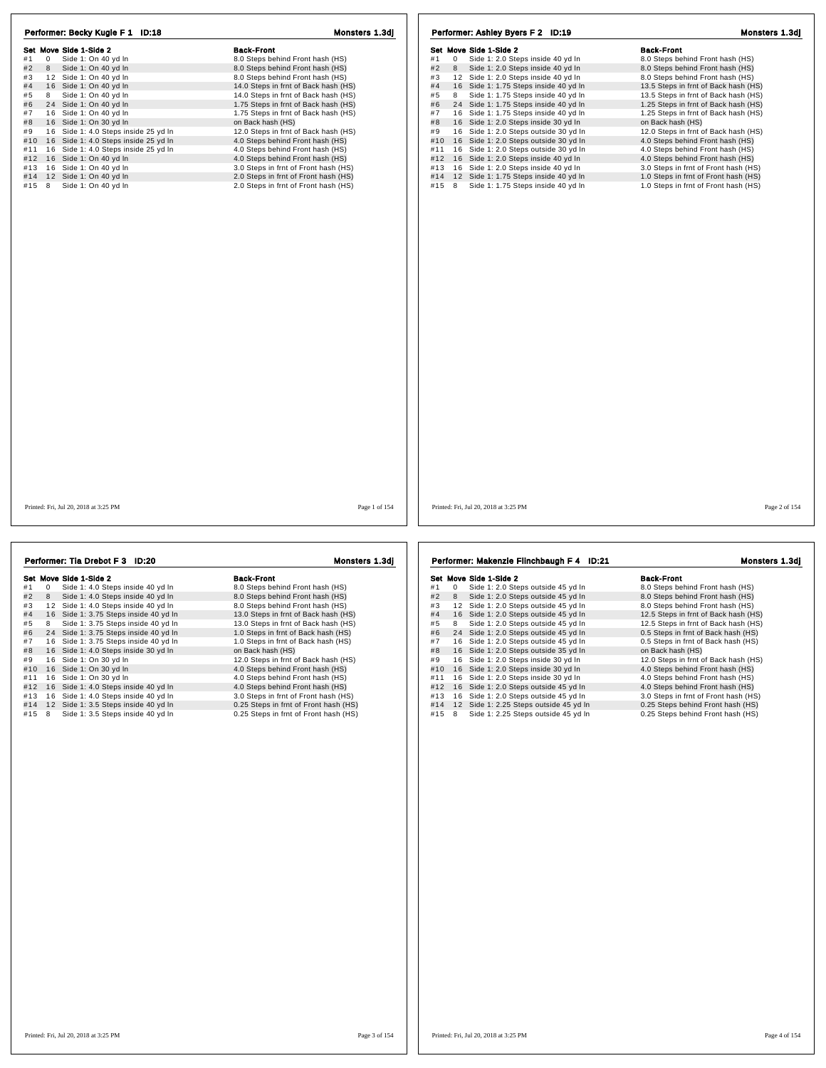## Performer: Becky Kugle F 1 ID:18

Monsters 1.3dj

| Set | Move | Side 1-Side 2 | Back-Front |
|---|---|---|---|
| #1 | 0 | Side 1: On 40 yd ln | 8.0 Steps behind Front hash (HS) |
| #2 | 8 | Side 1: On 40 yd ln | 8.0 Steps behind Front hash (HS) |
| #3 | 12 | Side 1: On 40 yd ln | 8.0 Steps behind Front hash (HS) |
| #4 | 16 | Side 1: On 40 yd ln | 14.0 Steps in frnt of Back hash (HS) |
| #5 | 8 | Side 1: On 40 yd ln | 14.0 Steps in frnt of Back hash (HS) |
| #6 | 24 | Side 1: On 40 yd ln | 1.75 Steps in frnt of Back hash (HS) |
| #7 | 16 | Side 1: On 40 yd ln | 1.75 Steps in frnt of Back hash (HS) |
| #8 | 16 | Side 1: On 30 yd ln | on Back hash (HS) |
| #9 | 16 | Side 1: 4.0 Steps inside 25 yd ln | 12.0 Steps in frnt of Back hash (HS) |
| #10 | 16 | Side 1: 4.0 Steps inside 25 yd ln | 4.0 Steps behind Front hash (HS) |
| #11 | 16 | Side 1: 4.0 Steps inside 25 yd ln | 4.0 Steps behind Front hash (HS) |
| #12 | 16 | Side 1: On 40 yd ln | 4.0 Steps behind Front hash (HS) |
| #13 | 16 | Side 1: On 40 yd ln | 3.0 Steps in frnt of Front hash (HS) |
| #14 | 12 | Side 1: On 40 yd ln | 2.0 Steps in frnt of Front hash (HS) |
| #15 | 8 | Side 1: On 40 yd ln | 2.0 Steps in frnt of Front hash (HS) |

Printed: Fri, Jul 20, 2018 at 3:25 PM

## Performer: Ashley Byers F 2 ID:19

Monsters 1.3dj

| Set | Move | Side 1-Side 2 | Back-Front |
|---|---|---|---|
| #1 | 0 | Side 1: 2.0 Steps inside 40 yd ln | 8.0 Steps behind Front hash (HS) |
| #2 | 8 | Side 1: 2.0 Steps inside 40 yd ln | 8.0 Steps behind Front hash (HS) |
| #3 | 12 | Side 1: 2.0 Steps inside 40 yd ln | 8.0 Steps behind Front hash (HS) |
| #4 | 16 | Side 1: 1.75 Steps inside 40 yd ln | 13.5 Steps in frnt of Back hash (HS) |
| #5 | 8 | Side 1: 1.75 Steps inside 40 yd ln | 13.5 Steps in frnt of Back hash (HS) |
| #6 | 24 | Side 1: 1.75 Steps inside 40 yd ln | 1.25 Steps in frnt of Back hash (HS) |
| #7 | 16 | Side 1: 1.75 Steps inside 40 yd ln | 1.25 Steps in frnt of Back hash (HS) |
| #8 | 16 | Side 1: 2.0 Steps inside 30 yd ln | on Back hash (HS) |
| #9 | 16 | Side 1: 2.0 Steps outside 30 yd ln | 12.0 Steps in frnt of Back hash (HS) |
| #10 | 16 | Side 1: 2.0 Steps outside 30 yd ln | 4.0 Steps behind Front hash (HS) |
| #11 | 16 | Side 1: 2.0 Steps outside 30 yd ln | 4.0 Steps behind Front hash (HS) |
| #12 | 16 | Side 1: 2.0 Steps inside 40 yd ln | 4.0 Steps behind Front hash (HS) |
| #13 | 16 | Side 1: 2.0 Steps inside 40 yd ln | 3.0 Steps in frnt of Front hash (HS) |
| #14 | 12 | Side 1: 1.75 Steps inside 40 yd ln | 1.0 Steps in frnt of Front hash (HS) |
| #15 | 8 | Side 1: 1.75 Steps inside 40 yd ln | 1.0 Steps in frnt of Front hash (HS) |

Printed: Fri, Jul 20, 2018 at 3:25 PM

## Performer: Tia Drebot F 3 ID:20

Monsters 1.3dj

| Set | Move | Side 1-Side 2 | Back-Front |
|---|---|---|---|
| #1 | 0 | Side 1: 4.0 Steps inside 40 yd ln | 8.0 Steps behind Front hash (HS) |
| #2 | 8 | Side 1: 4.0 Steps inside 40 yd ln | 8.0 Steps behind Front hash (HS) |
| #3 | 12 | Side 1: 4.0 Steps inside 40 yd ln | 8.0 Steps behind Front hash (HS) |
| #4 | 16 | Side 1: 3.75 Steps inside 40 yd ln | 13.0 Steps in frnt of Back hash (HS) |
| #5 | 8 | Side 1: 3.75 Steps inside 40 yd ln | 13.0 Steps in frnt of Back hash (HS) |
| #6 | 24 | Side 1: 3.75 Steps inside 40 yd ln | 1.0 Steps in frnt of Back hash (HS) |
| #7 | 16 | Side 1: 3.75 Steps inside 40 yd ln | 1.0 Steps in frnt of Back hash (HS) |
| #8 | 16 | Side 1: 4.0 Steps inside 30 yd ln | on Back hash (HS) |
| #9 | 16 | Side 1: On 30 yd ln | 12.0 Steps in frnt of Back hash (HS) |
| #10 | 16 | Side 1: On 30 yd ln | 4.0 Steps behind Front hash (HS) |
| #11 | 16 | Side 1: On 30 yd ln | 4.0 Steps behind Front hash (HS) |
| #12 | 16 | Side 1: 4.0 Steps inside 40 yd ln | 4.0 Steps behind Front hash (HS) |
| #13 | 16 | Side 1: 4.0 Steps inside 40 yd ln | 3.0 Steps in frnt of Front hash (HS) |
| #14 | 12 | Side 1: 3.5 Steps inside 40 yd ln | 0.25 Steps in frnt of Front hash (HS) |
| #15 | 8 | Side 1: 3.5 Steps inside 40 yd ln | 0.25 Steps in frnt of Front hash (HS) |

Printed: Fri, Jul 20, 2018 at 3:25 PM

## Performer: Makenzie Flinchbaugh F 4 ID:21

Monsters 1.3dj

| Set | Move | Side 1-Side 2 | Back-Front |
|---|---|---|---|
| #1 | 0 | Side 1: 2.0 Steps outside 45 yd ln | 8.0 Steps behind Front hash (HS) |
| #2 | 8 | Side 1: 2.0 Steps outside 45 yd ln | 8.0 Steps behind Front hash (HS) |
| #3 | 12 | Side 1: 2.0 Steps outside 45 yd ln | 8.0 Steps behind Front hash (HS) |
| #4 | 16 | Side 1: 2.0 Steps outside 45 yd ln | 12.5 Steps in frnt of Back hash (HS) |
| #5 | 8 | Side 1: 2.0 Steps outside 45 yd ln | 12.5 Steps in frnt of Back hash (HS) |
| #6 | 24 | Side 1: 2.0 Steps outside 45 yd ln | 0.5 Steps in frnt of Back hash (HS) |
| #7 | 16 | Side 1: 2.0 Steps outside 45 yd ln | 0.5 Steps in frnt of Back hash (HS) |
| #8 | 16 | Side 1: 2.0 Steps outside 35 yd ln | on Back hash (HS) |
| #9 | 16 | Side 1: 2.0 Steps inside 30 yd ln | 12.0 Steps in frnt of Back hash (HS) |
| #10 | 16 | Side 1: 2.0 Steps inside 30 yd ln | 4.0 Steps behind Front hash (HS) |
| #11 | 16 | Side 1: 2.0 Steps inside 30 yd ln | 4.0 Steps behind Front hash (HS) |
| #12 | 16 | Side 1: 2.0 Steps outside 45 yd ln | 4.0 Steps behind Front hash (HS) |
| #13 | 16 | Side 1: 2.0 Steps outside 45 yd ln | 3.0 Steps in frnt of Front hash (HS) |
| #14 | 12 | Side 1: 2.25 Steps outside 45 yd ln | 0.25 Steps behind Front hash (HS) |
| #15 | 8 | Side 1: 2.25 Steps outside 45 yd ln | 0.25 Steps behind Front hash (HS) |

Printed: Fri, Jul 20, 2018 at 3:25 PM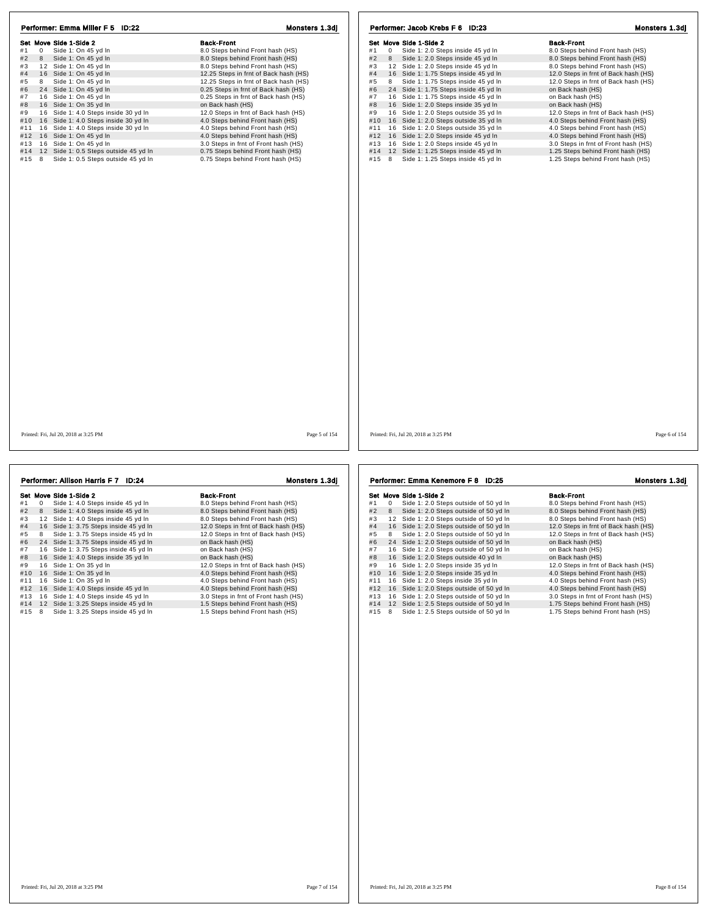## Performer: Emma Miller F 5 ID:22

**Monsters 1.3dj**

| Set | Move | Side 1-Side 2 | Back-Front |
|---|---|---|---|
| #1 | 0 | Side 1: On 45 yd ln | 8.0 Steps behind Front hash (HS) |
| #2 | 8 | Side 1: On 45 yd ln | 8.0 Steps behind Front hash (HS) |
| #3 | 12 | Side 1: On 45 yd ln | 8.0 Steps behind Front hash (HS) |
| #4 | 16 | Side 1: On 45 yd ln | 12.25 Steps in frnt of Back hash (HS) |
| #5 | 8 | Side 1: On 45 yd ln | 12.25 Steps in frnt of Back hash (HS) |
| #6 | 24 | Side 1: On 45 yd ln | 0.25 Steps in frnt of Back hash (HS) |
| #7 | 16 | Side 1: On 45 yd ln | 0.25 Steps in frnt of Back hash (HS) |
| #8 | 16 | Side 1: On 35 yd ln | on Back hash (HS) |
| #9 | 16 | Side 1: 4.0 Steps inside 30 yd ln | 12.0 Steps in frnt of Back hash (HS) |
| #10 | 16 | Side 1: 4.0 Steps inside 30 yd ln | 4.0 Steps behind Front hash (HS) |
| #11 | 16 | Side 1: 4.0 Steps inside 30 yd ln | 4.0 Steps behind Front hash (HS) |
| #12 | 16 | Side 1: On 45 yd ln | 4.0 Steps behind Front hash (HS) |
| #13 | 16 | Side 1: On 45 yd ln | 3.0 Steps in frnt of Front hash (HS) |
| #14 | 12 | Side 1: 0.5 Steps outside 45 yd ln | 0.75 Steps behind Front hash (HS) |
| #15 | 8 | Side 1: 0.5 Steps outside 45 yd ln | 0.75 Steps behind Front hash (HS) |

Printed: Fri, Jul 20, 2018 at 3:25 PM

## Performer: Jacob Krebs F 6 ID:23

**Monsters 1.3dj**

| Set | Move | Side 1-Side 2 | Back-Front |
|---|---|---|---|
| #1 | 0 | Side 1: 2.0 Steps inside 45 yd ln | 8.0 Steps behind Front hash (HS) |
| #2 | 8 | Side 1: 2.0 Steps inside 45 yd ln | 8.0 Steps behind Front hash (HS) |
| #3 | 12 | Side 1: 2.0 Steps inside 45 yd ln | 8.0 Steps behind Front hash (HS) |
| #4 | 16 | Side 1: 1.75 Steps inside 45 yd ln | 12.0 Steps in frnt of Back hash (HS) |
| #5 | 8 | Side 1: 1.75 Steps inside 45 yd ln | 12.0 Steps in frnt of Back hash (HS) |
| #6 | 24 | Side 1: 1.75 Steps inside 45 yd ln | on Back hash (HS) |
| #7 | 16 | Side 1: 1.75 Steps inside 45 yd ln | on Back hash (HS) |
| #8 | 16 | Side 1: 2.0 Steps inside 35 yd ln | on Back hash (HS) |
| #9 | 16 | Side 1: 2.0 Steps outside 35 yd ln | 12.0 Steps in frnt of Back hash (HS) |
| #10 | 16 | Side 1: 2.0 Steps outside 35 yd ln | 4.0 Steps behind Front hash (HS) |
| #11 | 16 | Side 1: 2.0 Steps outside 35 yd ln | 4.0 Steps behind Front hash (HS) |
| #12 | 16 | Side 1: 2.0 Steps inside 45 yd ln | 4.0 Steps behind Front hash (HS) |
| #13 | 16 | Side 1: 2.0 Steps inside 45 yd ln | 3.0 Steps in frnt of Front hash (HS) |
| #14 | 12 | Side 1: 1.25 Steps inside 45 yd ln | 1.25 Steps behind Front hash (HS) |
| #15 | 8 | Side 1: 1.25 Steps inside 45 yd ln | 1.25 Steps behind Front hash (HS) |

Printed: Fri, Jul 20, 2018 at 3:25 PM

## Performer: Allison Harris F 7 ID:24

**Monsters 1.3dj**

| Set | Move | Side 1-Side 2 | Back-Front |
|---|---|---|---|
| #1 | 0 | Side 1: 4.0 Steps inside 45 yd ln | 8.0 Steps behind Front hash (HS) |
| #2 | 8 | Side 1: 4.0 Steps inside 45 yd ln | 8.0 Steps behind Front hash (HS) |
| #3 | 12 | Side 1: 4.0 Steps inside 45 yd ln | 8.0 Steps behind Front hash (HS) |
| #4 | 16 | Side 1: 3.75 Steps inside 45 yd ln | 12.0 Steps in frnt of Back hash (HS) |
| #5 | 8 | Side 1: 3.75 Steps inside 45 yd ln | 12.0 Steps in frnt of Back hash (HS) |
| #6 | 24 | Side 1: 3.75 Steps inside 45 yd ln | on Back hash (HS) |
| #7 | 16 | Side 1: 3.75 Steps inside 45 yd ln | on Back hash (HS) |
| #8 | 16 | Side 1: 4.0 Steps inside 35 yd ln | on Back hash (HS) |
| #9 | 16 | Side 1: On 35 yd ln | 12.0 Steps in frnt of Back hash (HS) |
| #10 | 16 | Side 1: On 35 yd ln | 4.0 Steps behind Front hash (HS) |
| #11 | 16 | Side 1: On 35 yd ln | 4.0 Steps behind Front hash (HS) |
| #12 | 16 | Side 1: 4.0 Steps inside 45 yd ln | 4.0 Steps behind Front hash (HS) |
| #13 | 16 | Side 1: 4.0 Steps inside 45 yd ln | 3.0 Steps in frnt of Front hash (HS) |
| #14 | 12 | Side 1: 3.25 Steps inside 45 yd ln | 1.5 Steps behind Front hash (HS) |
| #15 | 8 | Side 1: 3.25 Steps inside 45 yd ln | 1.5 Steps behind Front hash (HS) |

Printed: Fri, Jul 20, 2018 at 3:25 PM

## Performer: Emma Kenemore F 8 ID:25

**Monsters 1.3dj**

| Set | Move | Side 1-Side 2 | Back-Front |
|---|---|---|---|
| #1 | 0 | Side 1: 2.0 Steps outside of 50 yd ln | 8.0 Steps behind Front hash (HS) |
| #2 | 8 | Side 1: 2.0 Steps outside of 50 yd ln | 8.0 Steps behind Front hash (HS) |
| #3 | 12 | Side 1: 2.0 Steps outside of 50 yd ln | 8.0 Steps behind Front hash (HS) |
| #4 | 16 | Side 1: 2.0 Steps outside of 50 yd ln | 12.0 Steps in frnt of Back hash (HS) |
| #5 | 8 | Side 1: 2.0 Steps outside of 50 yd ln | 12.0 Steps in frnt of Back hash (HS) |
| #6 | 24 | Side 1: 2.0 Steps outside of 50 yd ln | on Back hash (HS) |
| #7 | 16 | Side 1: 2.0 Steps outside of 50 yd ln | on Back hash (HS) |
| #8 | 16 | Side 1: 2.0 Steps outside 40 yd ln | on Back hash (HS) |
| #9 | 16 | Side 1: 2.0 Steps inside 35 yd ln | 12.0 Steps in frnt of Back hash (HS) |
| #10 | 16 | Side 1: 2.0 Steps inside 35 yd ln | 4.0 Steps behind Front hash (HS) |
| #11 | 16 | Side 1: 2.0 Steps inside 35 yd ln | 4.0 Steps behind Front hash (HS) |
| #12 | 16 | Side 1: 2.0 Steps outside of 50 yd ln | 4.0 Steps behind Front hash (HS) |
| #13 | 16 | Side 1: 2.0 Steps outside of 50 yd ln | 3.0 Steps in frnt of Front hash (HS) |
| #14 | 12 | Side 1: 2.5 Steps outside of 50 yd ln | 1.75 Steps behind Front hash (HS) |
| #15 | 8 | Side 1: 2.5 Steps outside of 50 yd ln | 1.75 Steps behind Front hash (HS) |

Printed: Fri, Jul 20, 2018 at 3:25 PM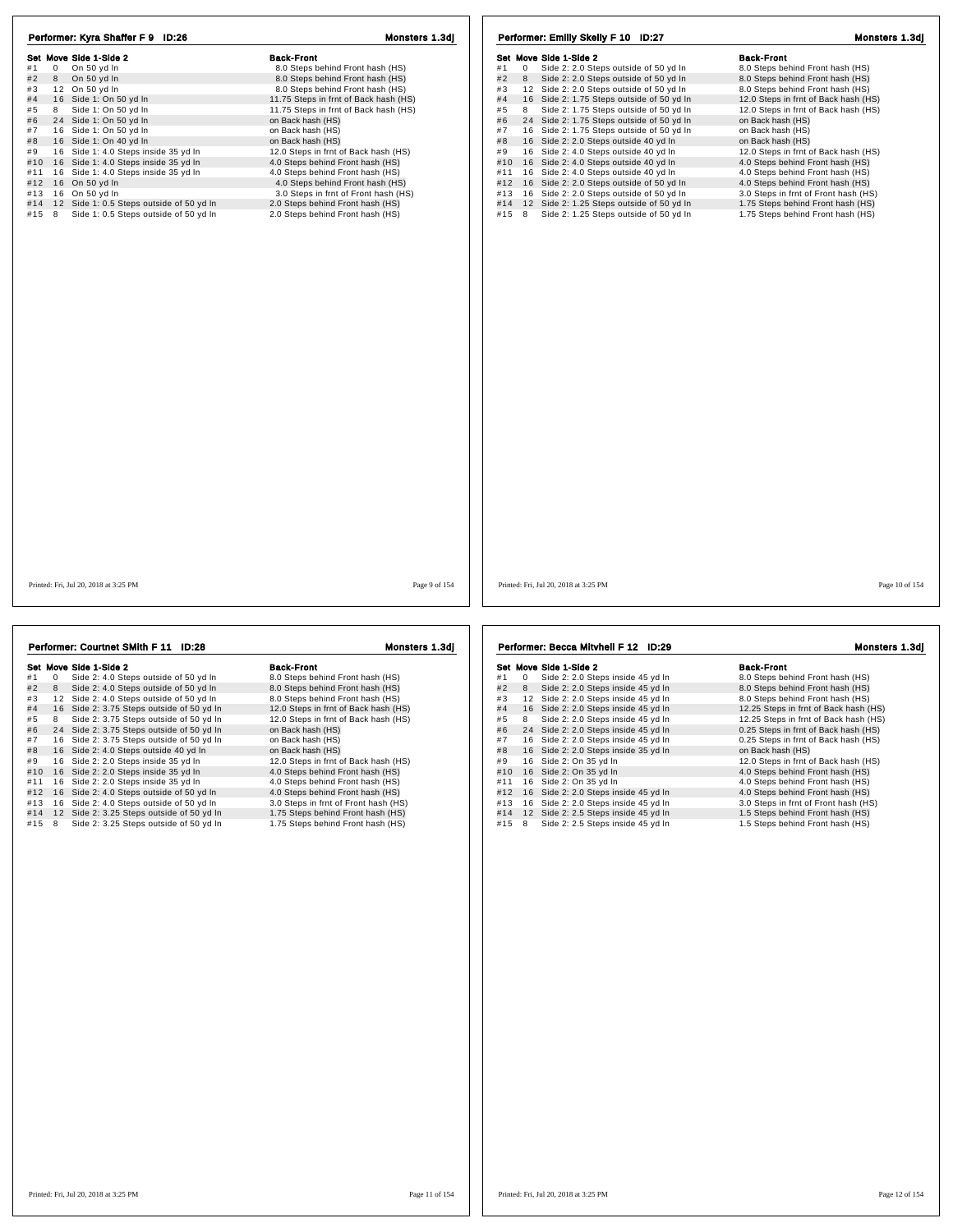## Performer: Kyra Shaffer F 9 ID:26

Monsters 1.3dj

| Set | Move | Side 1-Side 2 | Back-Front |
|---|---|---|---|
| #1 | 0 | On 50 yd ln | 8.0 Steps behind Front hash (HS) |
| #2 | 8 | On 50 yd ln | 8.0 Steps behind Front hash (HS) |
| #3 | 12 | On 50 yd ln | 8.0 Steps behind Front hash (HS) |
| #4 | 16 | Side 1: On 50 yd ln | 11.75 Steps in frnt of Back hash (HS) |
| #5 | 8 | Side 1: On 50 yd ln | 11.75 Steps in frnt of Back hash (HS) |
| #6 | 24 | Side 1: On 50 yd ln | on Back hash (HS) |
| #7 | 16 | Side 1: On 50 yd ln | on Back hash (HS) |
| #8 | 16 | Side 1: On 40 yd ln | on Back hash (HS) |
| #9 | 16 | Side 1: 4.0 Steps inside 35 yd ln | 12.0 Steps in frnt of Back hash (HS) |
| #10 | 16 | Side 1: 4.0 Steps inside 35 yd ln | 4.0 Steps behind Front hash (HS) |
| #11 | 16 | Side 1: 4.0 Steps inside 35 yd ln | 4.0 Steps behind Front hash (HS) |
| #12 | 16 | On 50 yd ln | 4.0 Steps behind Front hash (HS) |
| #13 | 16 | On 50 yd ln | 3.0 Steps in frnt of Front hash (HS) |
| #14 | 12 | Side 1: 0.5 Steps outside of 50 yd ln | 2.0 Steps behind Front hash (HS) |
| #15 | 8 | Side 1: 0.5 Steps outside of 50 yd ln | 2.0 Steps behind Front hash (HS) |

Printed: Fri, Jul 20, 2018 at 3:25 PM

## Performer: Emily Skelly F 10 ID:27

Monsters 1.3dj

| Set | Move | Side 1-Side 2 | Back-Front |
|---|---|---|---|
| #1 | 0 | Side 2: 2.0 Steps outside of 50 yd ln | 8.0 Steps behind Front hash (HS) |
| #2 | 8 | Side 2: 2.0 Steps outside of 50 yd ln | 8.0 Steps behind Front hash (HS) |
| #3 | 12 | Side 2: 2.0 Steps outside of 50 yd ln | 8.0 Steps behind Front hash (HS) |
| #4 | 16 | Side 2: 1.75 Steps outside of 50 yd ln | 12.0 Steps in frnt of Back hash (HS) |
| #5 | 8 | Side 2: 1.75 Steps outside of 50 yd ln | 12.0 Steps in frnt of Back hash (HS) |
| #6 | 24 | Side 2: 1.75 Steps outside of 50 yd ln | on Back hash (HS) |
| #7 | 16 | Side 2: 1.75 Steps outside of 50 yd ln | on Back hash (HS) |
| #8 | 16 | Side 2: 2.0 Steps outside 40 yd ln | on Back hash (HS) |
| #9 | 16 | Side 2: 4.0 Steps outside 40 yd ln | 12.0 Steps in frnt of Back hash (HS) |
| #10 | 16 | Side 2: 4.0 Steps outside 40 yd ln | 4.0 Steps behind Front hash (HS) |
| #11 | 16 | Side 2: 4.0 Steps outside 40 yd ln | 4.0 Steps behind Front hash (HS) |
| #12 | 16 | Side 2: 2.0 Steps outside of 50 yd ln | 4.0 Steps behind Front hash (HS) |
| #13 | 16 | Side 2: 2.0 Steps outside of 50 yd ln | 3.0 Steps in frnt of Front hash (HS) |
| #14 | 12 | Side 2: 1.25 Steps outside of 50 yd ln | 1.75 Steps behind Front hash (HS) |
| #15 | 8 | Side 2: 1.25 Steps outside of 50 yd ln | 1.75 Steps behind Front hash (HS) |

Printed: Fri, Jul 20, 2018 at 3:25 PM

## Performer: Courtnet SMith F 11 ID:28

Monsters 1.3dj

| Set | Move | Side 1-Side 2 | Back-Front |
|---|---|---|---|
| #1 | 0 | Side 2: 4.0 Steps outside of 50 yd ln | 8.0 Steps behind Front hash (HS) |
| #2 | 8 | Side 2: 4.0 Steps outside of 50 yd ln | 8.0 Steps behind Front hash (HS) |
| #3 | 12 | Side 2: 4.0 Steps outside of 50 yd ln | 8.0 Steps behind Front hash (HS) |
| #4 | 16 | Side 2: 3.75 Steps outside of 50 yd ln | 12.0 Steps in frnt of Back hash (HS) |
| #5 | 8 | Side 2: 3.75 Steps outside of 50 yd ln | 12.0 Steps in frnt of Back hash (HS) |
| #6 | 24 | Side 2: 3.75 Steps outside of 50 yd ln | on Back hash (HS) |
| #7 | 16 | Side 2: 3.75 Steps outside of 50 yd ln | on Back hash (HS) |
| #8 | 16 | Side 2: 4.0 Steps outside 40 yd ln | on Back hash (HS) |
| #9 | 16 | Side 2: 2.0 Steps inside 35 yd ln | 12.0 Steps in frnt of Back hash (HS) |
| #10 | 16 | Side 2: 2.0 Steps inside 35 yd ln | 4.0 Steps behind Front hash (HS) |
| #11 | 16 | Side 2: 2.0 Steps inside 35 yd ln | 4.0 Steps behind Front hash (HS) |
| #12 | 16 | Side 2: 4.0 Steps outside of 50 yd ln | 4.0 Steps behind Front hash (HS) |
| #13 | 16 | Side 2: 4.0 Steps outside of 50 yd ln | 3.0 Steps in frnt of Front hash (HS) |
| #14 | 12 | Side 2: 3.25 Steps outside of 50 yd ln | 1.75 Steps behind Front hash (HS) |
| #15 | 8 | Side 2: 3.25 Steps outside of 50 yd ln | 1.75 Steps behind Front hash (HS) |

Printed: Fri, Jul 20, 2018 at 3:25 PM

## Performer: Becca Mitvhell F 12 ID:29

Monsters 1.3dj

| Set | Move | Side 1-Side 2 | Back-Front |
|---|---|---|---|
| #1 | 0 | Side 2: 2.0 Steps inside 45 yd ln | 8.0 Steps behind Front hash (HS) |
| #2 | 8 | Side 2: 2.0 Steps inside 45 yd ln | 8.0 Steps behind Front hash (HS) |
| #3 | 12 | Side 2: 2.0 Steps inside 45 yd ln | 8.0 Steps behind Front hash (HS) |
| #4 | 16 | Side 2: 2.0 Steps inside 45 yd ln | 12.25 Steps in frnt of Back hash (HS) |
| #5 | 8 | Side 2: 2.0 Steps inside 45 yd ln | 12.25 Steps in frnt of Back hash (HS) |
| #6 | 24 | Side 2: 2.0 Steps inside 45 yd ln | 0.25 Steps in frnt of Back hash (HS) |
| #7 | 16 | Side 2: 2.0 Steps inside 45 yd ln | 0.25 Steps in frnt of Back hash (HS) |
| #8 | 16 | Side 2: 2.0 Steps inside 35 yd ln | on Back hash (HS) |
| #9 | 16 | Side 2: On 35 yd ln | 12.0 Steps in frnt of Back hash (HS) |
| #10 | 16 | Side 2: On 35 yd ln | 4.0 Steps behind Front hash (HS) |
| #11 | 16 | Side 2: On 35 yd ln | 4.0 Steps behind Front hash (HS) |
| #12 | 16 | Side 2: 2.0 Steps inside 45 yd ln | 4.0 Steps behind Front hash (HS) |
| #13 | 16 | Side 2: 2.0 Steps inside 45 yd ln | 3.0 Steps in frnt of Front hash (HS) |
| #14 | 12 | Side 2: 2.5 Steps inside 45 yd ln | 1.5 Steps behind Front hash (HS) |
| #15 | 8 | Side 2: 2.5 Steps inside 45 yd ln | 1.5 Steps behind Front hash (HS) |

Printed: Fri, Jul 20, 2018 at 3:25 PM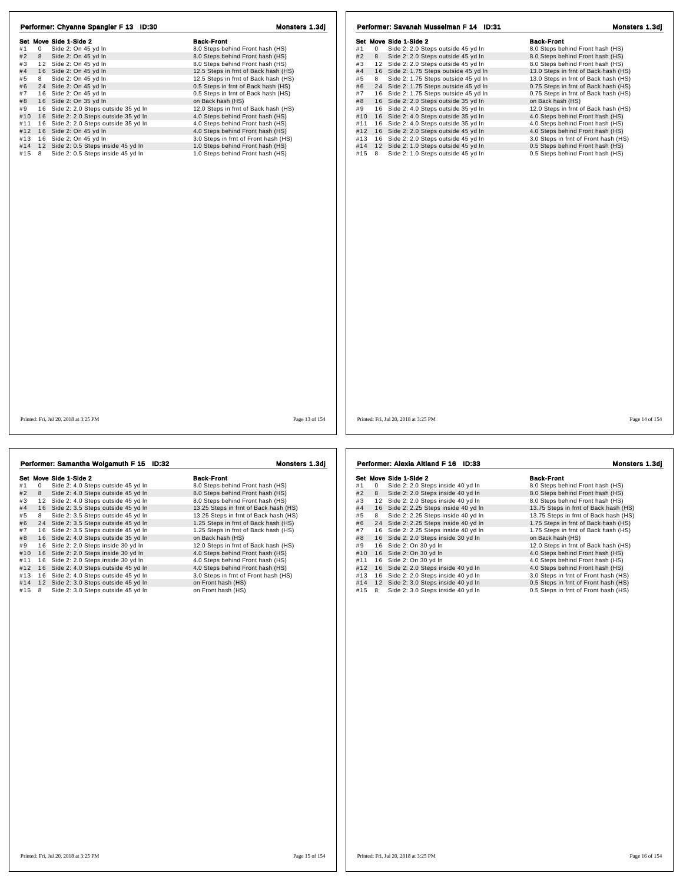## Performer: Chyanne Spangler F 13 ID:30

Monsters 1.3dj

| Set | Move | Side 1-Side 2 | Back-Front |
|---|---|---|---|
| #1 | 0 | Side 2: On 45 yd ln | 8.0 Steps behind Front hash (HS) |
| #2 | 8 | Side 2: On 45 yd ln | 8.0 Steps behind Front hash (HS) |
| #3 | 12 | Side 2: On 45 yd ln | 8.0 Steps behind Front hash (HS) |
| #4 | 16 | Side 2: On 45 yd ln | 12.5 Steps in frnt of Back hash (HS) |
| #5 | 8 | Side 2: On 45 yd ln | 12.5 Steps in frnt of Back hash (HS) |
| #6 | 24 | Side 2: On 45 yd ln | 0.5 Steps in frnt of Back hash (HS) |
| #7 | 16 | Side 2: On 45 yd ln | 0.5 Steps in frnt of Back hash (HS) |
| #8 | 16 | Side 2: On 35 yd ln | on Back hash (HS) |
| #9 | 16 | Side 2: 2.0 Steps outside 35 yd ln | 12.0 Steps in frnt of Back hash (HS) |
| #10 | 16 | Side 2: 2.0 Steps outside 35 yd ln | 4.0 Steps behind Front hash (HS) |
| #11 | 16 | Side 2: 2.0 Steps outside 35 yd ln | 4.0 Steps behind Front hash (HS) |
| #12 | 16 | Side 2: On 45 yd ln | 4.0 Steps behind Front hash (HS) |
| #13 | 16 | Side 2: On 45 yd ln | 3.0 Steps in frnt of Front hash (HS) |
| #14 | 12 | Side 2: 0.5 Steps inside 45 yd ln | 1.0 Steps behind Front hash (HS) |
| #15 | 8 | Side 2: 0.5 Steps inside 45 yd ln | 1.0 Steps behind Front hash (HS) |

Printed: Fri, Jul 20, 2018 at 3:25 PM

## Performer: Savanah Musselman F 14 ID:31

Monsters 1.3dj

| Set | Move | Side 1-Side 2 | Back-Front |
|---|---|---|---|
| #1 | 0 | Side 2: 2.0 Steps outside 45 yd ln | 8.0 Steps behind Front hash (HS) |
| #2 | 8 | Side 2: 2.0 Steps outside 45 yd ln | 8.0 Steps behind Front hash (HS) |
| #3 | 12 | Side 2: 2.0 Steps outside 45 yd ln | 8.0 Steps behind Front hash (HS) |
| #4 | 16 | Side 2: 1.75 Steps outside 45 yd ln | 13.0 Steps in frnt of Back hash (HS) |
| #5 | 8 | Side 2: 1.75 Steps outside 45 yd ln | 13.0 Steps in frnt of Back hash (HS) |
| #6 | 24 | Side 2: 1.75 Steps outside 45 yd ln | 0.75 Steps in frnt of Back hash (HS) |
| #7 | 16 | Side 2: 1.75 Steps outside 45 yd ln | 0.75 Steps in frnt of Back hash (HS) |
| #8 | 16 | Side 2: 2.0 Steps outside 35 yd ln | on Back hash (HS) |
| #9 | 16 | Side 2: 4.0 Steps outside 35 yd ln | 12.0 Steps in frnt of Back hash (HS) |
| #10 | 16 | Side 2: 4.0 Steps outside 35 yd ln | 4.0 Steps behind Front hash (HS) |
| #11 | 16 | Side 2: 4.0 Steps outside 35 yd ln | 4.0 Steps behind Front hash (HS) |
| #12 | 16 | Side 2: 2.0 Steps outside 45 yd ln | 4.0 Steps behind Front hash (HS) |
| #13 | 16 | Side 2: 2.0 Steps outside 45 yd ln | 3.0 Steps in frnt of Front hash (HS) |
| #14 | 12 | Side 2: 1.0 Steps outside 45 yd ln | 0.5 Steps behind Front hash (HS) |
| #15 | 8 | Side 2: 1.0 Steps outside 45 yd ln | 0.5 Steps behind Front hash (HS) |

Printed: Fri, Jul 20, 2018 at 3:25 PM

## Performer: Samantha Wolgamuth F 15 ID:32

Monsters 1.3dj

| Set | Move | Side 1-Side 2 | Back-Front |
|---|---|---|---|
| #1 | 0 | Side 2: 4.0 Steps outside 45 yd ln | 8.0 Steps behind Front hash (HS) |
| #2 | 8 | Side 2: 4.0 Steps outside 45 yd ln | 8.0 Steps behind Front hash (HS) |
| #3 | 12 | Side 2: 4.0 Steps outside 45 yd ln | 8.0 Steps behind Front hash (HS) |
| #4 | 16 | Side 2: 3.5 Steps outside 45 yd ln | 13.25 Steps in frnt of Back hash (HS) |
| #5 | 8 | Side 2: 3.5 Steps outside 45 yd ln | 13.25 Steps in frnt of Back hash (HS) |
| #6 | 24 | Side 2: 3.5 Steps outside 45 yd ln | 1.25 Steps in frnt of Back hash (HS) |
| #7 | 16 | Side 2: 3.5 Steps outside 45 yd ln | 1.25 Steps in frnt of Back hash (HS) |
| #8 | 16 | Side 2: 4.0 Steps outside 35 yd ln | on Back hash (HS) |
| #9 | 16 | Side 2: 2.0 Steps inside 30 yd ln | 12.0 Steps in frnt of Back hash (HS) |
| #10 | 16 | Side 2: 2.0 Steps inside 30 yd ln | 4.0 Steps behind Front hash (HS) |
| #11 | 16 | Side 2: 2.0 Steps inside 30 yd ln | 4.0 Steps behind Front hash (HS) |
| #12 | 16 | Side 2: 4.0 Steps outside 45 yd ln | 4.0 Steps behind Front hash (HS) |
| #13 | 16 | Side 2: 4.0 Steps outside 45 yd ln | 3.0 Steps in frnt of Front hash (HS) |
| #14 | 12 | Side 2: 3.0 Steps outside 45 yd ln | on Front hash (HS) |
| #15 | 8 | Side 2: 3.0 Steps outside 45 yd ln | on Front hash (HS) |

Printed: Fri, Jul 20, 2018 at 3:25 PM

## Performer: Alexia Altland F 16 ID:33

Monsters 1.3dj

| Set | Move | Side 1-Side 2 | Back-Front |
|---|---|---|---|
| #1 | 0 | Side 2: 2.0 Steps inside 40 yd ln | 8.0 Steps behind Front hash (HS) |
| #2 | 8 | Side 2: 2.0 Steps inside 40 yd ln | 8.0 Steps behind Front hash (HS) |
| #3 | 12 | Side 2: 2.0 Steps inside 40 yd ln | 8.0 Steps behind Front hash (HS) |
| #4 | 16 | Side 2: 2.25 Steps inside 40 yd ln | 13.75 Steps in frnt of Back hash (HS) |
| #5 | 8 | Side 2: 2.25 Steps inside 40 yd ln | 13.75 Steps in frnt of Back hash (HS) |
| #6 | 24 | Side 2: 2.25 Steps inside 40 yd ln | 1.75 Steps in frnt of Back hash (HS) |
| #7 | 16 | Side 2: 2.25 Steps inside 40 yd ln | 1.75 Steps in frnt of Back hash (HS) |
| #8 | 16 | Side 2: 2.0 Steps inside 30 yd ln | on Back hash (HS) |
| #9 | 16 | Side 2: On 30 yd ln | 12.0 Steps in frnt of Back hash (HS) |
| #10 | 16 | Side 2: On 30 yd ln | 4.0 Steps behind Front hash (HS) |
| #11 | 16 | Side 2: On 30 yd ln | 4.0 Steps behind Front hash (HS) |
| #12 | 16 | Side 2: 2.0 Steps inside 40 yd ln | 4.0 Steps behind Front hash (HS) |
| #13 | 16 | Side 2: 2.0 Steps inside 40 yd ln | 3.0 Steps in frnt of Front hash (HS) |
| #14 | 12 | Side 2: 3.0 Steps inside 40 yd ln | 0.5 Steps in frnt of Front hash (HS) |
| #15 | 8 | Side 2: 3.0 Steps inside 40 yd ln | 0.5 Steps in frnt of Front hash (HS) |

Printed: Fri, Jul 20, 2018 at 3:25 PM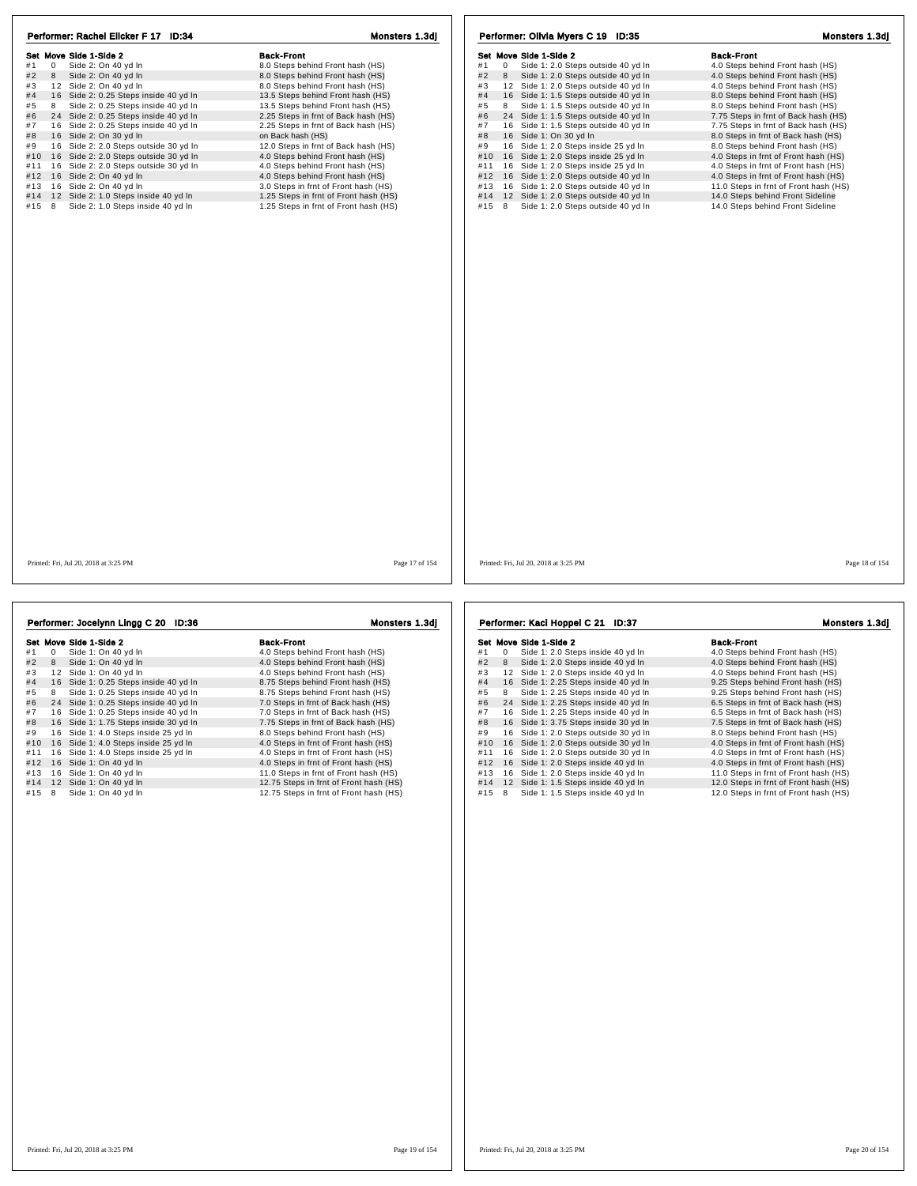## Performer: Rachel Ellcker F 17 ID:34

**Monsters 1.3dj**

| Set | Move | Side 1-Side 2 | Back-Front |
|---|---|---|---|
| #1 | 0 | Side 2: On 40 yd ln | 8.0 Steps behind Front hash (HS) |
| #2 | 8 | Side 2: On 40 yd ln | 8.0 Steps behind Front hash (HS) |
| #3 | 12 | Side 2: On 40 yd ln | 8.0 Steps behind Front hash (HS) |
| #4 | 16 | Side 2: 0.25 Steps inside 40 yd ln | 13.5 Steps behind Front hash (HS) |
| #5 | 8 | Side 2: 0.25 Steps inside 40 yd ln | 13.5 Steps behind Front hash (HS) |
| #6 | 24 | Side 2: 0.25 Steps inside 40 yd ln | 2.25 Steps in frnt of Back hash (HS) |
| #7 | 16 | Side 2: 0.25 Steps inside 40 yd ln | 2.25 Steps in frnt of Back hash (HS) |
| #8 | 16 | Side 2: On 30 yd ln | on Back hash (HS) |
| #9 | 16 | Side 2: 2.0 Steps outside 30 yd ln | 12.0 Steps in frnt of Back hash (HS) |
| #10 | 16 | Side 2: 2.0 Steps outside 30 yd ln | 4.0 Steps behind Front hash (HS) |
| #11 | 16 | Side 2: 2.0 Steps outside 30 yd ln | 4.0 Steps behind Front hash (HS) |
| #12 | 16 | Side 2: On 40 yd ln | 4.0 Steps behind Front hash (HS) |
| #13 | 16 | Side 2: On 40 yd ln | 3.0 Steps in frnt of Front hash (HS) |
| #14 | 12 | Side 2: 1.0 Steps inside 40 yd ln | 1.25 Steps in frnt of Front hash (HS) |
| #15 | 8 | Side 2: 1.0 Steps inside 40 yd ln | 1.25 Steps in frnt of Front hash (HS) |

Printed: Fri, Jul 20, 2018 at 3:25 PM

## Performer: Olivia Myers C 19 ID:35

**Monsters 1.3dj**

| Set | Move | Side 1-Side 2 | Back-Front |
|---|---|---|---|
| #1 | 0 | Side 1: 2.0 Steps outside 40 yd ln | 4.0 Steps behind Front hash (HS) |
| #2 | 8 | Side 1: 2.0 Steps outside 40 yd ln | 4.0 Steps behind Front hash (HS) |
| #3 | 12 | Side 1: 2.0 Steps outside 40 yd ln | 4.0 Steps behind Front hash (HS) |
| #4 | 16 | Side 1: 1.5 Steps outside 40 yd ln | 8.0 Steps behind Front hash (HS) |
| #5 | 8 | Side 1: 1.5 Steps outside 40 yd ln | 8.0 Steps behind Front hash (HS) |
| #6 | 24 | Side 1: 1.5 Steps outside 40 yd ln | 7.75 Steps in frnt of Back hash (HS) |
| #7 | 16 | Side 1: 1.5 Steps outside 40 yd ln | 7.75 Steps in frnt of Back hash (HS) |
| #8 | 16 | Side 1: On 30 yd ln | 8.0 Steps in frnt of Back hash (HS) |
| #9 | 16 | Side 1: 2.0 Steps inside 25 yd ln | 8.0 Steps behind Front hash (HS) |
| #10 | 16 | Side 1: 2.0 Steps inside 25 yd ln | 4.0 Steps in frnt of Front hash (HS) |
| #11 | 16 | Side 1: 2.0 Steps inside 25 yd ln | 4.0 Steps in frnt of Front hash (HS) |
| #12 | 16 | Side 1: 2.0 Steps outside 40 yd ln | 4.0 Steps in frnt of Front hash (HS) |
| #13 | 16 | Side 1: 2.0 Steps outside 40 yd ln | 11.0 Steps in frnt of Front hash (HS) |
| #14 | 12 | Side 1: 2.0 Steps outside 40 yd ln | 14.0 Steps behind Front Sideline |
| #15 | 8 | Side 1: 2.0 Steps outside 40 yd ln | 14.0 Steps behind Front Sideline |

Printed: Fri, Jul 20, 2018 at 3:25 PM

## Performer: Jocelynn Lingg C 20 ID:36

**Monsters 1.3dj**

| Set | Move | Side 1-Side 2 | Back-Front |
|---|---|---|---|
| #1 | 0 | Side 1: On 40 yd ln | 4.0 Steps behind Front hash (HS) |
| #2 | 8 | Side 1: On 40 yd ln | 4.0 Steps behind Front hash (HS) |
| #3 | 12 | Side 1: On 40 yd ln | 4.0 Steps behind Front hash (HS) |
| #4 | 16 | Side 1: 0.25 Steps inside 40 yd ln | 8.75 Steps behind Front hash (HS) |
| #5 | 8 | Side 1: 0.25 Steps inside 40 yd ln | 8.75 Steps behind Front hash (HS) |
| #6 | 24 | Side 1: 0.25 Steps inside 40 yd ln | 7.0 Steps in frnt of Back hash (HS) |
| #7 | 16 | Side 1: 0.25 Steps inside 40 yd ln | 7.0 Steps in frnt of Back hash (HS) |
| #8 | 16 | Side 1: 1.75 Steps inside 30 yd ln | 7.75 Steps in frnt of Back hash (HS) |
| #9 | 16 | Side 1: 4.0 Steps inside 25 yd ln | 8.0 Steps behind Front hash (HS) |
| #10 | 16 | Side 1: 4.0 Steps inside 25 yd ln | 4.0 Steps in frnt of Front hash (HS) |
| #11 | 16 | Side 1: 4.0 Steps inside 25 yd ln | 4.0 Steps in frnt of Front hash (HS) |
| #12 | 16 | Side 1: On 40 yd ln | 4.0 Steps in frnt of Front hash (HS) |
| #13 | 16 | Side 1: On 40 yd ln | 11.0 Steps in frnt of Front hash (HS) |
| #14 | 12 | Side 1: On 40 yd ln | 12.75 Steps in frnt of Front hash (HS) |
| #15 | 8 | Side 1: On 40 yd ln | 12.75 Steps in frnt of Front hash (HS) |

Printed: Fri, Jul 20, 2018 at 3:25 PM

## Performer: Kaci Hoppel C 21 ID:37

**Monsters 1.3dj**

| Set | Move | Side 1-Side 2 | Back-Front |
|---|---|---|---|
| #1 | 0 | Side 1: 2.0 Steps inside 40 yd ln | 4.0 Steps behind Front hash (HS) |
| #2 | 8 | Side 1: 2.0 Steps inside 40 yd ln | 4.0 Steps behind Front hash (HS) |
| #3 | 12 | Side 1: 2.0 Steps inside 40 yd ln | 4.0 Steps behind Front hash (HS) |
| #4 | 16 | Side 1: 2.25 Steps inside 40 yd ln | 9.25 Steps behind Front hash (HS) |
| #5 | 8 | Side 1: 2.25 Steps inside 40 yd ln | 9.25 Steps behind Front hash (HS) |
| #6 | 24 | Side 1: 2.25 Steps inside 40 yd ln | 6.5 Steps in frnt of Back hash (HS) |
| #7 | 16 | Side 1: 2.25 Steps inside 40 yd ln | 6.5 Steps in frnt of Back hash (HS) |
| #8 | 16 | Side 1: 3.75 Steps inside 30 yd ln | 7.5 Steps in frnt of Back hash (HS) |
| #9 | 16 | Side 1: 2.0 Steps outside 30 yd ln | 8.0 Steps behind Front hash (HS) |
| #10 | 16 | Side 1: 2.0 Steps outside 30 yd ln | 4.0 Steps in frnt of Front hash (HS) |
| #11 | 16 | Side 1: 2.0 Steps outside 30 yd ln | 4.0 Steps in frnt of Front hash (HS) |
| #12 | 16 | Side 1: 2.0 Steps inside 40 yd ln | 4.0 Steps in frnt of Front hash (HS) |
| #13 | 16 | Side 1: 2.0 Steps inside 40 yd ln | 11.0 Steps in frnt of Front hash (HS) |
| #14 | 12 | Side 1: 1.5 Steps inside 40 yd ln | 12.0 Steps in frnt of Front hash (HS) |
| #15 | 8 | Side 1: 1.5 Steps inside 40 yd ln | 12.0 Steps in frnt of Front hash (HS) |

Printed: Fri, Jul 20, 2018 at 3:25 PM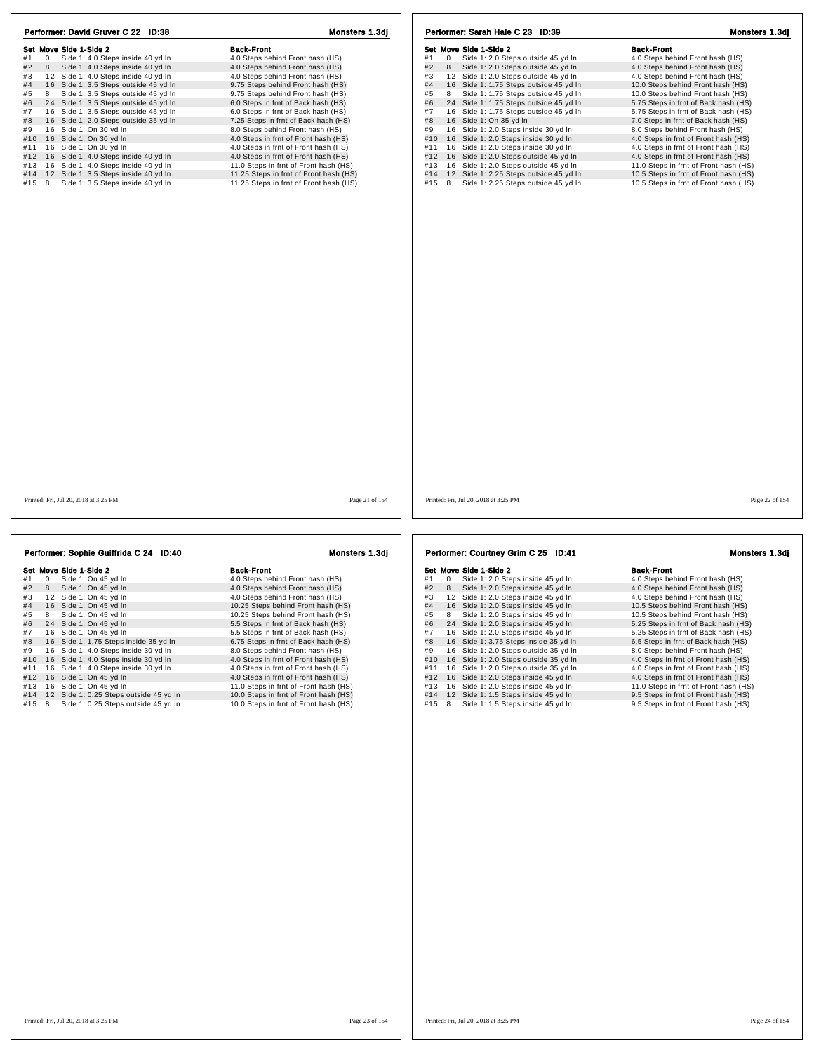## Performer: David Gruver C 22 ID:38

Monsters 1.3dj

| Set | Move | Side 1-Side 2 | Back-Front |
|---|---|---|---|
| #1 | 0 | Side 1: 4.0 Steps inside 40 yd ln | 4.0 Steps behind Front hash (HS) |
| #2 | 8 | Side 1: 4.0 Steps inside 40 yd ln | 4.0 Steps behind Front hash (HS) |
| #3 | 12 | Side 1: 4.0 Steps inside 40 yd ln | 4.0 Steps behind Front hash (HS) |
| #4 | 16 | Side 1: 3.5 Steps outside 45 yd ln | 9.75 Steps behind Front hash (HS) |
| #5 | 8 | Side 1: 3.5 Steps outside 45 yd ln | 9.75 Steps behind Front hash (HS) |
| #6 | 24 | Side 1: 3.5 Steps outside 45 yd ln | 6.0 Steps in frnt of Back hash (HS) |
| #7 | 16 | Side 1: 3.5 Steps outside 45 yd ln | 6.0 Steps in frnt of Back hash (HS) |
| #8 | 16 | Side 1: 2.0 Steps outside 35 yd ln | 7.25 Steps in frnt of Back hash (HS) |
| #9 | 16 | Side 1: On 30 yd ln | 8.0 Steps behind Front hash (HS) |
| #10 | 16 | Side 1: On 30 yd ln | 4.0 Steps in frnt of Front hash (HS) |
| #11 | 16 | Side 1: On 30 yd ln | 4.0 Steps in frnt of Front hash (HS) |
| #12 | 16 | Side 1: 4.0 Steps inside 40 yd ln | 4.0 Steps in frnt of Front hash (HS) |
| #13 | 16 | Side 1: 4.0 Steps inside 40 yd ln | 11.0 Steps in frnt of Front hash (HS) |
| #14 | 12 | Side 1: 3.5 Steps inside 40 yd ln | 11.25 Steps in frnt of Front hash (HS) |
| #15 | 8 | Side 1: 3.5 Steps inside 40 yd ln | 11.25 Steps in frnt of Front hash (HS) |

Printed: Fri, Jul 20, 2018 at 3:25 PM

## Performer: Sarah Hale C 23 ID:39

Monsters 1.3dj

| Set | Move | Side 1-Side 2 | Back-Front |
|---|---|---|---|
| #1 | 0 | Side 1: 2.0 Steps outside 45 yd ln | 4.0 Steps behind Front hash (HS) |
| #2 | 8 | Side 1: 2.0 Steps outside 45 yd ln | 4.0 Steps behind Front hash (HS) |
| #3 | 12 | Side 1: 2.0 Steps outside 45 yd ln | 4.0 Steps behind Front hash (HS) |
| #4 | 16 | Side 1: 1.75 Steps outside 45 yd ln | 10.0 Steps behind Front hash (HS) |
| #5 | 8 | Side 1: 1.75 Steps outside 45 yd ln | 10.0 Steps behind Front hash (HS) |
| #6 | 24 | Side 1: 1.75 Steps outside 45 yd ln | 5.75 Steps in frnt of Back hash (HS) |
| #7 | 16 | Side 1: 1.75 Steps outside 45 yd ln | 5.75 Steps in frnt of Back hash (HS) |
| #8 | 16 | Side 1: On 35 yd ln | 7.0 Steps in frnt of Back hash (HS) |
| #9 | 16 | Side 1: 2.0 Steps inside 30 yd ln | 8.0 Steps behind Front hash (HS) |
| #10 | 16 | Side 1: 2.0 Steps inside 30 yd ln | 4.0 Steps in frnt of Front hash (HS) |
| #11 | 16 | Side 1: 2.0 Steps inside 30 yd ln | 4.0 Steps in frnt of Front hash (HS) |
| #12 | 16 | Side 1: 2.0 Steps outside 45 yd ln | 4.0 Steps in frnt of Front hash (HS) |
| #13 | 16 | Side 1: 2.0 Steps outside 45 yd ln | 11.0 Steps in frnt of Front hash (HS) |
| #14 | 12 | Side 1: 2.25 Steps outside 45 yd ln | 10.5 Steps in frnt of Front hash (HS) |
| #15 | 8 | Side 1: 2.25 Steps outside 45 yd ln | 10.5 Steps in frnt of Front hash (HS) |

Printed: Fri, Jul 20, 2018 at 3:25 PM

## Performer: Sophie Guiffrida C 24 ID:40

Monsters 1.3dj

| Set | Move | Side 1-Side 2 | Back-Front |
|---|---|---|---|
| #1 | 0 | Side 1: On 45 yd ln | 4.0 Steps behind Front hash (HS) |
| #2 | 8 | Side 1: On 45 yd ln | 4.0 Steps behind Front hash (HS) |
| #3 | 12 | Side 1: On 45 yd ln | 4.0 Steps behind Front hash (HS) |
| #4 | 16 | Side 1: On 45 yd ln | 10.25 Steps behind Front hash (HS) |
| #5 | 8 | Side 1: On 45 yd ln | 10.25 Steps behind Front hash (HS) |
| #6 | 24 | Side 1: On 45 yd ln | 5.5 Steps in frnt of Back hash (HS) |
| #7 | 16 | Side 1: On 45 yd ln | 5.5 Steps in frnt of Back hash (HS) |
| #8 | 16 | Side 1: 1.75 Steps inside 35 yd ln | 6.75 Steps in frnt of Back hash (HS) |
| #9 | 16 | Side 1: 4.0 Steps inside 30 yd ln | 8.0 Steps behind Front hash (HS) |
| #10 | 16 | Side 1: 4.0 Steps inside 30 yd ln | 4.0 Steps in frnt of Front hash (HS) |
| #11 | 16 | Side 1: 4.0 Steps inside 30 yd ln | 4.0 Steps in frnt of Front hash (HS) |
| #12 | 16 | Side 1: On 45 yd ln | 4.0 Steps in frnt of Front hash (HS) |
| #13 | 16 | Side 1: On 45 yd ln | 11.0 Steps in frnt of Front hash (HS) |
| #14 | 12 | Side 1: 0.25 Steps outside 45 yd ln | 10.0 Steps in frnt of Front hash (HS) |
| #15 | 8 | Side 1: 0.25 Steps outside 45 yd ln | 10.0 Steps in frnt of Front hash (HS) |

Printed: Fri, Jul 20, 2018 at 3:25 PM

## Performer: Courtney Grim C 25 ID:41

Monsters 1.3dj

| Set | Move | Side 1-Side 2 | Back-Front |
|---|---|---|---|
| #1 | 0 | Side 1: 2.0 Steps inside 45 yd ln | 4.0 Steps behind Front hash (HS) |
| #2 | 8 | Side 1: 2.0 Steps inside 45 yd ln | 4.0 Steps behind Front hash (HS) |
| #3 | 12 | Side 1: 2.0 Steps inside 45 yd ln | 4.0 Steps behind Front hash (HS) |
| #4 | 16 | Side 1: 2.0 Steps inside 45 yd ln | 10.5 Steps behind Front hash (HS) |
| #5 | 8 | Side 1: 2.0 Steps inside 45 yd ln | 10.5 Steps behind Front hash (HS) |
| #6 | 24 | Side 1: 2.0 Steps inside 45 yd ln | 5.25 Steps in frnt of Back hash (HS) |
| #7 | 16 | Side 1: 2.0 Steps inside 45 yd ln | 5.25 Steps in frnt of Back hash (HS) |
| #8 | 16 | Side 1: 3.75 Steps inside 35 yd ln | 6.5 Steps in frnt of Back hash (HS) |
| #9 | 16 | Side 1: 2.0 Steps outside 35 yd ln | 8.0 Steps behind Front hash (HS) |
| #10 | 16 | Side 1: 2.0 Steps outside 35 yd ln | 4.0 Steps in frnt of Front hash (HS) |
| #11 | 16 | Side 1: 2.0 Steps outside 35 yd ln | 4.0 Steps in frnt of Front hash (HS) |
| #12 | 16 | Side 1: 2.0 Steps inside 45 yd ln | 4.0 Steps in frnt of Front hash (HS) |
| #13 | 16 | Side 1: 2.0 Steps inside 45 yd ln | 11.0 Steps in frnt of Front hash (HS) |
| #14 | 12 | Side 1: 1.5 Steps inside 45 yd ln | 9.5 Steps in frnt of Front hash (HS) |
| #15 | 8 | Side 1: 1.5 Steps inside 45 yd ln | 9.5 Steps in frnt of Front hash (HS) |

Printed: Fri, Jul 20, 2018 at 3:25 PM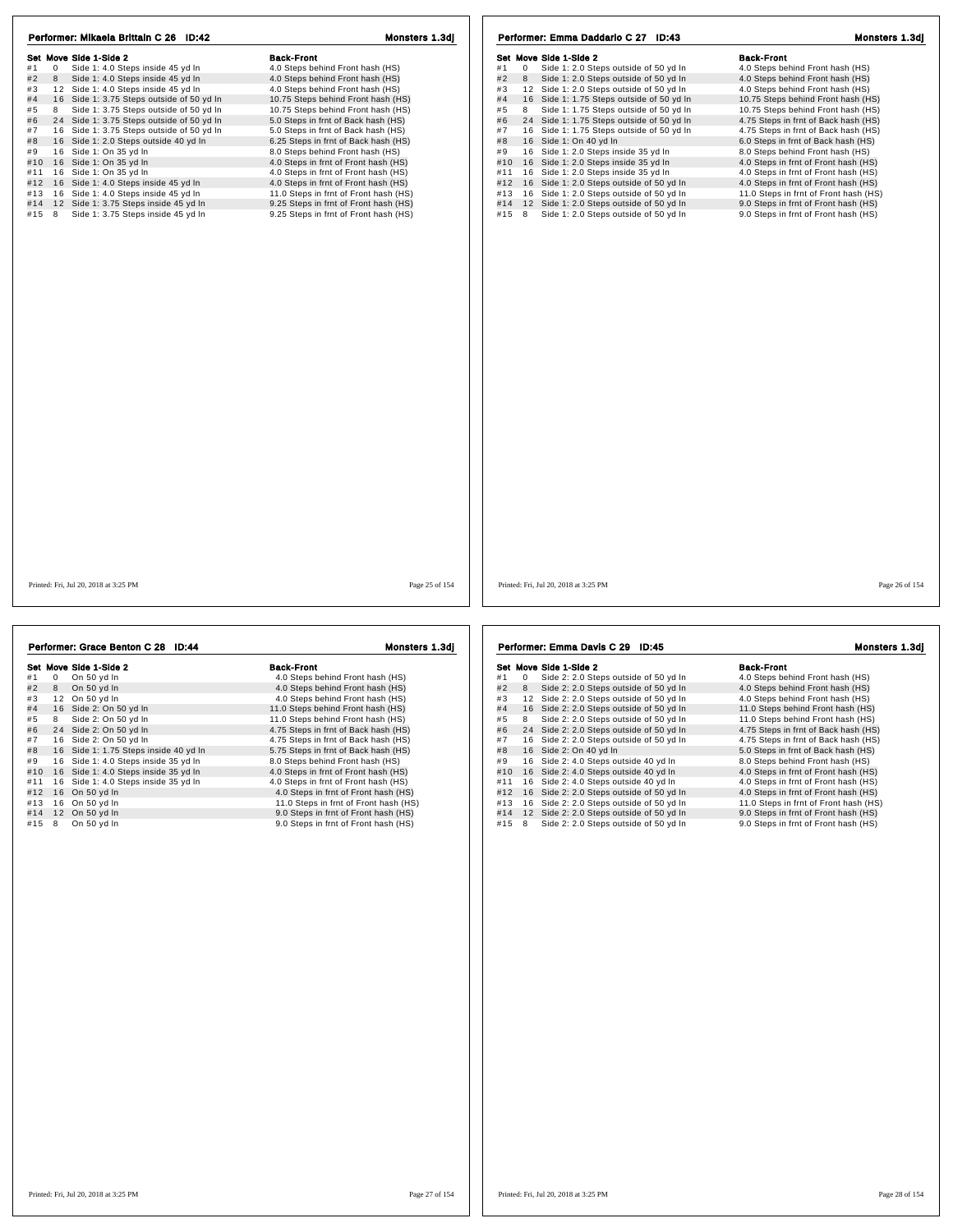## Performer: Mikaela Brittain C 26 ID:42

Monsters 1.3dj

| Set | Move | Side 1-Side 2 | Back-Front |
|---|---|---|---|
| #1 | 0 | Side 1: 4.0 Steps inside 45 yd ln | 4.0 Steps behind Front hash (HS) |
| #2 | 8 | Side 1: 4.0 Steps inside 45 yd ln | 4.0 Steps behind Front hash (HS) |
| #3 | 12 | Side 1: 4.0 Steps inside 45 yd ln | 4.0 Steps behind Front hash (HS) |
| #4 | 16 | Side 1: 3.75 Steps outside of 50 yd ln | 10.75 Steps behind Front hash (HS) |
| #5 | 8 | Side 1: 3.75 Steps outside of 50 yd ln | 10.75 Steps behind Front hash (HS) |
| #6 | 24 | Side 1: 3.75 Steps outside of 50 yd ln | 5.0 Steps in frnt of Back hash (HS) |
| #7 | 16 | Side 1: 3.75 Steps outside of 50 yd ln | 5.0 Steps in frnt of Back hash (HS) |
| #8 | 16 | Side 1: 2.0 Steps outside 40 yd ln | 6.25 Steps in frnt of Back hash (HS) |
| #9 | 16 | Side 1: On 35 yd ln | 8.0 Steps behind Front hash (HS) |
| #10 | 16 | Side 1: On 35 yd ln | 4.0 Steps in frnt of Front hash (HS) |
| #11 | 16 | Side 1: On 35 yd ln | 4.0 Steps in frnt of Front hash (HS) |
| #12 | 16 | Side 1: 4.0 Steps inside 45 yd ln | 4.0 Steps in frnt of Front hash (HS) |
| #13 | 16 | Side 1: 4.0 Steps inside 45 yd ln | 11.0 Steps in frnt of Front hash (HS) |
| #14 | 12 | Side 1: 3.75 Steps inside 45 yd ln | 9.25 Steps in frnt of Front hash (HS) |
| #15 | 8 | Side 1: 3.75 Steps inside 45 yd ln | 9.25 Steps in frnt of Front hash (HS) |

Printed: Fri, Jul 20, 2018 at 3:25 PM

## Performer: Emma Daddario C 27 ID:43

Monsters 1.3dj

| Set | Move | Side 1-Side 2 | Back-Front |
|---|---|---|---|
| #1 | 0 | Side 1: 2.0 Steps outside of 50 yd ln | 4.0 Steps behind Front hash (HS) |
| #2 | 8 | Side 1: 2.0 Steps outside of 50 yd ln | 4.0 Steps behind Front hash (HS) |
| #3 | 12 | Side 1: 2.0 Steps outside of 50 yd ln | 4.0 Steps behind Front hash (HS) |
| #4 | 16 | Side 1: 1.75 Steps outside of 50 yd ln | 10.75 Steps behind Front hash (HS) |
| #5 | 8 | Side 1: 1.75 Steps outside of 50 yd ln | 10.75 Steps behind Front hash (HS) |
| #6 | 24 | Side 1: 1.75 Steps outside of 50 yd ln | 4.75 Steps in frnt of Back hash (HS) |
| #7 | 16 | Side 1: 1.75 Steps outside of 50 yd ln | 4.75 Steps in frnt of Back hash (HS) |
| #8 | 16 | Side 1: On 40 yd ln | 6.0 Steps in frnt of Back hash (HS) |
| #9 | 16 | Side 1: 2.0 Steps inside 35 yd ln | 8.0 Steps behind Front hash (HS) |
| #10 | 16 | Side 1: 2.0 Steps inside 35 yd ln | 4.0 Steps in frnt of Front hash (HS) |
| #11 | 16 | Side 1: 2.0 Steps inside 35 yd ln | 4.0 Steps in frnt of Front hash (HS) |
| #12 | 16 | Side 1: 2.0 Steps outside of 50 yd ln | 4.0 Steps in frnt of Front hash (HS) |
| #13 | 16 | Side 1: 2.0 Steps outside of 50 yd ln | 11.0 Steps in frnt of Front hash (HS) |
| #14 | 12 | Side 1: 2.0 Steps outside of 50 yd ln | 9.0 Steps in frnt of Front hash (HS) |
| #15 | 8 | Side 1: 2.0 Steps outside of 50 yd ln | 9.0 Steps in frnt of Front hash (HS) |

Printed: Fri, Jul 20, 2018 at 3:25 PM

## Performer: Grace Benton C 28 ID:44

Monsters 1.3dj

| Set | Move | Side 1-Side 2 | Back-Front |
|---|---|---|---|
| #1 | 0 | On 50 yd ln | 4.0 Steps behind Front hash (HS) |
| #2 | 8 | On 50 yd ln | 4.0 Steps behind Front hash (HS) |
| #3 | 12 | On 50 yd ln | 4.0 Steps behind Front hash (HS) |
| #4 | 16 | Side 2: On 50 yd ln | 11.0 Steps behind Front hash (HS) |
| #5 | 8 | Side 2: On 50 yd ln | 11.0 Steps behind Front hash (HS) |
| #6 | 24 | Side 2: On 50 yd ln | 4.75 Steps in frnt of Back hash (HS) |
| #7 | 16 | Side 2: On 50 yd ln | 4.75 Steps in frnt of Back hash (HS) |
| #8 | 16 | Side 1: 1.75 Steps inside 40 yd ln | 5.75 Steps in frnt of Back hash (HS) |
| #9 | 16 | Side 1: 4.0 Steps inside 35 yd ln | 8.0 Steps behind Front hash (HS) |
| #10 | 16 | Side 1: 4.0 Steps inside 35 yd ln | 4.0 Steps in frnt of Front hash (HS) |
| #11 | 16 | Side 1: 4.0 Steps inside 35 yd ln | 4.0 Steps in frnt of Front hash (HS) |
| #12 | 16 | On 50 yd ln | 4.0 Steps in frnt of Front hash (HS) |
| #13 | 16 | On 50 yd ln | 11.0 Steps in frnt of Front hash (HS) |
| #14 | 12 | On 50 yd ln | 9.0 Steps in frnt of Front hash (HS) |
| #15 | 8 | On 50 yd ln | 9.0 Steps in frnt of Front hash (HS) |

Printed: Fri, Jul 20, 2018 at 3:25 PM

## Performer: Emma Davis C 29 ID:45

Monsters 1.3dj

| Set | Move | Side 1-Side 2 | Back-Front |
|---|---|---|---|
| #1 | 0 | Side 2: 2.0 Steps outside of 50 yd ln | 4.0 Steps behind Front hash (HS) |
| #2 | 8 | Side 2: 2.0 Steps outside of 50 yd ln | 4.0 Steps behind Front hash (HS) |
| #3 | 12 | Side 2: 2.0 Steps outside of 50 yd ln | 4.0 Steps behind Front hash (HS) |
| #4 | 16 | Side 2: 2.0 Steps outside of 50 yd ln | 11.0 Steps behind Front hash (HS) |
| #5 | 8 | Side 2: 2.0 Steps outside of 50 yd ln | 11.0 Steps behind Front hash (HS) |
| #6 | 24 | Side 2: 2.0 Steps outside of 50 yd ln | 4.75 Steps in frnt of Back hash (HS) |
| #7 | 16 | Side 2: 2.0 Steps outside of 50 yd ln | 4.75 Steps in frnt of Back hash (HS) |
| #8 | 16 | Side 2: On 40 yd ln | 5.0 Steps in frnt of Back hash (HS) |
| #9 | 16 | Side 2: 4.0 Steps outside 40 yd ln | 8.0 Steps behind Front hash (HS) |
| #10 | 16 | Side 2: 4.0 Steps outside 40 yd ln | 4.0 Steps in frnt of Front hash (HS) |
| #11 | 16 | Side 2: 4.0 Steps outside 40 yd ln | 4.0 Steps in frnt of Front hash (HS) |
| #12 | 16 | Side 2: 2.0 Steps outside of 50 yd ln | 4.0 Steps in frnt of Front hash (HS) |
| #13 | 16 | Side 2: 2.0 Steps outside of 50 yd ln | 11.0 Steps in frnt of Front hash (HS) |
| #14 | 12 | Side 2: 2.0 Steps outside of 50 yd ln | 9.0 Steps in frnt of Front hash (HS) |
| #15 | 8 | Side 2: 2.0 Steps outside of 50 yd ln | 9.0 Steps in frnt of Front hash (HS) |

Printed: Fri, Jul 20, 2018 at 3:25 PM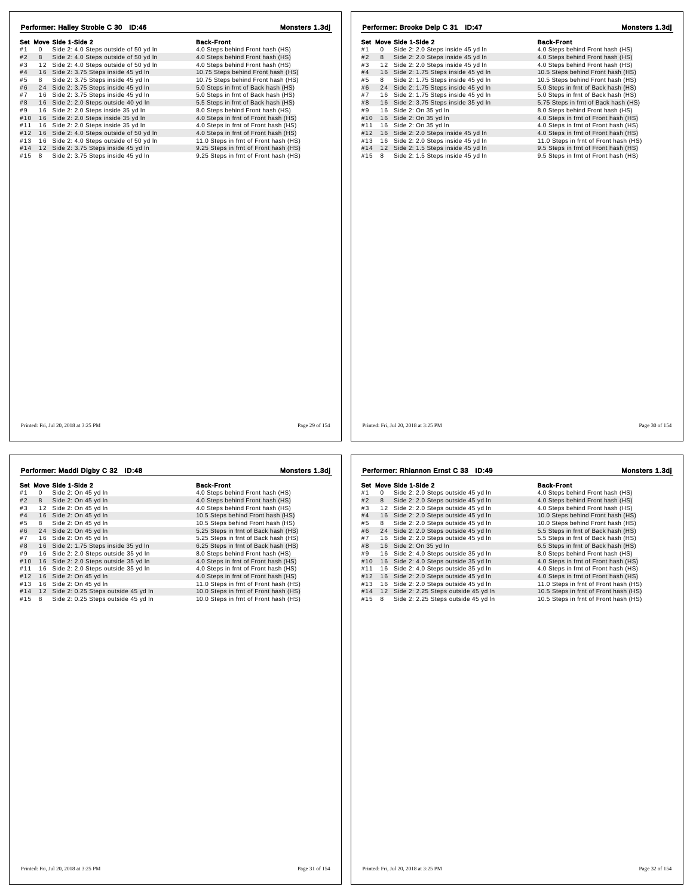## Performer: Halley Stroble C 30 ID:46

**Monsters 1.3dj**

| Set | Move | Side 1-Side 2 | Back-Front |
|---|---|---|---|
| #1 | 0 | Side 2: 4.0 Steps outside of 50 yd ln | 4.0 Steps behind Front hash (HS) |
| #2 | 8 | Side 2: 4.0 Steps outside of 50 yd ln | 4.0 Steps behind Front hash (HS) |
| #3 | 12 | Side 2: 4.0 Steps outside of 50 yd ln | 4.0 Steps behind Front hash (HS) |
| #4 | 16 | Side 2: 3.75 Steps inside 45 yd ln | 10.75 Steps behind Front hash (HS) |
| #5 | 8 | Side 2: 3.75 Steps inside 45 yd ln | 10.75 Steps behind Front hash (HS) |
| #6 | 24 | Side 2: 3.75 Steps inside 45 yd ln | 5.0 Steps in frnt of Back hash (HS) |
| #7 | 16 | Side 2: 3.75 Steps inside 45 yd ln | 5.0 Steps in frnt of Back hash (HS) |
| #8 | 16 | Side 2: 2.0 Steps outside 40 yd ln | 5.5 Steps in frnt of Back hash (HS) |
| #9 | 16 | Side 2: 2.0 Steps inside 35 yd ln | 8.0 Steps behind Front hash (HS) |
| #10 | 16 | Side 2: 2.0 Steps inside 35 yd ln | 4.0 Steps in frnt of Front hash (HS) |
| #11 | 16 | Side 2: 2.0 Steps inside 35 yd ln | 4.0 Steps in frnt of Front hash (HS) |
| #12 | 16 | Side 2: 4.0 Steps outside of 50 yd ln | 4.0 Steps in frnt of Front hash (HS) |
| #13 | 16 | Side 2: 4.0 Steps outside of 50 yd ln | 11.0 Steps in frnt of Front hash (HS) |
| #14 | 12 | Side 2: 3.75 Steps inside 45 yd ln | 9.25 Steps in frnt of Front hash (HS) |
| #15 | 8 | Side 2: 3.75 Steps inside 45 yd ln | 9.25 Steps in frnt of Front hash (HS) |

Printed: Fri, Jul 20, 2018 at 3:25 PM

## Performer: Brooke Delp C 31 ID:47

**Monsters 1.3dj**

| Set | Move | Side 1-Side 2 | Back-Front |
|---|---|---|---|
| #1 | 0 | Side 2: 2.0 Steps inside 45 yd ln | 4.0 Steps behind Front hash (HS) |
| #2 | 8 | Side 2: 2.0 Steps inside 45 yd ln | 4.0 Steps behind Front hash (HS) |
| #3 | 12 | Side 2: 2.0 Steps inside 45 yd ln | 4.0 Steps behind Front hash (HS) |
| #4 | 16 | Side 2: 1.75 Steps inside 45 yd ln | 10.5 Steps behind Front hash (HS) |
| #5 | 8 | Side 2: 1.75 Steps inside 45 yd ln | 10.5 Steps behind Front hash (HS) |
| #6 | 24 | Side 2: 1.75 Steps inside 45 yd ln | 5.0 Steps in frnt of Back hash (HS) |
| #7 | 16 | Side 2: 1.75 Steps inside 45 yd ln | 5.0 Steps in frnt of Back hash (HS) |
| #8 | 16 | Side 2: 3.75 Steps inside 35 yd ln | 5.75 Steps in frnt of Back hash (HS) |
| #9 | 16 | Side 2: On 35 yd ln | 8.0 Steps behind Front hash (HS) |
| #10 | 16 | Side 2: On 35 yd ln | 4.0 Steps in frnt of Front hash (HS) |
| #11 | 16 | Side 2: On 35 yd ln | 4.0 Steps in frnt of Front hash (HS) |
| #12 | 16 | Side 2: 2.0 Steps inside 45 yd ln | 4.0 Steps in frnt of Front hash (HS) |
| #13 | 16 | Side 2: 2.0 Steps inside 45 yd ln | 11.0 Steps in frnt of Front hash (HS) |
| #14 | 12 | Side 2: 1.5 Steps inside 45 yd ln | 9.5 Steps in frnt of Front hash (HS) |
| #15 | 8 | Side 2: 1.5 Steps inside 45 yd ln | 9.5 Steps in frnt of Front hash (HS) |

Printed: Fri, Jul 20, 2018 at 3:25 PM

## Performer: Maddi Digby C 32 ID:48

**Monsters 1.3dj**

| Set | Move | Side 1-Side 2 | Back-Front |
|---|---|---|---|
| #1 | 0 | Side 2: On 45 yd ln | 4.0 Steps behind Front hash (HS) |
| #2 | 8 | Side 2: On 45 yd ln | 4.0 Steps behind Front hash (HS) |
| #3 | 12 | Side 2: On 45 yd ln | 4.0 Steps behind Front hash (HS) |
| #4 | 16 | Side 2: On 45 yd ln | 10.5 Steps behind Front hash (HS) |
| #5 | 8 | Side 2: On 45 yd ln | 10.5 Steps behind Front hash (HS) |
| #6 | 24 | Side 2: On 45 yd ln | 5.25 Steps in frnt of Back hash (HS) |
| #7 | 16 | Side 2: On 45 yd ln | 5.25 Steps in frnt of Back hash (HS) |
| #8 | 16 | Side 2: 1.75 Steps inside 35 yd ln | 6.25 Steps in frnt of Back hash (HS) |
| #9 | 16 | Side 2: 2.0 Steps outside 35 yd ln | 8.0 Steps behind Front hash (HS) |
| #10 | 16 | Side 2: 2.0 Steps outside 35 yd ln | 4.0 Steps in frnt of Front hash (HS) |
| #11 | 16 | Side 2: 2.0 Steps outside 35 yd ln | 4.0 Steps in frnt of Front hash (HS) |
| #12 | 16 | Side 2: On 45 yd ln | 4.0 Steps in frnt of Front hash (HS) |
| #13 | 16 | Side 2: On 45 yd ln | 11.0 Steps in frnt of Front hash (HS) |
| #14 | 12 | Side 2: 0.25 Steps outside 45 yd ln | 10.0 Steps in frnt of Front hash (HS) |
| #15 | 8 | Side 2: 0.25 Steps outside 45 yd ln | 10.0 Steps in frnt of Front hash (HS) |

Printed: Fri, Jul 20, 2018 at 3:25 PM

## Performer: Rhiannon Ernst C 33 ID:49

**Monsters 1.3dj**

| Set | Move | Side 1-Side 2 | Back-Front |
|---|---|---|---|
| #1 | 0 | Side 2: 2.0 Steps outside 45 yd ln | 4.0 Steps behind Front hash (HS) |
| #2 | 8 | Side 2: 2.0 Steps outside 45 yd ln | 4.0 Steps behind Front hash (HS) |
| #3 | 12 | Side 2: 2.0 Steps outside 45 yd ln | 4.0 Steps behind Front hash (HS) |
| #4 | 16 | Side 2: 2.0 Steps outside 45 yd ln | 10.0 Steps behind Front hash (HS) |
| #5 | 8 | Side 2: 2.0 Steps outside 45 yd ln | 10.0 Steps behind Front hash (HS) |
| #6 | 24 | Side 2: 2.0 Steps outside 45 yd ln | 5.5 Steps in frnt of Back hash (HS) |
| #7 | 16 | Side 2: 2.0 Steps outside 45 yd ln | 5.5 Steps in frnt of Back hash (HS) |
| #8 | 16 | Side 2: On 35 yd ln | 6.5 Steps in frnt of Back hash (HS) |
| #9 | 16 | Side 2: 4.0 Steps outside 35 yd ln | 8.0 Steps behind Front hash (HS) |
| #10 | 16 | Side 2: 4.0 Steps outside 35 yd ln | 4.0 Steps in frnt of Front hash (HS) |
| #11 | 16 | Side 2: 4.0 Steps outside 35 yd ln | 4.0 Steps in frnt of Front hash (HS) |
| #12 | 16 | Side 2: 2.0 Steps outside 45 yd ln | 4.0 Steps in frnt of Front hash (HS) |
| #13 | 16 | Side 2: 2.0 Steps outside 45 yd ln | 11.0 Steps in frnt of Front hash (HS) |
| #14 | 12 | Side 2: 2.25 Steps outside 45 yd ln | 10.5 Steps in frnt of Front hash (HS) |
| #15 | 8 | Side 2: 2.25 Steps outside 45 yd ln | 10.5 Steps in frnt of Front hash (HS) |

Printed: Fri, Jul 20, 2018 at 3:25 PM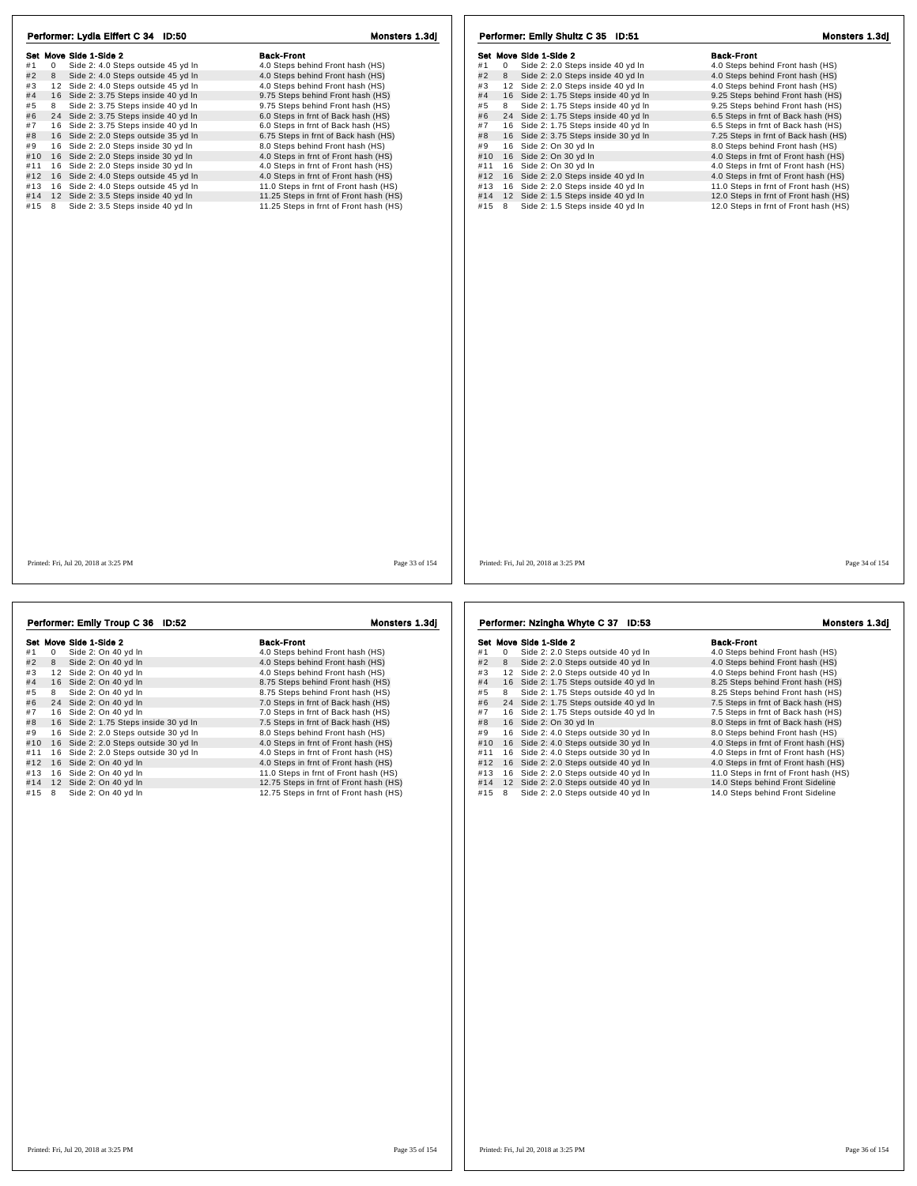## Performer: Lydia Elffert C 34 ID:50

Monsters 1.3dj

| Set | Move | Side 1-Side 2 | Back-Front |
|---|---|---|---|
| #1 | 0 | Side 2: 4.0 Steps outside 45 yd ln | 4.0 Steps behind Front hash (HS) |
| #2 | 8 | Side 2: 4.0 Steps outside 45 yd ln | 4.0 Steps behind Front hash (HS) |
| #3 | 12 | Side 2: 4.0 Steps outside 45 yd ln | 4.0 Steps behind Front hash (HS) |
| #4 | 16 | Side 2: 3.75 Steps inside 40 yd ln | 9.75 Steps behind Front hash (HS) |
| #5 | 8 | Side 2: 3.75 Steps inside 40 yd ln | 9.75 Steps behind Front hash (HS) |
| #6 | 24 | Side 2: 3.75 Steps inside 40 yd ln | 6.0 Steps in frnt of Back hash (HS) |
| #7 | 16 | Side 2: 3.75 Steps inside 40 yd ln | 6.0 Steps in frnt of Back hash (HS) |
| #8 | 16 | Side 2: 2.0 Steps outside 35 yd ln | 6.75 Steps in frnt of Back hash (HS) |
| #9 | 16 | Side 2: 2.0 Steps inside 30 yd ln | 8.0 Steps behind Front hash (HS) |
| #10 | 16 | Side 2: 2.0 Steps inside 30 yd ln | 4.0 Steps in frnt of Front hash (HS) |
| #11 | 16 | Side 2: 2.0 Steps inside 30 yd ln | 4.0 Steps in frnt of Front hash (HS) |
| #12 | 16 | Side 2: 4.0 Steps outside 45 yd ln | 4.0 Steps in frnt of Front hash (HS) |
| #13 | 16 | Side 2: 4.0 Steps outside 45 yd ln | 11.0 Steps in frnt of Front hash (HS) |
| #14 | 12 | Side 2: 3.5 Steps inside 40 yd ln | 11.25 Steps in frnt of Front hash (HS) |
| #15 | 8 | Side 2: 3.5 Steps inside 40 yd ln | 11.25 Steps in frnt of Front hash (HS) |

Printed: Fri, Jul 20, 2018 at 3:25 PM

## Performer: Emily Shultz C 35 ID:51

Monsters 1.3dj

| Set | Move | Side 1-Side 2 | Back-Front |
|---|---|---|---|
| #1 | 0 | Side 2: 2.0 Steps inside 40 yd ln | 4.0 Steps behind Front hash (HS) |
| #2 | 8 | Side 2: 2.0 Steps inside 40 yd ln | 4.0 Steps behind Front hash (HS) |
| #3 | 12 | Side 2: 2.0 Steps inside 40 yd ln | 4.0 Steps behind Front hash (HS) |
| #4 | 16 | Side 2: 1.75 Steps inside 40 yd ln | 9.25 Steps behind Front hash (HS) |
| #5 | 8 | Side 2: 1.75 Steps inside 40 yd ln | 9.25 Steps behind Front hash (HS) |
| #6 | 24 | Side 2: 1.75 Steps inside 40 yd ln | 6.5 Steps in frnt of Back hash (HS) |
| #7 | 16 | Side 2: 1.75 Steps inside 40 yd ln | 6.5 Steps in frnt of Back hash (HS) |
| #8 | 16 | Side 2: 3.75 Steps inside 30 yd ln | 7.25 Steps in frnt of Back hash (HS) |
| #9 | 16 | Side 2: On 30 yd ln | 8.0 Steps behind Front hash (HS) |
| #10 | 16 | Side 2: On 30 yd ln | 4.0 Steps in frnt of Front hash (HS) |
| #11 | 16 | Side 2: On 30 yd ln | 4.0 Steps in frnt of Front hash (HS) |
| #12 | 16 | Side 2: 2.0 Steps inside 40 yd ln | 4.0 Steps in frnt of Front hash (HS) |
| #13 | 16 | Side 2: 2.0 Steps inside 40 yd ln | 11.0 Steps in frnt of Front hash (HS) |
| #14 | 12 | Side 2: 1.5 Steps inside 40 yd ln | 12.0 Steps in frnt of Front hash (HS) |
| #15 | 8 | Side 2: 1.5 Steps inside 40 yd ln | 12.0 Steps in frnt of Front hash (HS) |

Printed: Fri, Jul 20, 2018 at 3:25 PM

## Performer: Emily Troup C 36 ID:52

Monsters 1.3dj

| Set | Move | Side 1-Side 2 | Back-Front |
|---|---|---|---|
| #1 | 0 | Side 2: On 40 yd ln | 4.0 Steps behind Front hash (HS) |
| #2 | 8 | Side 2: On 40 yd ln | 4.0 Steps behind Front hash (HS) |
| #3 | 12 | Side 2: On 40 yd ln | 4.0 Steps behind Front hash (HS) |
| #4 | 16 | Side 2: On 40 yd ln | 8.75 Steps behind Front hash (HS) |
| #5 | 8 | Side 2: On 40 yd ln | 8.75 Steps behind Front hash (HS) |
| #6 | 24 | Side 2: On 40 yd ln | 7.0 Steps in frnt of Back hash (HS) |
| #7 | 16 | Side 2: On 40 yd ln | 7.0 Steps in frnt of Back hash (HS) |
| #8 | 16 | Side 2: 1.75 Steps inside 30 yd ln | 7.5 Steps in frnt of Back hash (HS) |
| #9 | 16 | Side 2: 2.0 Steps outside 30 yd ln | 8.0 Steps behind Front hash (HS) |
| #10 | 16 | Side 2: 2.0 Steps outside 30 yd ln | 4.0 Steps in frnt of Front hash (HS) |
| #11 | 16 | Side 2: 2.0 Steps outside 30 yd ln | 4.0 Steps in frnt of Front hash (HS) |
| #12 | 16 | Side 2: On 40 yd ln | 4.0 Steps in frnt of Front hash (HS) |
| #13 | 16 | Side 2: On 40 yd ln | 11.0 Steps in frnt of Front hash (HS) |
| #14 | 12 | Side 2: On 40 yd ln | 12.75 Steps in frnt of Front hash (HS) |
| #15 | 8 | Side 2: On 40 yd ln | 12.75 Steps in frnt of Front hash (HS) |

Printed: Fri, Jul 20, 2018 at 3:25 PM

## Performer: Nzingha Whyte C 37 ID:53

Monsters 1.3dj

| Set | Move | Side 1-Side 2 | Back-Front |
|---|---|---|---|
| #1 | 0 | Side 2: 2.0 Steps outside 40 yd ln | 4.0 Steps behind Front hash (HS) |
| #2 | 8 | Side 2: 2.0 Steps outside 40 yd ln | 4.0 Steps behind Front hash (HS) |
| #3 | 12 | Side 2: 2.0 Steps outside 40 yd ln | 4.0 Steps behind Front hash (HS) |
| #4 | 16 | Side 2: 1.75 Steps outside 40 yd ln | 8.25 Steps behind Front hash (HS) |
| #5 | 8 | Side 2: 1.75 Steps outside 40 yd ln | 8.25 Steps behind Front hash (HS) |
| #6 | 24 | Side 2: 1.75 Steps outside 40 yd ln | 7.5 Steps in frnt of Back hash (HS) |
| #7 | 16 | Side 2: 1.75 Steps outside 40 yd ln | 7.5 Steps in frnt of Back hash (HS) |
| #8 | 16 | Side 2: On 30 yd ln | 8.0 Steps in frnt of Back hash (HS) |
| #9 | 16 | Side 2: 4.0 Steps outside 30 yd ln | 8.0 Steps behind Front hash (HS) |
| #10 | 16 | Side 2: 4.0 Steps outside 30 yd ln | 4.0 Steps in frnt of Front hash (HS) |
| #11 | 16 | Side 2: 4.0 Steps outside 30 yd ln | 4.0 Steps in frnt of Front hash (HS) |
| #12 | 16 | Side 2: 2.0 Steps outside 40 yd ln | 4.0 Steps in frnt of Front hash (HS) |
| #13 | 16 | Side 2: 2.0 Steps outside 40 yd ln | 11.0 Steps in frnt of Front hash (HS) |
| #14 | 12 | Side 2: 2.0 Steps outside 40 yd ln | 14.0 Steps behind Front Sideline |
| #15 | 8 | Side 2: 2.0 Steps outside 40 yd ln | 14.0 Steps behind Front Sideline |

Printed: Fri, Jul 20, 2018 at 3:25 PM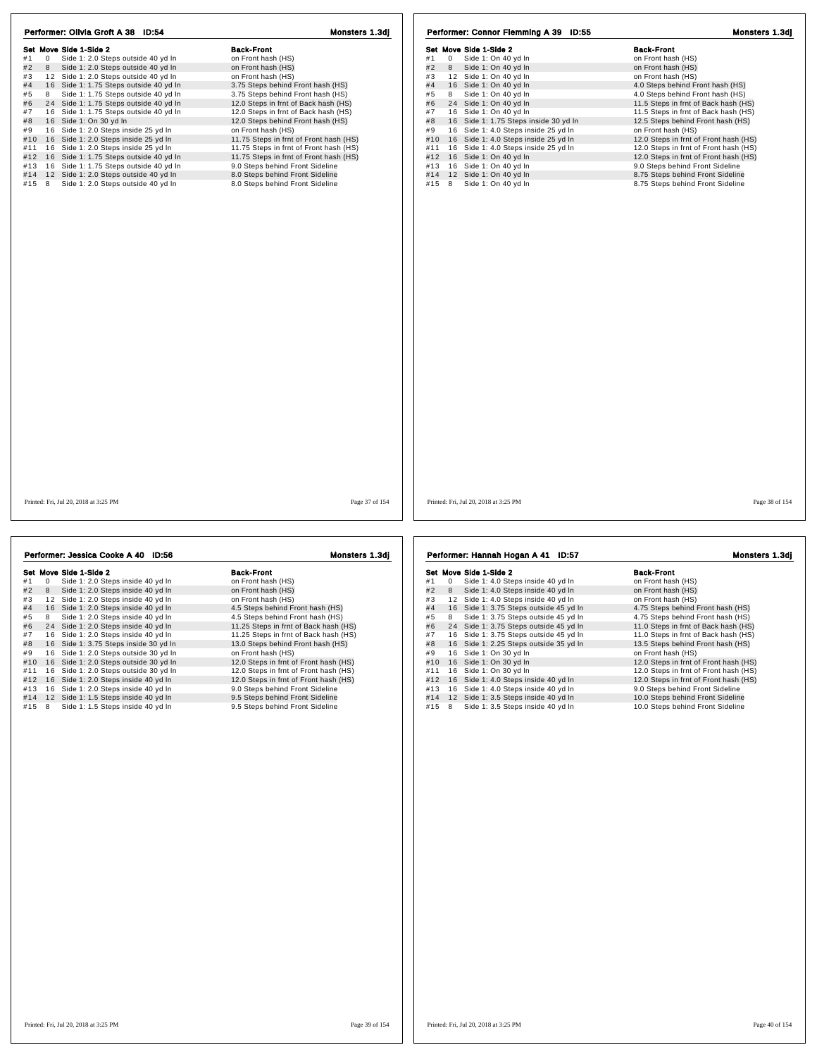## Performer: Olivia Groft A 38 ID:54

Monsters 1.3dj

| Set | Move | Side 1-Side 2 | Back-Front |
|---|---|---|---|
| #1 | 0 | Side 1: 2.0 Steps outside 40 yd ln | on Front hash (HS) |
| #2 | 8 | Side 1: 2.0 Steps outside 40 yd ln | on Front hash (HS) |
| #3 | 12 | Side 1: 2.0 Steps outside 40 yd ln | on Front hash (HS) |
| #4 | 16 | Side 1: 1.75 Steps outside 40 yd ln | 3.75 Steps behind Front hash (HS) |
| #5 | 8 | Side 1: 1.75 Steps outside 40 yd ln | 3.75 Steps behind Front hash (HS) |
| #6 | 24 | Side 1: 1.75 Steps outside 40 yd ln | 12.0 Steps in frnt of Back hash (HS) |
| #7 | 16 | Side 1: 1.75 Steps outside 40 yd ln | 12.0 Steps in frnt of Back hash (HS) |
| #8 | 16 | Side 1: On 30 yd ln | 12.0 Steps behind Front hash (HS) |
| #9 | 16 | Side 1: 2.0 Steps inside 25 yd ln | on Front hash (HS) |
| #10 | 16 | Side 1: 2.0 Steps inside 25 yd ln | 11.75 Steps in frnt of Front hash (HS) |
| #11 | 16 | Side 1: 2.0 Steps inside 25 yd ln | 11.75 Steps in frnt of Front hash (HS) |
| #12 | 16 | Side 1: 1.75 Steps outside 40 yd ln | 11.75 Steps in frnt of Front hash (HS) |
| #13 | 16 | Side 1: 1.75 Steps outside 40 yd ln | 9.0 Steps behind Front Sideline |
| #14 | 12 | Side 1: 2.0 Steps outside 40 yd ln | 8.0 Steps behind Front Sideline |
| #15 | 8 | Side 1: 2.0 Steps outside 40 yd ln | 8.0 Steps behind Front Sideline |

Printed: Fri, Jul 20, 2018 at 3:25 PM

## Performer: Connor Flemming A 39 ID:55

Monsters 1.3dj

| Set | Move | Side 1-Side 2 | Back-Front |
|---|---|---|---|
| #1 | 0 | Side 1: On 40 yd ln | on Front hash (HS) |
| #2 | 8 | Side 1: On 40 yd ln | on Front hash (HS) |
| #3 | 12 | Side 1: On 40 yd ln | on Front hash (HS) |
| #4 | 16 | Side 1: On 40 yd ln | 4.0 Steps behind Front hash (HS) |
| #5 | 8 | Side 1: On 40 yd ln | 4.0 Steps behind Front hash (HS) |
| #6 | 24 | Side 1: On 40 yd ln | 11.5 Steps in frnt of Back hash (HS) |
| #7 | 16 | Side 1: On 40 yd ln | 11.5 Steps in frnt of Back hash (HS) |
| #8 | 16 | Side 1: 1.75 Steps inside 30 yd ln | 12.5 Steps behind Front hash (HS) |
| #9 | 16 | Side 1: 4.0 Steps inside 25 yd ln | on Front hash (HS) |
| #10 | 16 | Side 1: 4.0 Steps inside 25 yd ln | 12.0 Steps in frnt of Front hash (HS) |
| #11 | 16 | Side 1: 4.0 Steps inside 25 yd ln | 12.0 Steps in frnt of Front hash (HS) |
| #12 | 16 | Side 1: On 40 yd ln | 12.0 Steps in frnt of Front hash (HS) |
| #13 | 16 | Side 1: On 40 yd ln | 9.0 Steps behind Front Sideline |
| #14 | 12 | Side 1: On 40 yd ln | 8.75 Steps behind Front Sideline |
| #15 | 8 | Side 1: On 40 yd ln | 8.75 Steps behind Front Sideline |

Printed: Fri, Jul 20, 2018 at 3:25 PM

## Performer: Jessica Cooke A 40 ID:56

Monsters 1.3dj

| Set | Move | Side 1-Side 2 | Back-Front |
|---|---|---|---|
| #1 | 0 | Side 1: 2.0 Steps inside 40 yd ln | on Front hash (HS) |
| #2 | 8 | Side 1: 2.0 Steps inside 40 yd ln | on Front hash (HS) |
| #3 | 12 | Side 1: 2.0 Steps inside 40 yd ln | on Front hash (HS) |
| #4 | 16 | Side 1: 2.0 Steps inside 40 yd ln | 4.5 Steps behind Front hash (HS) |
| #5 | 8 | Side 1: 2.0 Steps inside 40 yd ln | 4.5 Steps behind Front hash (HS) |
| #6 | 24 | Side 1: 2.0 Steps inside 40 yd ln | 11.25 Steps in frnt of Back hash (HS) |
| #7 | 16 | Side 1: 2.0 Steps inside 40 yd ln | 11.25 Steps in frnt of Back hash (HS) |
| #8 | 16 | Side 1: 3.75 Steps inside 30 yd ln | 13.0 Steps behind Front hash (HS) |
| #9 | 16 | Side 1: 2.0 Steps outside 30 yd ln | on Front hash (HS) |
| #10 | 16 | Side 1: 2.0 Steps outside 30 yd ln | 12.0 Steps in frnt of Front hash (HS) |
| #11 | 16 | Side 1: 2.0 Steps outside 30 yd ln | 12.0 Steps in frnt of Front hash (HS) |
| #12 | 16 | Side 1: 2.0 Steps inside 40 yd ln | 12.0 Steps in frnt of Front hash (HS) |
| #13 | 16 | Side 1: 2.0 Steps inside 40 yd ln | 9.0 Steps behind Front Sideline |
| #14 | 12 | Side 1: 1.5 Steps inside 40 yd ln | 9.5 Steps behind Front Sideline |
| #15 | 8 | Side 1: 1.5 Steps inside 40 yd ln | 9.5 Steps behind Front Sideline |

Printed: Fri, Jul 20, 2018 at 3:25 PM

## Performer: Hannah Hogan A 41 ID:57

Monsters 1.3dj

| Set | Move | Side 1-Side 2 | Back-Front |
|---|---|---|---|
| #1 | 0 | Side 1: 4.0 Steps inside 40 yd ln | on Front hash (HS) |
| #2 | 8 | Side 1: 4.0 Steps inside 40 yd ln | on Front hash (HS) |
| #3 | 12 | Side 1: 4.0 Steps inside 40 yd ln | on Front hash (HS) |
| #4 | 16 | Side 1: 3.75 Steps outside 45 yd ln | 4.75 Steps behind Front hash (HS) |
| #5 | 8 | Side 1: 3.75 Steps outside 45 yd ln | 4.75 Steps behind Front hash (HS) |
| #6 | 24 | Side 1: 3.75 Steps outside 45 yd ln | 11.0 Steps in frnt of Back hash (HS) |
| #7 | 16 | Side 1: 3.75 Steps outside 45 yd ln | 11.0 Steps in frnt of Back hash (HS) |
| #8 | 16 | Side 1: 2.25 Steps outside 35 yd ln | 13.5 Steps behind Front hash (HS) |
| #9 | 16 | Side 1: On 30 yd ln | on Front hash (HS) |
| #10 | 16 | Side 1: On 30 yd ln | 12.0 Steps in frnt of Front hash (HS) |
| #11 | 16 | Side 1: On 30 yd ln | 12.0 Steps in frnt of Front hash (HS) |
| #12 | 16 | Side 1: 4.0 Steps inside 40 yd ln | 12.0 Steps in frnt of Front hash (HS) |
| #13 | 16 | Side 1: 4.0 Steps inside 40 yd ln | 9.0 Steps behind Front Sideline |
| #14 | 12 | Side 1: 3.5 Steps inside 40 yd ln | 10.0 Steps behind Front Sideline |
| #15 | 8 | Side 1: 3.5 Steps inside 40 yd ln | 10.0 Steps behind Front Sideline |

Printed: Fri, Jul 20, 2018 at 3:25 PM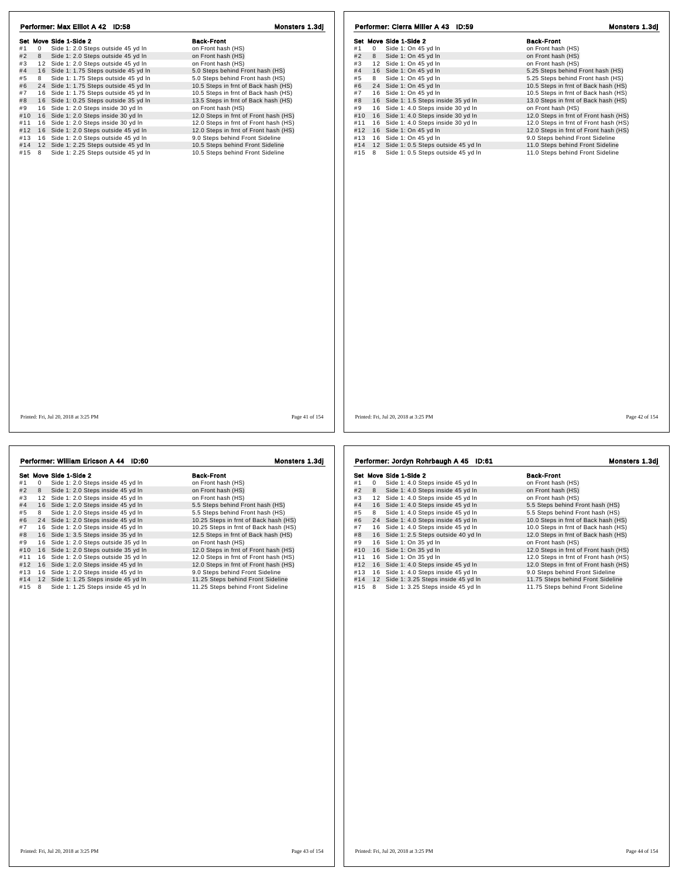## Performer: Max Elliot A 42 ID:58

Monsters 1.3dj

| Set | Move | Side 1-Side 2 | Back-Front |
|---|---|---|---|
| #1 | 0 | Side 1: 2.0 Steps outside 45 yd ln | on Front hash (HS) |
| #2 | 8 | Side 1: 2.0 Steps outside 45 yd ln | on Front hash (HS) |
| #3 | 12 | Side 1: 2.0 Steps outside 45 yd ln | on Front hash (HS) |
| #4 | 16 | Side 1: 1.75 Steps outside 45 yd ln | 5.0 Steps behind Front hash (HS) |
| #5 | 8 | Side 1: 1.75 Steps outside 45 yd ln | 5.0 Steps behind Front hash (HS) |
| #6 | 24 | Side 1: 1.75 Steps outside 45 yd ln | 10.5 Steps in frnt of Back hash (HS) |
| #7 | 16 | Side 1: 1.75 Steps outside 45 yd ln | 10.5 Steps in frnt of Back hash (HS) |
| #8 | 16 | Side 1: 0.25 Steps outside 35 yd ln | 13.5 Steps in frnt of Back hash (HS) |
| #9 | 16 | Side 1: 2.0 Steps inside 30 yd ln | on Front hash (HS) |
| #10 | 16 | Side 1: 2.0 Steps inside 30 yd ln | 12.0 Steps in frnt of Front hash (HS) |
| #11 | 16 | Side 1: 2.0 Steps inside 30 yd ln | 12.0 Steps in frnt of Front hash (HS) |
| #12 | 16 | Side 1: 2.0 Steps outside 45 yd ln | 12.0 Steps in frnt of Front hash (HS) |
| #13 | 16 | Side 1: 2.0 Steps outside 45 yd ln | 9.0 Steps behind Front Sideline |
| #14 | 12 | Side 1: 2.25 Steps outside 45 yd ln | 10.5 Steps behind Front Sideline |
| #15 | 8 | Side 1: 2.25 Steps outside 45 yd ln | 10.5 Steps behind Front Sideline |

Printed: Fri, Jul 20, 2018 at 3:25 PM

## Performer: Cierra Miller A 43 ID:59

Monsters 1.3dj

| Set | Move | Side 1-Side 2 | Back-Front |
|---|---|---|---|
| #1 | 0 | Side 1: On 45 yd ln | on Front hash (HS) |
| #2 | 8 | Side 1: On 45 yd ln | on Front hash (HS) |
| #3 | 12 | Side 1: On 45 yd ln | on Front hash (HS) |
| #4 | 16 | Side 1: On 45 yd ln | 5.25 Steps behind Front hash (HS) |
| #5 | 8 | Side 1: On 45 yd ln | 5.25 Steps behind Front hash (HS) |
| #6 | 24 | Side 1: On 45 yd ln | 10.5 Steps in frnt of Back hash (HS) |
| #7 | 16 | Side 1: On 45 yd ln | 10.5 Steps in frnt of Back hash (HS) |
| #8 | 16 | Side 1: 1.5 Steps inside 35 yd ln | 13.0 Steps in frnt of Back hash (HS) |
| #9 | 16 | Side 1: 4.0 Steps inside 30 yd ln | on Front hash (HS) |
| #10 | 16 | Side 1: 4.0 Steps inside 30 yd ln | 12.0 Steps in frnt of Front hash (HS) |
| #11 | 16 | Side 1: 4.0 Steps inside 30 yd ln | 12.0 Steps in frnt of Front hash (HS) |
| #12 | 16 | Side 1: On 45 yd ln | 12.0 Steps in frnt of Front hash (HS) |
| #13 | 16 | Side 1: On 45 yd ln | 9.0 Steps behind Front Sideline |
| #14 | 12 | Side 1: 0.5 Steps outside 45 yd ln | 11.0 Steps behind Front Sideline |
| #15 | 8 | Side 1: 0.5 Steps outside 45 yd ln | 11.0 Steps behind Front Sideline |

Printed: Fri, Jul 20, 2018 at 3:25 PM

## Performer: William Ericson A 44 ID:60

Monsters 1.3dj

| Set | Move | Side 1-Side 2 | Back-Front |
|---|---|---|---|
| #1 | 0 | Side 1: 2.0 Steps inside 45 yd ln | on Front hash (HS) |
| #2 | 8 | Side 1: 2.0 Steps inside 45 yd ln | on Front hash (HS) |
| #3 | 12 | Side 1: 2.0 Steps inside 45 yd ln | on Front hash (HS) |
| #4 | 16 | Side 1: 2.0 Steps inside 45 yd ln | 5.5 Steps behind Front hash (HS) |
| #5 | 8 | Side 1: 2.0 Steps inside 45 yd ln | 5.5 Steps behind Front hash (HS) |
| #6 | 24 | Side 1: 2.0 Steps inside 45 yd ln | 10.25 Steps in frnt of Back hash (HS) |
| #7 | 16 | Side 1: 2.0 Steps inside 45 yd ln | 10.25 Steps in frnt of Back hash (HS) |
| #8 | 16 | Side 1: 3.5 Steps inside 35 yd ln | 12.5 Steps in frnt of Back hash (HS) |
| #9 | 16 | Side 1: 2.0 Steps outside 35 yd ln | on Front hash (HS) |
| #10 | 16 | Side 1: 2.0 Steps outside 35 yd ln | 12.0 Steps in frnt of Front hash (HS) |
| #11 | 16 | Side 1: 2.0 Steps outside 35 yd ln | 12.0 Steps in frnt of Front hash (HS) |
| #12 | 16 | Side 1: 2.0 Steps inside 45 yd ln | 12.0 Steps in frnt of Front hash (HS) |
| #13 | 16 | Side 1: 2.0 Steps inside 45 yd ln | 9.0 Steps behind Front Sideline |
| #14 | 12 | Side 1: 1.25 Steps inside 45 yd ln | 11.25 Steps behind Front Sideline |
| #15 | 8 | Side 1: 1.25 Steps inside 45 yd ln | 11.25 Steps behind Front Sideline |

Printed: Fri, Jul 20, 2018 at 3:25 PM

## Performer: Jordyn Rohrbaugh A 45 ID:61

Monsters 1.3dj

| Set | Move | Side 1-Side 2 | Back-Front |
|---|---|---|---|
| #1 | 0 | Side 1: 4.0 Steps inside 45 yd ln | on Front hash (HS) |
| #2 | 8 | Side 1: 4.0 Steps inside 45 yd ln | on Front hash (HS) |
| #3 | 12 | Side 1: 4.0 Steps inside 45 yd ln | on Front hash (HS) |
| #4 | 16 | Side 1: 4.0 Steps inside 45 yd ln | 5.5 Steps behind Front hash (HS) |
| #5 | 8 | Side 1: 4.0 Steps inside 45 yd ln | 5.5 Steps behind Front hash (HS) |
| #6 | 24 | Side 1: 4.0 Steps inside 45 yd ln | 10.0 Steps in frnt of Back hash (HS) |
| #7 | 16 | Side 1: 4.0 Steps inside 45 yd ln | 10.0 Steps in frnt of Back hash (HS) |
| #8 | 16 | Side 1: 2.5 Steps outside 40 yd ln | 12.0 Steps in frnt of Back hash (HS) |
| #9 | 16 | Side 1: On 35 yd ln | on Front hash (HS) |
| #10 | 16 | Side 1: On 35 yd ln | 12.0 Steps in frnt of Front hash (HS) |
| #11 | 16 | Side 1: On 35 yd ln | 12.0 Steps in frnt of Front hash (HS) |
| #12 | 16 | Side 1: 4.0 Steps inside 45 yd ln | 12.0 Steps in frnt of Front hash (HS) |
| #13 | 16 | Side 1: 4.0 Steps inside 45 yd ln | 9.0 Steps behind Front Sideline |
| #14 | 12 | Side 1: 3.25 Steps inside 45 yd ln | 11.75 Steps behind Front Sideline |
| #15 | 8 | Side 1: 3.25 Steps inside 45 yd ln | 11.75 Steps behind Front Sideline |

Printed: Fri, Jul 20, 2018 at 3:25 PM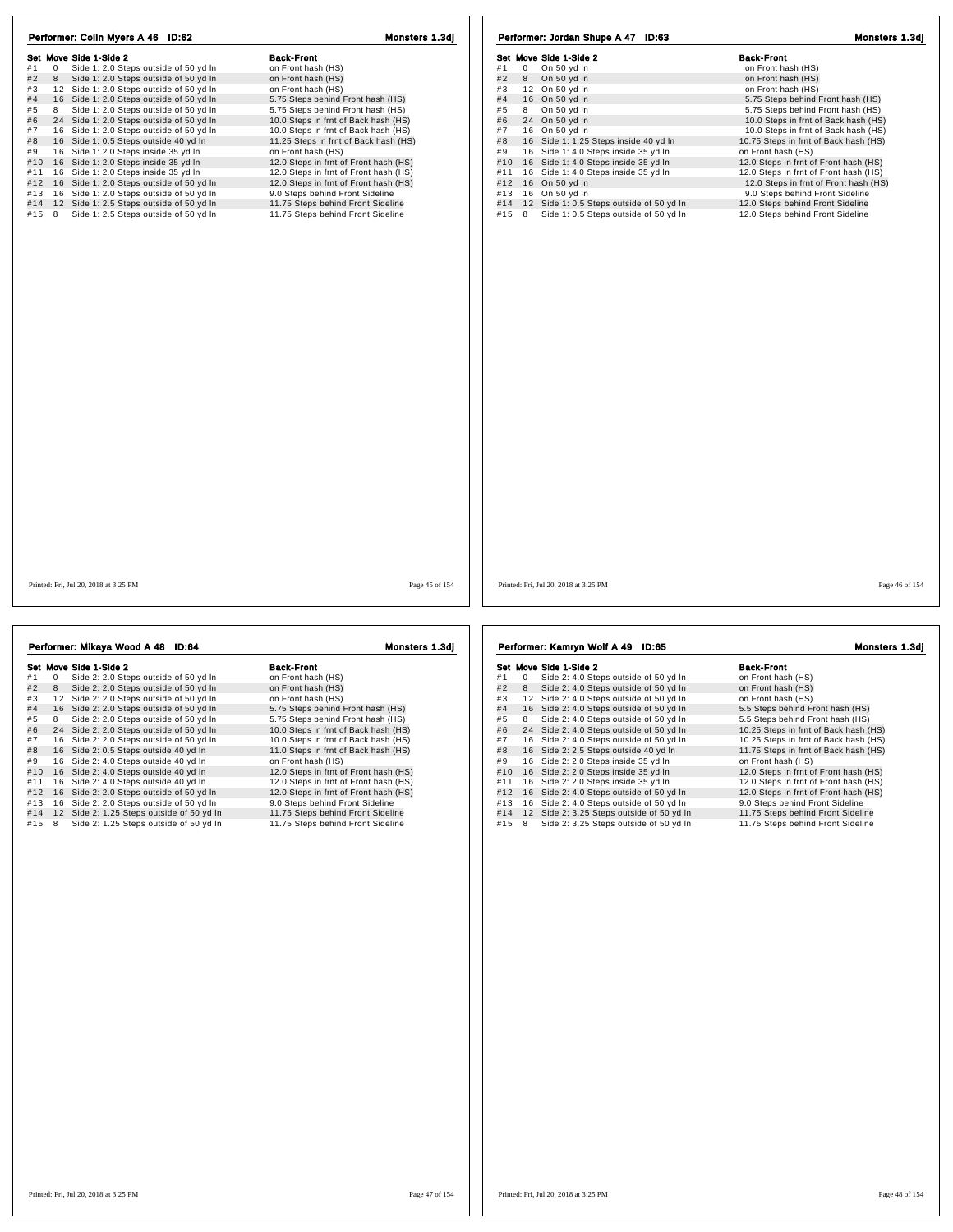## Performer: Colin Myers A 46 ID:62

**Monsters 1.3dj**

| Set | Move | Side 1-Side 2 | Back-Front |
|---|---|---|---|
| #1 | 0 | Side 1: 2.0 Steps outside of 50 yd ln | on Front hash (HS) |
| #2 | 8 | Side 1: 2.0 Steps outside of 50 yd ln | on Front hash (HS) |
| #3 | 12 | Side 1: 2.0 Steps outside of 50 yd ln | on Front hash (HS) |
| #4 | 16 | Side 1: 2.0 Steps outside of 50 yd ln | 5.75 Steps behind Front hash (HS) |
| #5 | 8 | Side 1: 2.0 Steps outside of 50 yd ln | 5.75 Steps behind Front hash (HS) |
| #6 | 24 | Side 1: 2.0 Steps outside of 50 yd ln | 10.0 Steps in frnt of Back hash (HS) |
| #7 | 16 | Side 1: 2.0 Steps outside of 50 yd ln | 10.0 Steps in frnt of Back hash (HS) |
| #8 | 16 | Side 1: 0.5 Steps outside 40 yd ln | 11.25 Steps in frnt of Back hash (HS) |
| #9 | 16 | Side 1: 2.0 Steps inside 35 yd ln | on Front hash (HS) |
| #10 | 16 | Side 1: 2.0 Steps inside 35 yd ln | 12.0 Steps in frnt of Front hash (HS) |
| #11 | 16 | Side 1: 2.0 Steps inside 35 yd ln | 12.0 Steps in frnt of Front hash (HS) |
| #12 | 16 | Side 1: 2.0 Steps outside of 50 yd ln | 12.0 Steps in frnt of Front hash (HS) |
| #13 | 16 | Side 1: 2.0 Steps outside of 50 yd ln | 9.0 Steps behind Front Sideline |
| #14 | 12 | Side 1: 2.5 Steps outside of 50 yd ln | 11.75 Steps behind Front Sideline |
| #15 | 8 | Side 1: 2.5 Steps outside of 50 yd ln | 11.75 Steps behind Front Sideline |

Printed: Fri, Jul 20, 2018 at 3:25 PM

## Performer: Jordan Shupe A 47 ID:63

**Monsters 1.3dj**

| Set | Move | Side 1-Side 2 | Back-Front |
|---|---|---|---|
| #1 | 0 | On 50 yd ln | on Front hash (HS) |
| #2 | 8 | On 50 yd ln | on Front hash (HS) |
| #3 | 12 | On 50 yd ln | on Front hash (HS) |
| #4 | 16 | On 50 yd ln | 5.75 Steps behind Front hash (HS) |
| #5 | 8 | On 50 yd ln | 5.75 Steps behind Front hash (HS) |
| #6 | 24 | On 50 yd ln | 10.0 Steps in frnt of Back hash (HS) |
| #7 | 16 | On 50 yd ln | 10.0 Steps in frnt of Back hash (HS) |
| #8 | 16 | Side 1: 1.25 Steps inside 40 yd ln | 10.75 Steps in frnt of Back hash (HS) |
| #9 | 16 | Side 1: 4.0 Steps inside 35 yd ln | on Front hash (HS) |
| #10 | 16 | Side 1: 4.0 Steps inside 35 yd ln | 12.0 Steps in frnt of Front hash (HS) |
| #11 | 16 | Side 1: 4.0 Steps inside 35 yd ln | 12.0 Steps in frnt of Front hash (HS) |
| #12 | 16 | On 50 yd ln | 12.0 Steps in frnt of Front hash (HS) |
| #13 | 16 | On 50 yd ln | 9.0 Steps behind Front Sideline |
| #14 | 12 | Side 1: 0.5 Steps outside of 50 yd ln | 12.0 Steps behind Front Sideline |
| #15 | 8 | Side 1: 0.5 Steps outside of 50 yd ln | 12.0 Steps behind Front Sideline |

Printed: Fri, Jul 20, 2018 at 3:25 PM

## Performer: Mikaya Wood A 48 ID:64

**Monsters 1.3dj**

| Set | Move | Side 1-Side 2 | Back-Front |
|---|---|---|---|
| #1 | 0 | Side 2: 2.0 Steps outside of 50 yd ln | on Front hash (HS) |
| #2 | 8 | Side 2: 2.0 Steps outside of 50 yd ln | on Front hash (HS) |
| #3 | 12 | Side 2: 2.0 Steps outside of 50 yd ln | on Front hash (HS) |
| #4 | 16 | Side 2: 2.0 Steps outside of 50 yd ln | 5.75 Steps behind Front hash (HS) |
| #5 | 8 | Side 2: 2.0 Steps outside of 50 yd ln | 5.75 Steps behind Front hash (HS) |
| #6 | 24 | Side 2: 2.0 Steps outside of 50 yd ln | 10.0 Steps in frnt of Back hash (HS) |
| #7 | 16 | Side 2: 2.0 Steps outside of 50 yd ln | 10.0 Steps in frnt of Back hash (HS) |
| #8 | 16 | Side 2: 0.5 Steps outside 40 yd ln | 11.0 Steps in frnt of Back hash (HS) |
| #9 | 16 | Side 2: 4.0 Steps outside 40 yd ln | on Front hash (HS) |
| #10 | 16 | Side 2: 4.0 Steps outside 40 yd ln | 12.0 Steps in frnt of Front hash (HS) |
| #11 | 16 | Side 2: 4.0 Steps outside 40 yd ln | 12.0 Steps in frnt of Front hash (HS) |
| #12 | 16 | Side 2: 2.0 Steps outside of 50 yd ln | 12.0 Steps in frnt of Front hash (HS) |
| #13 | 16 | Side 2: 2.0 Steps outside of 50 yd ln | 9.0 Steps behind Front Sideline |
| #14 | 12 | Side 2: 1.25 Steps outside of 50 yd ln | 11.75 Steps behind Front Sideline |
| #15 | 8 | Side 2: 1.25 Steps outside of 50 yd ln | 11.75 Steps behind Front Sideline |

Printed: Fri, Jul 20, 2018 at 3:25 PM

## Performer: Kamryn Wolf A 49 ID:65

**Monsters 1.3dj**

| Set | Move | Side 1-Side 2 | Back-Front |
|---|---|---|---|
| #1 | 0 | Side 2: 4.0 Steps outside of 50 yd ln | on Front hash (HS) |
| #2 | 8 | Side 2: 4.0 Steps outside of 50 yd ln | on Front hash (HS) |
| #3 | 12 | Side 2: 4.0 Steps outside of 50 yd ln | on Front hash (HS) |
| #4 | 16 | Side 2: 4.0 Steps outside of 50 yd ln | 5.5 Steps behind Front hash (HS) |
| #5 | 8 | Side 2: 4.0 Steps outside of 50 yd ln | 5.5 Steps behind Front hash (HS) |
| #6 | 24 | Side 2: 4.0 Steps outside of 50 yd ln | 10.25 Steps in frnt of Back hash (HS) |
| #7 | 16 | Side 2: 4.0 Steps outside of 50 yd ln | 10.25 Steps in frnt of Back hash (HS) |
| #8 | 16 | Side 2: 2.5 Steps outside 40 yd ln | 11.75 Steps in frnt of Back hash (HS) |
| #9 | 16 | Side 2: 2.0 Steps inside 35 yd ln | on Front hash (HS) |
| #10 | 16 | Side 2: 2.0 Steps inside 35 yd ln | 12.0 Steps in frnt of Front hash (HS) |
| #11 | 16 | Side 2: 2.0 Steps inside 35 yd ln | 12.0 Steps in frnt of Front hash (HS) |
| #12 | 16 | Side 2: 4.0 Steps outside of 50 yd ln | 12.0 Steps in frnt of Front hash (HS) |
| #13 | 16 | Side 2: 4.0 Steps outside of 50 yd ln | 9.0 Steps behind Front Sideline |
| #14 | 12 | Side 2: 3.25 Steps outside of 50 yd ln | 11.75 Steps behind Front Sideline |
| #15 | 8 | Side 2: 3.25 Steps outside of 50 yd ln | 11.75 Steps behind Front Sideline |

Printed: Fri, Jul 20, 2018 at 3:25 PM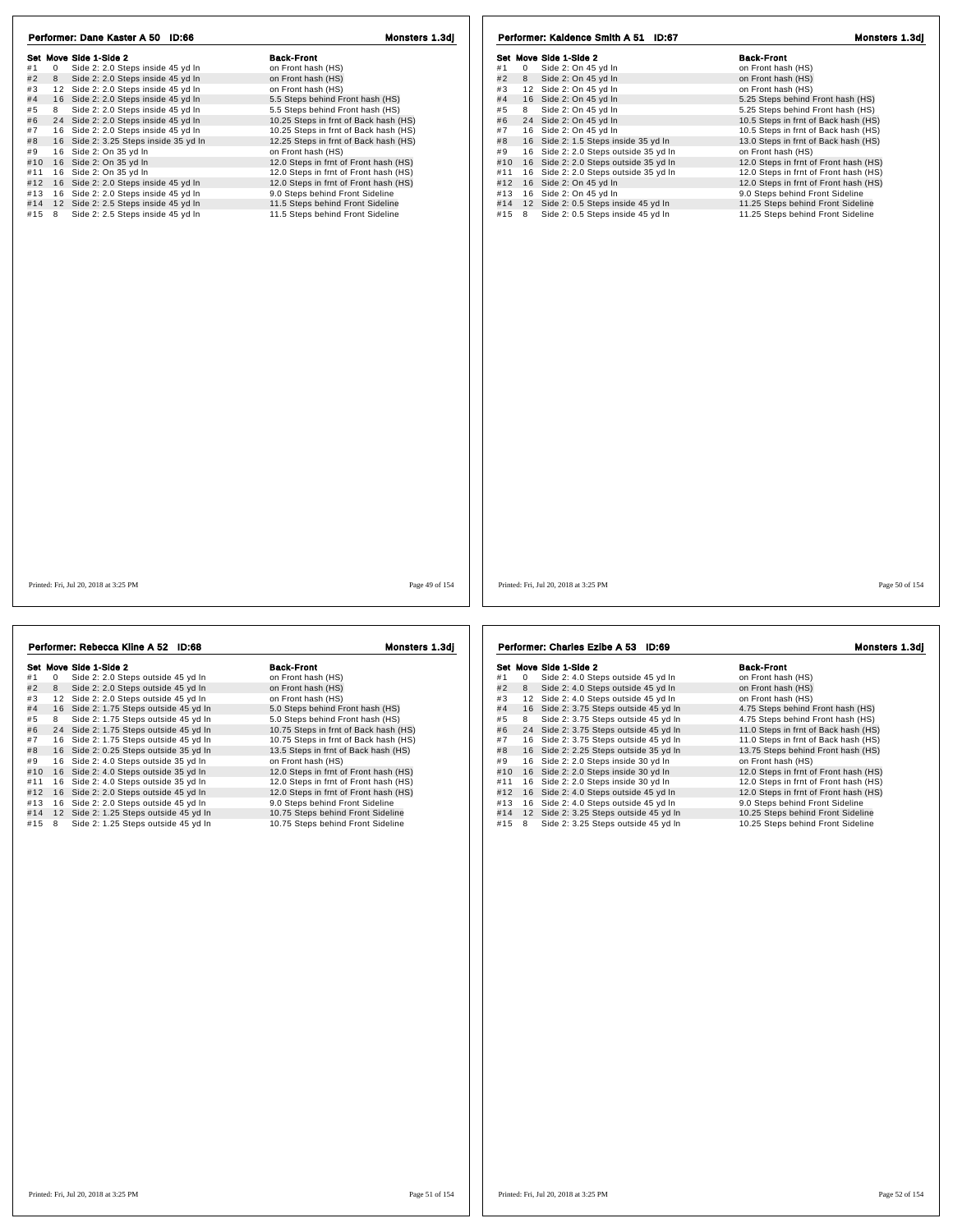## Performer: Dane Kaster A 50 ID:66

**Monsters 1.3dj**

| Set | Move | Side 1-Side 2 | Back-Front |
|---|---|---|---|
| #1 | 0 | Side 2: 2.0 Steps inside 45 yd ln | on Front hash (HS) |
| #2 | 8 | Side 2: 2.0 Steps inside 45 yd ln | on Front hash (HS) |
| #3 | 12 | Side 2: 2.0 Steps inside 45 yd ln | on Front hash (HS) |
| #4 | 16 | Side 2: 2.0 Steps inside 45 yd ln | 5.5 Steps behind Front hash (HS) |
| #5 | 8 | Side 2: 2.0 Steps inside 45 yd ln | 5.5 Steps behind Front hash (HS) |
| #6 | 24 | Side 2: 2.0 Steps inside 45 yd ln | 10.25 Steps in frnt of Back hash (HS) |
| #7 | 16 | Side 2: 2.0 Steps inside 45 yd ln | 10.25 Steps in frnt of Back hash (HS) |
| #8 | 16 | Side 2: 3.25 Steps inside 35 yd ln | 12.25 Steps in frnt of Back hash (HS) |
| #9 | 16 | Side 2: On 35 yd ln | on Front hash (HS) |
| #10 | 16 | Side 2: On 35 yd ln | 12.0 Steps in frnt of Front hash (HS) |
| #11 | 16 | Side 2: On 35 yd ln | 12.0 Steps in frnt of Front hash (HS) |
| #12 | 16 | Side 2: 2.0 Steps inside 45 yd ln | 12.0 Steps in frnt of Front hash (HS) |
| #13 | 16 | Side 2: 2.0 Steps inside 45 yd ln | 9.0 Steps behind Front Sideline |
| #14 | 12 | Side 2: 2.5 Steps inside 45 yd ln | 11.5 Steps behind Front Sideline |
| #15 | 8 | Side 2: 2.5 Steps inside 45 yd ln | 11.5 Steps behind Front Sideline |

Printed: Fri, Jul 20, 2018 at 3:25 PM

## Performer: Kaidence Smith A 51 ID:67

**Monsters 1.3dj**

| Set | Move | Side 1-Side 2 | Back-Front |
|---|---|---|---|
| #1 | 0 | Side 2: On 45 yd ln | on Front hash (HS) |
| #2 | 8 | Side 2: On 45 yd ln | on Front hash (HS) |
| #3 | 12 | Side 2: On 45 yd ln | on Front hash (HS) |
| #4 | 16 | Side 2: On 45 yd ln | 5.25 Steps behind Front hash (HS) |
| #5 | 8 | Side 2: On 45 yd ln | 5.25 Steps behind Front hash (HS) |
| #6 | 24 | Side 2: On 45 yd ln | 10.5 Steps in frnt of Back hash (HS) |
| #7 | 16 | Side 2: On 45 yd ln | 10.5 Steps in frnt of Back hash (HS) |
| #8 | 16 | Side 2: 1.5 Steps inside 35 yd ln | 13.0 Steps in frnt of Back hash (HS) |
| #9 | 16 | Side 2: 2.0 Steps outside 35 yd ln | on Front hash (HS) |
| #10 | 16 | Side 2: 2.0 Steps outside 35 yd ln | 12.0 Steps in frnt of Front hash (HS) |
| #11 | 16 | Side 2: 2.0 Steps outside 35 yd ln | 12.0 Steps in frnt of Front hash (HS) |
| #12 | 16 | Side 2: On 45 yd ln | 12.0 Steps in frnt of Front hash (HS) |
| #13 | 16 | Side 2: On 45 yd ln | 9.0 Steps behind Front Sideline |
| #14 | 12 | Side 2: 0.5 Steps inside 45 yd ln | 11.25 Steps behind Front Sideline |
| #15 | 8 | Side 2: 0.5 Steps inside 45 yd ln | 11.25 Steps behind Front Sideline |

Printed: Fri, Jul 20, 2018 at 3:25 PM

## Performer: Rebecca Kline A 52 ID:68

**Monsters 1.3dj**

| Set | Move | Side 1-Side 2 | Back-Front |
|---|---|---|---|
| #1 | 0 | Side 2: 2.0 Steps outside 45 yd ln | on Front hash (HS) |
| #2 | 8 | Side 2: 2.0 Steps outside 45 yd ln | on Front hash (HS) |
| #3 | 12 | Side 2: 2.0 Steps outside 45 yd ln | on Front hash (HS) |
| #4 | 16 | Side 2: 1.75 Steps outside 45 yd ln | 5.0 Steps behind Front hash (HS) |
| #5 | 8 | Side 2: 1.75 Steps outside 45 yd ln | 5.0 Steps behind Front hash (HS) |
| #6 | 24 | Side 2: 1.75 Steps outside 45 yd ln | 10.75 Steps in frnt of Back hash (HS) |
| #7 | 16 | Side 2: 1.75 Steps outside 45 yd ln | 10.75 Steps in frnt of Back hash (HS) |
| #8 | 16 | Side 2: 0.25 Steps outside 35 yd ln | 13.5 Steps in frnt of Back hash (HS) |
| #9 | 16 | Side 2: 4.0 Steps outside 35 yd ln | on Front hash (HS) |
| #10 | 16 | Side 2: 4.0 Steps outside 35 yd ln | 12.0 Steps in frnt of Front hash (HS) |
| #11 | 16 | Side 2: 4.0 Steps outside 35 yd ln | 12.0 Steps in frnt of Front hash (HS) |
| #12 | 16 | Side 2: 2.0 Steps outside 45 yd ln | 12.0 Steps in frnt of Front hash (HS) |
| #13 | 16 | Side 2: 2.0 Steps outside 45 yd ln | 9.0 Steps behind Front Sideline |
| #14 | 12 | Side 2: 1.25 Steps outside 45 yd ln | 10.75 Steps behind Front Sideline |
| #15 | 8 | Side 2: 1.25 Steps outside 45 yd ln | 10.75 Steps behind Front Sideline |

Printed: Fri, Jul 20, 2018 at 3:25 PM

## Performer: Charles Ezibe A 53 ID:69

**Monsters 1.3dj**

| Set | Move | Side 1-Side 2 | Back-Front |
|---|---|---|---|
| #1 | 0 | Side 2: 4.0 Steps outside 45 yd ln | on Front hash (HS) |
| #2 | 8 | Side 2: 4.0 Steps outside 45 yd ln | on Front hash (HS) |
| #3 | 12 | Side 2: 4.0 Steps outside 45 yd ln | on Front hash (HS) |
| #4 | 16 | Side 2: 3.75 Steps outside 45 yd ln | 4.75 Steps behind Front hash (HS) |
| #5 | 8 | Side 2: 3.75 Steps outside 45 yd ln | 4.75 Steps behind Front hash (HS) |
| #6 | 24 | Side 2: 3.75 Steps outside 45 yd ln | 11.0 Steps in frnt of Back hash (HS) |
| #7 | 16 | Side 2: 3.75 Steps outside 45 yd ln | 11.0 Steps in frnt of Back hash (HS) |
| #8 | 16 | Side 2: 2.25 Steps outside 35 yd ln | 13.75 Steps behind Front hash (HS) |
| #9 | 16 | Side 2: 2.0 Steps inside 30 yd ln | on Front hash (HS) |
| #10 | 16 | Side 2: 2.0 Steps inside 30 yd ln | 12.0 Steps in frnt of Front hash (HS) |
| #11 | 16 | Side 2: 2.0 Steps inside 30 yd ln | 12.0 Steps in frnt of Front hash (HS) |
| #12 | 16 | Side 2: 4.0 Steps outside 45 yd ln | 12.0 Steps in frnt of Front hash (HS) |
| #13 | 16 | Side 2: 4.0 Steps outside 45 yd ln | 9.0 Steps behind Front Sideline |
| #14 | 12 | Side 2: 3.25 Steps outside 45 yd ln | 10.25 Steps behind Front Sideline |
| #15 | 8 | Side 2: 3.25 Steps outside 45 yd ln | 10.25 Steps behind Front Sideline |

Printed: Fri, Jul 20, 2018 at 3:25 PM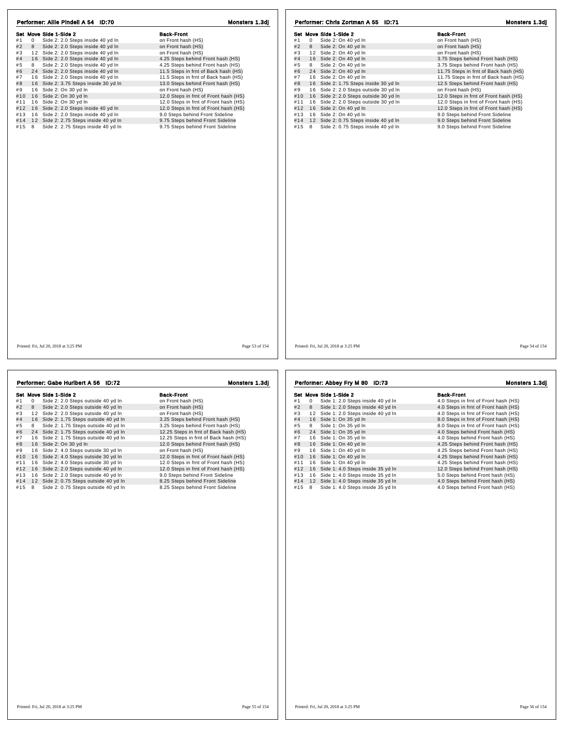## Performer: Allie Pindell A 54 ID:70

Monsters 1.3dj

| Set | Move | Side 1-Side 2 | Back-Front |
|---|---|---|---|
| #1 | 0 | Side 2: 2.0 Steps inside 40 yd ln | on Front hash (HS) |
| #2 | 8 | Side 2: 2.0 Steps inside 40 yd ln | on Front hash (HS) |
| #3 | 12 | Side 2: 2.0 Steps inside 40 yd ln | on Front hash (HS) |
| #4 | 16 | Side 2: 2.0 Steps inside 40 yd ln | 4.25 Steps behind Front hash (HS) |
| #5 | 8 | Side 2: 2.0 Steps inside 40 yd ln | 4.25 Steps behind Front hash (HS) |
| #6 | 24 | Side 2: 2.0 Steps inside 40 yd ln | 11.5 Steps in frnt of Back hash (HS) |
| #7 | 16 | Side 2: 2.0 Steps inside 40 yd ln | 11.5 Steps in frnt of Back hash (HS) |
| #8 | 16 | Side 2: 3.75 Steps inside 30 yd ln | 13.0 Steps behind Front hash (HS) |
| #9 | 16 | Side 2: On 30 yd ln | on Front hash (HS) |
| #10 | 16 | Side 2: On 30 yd ln | 12.0 Steps in frnt of Front hash (HS) |
| #11 | 16 | Side 2: On 30 yd ln | 12.0 Steps in frnt of Front hash (HS) |
| #12 | 16 | Side 2: 2.0 Steps inside 40 yd ln | 12.0 Steps in frnt of Front hash (HS) |
| #13 | 16 | Side 2: 2.0 Steps inside 40 yd ln | 9.0 Steps behind Front Sideline |
| #14 | 12 | Side 2: 2.75 Steps inside 40 yd ln | 9.75 Steps behind Front Sideline |
| #15 | 8 | Side 2: 2.75 Steps inside 40 yd ln | 9.75 Steps behind Front Sideline |

## Performer: Chris Zortman A 55 ID:71

Monsters 1.3dj

| Set | Move | Side 1-Side 2 | Back-Front |
|---|---|---|---|
| #1 | 0 | Side 2: On 40 yd ln | on Front hash (HS) |
| #2 | 8 | Side 2: On 40 yd ln | on Front hash (HS) |
| #3 | 12 | Side 2: On 40 yd ln | on Front hash (HS) |
| #4 | 16 | Side 2: On 40 yd ln | 3.75 Steps behind Front hash (HS) |
| #5 | 8 | Side 2: On 40 yd ln | 3.75 Steps behind Front hash (HS) |
| #6 | 24 | Side 2: On 40 yd ln | 11.75 Steps in frnt of Back hash (HS) |
| #7 | 16 | Side 2: On 40 yd ln | 11.75 Steps in frnt of Back hash (HS) |
| #8 | 16 | Side 2: 1.75 Steps inside 30 yd ln | 12.5 Steps behind Front hash (HS) |
| #9 | 16 | Side 2: 2.0 Steps outside 30 yd ln | on Front hash (HS) |
| #10 | 16 | Side 2: 2.0 Steps outside 30 yd ln | 12.0 Steps in frnt of Front hash (HS) |
| #11 | 16 | Side 2: 2.0 Steps outside 30 yd ln | 12.0 Steps in frnt of Front hash (HS) |
| #12 | 16 | Side 2: On 40 yd ln | 12.0 Steps in frnt of Front hash (HS) |
| #13 | 16 | Side 2: On 40 yd ln | 9.0 Steps behind Front Sideline |
| #14 | 12 | Side 2: 0.75 Steps inside 40 yd ln | 9.0 Steps behind Front Sideline |
| #15 | 8 | Side 2: 0.75 Steps inside 40 yd ln | 9.0 Steps behind Front Sideline |

## Performer: Gabe Hurlbert A 56 ID:72

Monsters 1.3dj

| Set | Move | Side 1-Side 2 | Back-Front |
|---|---|---|---|
| #1 | 0 | Side 2: 2.0 Steps outside 40 yd ln | on Front hash (HS) |
| #2 | 8 | Side 2: 2.0 Steps outside 40 yd ln | on Front hash (HS) |
| #3 | 12 | Side 2: 2.0 Steps outside 40 yd ln | on Front hash (HS) |
| #4 | 16 | Side 2: 1.75 Steps outside 40 yd ln | 3.25 Steps behind Front hash (HS) |
| #5 | 8 | Side 2: 1.75 Steps outside 40 yd ln | 3.25 Steps behind Front hash (HS) |
| #6 | 24 | Side 2: 1.75 Steps outside 40 yd ln | 12.25 Steps in frnt of Back hash (HS) |
| #7 | 16 | Side 2: 1.75 Steps outside 40 yd ln | 12.25 Steps in frnt of Back hash (HS) |
| #8 | 16 | Side 2: On 30 yd ln | 12.0 Steps behind Front hash (HS) |
| #9 | 16 | Side 2: 4.0 Steps outside 30 yd ln | on Front hash (HS) |
| #10 | 16 | Side 2: 4.0 Steps outside 30 yd ln | 12.0 Steps in frnt of Front hash (HS) |
| #11 | 16 | Side 2: 4.0 Steps outside 30 yd ln | 12.0 Steps in frnt of Front hash (HS) |
| #12 | 16 | Side 2: 2.0 Steps outside 40 yd ln | 12.0 Steps in frnt of Front hash (HS) |
| #13 | 16 | Side 2: 2.0 Steps outside 40 yd ln | 9.0 Steps behind Front Sideline |
| #14 | 12 | Side 2: 0.75 Steps outside 40 yd ln | 8.25 Steps behind Front Sideline |
| #15 | 8 | Side 2: 0.75 Steps outside 40 yd ln | 8.25 Steps behind Front Sideline |

## Performer: Abbey Fry M 80 ID:73

Monsters 1.3dj

| Set | Move | Side 1-Side 2 | Back-Front |
|---|---|---|---|
| #1 | 0 | Side 1: 2.0 Steps inside 40 yd ln | 4.0 Steps in frnt of Front hash (HS) |
| #2 | 8 | Side 1: 2.0 Steps inside 40 yd ln | 4.0 Steps in frnt of Front hash (HS) |
| #3 | 12 | Side 1: 2.0 Steps inside 40 yd ln | 4.0 Steps in frnt of Front hash (HS) |
| #4 | 16 | Side 1: On 35 yd ln | 8.0 Steps in frnt of Front hash (HS) |
| #5 | 8 | Side 1: On 35 yd ln | 8.0 Steps in frnt of Front hash (HS) |
| #6 | 24 | Side 1: On 35 yd ln | 4.0 Steps behind Front hash (HS) |
| #7 | 16 | Side 1: On 35 yd ln | 4.0 Steps behind Front hash (HS) |
| #8 | 16 | Side 1: On 40 yd ln | 4.25 Steps behind Front hash (HS) |
| #9 | 16 | Side 1: On 40 yd ln | 4.25 Steps behind Front hash (HS) |
| #10 | 16 | Side 1: On 40 yd ln | 4.25 Steps behind Front hash (HS) |
| #11 | 16 | Side 1: On 40 yd ln | 4.25 Steps behind Front hash (HS) |
| #12 | 16 | Side 1: 4.0 Steps inside 35 yd ln | 12.0 Steps behind Front hash (HS) |
| #13 | 16 | Side 1: 4.0 Steps inside 35 yd ln | 5.0 Steps behind Front hash (HS) |
| #14 | 12 | Side 1: 4.0 Steps inside 35 yd ln | 4.0 Steps behind Front hash (HS) |
| #15 | 8 | Side 1: 4.0 Steps inside 35 yd ln | 4.0 Steps behind Front hash (HS) |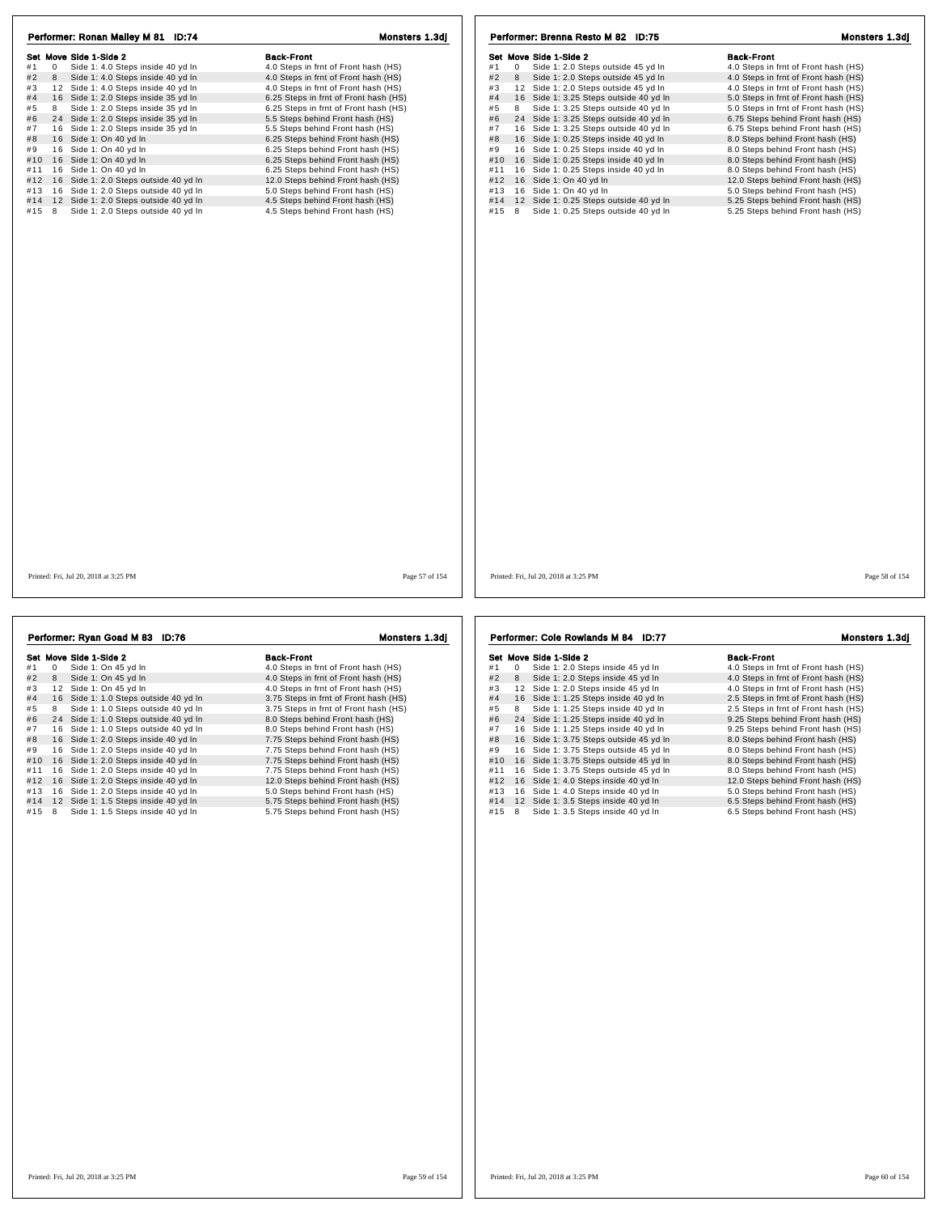## Performer: Ronan Malley M 81 ID:74

**Monsters 1.3dj**

| Set | Move | Side 1-Side 2 | Back-Front |
|---|---|---|---|
| #1 | 0 | Side 1: 4.0 Steps inside 40 yd ln | 4.0 Steps in frnt of Front hash (HS) |
| #2 | 8 | Side 1: 4.0 Steps inside 40 yd ln | 4.0 Steps in frnt of Front hash (HS) |
| #3 | 12 | Side 1: 4.0 Steps inside 40 yd ln | 4.0 Steps in frnt of Front hash (HS) |
| #4 | 16 | Side 1: 2.0 Steps inside 35 yd ln | 6.25 Steps in frnt of Front hash (HS) |
| #5 | 8 | Side 1: 2.0 Steps inside 35 yd ln | 6.25 Steps in frnt of Front hash (HS) |
| #6 | 24 | Side 1: 2.0 Steps inside 35 yd ln | 5.5 Steps behind Front hash (HS) |
| #7 | 16 | Side 1: 2.0 Steps inside 35 yd ln | 5.5 Steps behind Front hash (HS) |
| #8 | 16 | Side 1: On 40 yd ln | 6.25 Steps behind Front hash (HS) |
| #9 | 16 | Side 1: On 40 yd ln | 6.25 Steps behind Front hash (HS) |
| #10 | 16 | Side 1: On 40 yd ln | 6.25 Steps behind Front hash (HS) |
| #11 | 16 | Side 1: On 40 yd ln | 6.25 Steps behind Front hash (HS) |
| #12 | 16 | Side 1: 2.0 Steps outside 40 yd ln | 12.0 Steps behind Front hash (HS) |
| #13 | 16 | Side 1: 2.0 Steps outside 40 yd ln | 5.0 Steps behind Front hash (HS) |
| #14 | 12 | Side 1: 2.0 Steps outside 40 yd ln | 4.5 Steps behind Front hash (HS) |
| #15 | 8 | Side 1: 2.0 Steps outside 40 yd ln | 4.5 Steps behind Front hash (HS) |

Printed: Fri, Jul 20, 2018 at 3:25 PM

## Performer: Brenna Resto M 82 ID:75

**Monsters 1.3dj**

| Set | Move | Side 1-Side 2 | Back-Front |
|---|---|---|---|
| #1 | 0 | Side 1: 2.0 Steps outside 45 yd ln | 4.0 Steps in frnt of Front hash (HS) |
| #2 | 8 | Side 1: 2.0 Steps outside 45 yd ln | 4.0 Steps in frnt of Front hash (HS) |
| #3 | 12 | Side 1: 2.0 Steps outside 45 yd ln | 4.0 Steps in frnt of Front hash (HS) |
| #4 | 16 | Side 1: 3.25 Steps outside 40 yd ln | 5.0 Steps in frnt of Front hash (HS) |
| #5 | 8 | Side 1: 3.25 Steps outside 40 yd ln | 5.0 Steps in frnt of Front hash (HS) |
| #6 | 24 | Side 1: 3.25 Steps outside 40 yd ln | 6.75 Steps behind Front hash (HS) |
| #7 | 16 | Side 1: 3.25 Steps outside 40 yd ln | 6.75 Steps behind Front hash (HS) |
| #8 | 16 | Side 1: 0.25 Steps inside 40 yd ln | 8.0 Steps behind Front hash (HS) |
| #9 | 16 | Side 1: 0.25 Steps inside 40 yd ln | 8.0 Steps behind Front hash (HS) |
| #10 | 16 | Side 1: 0.25 Steps inside 40 yd ln | 8.0 Steps behind Front hash (HS) |
| #11 | 16 | Side 1: 0.25 Steps inside 40 yd ln | 8.0 Steps behind Front hash (HS) |
| #12 | 16 | Side 1: On 40 yd ln | 12.0 Steps behind Front hash (HS) |
| #13 | 16 | Side 1: On 40 yd ln | 5.0 Steps behind Front hash (HS) |
| #14 | 12 | Side 1: 0.25 Steps outside 40 yd ln | 5.25 Steps behind Front hash (HS) |
| #15 | 8 | Side 1: 0.25 Steps outside 40 yd ln | 5.25 Steps behind Front hash (HS) |

Printed: Fri, Jul 20, 2018 at 3:25 PM

## Performer: Ryan Goad M 83 ID:76

**Monsters 1.3dj**

| Set | Move | Side 1-Side 2 | Back-Front |
|---|---|---|---|
| #1 | 0 | Side 1: On 45 yd ln | 4.0 Steps in frnt of Front hash (HS) |
| #2 | 8 | Side 1: On 45 yd ln | 4.0 Steps in frnt of Front hash (HS) |
| #3 | 12 | Side 1: On 45 yd ln | 4.0 Steps in frnt of Front hash (HS) |
| #4 | 16 | Side 1: 1.0 Steps outside 40 yd ln | 3.75 Steps in frnt of Front hash (HS) |
| #5 | 8 | Side 1: 1.0 Steps outside 40 yd ln | 3.75 Steps in frnt of Front hash (HS) |
| #6 | 24 | Side 1: 1.0 Steps outside 40 yd ln | 8.0 Steps behind Front hash (HS) |
| #7 | 16 | Side 1: 1.0 Steps outside 40 yd ln | 8.0 Steps behind Front hash (HS) |
| #8 | 16 | Side 1: 2.0 Steps inside 40 yd ln | 7.75 Steps behind Front hash (HS) |
| #9 | 16 | Side 1: 2.0 Steps inside 40 yd ln | 7.75 Steps behind Front hash (HS) |
| #10 | 16 | Side 1: 2.0 Steps inside 40 yd ln | 7.75 Steps behind Front hash (HS) |
| #11 | 16 | Side 1: 2.0 Steps inside 40 yd ln | 7.75 Steps behind Front hash (HS) |
| #12 | 16 | Side 1: 2.0 Steps inside 40 yd ln | 12.0 Steps behind Front hash (HS) |
| #13 | 16 | Side 1: 2.0 Steps inside 40 yd ln | 5.0 Steps behind Front hash (HS) |
| #14 | 12 | Side 1: 1.5 Steps inside 40 yd ln | 5.75 Steps behind Front hash (HS) |
| #15 | 8 | Side 1: 1.5 Steps inside 40 yd ln | 5.75 Steps behind Front hash (HS) |

Printed: Fri, Jul 20, 2018 at 3:25 PM

## Performer: Cole Rowlands M 84 ID:77

**Monsters 1.3dj**

| Set | Move | Side 1-Side 2 | Back-Front |
|---|---|---|---|
| #1 | 0 | Side 1: 2.0 Steps inside 45 yd ln | 4.0 Steps in frnt of Front hash (HS) |
| #2 | 8 | Side 1: 2.0 Steps inside 45 yd ln | 4.0 Steps in frnt of Front hash (HS) |
| #3 | 12 | Side 1: 2.0 Steps inside 45 yd ln | 4.0 Steps in frnt of Front hash (HS) |
| #4 | 16 | Side 1: 1.25 Steps inside 40 yd ln | 2.5 Steps in frnt of Front hash (HS) |
| #5 | 8 | Side 1: 1.25 Steps inside 40 yd ln | 2.5 Steps in frnt of Front hash (HS) |
| #6 | 24 | Side 1: 1.25 Steps inside 40 yd ln | 9.25 Steps behind Front hash (HS) |
| #7 | 16 | Side 1: 1.25 Steps inside 40 yd ln | 9.25 Steps behind Front hash (HS) |
| #8 | 16 | Side 1: 3.75 Steps outside 45 yd ln | 8.0 Steps behind Front hash (HS) |
| #9 | 16 | Side 1: 3.75 Steps outside 45 yd ln | 8.0 Steps behind Front hash (HS) |
| #10 | 16 | Side 1: 3.75 Steps outside 45 yd ln | 8.0 Steps behind Front hash (HS) |
| #11 | 16 | Side 1: 3.75 Steps outside 45 yd ln | 8.0 Steps behind Front hash (HS) |
| #12 | 16 | Side 1: 4.0 Steps inside 40 yd ln | 12.0 Steps behind Front hash (HS) |
| #13 | 16 | Side 1: 4.0 Steps inside 40 yd ln | 5.0 Steps behind Front hash (HS) |
| #14 | 12 | Side 1: 3.5 Steps inside 40 yd ln | 6.5 Steps behind Front hash (HS) |
| #15 | 8 | Side 1: 3.5 Steps inside 40 yd ln | 6.5 Steps behind Front hash (HS) |

Printed: Fri, Jul 20, 2018 at 3:25 PM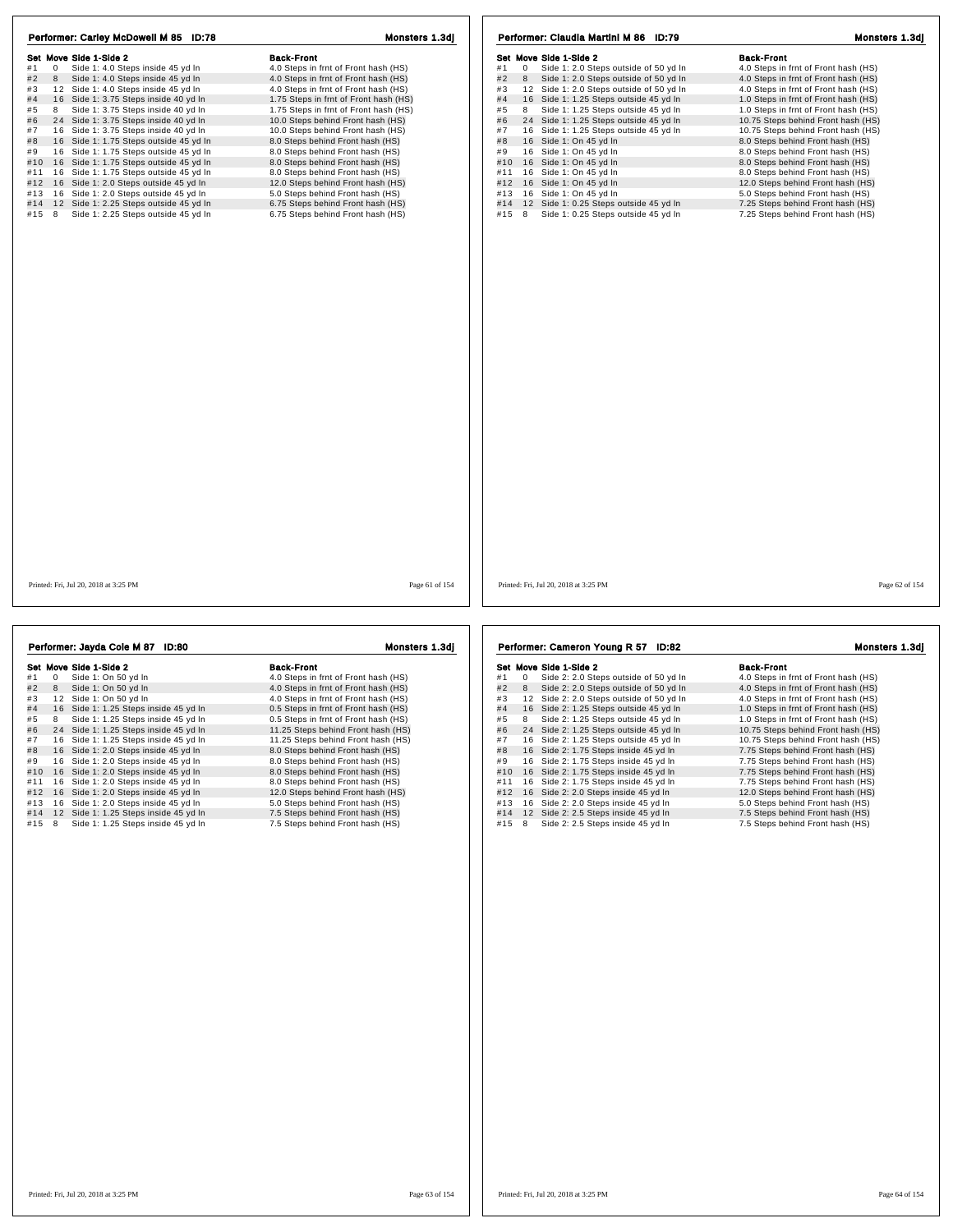## Performer: Carley McDowell M 85 ID:78

Monsters 1.3dj

| Set | Move | Side 1-Side 2 | Back-Front |
|---|---|---|---|
| #1 | 0 | Side 1: 4.0 Steps inside 45 yd ln | 4.0 Steps in frnt of Front hash (HS) |
| #2 | 8 | Side 1: 4.0 Steps inside 45 yd ln | 4.0 Steps in frnt of Front hash (HS) |
| #3 | 12 | Side 1: 4.0 Steps inside 45 yd ln | 4.0 Steps in frnt of Front hash (HS) |
| #4 | 16 | Side 1: 3.75 Steps inside 40 yd ln | 1.75 Steps in frnt of Front hash (HS) |
| #5 | 8 | Side 1: 3.75 Steps inside 40 yd ln | 1.75 Steps in frnt of Front hash (HS) |
| #6 | 24 | Side 1: 3.75 Steps inside 40 yd ln | 10.0 Steps behind Front hash (HS) |
| #7 | 16 | Side 1: 3.75 Steps inside 40 yd ln | 10.0 Steps behind Front hash (HS) |
| #8 | 16 | Side 1: 1.75 Steps outside 45 yd ln | 8.0 Steps behind Front hash (HS) |
| #9 | 16 | Side 1: 1.75 Steps outside 45 yd ln | 8.0 Steps behind Front hash (HS) |
| #10 | 16 | Side 1: 1.75 Steps outside 45 yd ln | 8.0 Steps behind Front hash (HS) |
| #11 | 16 | Side 1: 1.75 Steps outside 45 yd ln | 8.0 Steps behind Front hash (HS) |
| #12 | 16 | Side 1: 2.0 Steps outside 45 yd ln | 12.0 Steps behind Front hash (HS) |
| #13 | 16 | Side 1: 2.0 Steps outside 45 yd ln | 5.0 Steps behind Front hash (HS) |
| #14 | 12 | Side 1: 2.25 Steps outside 45 yd ln | 6.75 Steps behind Front hash (HS) |
| #15 | 8 | Side 1: 2.25 Steps outside 45 yd ln | 6.75 Steps behind Front hash (HS) |

Printed: Fri, Jul 20, 2018 at 3:25 PM

## Performer: Claudia Martini M 86 ID:79

Monsters 1.3dj

| Set | Move | Side 1-Side 2 | Back-Front |
|---|---|---|---|
| #1 | 0 | Side 1: 2.0 Steps outside of 50 yd ln | 4.0 Steps in frnt of Front hash (HS) |
| #2 | 8 | Side 1: 2.0 Steps outside of 50 yd ln | 4.0 Steps in frnt of Front hash (HS) |
| #3 | 12 | Side 1: 2.0 Steps outside of 50 yd ln | 4.0 Steps in frnt of Front hash (HS) |
| #4 | 16 | Side 1: 1.25 Steps outside 45 yd ln | 1.0 Steps in frnt of Front hash (HS) |
| #5 | 8 | Side 1: 1.25 Steps outside 45 yd ln | 1.0 Steps in frnt of Front hash (HS) |
| #6 | 24 | Side 1: 1.25 Steps outside 45 yd ln | 10.75 Steps behind Front hash (HS) |
| #7 | 16 | Side 1: 1.25 Steps outside 45 yd ln | 10.75 Steps behind Front hash (HS) |
| #8 | 16 | Side 1: On 45 yd ln | 8.0 Steps behind Front hash (HS) |
| #9 | 16 | Side 1: On 45 yd ln | 8.0 Steps behind Front hash (HS) |
| #10 | 16 | Side 1: On 45 yd ln | 8.0 Steps behind Front hash (HS) |
| #11 | 16 | Side 1: On 45 yd ln | 8.0 Steps behind Front hash (HS) |
| #12 | 16 | Side 1: On 45 yd ln | 12.0 Steps behind Front hash (HS) |
| #13 | 16 | Side 1: On 45 yd ln | 5.0 Steps behind Front hash (HS) |
| #14 | 12 | Side 1: 0.25 Steps outside 45 yd ln | 7.25 Steps behind Front hash (HS) |
| #15 | 8 | Side 1: 0.25 Steps outside 45 yd ln | 7.25 Steps behind Front hash (HS) |

Printed: Fri, Jul 20, 2018 at 3:25 PM

## Performer: Jayda Cole M 87 ID:80

Monsters 1.3dj

| Set | Move | Side 1-Side 2 | Back-Front |
|---|---|---|---|
| #1 | 0 | Side 1: On 50 yd ln | 4.0 Steps in frnt of Front hash (HS) |
| #2 | 8 | Side 1: On 50 yd ln | 4.0 Steps in frnt of Front hash (HS) |
| #3 | 12 | Side 1: On 50 yd ln | 4.0 Steps in frnt of Front hash (HS) |
| #4 | 16 | Side 1: 1.25 Steps inside 45 yd ln | 0.5 Steps in frnt of Front hash (HS) |
| #5 | 8 | Side 1: 1.25 Steps inside 45 yd ln | 0.5 Steps in frnt of Front hash (HS) |
| #6 | 24 | Side 1: 1.25 Steps inside 45 yd ln | 11.25 Steps behind Front hash (HS) |
| #7 | 16 | Side 1: 1.25 Steps inside 45 yd ln | 11.25 Steps behind Front hash (HS) |
| #8 | 16 | Side 1: 2.0 Steps inside 45 yd ln | 8.0 Steps behind Front hash (HS) |
| #9 | 16 | Side 1: 2.0 Steps inside 45 yd ln | 8.0 Steps behind Front hash (HS) |
| #10 | 16 | Side 1: 2.0 Steps inside 45 yd ln | 8.0 Steps behind Front hash (HS) |
| #11 | 16 | Side 1: 2.0 Steps inside 45 yd ln | 8.0 Steps behind Front hash (HS) |
| #12 | 16 | Side 1: 2.0 Steps inside 45 yd ln | 12.0 Steps behind Front hash (HS) |
| #13 | 16 | Side 1: 2.0 Steps inside 45 yd ln | 5.0 Steps behind Front hash (HS) |
| #14 | 12 | Side 1: 1.25 Steps inside 45 yd ln | 7.5 Steps behind Front hash (HS) |
| #15 | 8 | Side 1: 1.25 Steps inside 45 yd ln | 7.5 Steps behind Front hash (HS) |

Printed: Fri, Jul 20, 2018 at 3:25 PM

## Performer: Cameron Young R 57 ID:82

Monsters 1.3dj

| Set | Move | Side 1-Side 2 | Back-Front |
|---|---|---|---|
| #1 | 0 | Side 2: 2.0 Steps outside of 50 yd ln | 4.0 Steps in frnt of Front hash (HS) |
| #2 | 8 | Side 2: 2.0 Steps outside of 50 yd ln | 4.0 Steps in frnt of Front hash (HS) |
| #3 | 12 | Side 2: 2.0 Steps outside of 50 yd ln | 4.0 Steps in frnt of Front hash (HS) |
| #4 | 16 | Side 2: 1.25 Steps outside 45 yd ln | 1.0 Steps in frnt of Front hash (HS) |
| #5 | 8 | Side 2: 1.25 Steps outside 45 yd ln | 1.0 Steps in frnt of Front hash (HS) |
| #6 | 24 | Side 2: 1.25 Steps outside 45 yd ln | 10.75 Steps behind Front hash (HS) |
| #7 | 16 | Side 2: 1.25 Steps outside 45 yd ln | 10.75 Steps behind Front hash (HS) |
| #8 | 16 | Side 2: 1.75 Steps inside 45 yd ln | 7.75 Steps behind Front hash (HS) |
| #9 | 16 | Side 2: 1.75 Steps inside 45 yd ln | 7.75 Steps behind Front hash (HS) |
| #10 | 16 | Side 2: 1.75 Steps inside 45 yd ln | 7.75 Steps behind Front hash (HS) |
| #11 | 16 | Side 2: 1.75 Steps inside 45 yd ln | 7.75 Steps behind Front hash (HS) |
| #12 | 16 | Side 2: 2.0 Steps inside 45 yd ln | 12.0 Steps behind Front hash (HS) |
| #13 | 16 | Side 2: 2.0 Steps inside 45 yd ln | 5.0 Steps behind Front hash (HS) |
| #14 | 12 | Side 2: 2.5 Steps inside 45 yd ln | 7.5 Steps behind Front hash (HS) |
| #15 | 8 | Side 2: 2.5 Steps inside 45 yd ln | 7.5 Steps behind Front hash (HS) |

Printed: Fri, Jul 20, 2018 at 3:25 PM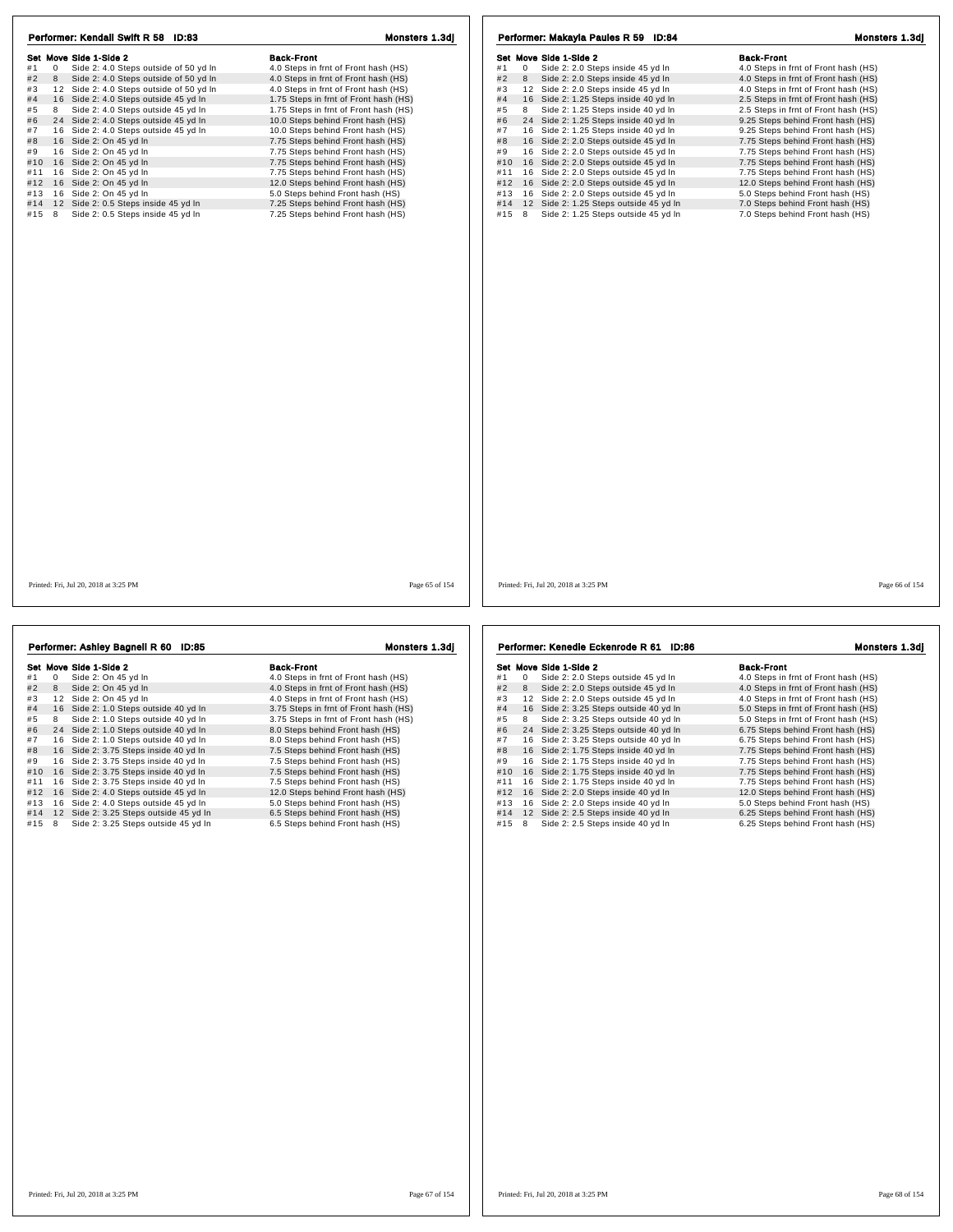## Performer: Kendall Swift R 58 ID:83

Monsters 1.3dj

| Set | Move | Side 1-Side 2 | Back-Front |
|---|---|---|---|
| #1 | 0 | Side 2: 4.0 Steps outside of 50 yd ln | 4.0 Steps in frnt of Front hash (HS) |
| #2 | 8 | Side 2: 4.0 Steps outside of 50 yd ln | 4.0 Steps in frnt of Front hash (HS) |
| #3 | 12 | Side 2: 4.0 Steps outside of 50 yd ln | 4.0 Steps in frnt of Front hash (HS) |
| #4 | 16 | Side 2: 4.0 Steps outside 45 yd ln | 1.75 Steps in frnt of Front hash (HS) |
| #5 | 8 | Side 2: 4.0 Steps outside 45 yd ln | 1.75 Steps in frnt of Front hash (HS) |
| #6 | 24 | Side 2: 4.0 Steps outside 45 yd ln | 10.0 Steps behind Front hash (HS) |
| #7 | 16 | Side 2: 4.0 Steps outside 45 yd ln | 10.0 Steps behind Front hash (HS) |
| #8 | 16 | Side 2: On 45 yd ln | 7.75 Steps behind Front hash (HS) |
| #9 | 16 | Side 2: On 45 yd ln | 7.75 Steps behind Front hash (HS) |
| #10 | 16 | Side 2: On 45 yd ln | 7.75 Steps behind Front hash (HS) |
| #11 | 16 | Side 2: On 45 yd ln | 7.75 Steps behind Front hash (HS) |
| #12 | 16 | Side 2: On 45 yd ln | 12.0 Steps behind Front hash (HS) |
| #13 | 16 | Side 2: On 45 yd ln | 5.0 Steps behind Front hash (HS) |
| #14 | 12 | Side 2: 0.5 Steps inside 45 yd ln | 7.25 Steps behind Front hash (HS) |
| #15 | 8 | Side 2: 0.5 Steps inside 45 yd ln | 7.25 Steps behind Front hash (HS) |

Printed: Fri, Jul 20, 2018 at 3:25 PM

## Performer: Makayla Paules R 59 ID:84

Monsters 1.3dj

| Set | Move | Side 1-Side 2 | Back-Front |
|---|---|---|---|
| #1 | 0 | Side 2: 2.0 Steps inside 45 yd ln | 4.0 Steps in frnt of Front hash (HS) |
| #2 | 8 | Side 2: 2.0 Steps inside 45 yd ln | 4.0 Steps in frnt of Front hash (HS) |
| #3 | 12 | Side 2: 2.0 Steps inside 45 yd ln | 4.0 Steps in frnt of Front hash (HS) |
| #4 | 16 | Side 2: 1.25 Steps inside 40 yd ln | 2.5 Steps in frnt of Front hash (HS) |
| #5 | 8 | Side 2: 1.25 Steps inside 40 yd ln | 2.5 Steps in frnt of Front hash (HS) |
| #6 | 24 | Side 2: 1.25 Steps inside 40 yd ln | 9.25 Steps behind Front hash (HS) |
| #7 | 16 | Side 2: 1.25 Steps inside 40 yd ln | 9.25 Steps behind Front hash (HS) |
| #8 | 16 | Side 2: 2.0 Steps outside 45 yd ln | 7.75 Steps behind Front hash (HS) |
| #9 | 16 | Side 2: 2.0 Steps outside 45 yd ln | 7.75 Steps behind Front hash (HS) |
| #10 | 16 | Side 2: 2.0 Steps outside 45 yd ln | 7.75 Steps behind Front hash (HS) |
| #11 | 16 | Side 2: 2.0 Steps outside 45 yd ln | 7.75 Steps behind Front hash (HS) |
| #12 | 16 | Side 2: 2.0 Steps outside 45 yd ln | 12.0 Steps behind Front hash (HS) |
| #13 | 16 | Side 2: 2.0 Steps outside 45 yd ln | 5.0 Steps behind Front hash (HS) |
| #14 | 12 | Side 2: 1.25 Steps outside 45 yd ln | 7.0 Steps behind Front hash (HS) |
| #15 | 8 | Side 2: 1.25 Steps outside 45 yd ln | 7.0 Steps behind Front hash (HS) |

Printed: Fri, Jul 20, 2018 at 3:25 PM

## Performer: Ashley Bagnell R 60 ID:85

Monsters 1.3dj

| Set | Move | Side 1-Side 2 | Back-Front |
|---|---|---|---|
| #1 | 0 | Side 2: On 45 yd ln | 4.0 Steps in frnt of Front hash (HS) |
| #2 | 8 | Side 2: On 45 yd ln | 4.0 Steps in frnt of Front hash (HS) |
| #3 | 12 | Side 2: On 45 yd ln | 4.0 Steps in frnt of Front hash (HS) |
| #4 | 16 | Side 2: 1.0 Steps outside 40 yd ln | 3.75 Steps in frnt of Front hash (HS) |
| #5 | 8 | Side 2: 1.0 Steps outside 40 yd ln | 3.75 Steps in frnt of Front hash (HS) |
| #6 | 24 | Side 2: 1.0 Steps outside 40 yd ln | 8.0 Steps behind Front hash (HS) |
| #7 | 16 | Side 2: 1.0 Steps outside 40 yd ln | 8.0 Steps behind Front hash (HS) |
| #8 | 16 | Side 2: 3.75 Steps inside 40 yd ln | 7.5 Steps behind Front hash (HS) |
| #9 | 16 | Side 2: 3.75 Steps inside 40 yd ln | 7.5 Steps behind Front hash (HS) |
| #10 | 16 | Side 2: 3.75 Steps inside 40 yd ln | 7.5 Steps behind Front hash (HS) |
| #11 | 16 | Side 2: 3.75 Steps inside 40 yd ln | 7.5 Steps behind Front hash (HS) |
| #12 | 16 | Side 2: 4.0 Steps outside 45 yd ln | 12.0 Steps behind Front hash (HS) |
| #13 | 16 | Side 2: 4.0 Steps outside 45 yd ln | 5.0 Steps behind Front hash (HS) |
| #14 | 12 | Side 2: 3.25 Steps outside 45 yd ln | 6.5 Steps behind Front hash (HS) |
| #15 | 8 | Side 2: 3.25 Steps outside 45 yd ln | 6.5 Steps behind Front hash (HS) |

Printed: Fri, Jul 20, 2018 at 3:25 PM

## Performer: Kenedie Eckenrode R 61 ID:86

Monsters 1.3dj

| Set | Move | Side 1-Side 2 | Back-Front |
|---|---|---|---|
| #1 | 0 | Side 2: 2.0 Steps outside 45 yd ln | 4.0 Steps in frnt of Front hash (HS) |
| #2 | 8 | Side 2: 2.0 Steps outside 45 yd ln | 4.0 Steps in frnt of Front hash (HS) |
| #3 | 12 | Side 2: 2.0 Steps outside 45 yd ln | 4.0 Steps in frnt of Front hash (HS) |
| #4 | 16 | Side 2: 3.25 Steps outside 40 yd ln | 5.0 Steps in frnt of Front hash (HS) |
| #5 | 8 | Side 2: 3.25 Steps outside 40 yd ln | 5.0 Steps in frnt of Front hash (HS) |
| #6 | 24 | Side 2: 3.25 Steps outside 40 yd ln | 6.75 Steps behind Front hash (HS) |
| #7 | 16 | Side 2: 3.25 Steps outside 40 yd ln | 6.75 Steps behind Front hash (HS) |
| #8 | 16 | Side 2: 1.75 Steps inside 40 yd ln | 7.75 Steps behind Front hash (HS) |
| #9 | 16 | Side 2: 1.75 Steps inside 40 yd ln | 7.75 Steps behind Front hash (HS) |
| #10 | 16 | Side 2: 1.75 Steps inside 40 yd ln | 7.75 Steps behind Front hash (HS) |
| #11 | 16 | Side 2: 1.75 Steps inside 40 yd ln | 7.75 Steps behind Front hash (HS) |
| #12 | 16 | Side 2: 2.0 Steps inside 40 yd ln | 12.0 Steps behind Front hash (HS) |
| #13 | 16 | Side 2: 2.0 Steps inside 40 yd ln | 5.0 Steps behind Front hash (HS) |
| #14 | 12 | Side 2: 2.5 Steps inside 40 yd ln | 6.25 Steps behind Front hash (HS) |
| #15 | 8 | Side 2: 2.5 Steps inside 40 yd ln | 6.25 Steps behind Front hash (HS) |

Printed: Fri, Jul 20, 2018 at 3:25 PM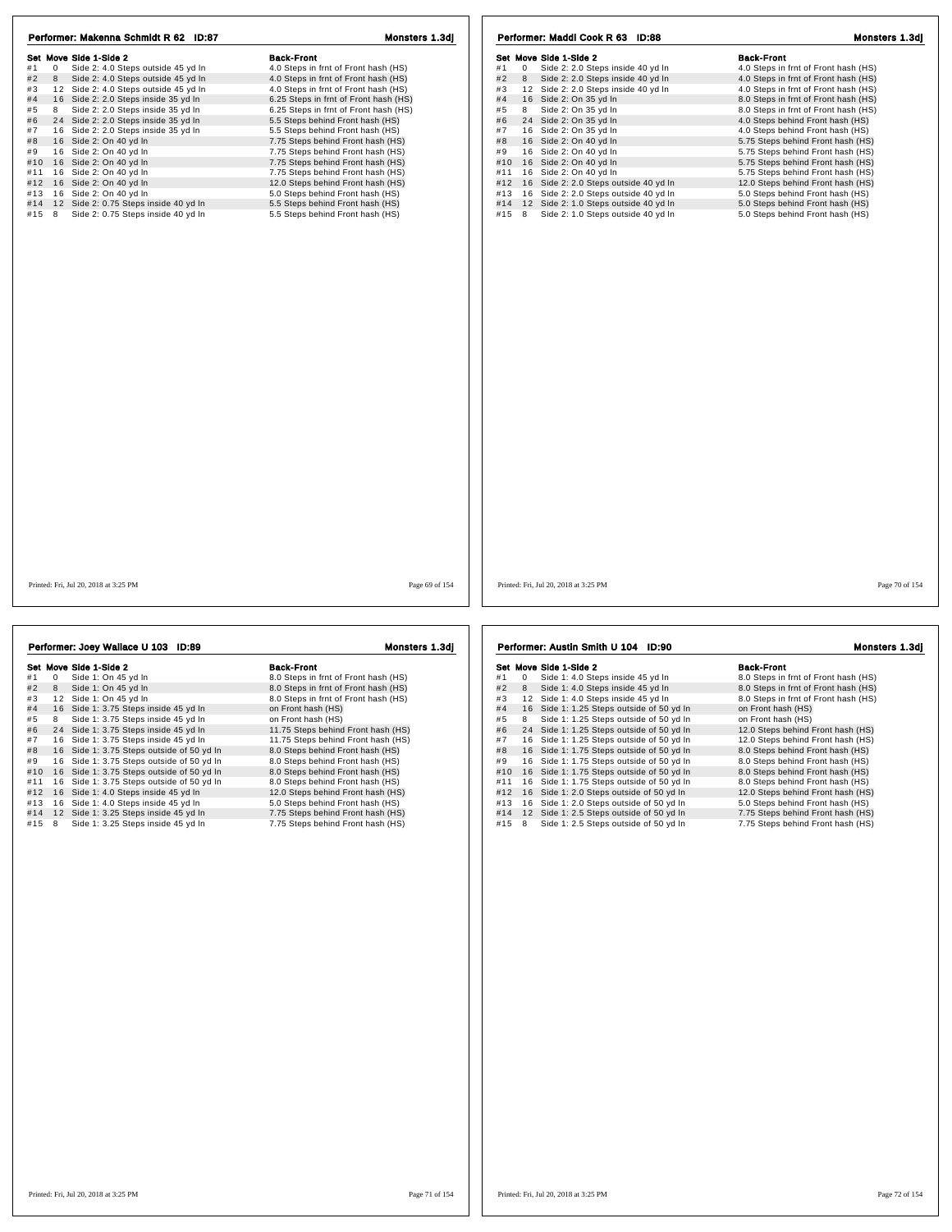## Performer: Makenna Schmidt R 62 ID:87

**Monsters 1.3dj**

| Set | Move | Side 1-Side 2 | Back-Front |
|---|---|---|---|
| #1 | 0 | Side 2: 4.0 Steps outside 45 yd ln | 4.0 Steps in frnt of Front hash (HS) |
| #2 | 8 | Side 2: 4.0 Steps outside 45 yd ln | 4.0 Steps in frnt of Front hash (HS) |
| #3 | 12 | Side 2: 4.0 Steps outside 45 yd ln | 4.0 Steps in frnt of Front hash (HS) |
| #4 | 16 | Side 2: 2.0 Steps inside 35 yd ln | 6.25 Steps in frnt of Front hash (HS) |
| #5 | 8 | Side 2: 2.0 Steps inside 35 yd ln | 6.25 Steps in frnt of Front hash (HS) |
| #6 | 24 | Side 2: 2.0 Steps inside 35 yd ln | 5.5 Steps behind Front hash (HS) |
| #7 | 16 | Side 2: 2.0 Steps inside 35 yd ln | 5.5 Steps behind Front hash (HS) |
| #8 | 16 | Side 2: On 40 yd ln | 7.75 Steps behind Front hash (HS) |
| #9 | 16 | Side 2: On 40 yd ln | 7.75 Steps behind Front hash (HS) |
| #10 | 16 | Side 2: On 40 yd ln | 7.75 Steps behind Front hash (HS) |
| #11 | 16 | Side 2: On 40 yd ln | 7.75 Steps behind Front hash (HS) |
| #12 | 16 | Side 2: On 40 yd ln | 12.0 Steps behind Front hash (HS) |
| #13 | 16 | Side 2: On 40 yd ln | 5.0 Steps behind Front hash (HS) |
| #14 | 12 | Side 2: 0.75 Steps inside 40 yd ln | 5.5 Steps behind Front hash (HS) |
| #15 | 8 | Side 2: 0.75 Steps inside 40 yd ln | 5.5 Steps behind Front hash (HS) |

Printed: Fri, Jul 20, 2018 at 3:25 PM

## Performer: Maddi Cook R 63 ID:88

**Monsters 1.3dj**

| Set | Move | Side 1-Side 2 | Back-Front |
|---|---|---|---|
| #1 | 0 | Side 2: 2.0 Steps inside 40 yd ln | 4.0 Steps in frnt of Front hash (HS) |
| #2 | 8 | Side 2: 2.0 Steps inside 40 yd ln | 4.0 Steps in frnt of Front hash (HS) |
| #3 | 12 | Side 2: 2.0 Steps inside 40 yd ln | 4.0 Steps in frnt of Front hash (HS) |
| #4 | 16 | Side 2: On 35 yd ln | 8.0 Steps in frnt of Front hash (HS) |
| #5 | 8 | Side 2: On 35 yd ln | 8.0 Steps in frnt of Front hash (HS) |
| #6 | 24 | Side 2: On 35 yd ln | 4.0 Steps behind Front hash (HS) |
| #7 | 16 | Side 2: On 35 yd ln | 4.0 Steps behind Front hash (HS) |
| #8 | 16 | Side 2: On 40 yd ln | 5.75 Steps behind Front hash (HS) |
| #9 | 16 | Side 2: On 40 yd ln | 5.75 Steps behind Front hash (HS) |
| #10 | 16 | Side 2: On 40 yd ln | 5.75 Steps behind Front hash (HS) |
| #11 | 16 | Side 2: On 40 yd ln | 5.75 Steps behind Front hash (HS) |
| #12 | 16 | Side 2: 2.0 Steps outside 40 yd ln | 12.0 Steps behind Front hash (HS) |
| #13 | 16 | Side 2: 2.0 Steps outside 40 yd ln | 5.0 Steps behind Front hash (HS) |
| #14 | 12 | Side 2: 1.0 Steps outside 40 yd ln | 5.0 Steps behind Front hash (HS) |
| #15 | 8 | Side 2: 1.0 Steps outside 40 yd ln | 5.0 Steps behind Front hash (HS) |

Printed: Fri, Jul 20, 2018 at 3:25 PM

## Performer: Joey Wallace U 103 ID:89

**Monsters 1.3dj**

| Set | Move | Side 1-Side 2 | Back-Front |
|---|---|---|---|
| #1 | 0 | Side 1: On 45 yd ln | 8.0 Steps in frnt of Front hash (HS) |
| #2 | 8 | Side 1: On 45 yd ln | 8.0 Steps in frnt of Front hash (HS) |
| #3 | 12 | Side 1: On 45 yd ln | 8.0 Steps in frnt of Front hash (HS) |
| #4 | 16 | Side 1: 3.75 Steps inside 45 yd ln | on Front hash (HS) |
| #5 | 8 | Side 1: 3.75 Steps inside 45 yd ln | on Front hash (HS) |
| #6 | 24 | Side 1: 3.75 Steps inside 45 yd ln | 11.75 Steps behind Front hash (HS) |
| #7 | 16 | Side 1: 3.75 Steps inside 45 yd ln | 11.75 Steps behind Front hash (HS) |
| #8 | 16 | Side 1: 3.75 Steps outside of 50 yd ln | 8.0 Steps behind Front hash (HS) |
| #9 | 16 | Side 1: 3.75 Steps outside of 50 yd ln | 8.0 Steps behind Front hash (HS) |
| #10 | 16 | Side 1: 3.75 Steps outside of 50 yd ln | 8.0 Steps behind Front hash (HS) |
| #11 | 16 | Side 1: 3.75 Steps outside of 50 yd ln | 8.0 Steps behind Front hash (HS) |
| #12 | 16 | Side 1: 4.0 Steps inside 45 yd ln | 12.0 Steps behind Front hash (HS) |
| #13 | 16 | Side 1: 4.0 Steps inside 45 yd ln | 5.0 Steps behind Front hash (HS) |
| #14 | 12 | Side 1: 3.25 Steps inside 45 yd ln | 7.75 Steps behind Front hash (HS) |
| #15 | 8 | Side 1: 3.25 Steps inside 45 yd ln | 7.75 Steps behind Front hash (HS) |

Printed: Fri, Jul 20, 2018 at 3:25 PM

## Performer: Austin Smith U 104 ID:90

**Monsters 1.3dj**

| Set | Move | Side 1-Side 2 | Back-Front |
|---|---|---|---|
| #1 | 0 | Side 1: 4.0 Steps inside 45 yd ln | 8.0 Steps in frnt of Front hash (HS) |
| #2 | 8 | Side 1: 4.0 Steps inside 45 yd ln | 8.0 Steps in frnt of Front hash (HS) |
| #3 | 12 | Side 1: 4.0 Steps inside 45 yd ln | 8.0 Steps in frnt of Front hash (HS) |
| #4 | 16 | Side 1: 1.25 Steps outside of 50 yd ln | on Front hash (HS) |
| #5 | 8 | Side 1: 1.25 Steps outside of 50 yd ln | on Front hash (HS) |
| #6 | 24 | Side 1: 1.25 Steps outside of 50 yd ln | 12.0 Steps behind Front hash (HS) |
| #7 | 16 | Side 1: 1.25 Steps outside of 50 yd ln | 12.0 Steps behind Front hash (HS) |
| #8 | 16 | Side 1: 1.75 Steps outside of 50 yd ln | 8.0 Steps behind Front hash (HS) |
| #9 | 16 | Side 1: 1.75 Steps outside of 50 yd ln | 8.0 Steps behind Front hash (HS) |
| #10 | 16 | Side 1: 1.75 Steps outside of 50 yd ln | 8.0 Steps behind Front hash (HS) |
| #11 | 16 | Side 1: 1.75 Steps outside of 50 yd ln | 8.0 Steps behind Front hash (HS) |
| #12 | 16 | Side 1: 2.0 Steps outside of 50 yd ln | 12.0 Steps behind Front hash (HS) |
| #13 | 16 | Side 1: 2.0 Steps outside of 50 yd ln | 5.0 Steps behind Front hash (HS) |
| #14 | 12 | Side 1: 2.5 Steps outside of 50 yd ln | 7.75 Steps behind Front hash (HS) |
| #15 | 8 | Side 1: 2.5 Steps outside of 50 yd ln | 7.75 Steps behind Front hash (HS) |

Printed: Fri, Jul 20, 2018 at 3:25 PM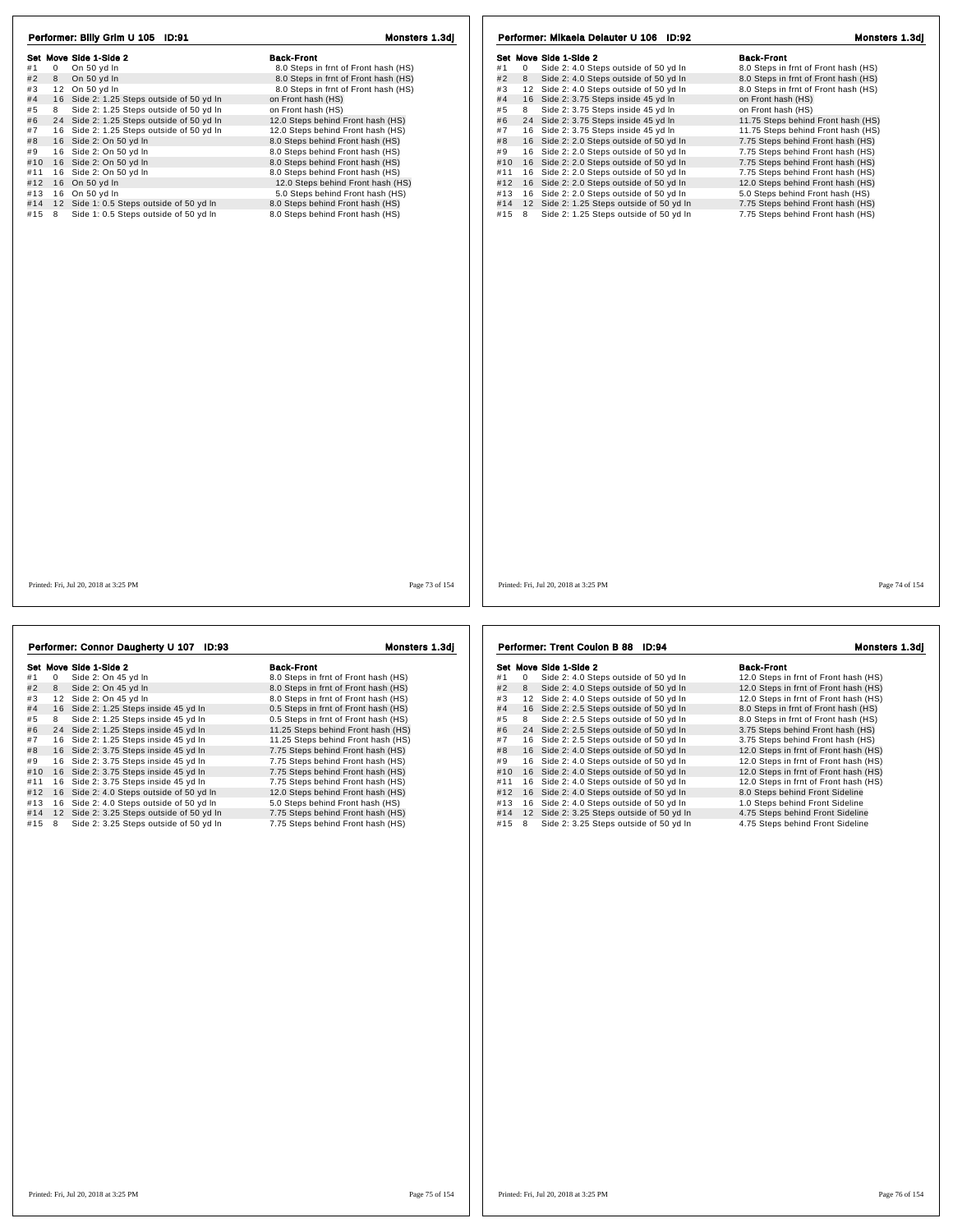## Performer: Billy Grim U 105 ID:91

**Monsters 1.3dj**

| Set | Move | Side 1-Side 2 | Back-Front |
|---|---|---|---|
| #1 | 0 | On 50 yd ln | 8.0 Steps in frnt of Front hash (HS) |
| #2 | 8 | On 50 yd ln | 8.0 Steps in frnt of Front hash (HS) |
| #3 | 12 | On 50 yd ln | 8.0 Steps in frnt of Front hash (HS) |
| #4 | 16 | Side 2: 1.25 Steps outside of 50 yd ln | on Front hash (HS) |
| #5 | 8 | Side 2: 1.25 Steps outside of 50 yd ln | on Front hash (HS) |
| #6 | 24 | Side 2: 1.25 Steps outside of 50 yd ln | 12.0 Steps behind Front hash (HS) |
| #7 | 16 | Side 2: 1.25 Steps outside of 50 yd ln | 12.0 Steps behind Front hash (HS) |
| #8 | 16 | Side 2: On 50 yd ln | 8.0 Steps behind Front hash (HS) |
| #9 | 16 | Side 2: On 50 yd ln | 8.0 Steps behind Front hash (HS) |
| #10 | 16 | Side 2: On 50 yd ln | 8.0 Steps behind Front hash (HS) |
| #11 | 16 | Side 2: On 50 yd ln | 8.0 Steps behind Front hash (HS) |
| #12 | 16 | On 50 yd ln | 12.0 Steps behind Front hash (HS) |
| #13 | 16 | On 50 yd ln | 5.0 Steps behind Front hash (HS) |
| #14 | 12 | Side 1: 0.5 Steps outside of 50 yd ln | 8.0 Steps behind Front hash (HS) |
| #15 | 8 | Side 1: 0.5 Steps outside of 50 yd ln | 8.0 Steps behind Front hash (HS) |

Printed: Fri, Jul 20, 2018 at 3:25 PM

## Performer: Mikaela Delauter U 106 ID:92

**Monsters 1.3dj**

| Set | Move | Side 1-Side 2 | Back-Front |
|---|---|---|---|
| #1 | 0 | Side 2: 4.0 Steps outside of 50 yd ln | 8.0 Steps in frnt of Front hash (HS) |
| #2 | 8 | Side 2: 4.0 Steps outside of 50 yd ln | 8.0 Steps in frnt of Front hash (HS) |
| #3 | 12 | Side 2: 4.0 Steps outside of 50 yd ln | 8.0 Steps in frnt of Front hash (HS) |
| #4 | 16 | Side 2: 3.75 Steps inside 45 yd ln | on Front hash (HS) |
| #5 | 8 | Side 2: 3.75 Steps inside 45 yd ln | on Front hash (HS) |
| #6 | 24 | Side 2: 3.75 Steps inside 45 yd ln | 11.75 Steps behind Front hash (HS) |
| #7 | 16 | Side 2: 3.75 Steps inside 45 yd ln | 11.75 Steps behind Front hash (HS) |
| #8 | 16 | Side 2: 2.0 Steps outside of 50 yd ln | 7.75 Steps behind Front hash (HS) |
| #9 | 16 | Side 2: 2.0 Steps outside of 50 yd ln | 7.75 Steps behind Front hash (HS) |
| #10 | 16 | Side 2: 2.0 Steps outside of 50 yd ln | 7.75 Steps behind Front hash (HS) |
| #11 | 16 | Side 2: 2.0 Steps outside of 50 yd ln | 7.75 Steps behind Front hash (HS) |
| #12 | 16 | Side 2: 2.0 Steps outside of 50 yd ln | 12.0 Steps behind Front hash (HS) |
| #13 | 16 | Side 2: 2.0 Steps outside of 50 yd ln | 5.0 Steps behind Front hash (HS) |
| #14 | 12 | Side 2: 1.25 Steps outside of 50 yd ln | 7.75 Steps behind Front hash (HS) |
| #15 | 8 | Side 2: 1.25 Steps outside of 50 yd ln | 7.75 Steps behind Front hash (HS) |

Printed: Fri, Jul 20, 2018 at 3:25 PM

## Performer: Connor Daugherty U 107 ID:93

**Monsters 1.3dj**

| Set | Move | Side 1-Side 2 | Back-Front |
|---|---|---|---|
| #1 | 0 | Side 2: On 45 yd ln | 8.0 Steps in frnt of Front hash (HS) |
| #2 | 8 | Side 2: On 45 yd ln | 8.0 Steps in frnt of Front hash (HS) |
| #3 | 12 | Side 2: On 45 yd ln | 8.0 Steps in frnt of Front hash (HS) |
| #4 | 16 | Side 2: 1.25 Steps inside 45 yd ln | 0.5 Steps in frnt of Front hash (HS) |
| #5 | 8 | Side 2: 1.25 Steps inside 45 yd ln | 0.5 Steps in frnt of Front hash (HS) |
| #6 | 24 | Side 2: 1.25 Steps inside 45 yd ln | 11.25 Steps behind Front hash (HS) |
| #7 | 16 | Side 2: 1.25 Steps inside 45 yd ln | 11.25 Steps behind Front hash (HS) |
| #8 | 16 | Side 2: 3.75 Steps inside 45 yd ln | 7.75 Steps behind Front hash (HS) |
| #9 | 16 | Side 2: 3.75 Steps inside 45 yd ln | 7.75 Steps behind Front hash (HS) |
| #10 | 16 | Side 2: 3.75 Steps inside 45 yd ln | 7.75 Steps behind Front hash (HS) |
| #11 | 16 | Side 2: 3.75 Steps inside 45 yd ln | 7.75 Steps behind Front hash (HS) |
| #12 | 16 | Side 2: 4.0 Steps outside of 50 yd ln | 12.0 Steps behind Front hash (HS) |
| #13 | 16 | Side 2: 4.0 Steps outside of 50 yd ln | 5.0 Steps behind Front hash (HS) |
| #14 | 12 | Side 2: 3.25 Steps outside of 50 yd ln | 7.75 Steps behind Front hash (HS) |
| #15 | 8 | Side 2: 3.25 Steps outside of 50 yd ln | 7.75 Steps behind Front hash (HS) |

Printed: Fri, Jul 20, 2018 at 3:25 PM

## Performer: Trent Coulon B 88 ID:94

**Monsters 1.3dj**

| Set | Move | Side 1-Side 2 | Back-Front |
|---|---|---|---|
| #1 | 0 | Side 2: 4.0 Steps outside of 50 yd ln | 12.0 Steps in frnt of Front hash (HS) |
| #2 | 8 | Side 2: 4.0 Steps outside of 50 yd ln | 12.0 Steps in frnt of Front hash (HS) |
| #3 | 12 | Side 2: 4.0 Steps outside of 50 yd ln | 12.0 Steps in frnt of Front hash (HS) |
| #4 | 16 | Side 2: 2.5 Steps outside of 50 yd ln | 8.0 Steps in frnt of Front hash (HS) |
| #5 | 8 | Side 2: 2.5 Steps outside of 50 yd ln | 8.0 Steps in frnt of Front hash (HS) |
| #6 | 24 | Side 2: 2.5 Steps outside of 50 yd ln | 3.75 Steps behind Front hash (HS) |
| #7 | 16 | Side 2: 2.5 Steps outside of 50 yd ln | 3.75 Steps behind Front hash (HS) |
| #8 | 16 | Side 2: 4.0 Steps outside of 50 yd ln | 12.0 Steps in frnt of Front hash (HS) |
| #9 | 16 | Side 2: 4.0 Steps outside of 50 yd ln | 12.0 Steps in frnt of Front hash (HS) |
| #10 | 16 | Side 2: 4.0 Steps outside of 50 yd ln | 12.0 Steps in frnt of Front hash (HS) |
| #11 | 16 | Side 2: 4.0 Steps outside of 50 yd ln | 12.0 Steps in frnt of Front hash (HS) |
| #12 | 16 | Side 2: 4.0 Steps outside of 50 yd ln | 8.0 Steps behind Front Sideline |
| #13 | 16 | Side 2: 4.0 Steps outside of 50 yd ln | 1.0 Steps behind Front Sideline |
| #14 | 12 | Side 2: 3.25 Steps outside of 50 yd ln | 4.75 Steps behind Front Sideline |
| #15 | 8 | Side 2: 3.25 Steps outside of 50 yd ln | 4.75 Steps behind Front Sideline |

Printed: Fri, Jul 20, 2018 at 3:25 PM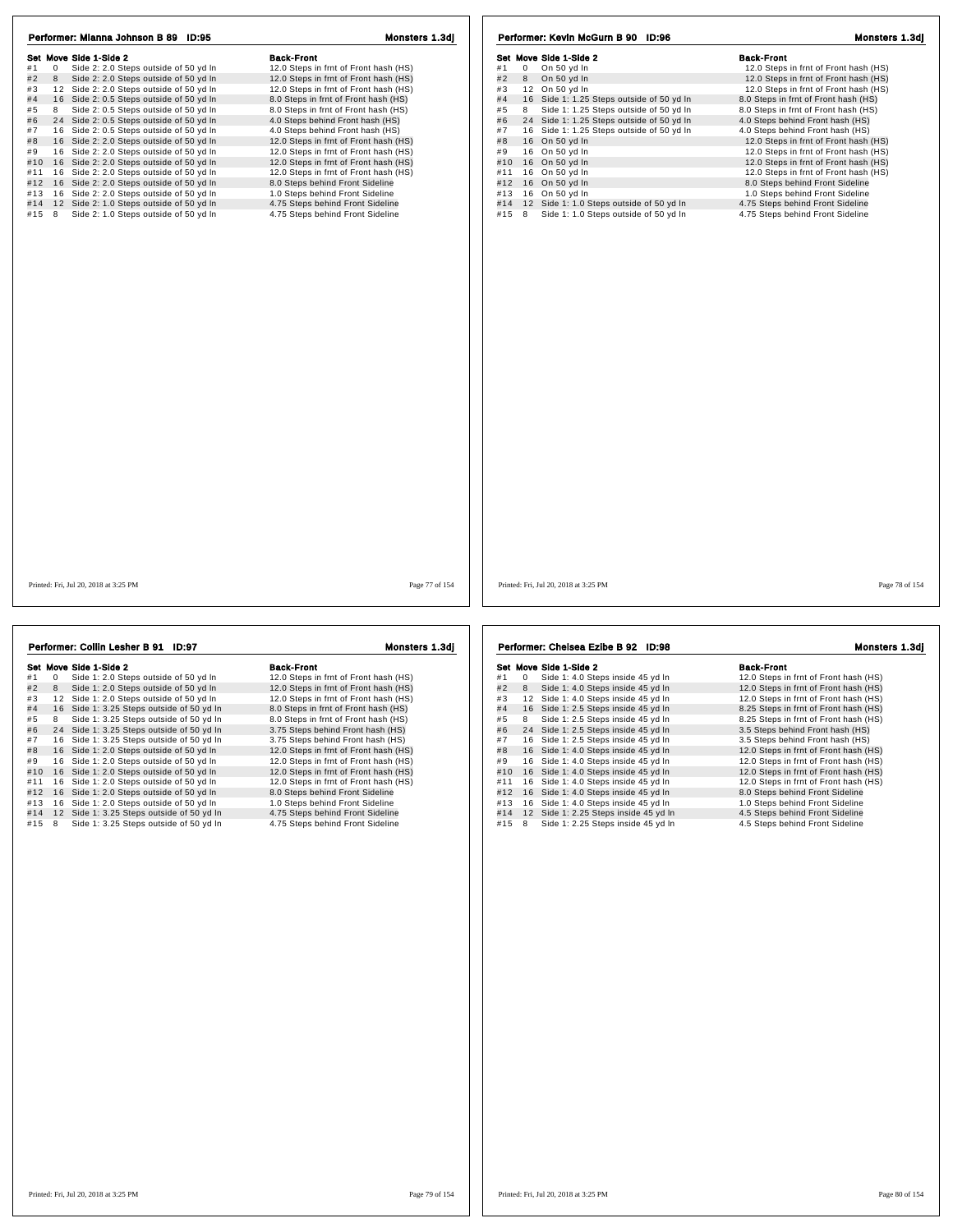## Performer: Mianna Johnson B 89 ID:95

Monsters 1.3dj

| Set | Move | Side 1-Side 2 | Back-Front |
|---|---|---|---|
| #1 | 0 | Side 2: 2.0 Steps outside of 50 yd ln | 12.0 Steps in frnt of Front hash (HS) |
| #2 | 8 | Side 2: 2.0 Steps outside of 50 yd ln | 12.0 Steps in frnt of Front hash (HS) |
| #3 | 12 | Side 2: 2.0 Steps outside of 50 yd ln | 12.0 Steps in frnt of Front hash (HS) |
| #4 | 16 | Side 2: 0.5 Steps outside of 50 yd ln | 8.0 Steps in frnt of Front hash (HS) |
| #5 | 8 | Side 2: 0.5 Steps outside of 50 yd ln | 8.0 Steps in frnt of Front hash (HS) |
| #6 | 24 | Side 2: 0.5 Steps outside of 50 yd ln | 4.0 Steps behind Front hash (HS) |
| #7 | 16 | Side 2: 0.5 Steps outside of 50 yd ln | 4.0 Steps behind Front hash (HS) |
| #8 | 16 | Side 2: 2.0 Steps outside of 50 yd ln | 12.0 Steps in frnt of Front hash (HS) |
| #9 | 16 | Side 2: 2.0 Steps outside of 50 yd ln | 12.0 Steps in frnt of Front hash (HS) |
| #10 | 16 | Side 2: 2.0 Steps outside of 50 yd ln | 12.0 Steps in frnt of Front hash (HS) |
| #11 | 16 | Side 2: 2.0 Steps outside of 50 yd ln | 12.0 Steps in frnt of Front hash (HS) |
| #12 | 16 | Side 2: 2.0 Steps outside of 50 yd ln | 8.0 Steps behind Front Sideline |
| #13 | 16 | Side 2: 2.0 Steps outside of 50 yd ln | 1.0 Steps behind Front Sideline |
| #14 | 12 | Side 2: 1.0 Steps outside of 50 yd ln | 4.75 Steps behind Front Sideline |
| #15 | 8 | Side 2: 1.0 Steps outside of 50 yd ln | 4.75 Steps behind Front Sideline |

Printed: Fri, Jul 20, 2018 at 3:25 PM

## Performer: Kevin McGurn B 90 ID:96

Monsters 1.3dj

| Set | Move | Side 1-Side 2 | Back-Front |
|---|---|---|---|
| #1 | 0 | On 50 yd ln | 12.0 Steps in frnt of Front hash (HS) |
| #2 | 8 | On 50 yd ln | 12.0 Steps in frnt of Front hash (HS) |
| #3 | 12 | On 50 yd ln | 12.0 Steps in frnt of Front hash (HS) |
| #4 | 16 | Side 1: 1.25 Steps outside of 50 yd ln | 8.0 Steps in frnt of Front hash (HS) |
| #5 | 8 | Side 1: 1.25 Steps outside of 50 yd ln | 8.0 Steps in frnt of Front hash (HS) |
| #6 | 24 | Side 1: 1.25 Steps outside of 50 yd ln | 4.0 Steps behind Front hash (HS) |
| #7 | 16 | Side 1: 1.25 Steps outside of 50 yd ln | 4.0 Steps behind Front hash (HS) |
| #8 | 16 | On 50 yd ln | 12.0 Steps in frnt of Front hash (HS) |
| #9 | 16 | On 50 yd ln | 12.0 Steps in frnt of Front hash (HS) |
| #10 | 16 | On 50 yd ln | 12.0 Steps in frnt of Front hash (HS) |
| #11 | 16 | On 50 yd ln | 12.0 Steps in frnt of Front hash (HS) |
| #12 | 16 | On 50 yd ln | 8.0 Steps behind Front Sideline |
| #13 | 16 | On 50 yd ln | 1.0 Steps behind Front Sideline |
| #14 | 12 | Side 1: 1.0 Steps outside of 50 yd ln | 4.75 Steps behind Front Sideline |
| #15 | 8 | Side 1: 1.0 Steps outside of 50 yd ln | 4.75 Steps behind Front Sideline |

Printed: Fri, Jul 20, 2018 at 3:25 PM

## Performer: Collin Lesher B 91 ID:97

Monsters 1.3dj

| Set | Move | Side 1-Side 2 | Back-Front |
|---|---|---|---|
| #1 | 0 | Side 1: 2.0 Steps outside of 50 yd ln | 12.0 Steps in frnt of Front hash (HS) |
| #2 | 8 | Side 1: 2.0 Steps outside of 50 yd ln | 12.0 Steps in frnt of Front hash (HS) |
| #3 | 12 | Side 1: 2.0 Steps outside of 50 yd ln | 12.0 Steps in frnt of Front hash (HS) |
| #4 | 16 | Side 1: 3.25 Steps outside of 50 yd ln | 8.0 Steps in frnt of Front hash (HS) |
| #5 | 8 | Side 1: 3.25 Steps outside of 50 yd ln | 8.0 Steps in frnt of Front hash (HS) |
| #6 | 24 | Side 1: 3.25 Steps outside of 50 yd ln | 3.75 Steps behind Front hash (HS) |
| #7 | 16 | Side 1: 3.25 Steps outside of 50 yd ln | 3.75 Steps behind Front hash (HS) |
| #8 | 16 | Side 1: 2.0 Steps outside of 50 yd ln | 12.0 Steps in frnt of Front hash (HS) |
| #9 | 16 | Side 1: 2.0 Steps outside of 50 yd ln | 12.0 Steps in frnt of Front hash (HS) |
| #10 | 16 | Side 1: 2.0 Steps outside of 50 yd ln | 12.0 Steps in frnt of Front hash (HS) |
| #11 | 16 | Side 1: 2.0 Steps outside of 50 yd ln | 12.0 Steps in frnt of Front hash (HS) |
| #12 | 16 | Side 1: 2.0 Steps outside of 50 yd ln | 8.0 Steps behind Front Sideline |
| #13 | 16 | Side 1: 2.0 Steps outside of 50 yd ln | 1.0 Steps behind Front Sideline |
| #14 | 12 | Side 1: 3.25 Steps outside of 50 yd ln | 4.75 Steps behind Front Sideline |
| #15 | 8 | Side 1: 3.25 Steps outside of 50 yd ln | 4.75 Steps behind Front Sideline |

Printed: Fri, Jul 20, 2018 at 3:25 PM

## Performer: Chelsea Ezibe B 92 ID:98

Monsters 1.3dj

| Set | Move | Side 1-Side 2 | Back-Front |
|---|---|---|---|
| #1 | 0 | Side 1: 4.0 Steps inside 45 yd ln | 12.0 Steps in frnt of Front hash (HS) |
| #2 | 8 | Side 1: 4.0 Steps inside 45 yd ln | 12.0 Steps in frnt of Front hash (HS) |
| #3 | 12 | Side 1: 4.0 Steps inside 45 yd ln | 12.0 Steps in frnt of Front hash (HS) |
| #4 | 16 | Side 1: 2.5 Steps inside 45 yd ln | 8.25 Steps in frnt of Front hash (HS) |
| #5 | 8 | Side 1: 2.5 Steps inside 45 yd ln | 8.25 Steps in frnt of Front hash (HS) |
| #6 | 24 | Side 1: 2.5 Steps inside 45 yd ln | 3.5 Steps behind Front hash (HS) |
| #7 | 16 | Side 1: 2.5 Steps inside 45 yd ln | 3.5 Steps behind Front hash (HS) |
| #8 | 16 | Side 1: 4.0 Steps inside 45 yd ln | 12.0 Steps in frnt of Front hash (HS) |
| #9 | 16 | Side 1: 4.0 Steps inside 45 yd ln | 12.0 Steps in frnt of Front hash (HS) |
| #10 | 16 | Side 1: 4.0 Steps inside 45 yd ln | 12.0 Steps in frnt of Front hash (HS) |
| #11 | 16 | Side 1: 4.0 Steps inside 45 yd ln | 12.0 Steps in frnt of Front hash (HS) |
| #12 | 16 | Side 1: 4.0 Steps inside 45 yd ln | 8.0 Steps behind Front Sideline |
| #13 | 16 | Side 1: 4.0 Steps inside 45 yd ln | 1.0 Steps behind Front Sideline |
| #14 | 12 | Side 1: 2.25 Steps inside 45 yd ln | 4.5 Steps behind Front Sideline |
| #15 | 8 | Side 1: 2.25 Steps inside 45 yd ln | 4.5 Steps behind Front Sideline |

Printed: Fri, Jul 20, 2018 at 3:25 PM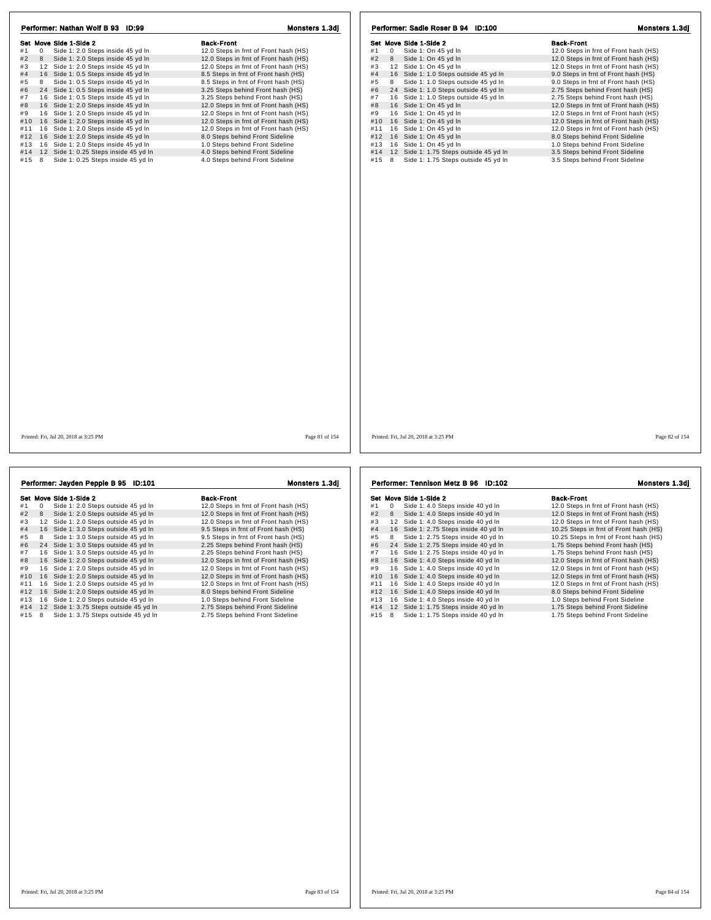## Performer: Nathan Wolf B 93 ID:99

**Monsters 1.3dj**

| Set | Move | Side 1-Side 2 | Back-Front |
|---|---|---|---|
| #1 | 0 | Side 1: 2.0 Steps inside 45 yd ln | 12.0 Steps in frnt of Front hash (HS) |
| #2 | 8 | Side 1: 2.0 Steps inside 45 yd ln | 12.0 Steps in frnt of Front hash (HS) |
| #3 | 12 | Side 1: 2.0 Steps inside 45 yd ln | 12.0 Steps in frnt of Front hash (HS) |
| #4 | 16 | Side 1: 0.5 Steps inside 45 yd ln | 8.5 Steps in frnt of Front hash (HS) |
| #5 | 8 | Side 1: 0.5 Steps inside 45 yd ln | 8.5 Steps in frnt of Front hash (HS) |
| #6 | 24 | Side 1: 0.5 Steps inside 45 yd ln | 3.25 Steps behind Front hash (HS) |
| #7 | 16 | Side 1: 0.5 Steps inside 45 yd ln | 3.25 Steps behind Front hash (HS) |
| #8 | 16 | Side 1: 2.0 Steps inside 45 yd ln | 12.0 Steps in frnt of Front hash (HS) |
| #9 | 16 | Side 1: 2.0 Steps inside 45 yd ln | 12.0 Steps in frnt of Front hash (HS) |
| #10 | 16 | Side 1: 2.0 Steps inside 45 yd ln | 12.0 Steps in frnt of Front hash (HS) |
| #11 | 16 | Side 1: 2.0 Steps inside 45 yd ln | 12.0 Steps in frnt of Front hash (HS) |
| #12 | 16 | Side 1: 2.0 Steps inside 45 yd ln | 8.0 Steps behind Front Sideline |
| #13 | 16 | Side 1: 2.0 Steps inside 45 yd ln | 1.0 Steps behind Front Sideline |
| #14 | 12 | Side 1: 0.25 Steps inside 45 yd ln | 4.0 Steps behind Front Sideline |
| #15 | 8 | Side 1: 0.25 Steps inside 45 yd ln | 4.0 Steps behind Front Sideline |

Printed: Fri, Jul 20, 2018 at 3:25 PM

## Performer: Sadie Roser B 94 ID:100

**Monsters 1.3dj**

| Set | Move | Side 1-Side 2 | Back-Front |
|---|---|---|---|
| #1 | 0 | Side 1: On 45 yd ln | 12.0 Steps in frnt of Front hash (HS) |
| #2 | 8 | Side 1: On 45 yd ln | 12.0 Steps in frnt of Front hash (HS) |
| #3 | 12 | Side 1: On 45 yd ln | 12.0 Steps in frnt of Front hash (HS) |
| #4 | 16 | Side 1: 1.0 Steps outside 45 yd ln | 9.0 Steps in frnt of Front hash (HS) |
| #5 | 8 | Side 1: 1.0 Steps outside 45 yd ln | 9.0 Steps in frnt of Front hash (HS) |
| #6 | 24 | Side 1: 1.0 Steps outside 45 yd ln | 2.75 Steps behind Front hash (HS) |
| #7 | 16 | Side 1: 1.0 Steps outside 45 yd ln | 2.75 Steps behind Front hash (HS) |
| #8 | 16 | Side 1: On 45 yd ln | 12.0 Steps in frnt of Front hash (HS) |
| #9 | 16 | Side 1: On 45 yd ln | 12.0 Steps in frnt of Front hash (HS) |
| #10 | 16 | Side 1: On 45 yd ln | 12.0 Steps in frnt of Front hash (HS) |
| #11 | 16 | Side 1: On 45 yd ln | 12.0 Steps in frnt of Front hash (HS) |
| #12 | 16 | Side 1: On 45 yd ln | 8.0 Steps behind Front Sideline |
| #13 | 16 | Side 1: On 45 yd ln | 1.0 Steps behind Front Sideline |
| #14 | 12 | Side 1: 1.75 Steps outside 45 yd ln | 3.5 Steps behind Front Sideline |
| #15 | 8 | Side 1: 1.75 Steps outside 45 yd ln | 3.5 Steps behind Front Sideline |

Printed: Fri, Jul 20, 2018 at 3:25 PM

## Performer: Jayden Pepple B 95 ID:101

**Monsters 1.3dj**

| Set | Move | Side 1-Side 2 | Back-Front |
|---|---|---|---|
| #1 | 0 | Side 1: 2.0 Steps outside 45 yd ln | 12.0 Steps in frnt of Front hash (HS) |
| #2 | 8 | Side 1: 2.0 Steps outside 45 yd ln | 12.0 Steps in frnt of Front hash (HS) |
| #3 | 12 | Side 1: 2.0 Steps outside 45 yd ln | 12.0 Steps in frnt of Front hash (HS) |
| #4 | 16 | Side 1: 3.0 Steps outside 45 yd ln | 9.5 Steps in frnt of Front hash (HS) |
| #5 | 8 | Side 1: 3.0 Steps outside 45 yd ln | 9.5 Steps in frnt of Front hash (HS) |
| #6 | 24 | Side 1: 3.0 Steps outside 45 yd ln | 2.25 Steps behind Front hash (HS) |
| #7 | 16 | Side 1: 3.0 Steps outside 45 yd ln | 2.25 Steps behind Front hash (HS) |
| #8 | 16 | Side 1: 2.0 Steps outside 45 yd ln | 12.0 Steps in frnt of Front hash (HS) |
| #9 | 16 | Side 1: 2.0 Steps outside 45 yd ln | 12.0 Steps in frnt of Front hash (HS) |
| #10 | 16 | Side 1: 2.0 Steps outside 45 yd ln | 12.0 Steps in frnt of Front hash (HS) |
| #11 | 16 | Side 1: 2.0 Steps outside 45 yd ln | 12.0 Steps in frnt of Front hash (HS) |
| #12 | 16 | Side 1: 2.0 Steps outside 45 yd ln | 8.0 Steps behind Front Sideline |
| #13 | 16 | Side 1: 2.0 Steps outside 45 yd ln | 1.0 Steps behind Front Sideline |
| #14 | 12 | Side 1: 3.75 Steps outside 45 yd ln | 2.75 Steps behind Front Sideline |
| #15 | 8 | Side 1: 3.75 Steps outside 45 yd ln | 2.75 Steps behind Front Sideline |

Printed: Fri, Jul 20, 2018 at 3:25 PM

## Performer: Tennison Metz B 96 ID:102

**Monsters 1.3dj**

| Set | Move | Side 1-Side 2 | Back-Front |
|---|---|---|---|
| #1 | 0 | Side 1: 4.0 Steps inside 40 yd ln | 12.0 Steps in frnt of Front hash (HS) |
| #2 | 8 | Side 1: 4.0 Steps inside 40 yd ln | 12.0 Steps in frnt of Front hash (HS) |
| #3 | 12 | Side 1: 4.0 Steps inside 40 yd ln | 12.0 Steps in frnt of Front hash (HS) |
| #4 | 16 | Side 1: 2.75 Steps inside 40 yd ln | 10.25 Steps in frnt of Front hash (HS) |
| #5 | 8 | Side 1: 2.75 Steps inside 40 yd ln | 10.25 Steps in frnt of Front hash (HS) |
| #6 | 24 | Side 1: 2.75 Steps inside 40 yd ln | 1.75 Steps behind Front hash (HS) |
| #7 | 16 | Side 1: 2.75 Steps inside 40 yd ln | 1.75 Steps behind Front hash (HS) |
| #8 | 16 | Side 1: 4.0 Steps inside 40 yd ln | 12.0 Steps in frnt of Front hash (HS) |
| #9 | 16 | Side 1: 4.0 Steps inside 40 yd ln | 12.0 Steps in frnt of Front hash (HS) |
| #10 | 16 | Side 1: 4.0 Steps inside 40 yd ln | 12.0 Steps in frnt of Front hash (HS) |
| #11 | 16 | Side 1: 4.0 Steps inside 40 yd ln | 12.0 Steps in frnt of Front hash (HS) |
| #12 | 16 | Side 1: 4.0 Steps inside 40 yd ln | 8.0 Steps behind Front Sideline |
| #13 | 16 | Side 1: 4.0 Steps inside 40 yd ln | 1.0 Steps behind Front Sideline |
| #14 | 12 | Side 1: 1.75 Steps inside 40 yd ln | 1.75 Steps behind Front Sideline |
| #15 | 8 | Side 1: 1.75 Steps inside 40 yd ln | 1.75 Steps behind Front Sideline |

Printed: Fri, Jul 20, 2018 at 3:25 PM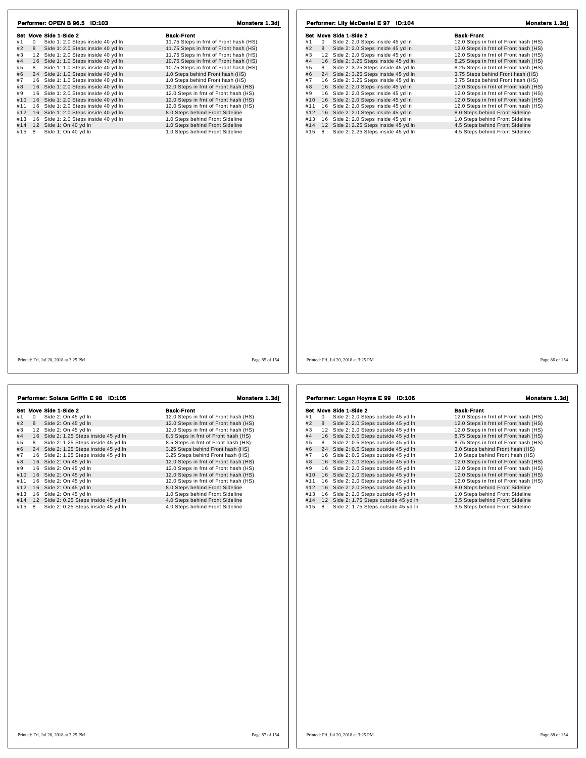### Performer: OPEN B 96.5 ID:103

**Monsters 1.3dj**

| Set | Move | Side 1-Side 2 | Back-Front |
|---|---|---|---|
| #1 | 0 | Side 1: 2.0 Steps inside 40 yd ln | 11.75 Steps in frnt of Front hash (HS) |
| #2 | 8 | Side 1: 2.0 Steps inside 40 yd ln | 11.75 Steps in frnt of Front hash (HS) |
| #3 | 12 | Side 1: 2.0 Steps inside 40 yd ln | 11.75 Steps in frnt of Front hash (HS) |
| #4 | 16 | Side 1: 1.0 Steps inside 40 yd ln | 10.75 Steps in frnt of Front hash (HS) |
| #5 | 8 | Side 1: 1.0 Steps inside 40 yd ln | 10.75 Steps in frnt of Front hash (HS) |
| #6 | 24 | Side 1: 1.0 Steps inside 40 yd ln | 1.0 Steps behind Front hash (HS) |
| #7 | 16 | Side 1: 1.0 Steps inside 40 yd ln | 1.0 Steps behind Front hash (HS) |
| #8 | 16 | Side 1: 2.0 Steps inside 40 yd ln | 12.0 Steps in frnt of Front hash (HS) |
| #9 | 16 | Side 1: 2.0 Steps inside 40 yd ln | 12.0 Steps in frnt of Front hash (HS) |
| #10 | 16 | Side 1: 2.0 Steps inside 40 yd ln | 12.0 Steps in frnt of Front hash (HS) |
| #11 | 16 | Side 1: 2.0 Steps inside 40 yd ln | 12.0 Steps in frnt of Front hash (HS) |
| #12 | 16 | Side 1: 2.0 Steps inside 40 yd ln | 8.0 Steps behind Front Sideline |
| #13 | 16 | Side 1: 2.0 Steps inside 40 yd ln | 1.0 Steps behind Front Sideline |
| #14 | 12 | Side 1: On 40 yd ln | 1.0 Steps behind Front Sideline |
| #15 | 8 | Side 1: On 40 yd ln | 1.0 Steps behind Front Sideline |

Printed: Fri, Jul 20, 2018 at 3:25 PM

### Performer: Lily McDaniel E 97 ID:104

**Monsters 1.3dj**

| Set | Move | Side 1-Side 2 | Back-Front |
|---|---|---|---|
| #1 | 0 | Side 2: 2.0 Steps inside 45 yd ln | 12.0 Steps in frnt of Front hash (HS) |
| #2 | 8 | Side 2: 2.0 Steps inside 45 yd ln | 12.0 Steps in frnt of Front hash (HS) |
| #3 | 12 | Side 2: 2.0 Steps inside 45 yd ln | 12.0 Steps in frnt of Front hash (HS) |
| #4 | 16 | Side 2: 3.25 Steps inside 45 yd ln | 8.25 Steps in frnt of Front hash (HS) |
| #5 | 8 | Side 2: 3.25 Steps inside 45 yd ln | 8.25 Steps in frnt of Front hash (HS) |
| #6 | 24 | Side 2: 3.25 Steps inside 45 yd ln | 3.75 Steps behind Front hash (HS) |
| #7 | 16 | Side 2: 3.25 Steps inside 45 yd ln | 3.75 Steps behind Front hash (HS) |
| #8 | 16 | Side 2: 2.0 Steps inside 45 yd ln | 12.0 Steps in frnt of Front hash (HS) |
| #9 | 16 | Side 2: 2.0 Steps inside 45 yd ln | 12.0 Steps in frnt of Front hash (HS) |
| #10 | 16 | Side 2: 2.0 Steps inside 45 yd ln | 12.0 Steps in frnt of Front hash (HS) |
| #11 | 16 | Side 2: 2.0 Steps inside 45 yd ln | 12.0 Steps in frnt of Front hash (HS) |
| #12 | 16 | Side 2: 2.0 Steps inside 45 yd ln | 8.0 Steps behind Front Sideline |
| #13 | 16 | Side 2: 2.0 Steps inside 45 yd ln | 1.0 Steps behind Front Sideline |
| #14 | 12 | Side 2: 2.25 Steps inside 45 yd ln | 4.5 Steps behind Front Sideline |
| #15 | 8 | Side 2: 2.25 Steps inside 45 yd ln | 4.5 Steps behind Front Sideline |

Printed: Fri, Jul 20, 2018 at 3:25 PM

### Performer: Solana Griffin E 98 ID:105

**Monsters 1.3dj**

| Set | Move | Side 1-Side 2 | Back-Front |
|---|---|---|---|
| #1 | 0 | Side 2: On 45 yd ln | 12.0 Steps in frnt of Front hash (HS) |
| #2 | 8 | Side 2: On 45 yd ln | 12.0 Steps in frnt of Front hash (HS) |
| #3 | 12 | Side 2: On 45 yd ln | 12.0 Steps in frnt of Front hash (HS) |
| #4 | 16 | Side 2: 1.25 Steps inside 45 yd ln | 8.5 Steps in frnt of Front hash (HS) |
| #5 | 8 | Side 2: 1.25 Steps inside 45 yd ln | 8.5 Steps in frnt of Front hash (HS) |
| #6 | 24 | Side 2: 1.25 Steps inside 45 yd ln | 3.25 Steps behind Front hash (HS) |
| #7 | 16 | Side 2: 1.25 Steps inside 45 yd ln | 3.25 Steps behind Front hash (HS) |
| #8 | 16 | Side 2: On 45 yd ln | 12.0 Steps in frnt of Front hash (HS) |
| #9 | 16 | Side 2: On 45 yd ln | 12.0 Steps in frnt of Front hash (HS) |
| #10 | 16 | Side 2: On 45 yd ln | 12.0 Steps in frnt of Front hash (HS) |
| #11 | 16 | Side 2: On 45 yd ln | 12.0 Steps in frnt of Front hash (HS) |
| #12 | 16 | Side 2: On 45 yd ln | 8.0 Steps behind Front Sideline |
| #13 | 16 | Side 2: On 45 yd ln | 1.0 Steps behind Front Sideline |
| #14 | 12 | Side 2: 0.25 Steps inside 45 yd ln | 4.0 Steps behind Front Sideline |
| #15 | 8 | Side 2: 0.25 Steps inside 45 yd ln | 4.0 Steps behind Front Sideline |

Printed: Fri, Jul 20, 2018 at 3:25 PM

### Performer: Logan Hoyme E 99 ID:106

**Monsters 1.3dj**

| Set | Move | Side 1-Side 2 | Back-Front |
|---|---|---|---|
| #1 | 0 | Side 2: 2.0 Steps outside 45 yd ln | 12.0 Steps in frnt of Front hash (HS) |
| #2 | 8 | Side 2: 2.0 Steps outside 45 yd ln | 12.0 Steps in frnt of Front hash (HS) |
| #3 | 12 | Side 2: 2.0 Steps outside 45 yd ln | 12.0 Steps in frnt of Front hash (HS) |
| #4 | 16 | Side 2: 0.5 Steps outside 45 yd ln | 8.75 Steps in frnt of Front hash (HS) |
| #5 | 8 | Side 2: 0.5 Steps outside 45 yd ln | 8.75 Steps in frnt of Front hash (HS) |
| #6 | 24 | Side 2: 0.5 Steps outside 45 yd ln | 3.0 Steps behind Front hash (HS) |
| #7 | 16 | Side 2: 0.5 Steps outside 45 yd ln | 3.0 Steps behind Front hash (HS) |
| #8 | 16 | Side 2: 2.0 Steps outside 45 yd ln | 12.0 Steps in frnt of Front hash (HS) |
| #9 | 16 | Side 2: 2.0 Steps outside 45 yd ln | 12.0 Steps in frnt of Front hash (HS) |
| #10 | 16 | Side 2: 2.0 Steps outside 45 yd ln | 12.0 Steps in frnt of Front hash (HS) |
| #11 | 16 | Side 2: 2.0 Steps outside 45 yd ln | 12.0 Steps in frnt of Front hash (HS) |
| #12 | 16 | Side 2: 2.0 Steps outside 45 yd ln | 8.0 Steps behind Front Sideline |
| #13 | 16 | Side 2: 2.0 Steps outside 45 yd ln | 1.0 Steps behind Front Sideline |
| #14 | 12 | Side 2: 1.75 Steps outside 45 yd ln | 3.5 Steps behind Front Sideline |
| #15 | 8 | Side 2: 1.75 Steps outside 45 yd ln | 3.5 Steps behind Front Sideline |

Printed: Fri, Jul 20, 2018 at 3:25 PM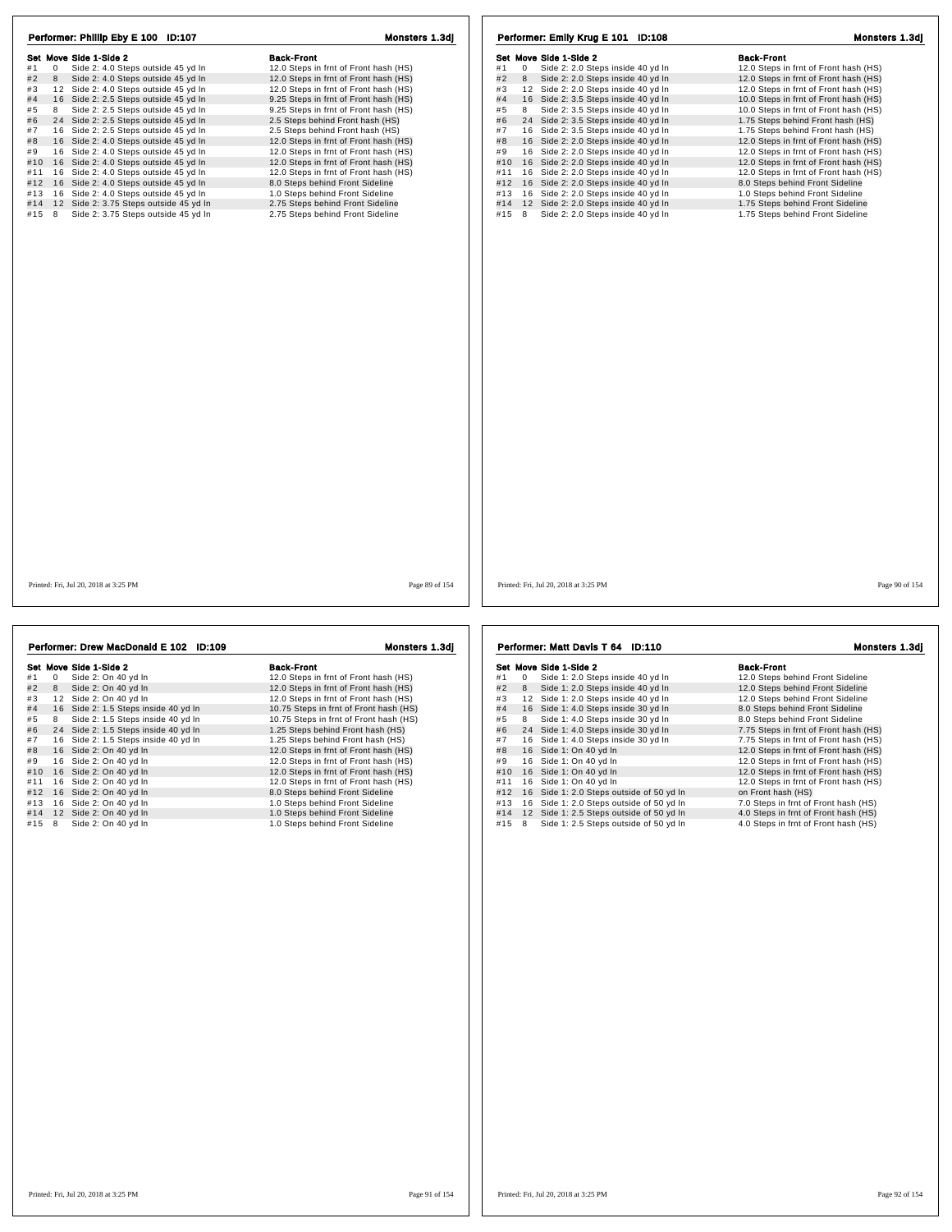## Performer: Phillip Eby E 100 ID:107

**Monsters 1.3dj**

| Set | Move | Side 1-Side 2 | Back-Front |
|---|---|---|---|
| #1 | 0 | Side 2: 4.0 Steps outside 45 yd ln | 12.0 Steps in frnt of Front hash (HS) |
| #2 | 8 | Side 2: 4.0 Steps outside 45 yd ln | 12.0 Steps in frnt of Front hash (HS) |
| #3 | 12 | Side 2: 4.0 Steps outside 45 yd ln | 12.0 Steps in frnt of Front hash (HS) |
| #4 | 16 | Side 2: 2.5 Steps outside 45 yd ln | 9.25 Steps in frnt of Front hash (HS) |
| #5 | 8 | Side 2: 2.5 Steps outside 45 yd ln | 9.25 Steps in frnt of Front hash (HS) |
| #6 | 24 | Side 2: 2.5 Steps outside 45 yd ln | 2.5 Steps behind Front hash (HS) |
| #7 | 16 | Side 2: 2.5 Steps outside 45 yd ln | 2.5 Steps behind Front hash (HS) |
| #8 | 16 | Side 2: 4.0 Steps outside 45 yd ln | 12.0 Steps in frnt of Front hash (HS) |
| #9 | 16 | Side 2: 4.0 Steps outside 45 yd ln | 12.0 Steps in frnt of Front hash (HS) |
| #10 | 16 | Side 2: 4.0 Steps outside 45 yd ln | 12.0 Steps in frnt of Front hash (HS) |
| #11 | 16 | Side 2: 4.0 Steps outside 45 yd ln | 12.0 Steps in frnt of Front hash (HS) |
| #12 | 16 | Side 2: 4.0 Steps outside 45 yd ln | 8.0 Steps behind Front Sideline |
| #13 | 16 | Side 2: 4.0 Steps outside 45 yd ln | 1.0 Steps behind Front Sideline |
| #14 | 12 | Side 2: 3.75 Steps outside 45 yd ln | 2.75 Steps behind Front Sideline |
| #15 | 8 | Side 2: 3.75 Steps outside 45 yd ln | 2.75 Steps behind Front Sideline |

Printed: Fri, Jul 20, 2018 at 3:25 PM

## Performer: Emily Krug E 101 ID:108

**Monsters 1.3dj**

| Set | Move | Side 1-Side 2 | Back-Front |
|---|---|---|---|
| #1 | 0 | Side 2: 2.0 Steps inside 40 yd ln | 12.0 Steps in frnt of Front hash (HS) |
| #2 | 8 | Side 2: 2.0 Steps inside 40 yd ln | 12.0 Steps in frnt of Front hash (HS) |
| #3 | 12 | Side 2: 2.0 Steps inside 40 yd ln | 12.0 Steps in frnt of Front hash (HS) |
| #4 | 16 | Side 2: 3.5 Steps inside 40 yd ln | 10.0 Steps in frnt of Front hash (HS) |
| #5 | 8 | Side 2: 3.5 Steps inside 40 yd ln | 10.0 Steps in frnt of Front hash (HS) |
| #6 | 24 | Side 2: 3.5 Steps inside 40 yd ln | 1.75 Steps behind Front hash (HS) |
| #7 | 16 | Side 2: 3.5 Steps inside 40 yd ln | 1.75 Steps behind Front hash (HS) |
| #8 | 16 | Side 2: 2.0 Steps inside 40 yd ln | 12.0 Steps in frnt of Front hash (HS) |
| #9 | 16 | Side 2: 2.0 Steps inside 40 yd ln | 12.0 Steps in frnt of Front hash (HS) |
| #10 | 16 | Side 2: 2.0 Steps inside 40 yd ln | 12.0 Steps in frnt of Front hash (HS) |
| #11 | 16 | Side 2: 2.0 Steps inside 40 yd ln | 12.0 Steps in frnt of Front hash (HS) |
| #12 | 16 | Side 2: 2.0 Steps inside 40 yd ln | 8.0 Steps behind Front Sideline |
| #13 | 16 | Side 2: 2.0 Steps inside 40 yd ln | 1.0 Steps behind Front Sideline |
| #14 | 12 | Side 2: 2.0 Steps inside 40 yd ln | 1.75 Steps behind Front Sideline |
| #15 | 8 | Side 2: 2.0 Steps inside 40 yd ln | 1.75 Steps behind Front Sideline |

Printed: Fri, Jul 20, 2018 at 3:25 PM

## Performer: Drew MacDonald E 102 ID:109

**Monsters 1.3dj**

| Set | Move | Side 1-Side 2 | Back-Front |
|---|---|---|---|
| #1 | 0 | Side 2: On 40 yd ln | 12.0 Steps in frnt of Front hash (HS) |
| #2 | 8 | Side 2: On 40 yd ln | 12.0 Steps in frnt of Front hash (HS) |
| #3 | 12 | Side 2: On 40 yd ln | 12.0 Steps in frnt of Front hash (HS) |
| #4 | 16 | Side 2: 1.5 Steps inside 40 yd ln | 10.75 Steps in frnt of Front hash (HS) |
| #5 | 8 | Side 2: 1.5 Steps inside 40 yd ln | 10.75 Steps in frnt of Front hash (HS) |
| #6 | 24 | Side 2: 1.5 Steps inside 40 yd ln | 1.25 Steps behind Front hash (HS) |
| #7 | 16 | Side 2: 1.5 Steps inside 40 yd ln | 1.25 Steps behind Front hash (HS) |
| #8 | 16 | Side 2: On 40 yd ln | 12.0 Steps in frnt of Front hash (HS) |
| #9 | 16 | Side 2: On 40 yd ln | 12.0 Steps in frnt of Front hash (HS) |
| #10 | 16 | Side 2: On 40 yd ln | 12.0 Steps in frnt of Front hash (HS) |
| #11 | 16 | Side 2: On 40 yd ln | 12.0 Steps in frnt of Front hash (HS) |
| #12 | 16 | Side 2: On 40 yd ln | 8.0 Steps behind Front Sideline |
| #13 | 16 | Side 2: On 40 yd ln | 1.0 Steps behind Front Sideline |
| #14 | 12 | Side 2: On 40 yd ln | 1.0 Steps behind Front Sideline |
| #15 | 8 | Side 2: On 40 yd ln | 1.0 Steps behind Front Sideline |

Printed: Fri, Jul 20, 2018 at 3:25 PM

## Performer: Matt Davis T 64 ID:110

**Monsters 1.3dj**

| Set | Move | Side 1-Side 2 | Back-Front |
|---|---|---|---|
| #1 | 0 | Side 1: 2.0 Steps inside 40 yd ln | 12.0 Steps behind Front Sideline |
| #2 | 8 | Side 1: 2.0 Steps inside 40 yd ln | 12.0 Steps behind Front Sideline |
| #3 | 12 | Side 1: 2.0 Steps inside 40 yd ln | 12.0 Steps behind Front Sideline |
| #4 | 16 | Side 1: 4.0 Steps inside 30 yd ln | 8.0 Steps behind Front Sideline |
| #5 | 8 | Side 1: 4.0 Steps inside 30 yd ln | 8.0 Steps behind Front Sideline |
| #6 | 24 | Side 1: 4.0 Steps inside 30 yd ln | 7.75 Steps in frnt of Front hash (HS) |
| #7 | 16 | Side 1: 4.0 Steps inside 30 yd ln | 7.75 Steps in frnt of Front hash (HS) |
| #8 | 16 | Side 1: On 40 yd ln | 12.0 Steps in frnt of Front hash (HS) |
| #9 | 16 | Side 1: On 40 yd ln | 12.0 Steps in frnt of Front hash (HS) |
| #10 | 16 | Side 1: On 40 yd ln | 12.0 Steps in frnt of Front hash (HS) |
| #11 | 16 | Side 1: On 40 yd ln | 12.0 Steps in frnt of Front hash (HS) |
| #12 | 16 | Side 1: 2.0 Steps outside of 50 yd ln | on Front hash (HS) |
| #13 | 16 | Side 1: 2.0 Steps outside of 50 yd ln | 7.0 Steps in frnt of Front hash (HS) |
| #14 | 12 | Side 1: 2.5 Steps outside of 50 yd ln | 4.0 Steps in frnt of Front hash (HS) |
| #15 | 8 | Side 1: 2.5 Steps outside of 50 yd ln | 4.0 Steps in frnt of Front hash (HS) |

Printed: Fri, Jul 20, 2018 at 3:25 PM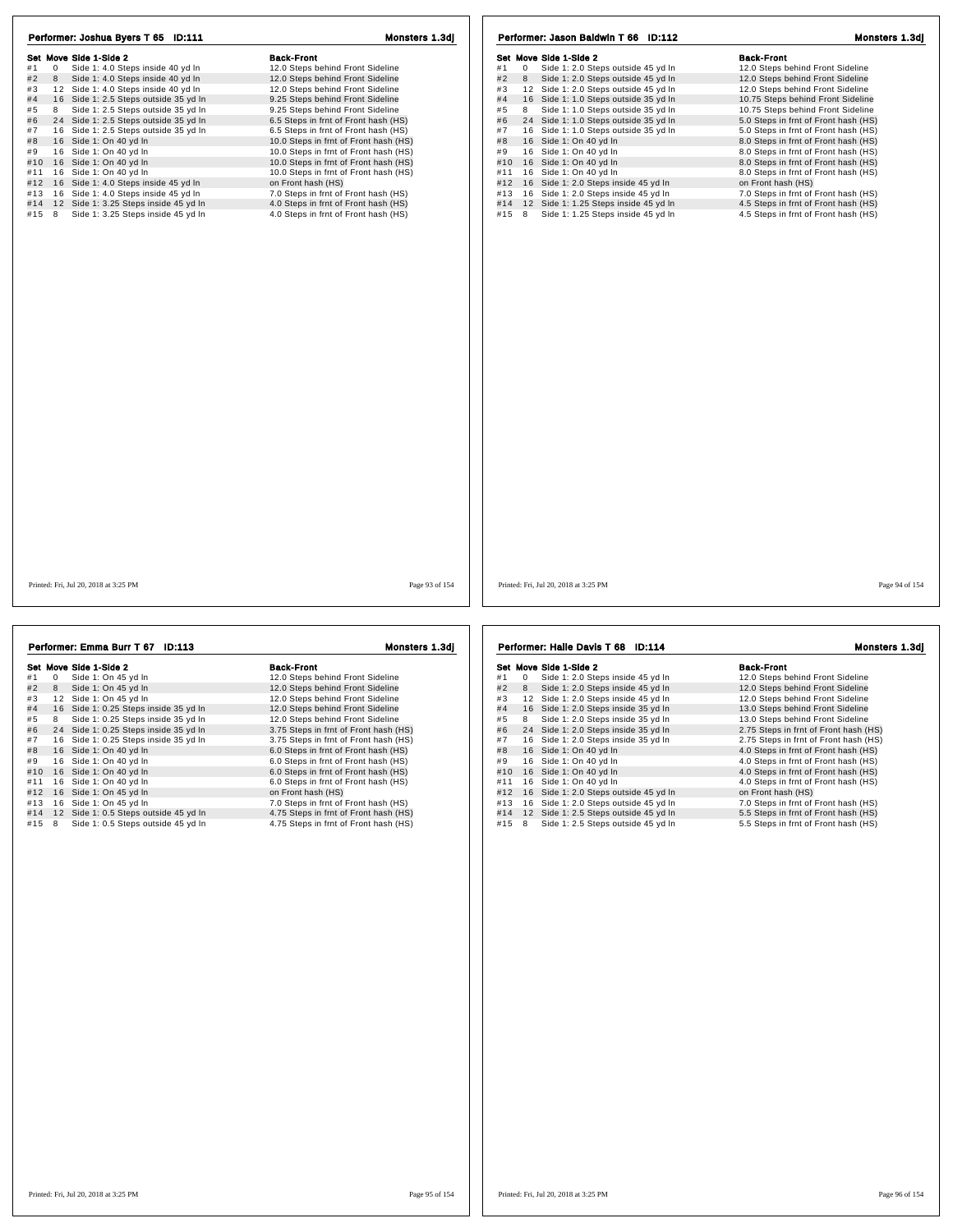## Performer: Joshua Byers T 65 ID:111

**Monsters 1.3dj**

| Set | Move | Side 1-Side 2 | Back-Front |
|---|---|---|---|
| #1 | 0 | Side 1: 4.0 Steps inside 40 yd ln | 12.0 Steps behind Front Sideline |
| #2 | 8 | Side 1: 4.0 Steps inside 40 yd ln | 12.0 Steps behind Front Sideline |
| #3 | 12 | Side 1: 4.0 Steps inside 40 yd ln | 12.0 Steps behind Front Sideline |
| #4 | 16 | Side 1: 2.5 Steps outside 35 yd ln | 9.25 Steps behind Front Sideline |
| #5 | 8 | Side 1: 2.5 Steps outside 35 yd ln | 9.25 Steps behind Front Sideline |
| #6 | 24 | Side 1: 2.5 Steps outside 35 yd ln | 6.5 Steps in frnt of Front hash (HS) |
| #7 | 16 | Side 1: 2.5 Steps outside 35 yd ln | 6.5 Steps in frnt of Front hash (HS) |
| #8 | 16 | Side 1: On 40 yd ln | 10.0 Steps in frnt of Front hash (HS) |
| #9 | 16 | Side 1: On 40 yd ln | 10.0 Steps in frnt of Front hash (HS) |
| #10 | 16 | Side 1: On 40 yd ln | 10.0 Steps in frnt of Front hash (HS) |
| #11 | 16 | Side 1: On 40 yd ln | 10.0 Steps in frnt of Front hash (HS) |
| #12 | 16 | Side 1: 4.0 Steps inside 45 yd ln | on Front hash (HS) |
| #13 | 16 | Side 1: 4.0 Steps inside 45 yd ln | 7.0 Steps in frnt of Front hash (HS) |
| #14 | 12 | Side 1: 3.25 Steps inside 45 yd ln | 4.0 Steps in frnt of Front hash (HS) |
| #15 | 8 | Side 1: 3.25 Steps inside 45 yd ln | 4.0 Steps in frnt of Front hash (HS) |

Printed: Fri, Jul 20, 2018 at 3:25 PM

## Performer: Jason Baldwin T 66 ID:112

**Monsters 1.3dj**

| Set | Move | Side 1-Side 2 | Back-Front |
|---|---|---|---|
| #1 | 0 | Side 1: 2.0 Steps outside 45 yd ln | 12.0 Steps behind Front Sideline |
| #2 | 8 | Side 1: 2.0 Steps outside 45 yd ln | 12.0 Steps behind Front Sideline |
| #3 | 12 | Side 1: 2.0 Steps outside 45 yd ln | 12.0 Steps behind Front Sideline |
| #4 | 16 | Side 1: 1.0 Steps outside 35 yd ln | 10.75 Steps behind Front Sideline |
| #5 | 8 | Side 1: 1.0 Steps outside 35 yd ln | 10.75 Steps behind Front Sideline |
| #6 | 24 | Side 1: 1.0 Steps outside 35 yd ln | 5.0 Steps in frnt of Front hash (HS) |
| #7 | 16 | Side 1: 1.0 Steps outside 35 yd ln | 5.0 Steps in frnt of Front hash (HS) |
| #8 | 16 | Side 1: On 40 yd ln | 8.0 Steps in frnt of Front hash (HS) |
| #9 | 16 | Side 1: On 40 yd ln | 8.0 Steps in frnt of Front hash (HS) |
| #10 | 16 | Side 1: On 40 yd ln | 8.0 Steps in frnt of Front hash (HS) |
| #11 | 16 | Side 1: On 40 yd ln | 8.0 Steps in frnt of Front hash (HS) |
| #12 | 16 | Side 1: 2.0 Steps inside 45 yd ln | on Front hash (HS) |
| #13 | 16 | Side 1: 2.0 Steps inside 45 yd ln | 7.0 Steps in frnt of Front hash (HS) |
| #14 | 12 | Side 1: 1.25 Steps inside 45 yd ln | 4.5 Steps in frnt of Front hash (HS) |
| #15 | 8 | Side 1: 1.25 Steps inside 45 yd ln | 4.5 Steps in frnt of Front hash (HS) |

Printed: Fri, Jul 20, 2018 at 3:25 PM

## Performer: Emma Burr T 67 ID:113

**Monsters 1.3dj**

| Set | Move | Side 1-Side 2 | Back-Front |
|---|---|---|---|
| #1 | 0 | Side 1: On 45 yd ln | 12.0 Steps behind Front Sideline |
| #2 | 8 | Side 1: On 45 yd ln | 12.0 Steps behind Front Sideline |
| #3 | 12 | Side 1: On 45 yd ln | 12.0 Steps behind Front Sideline |
| #4 | 16 | Side 1: 0.25 Steps inside 35 yd ln | 12.0 Steps behind Front Sideline |
| #5 | 8 | Side 1: 0.25 Steps inside 35 yd ln | 12.0 Steps behind Front Sideline |
| #6 | 24 | Side 1: 0.25 Steps inside 35 yd ln | 3.75 Steps in frnt of Front hash (HS) |
| #7 | 16 | Side 1: 0.25 Steps inside 35 yd ln | 3.75 Steps in frnt of Front hash (HS) |
| #8 | 16 | Side 1: On 40 yd ln | 6.0 Steps in frnt of Front hash (HS) |
| #9 | 16 | Side 1: On 40 yd ln | 6.0 Steps in frnt of Front hash (HS) |
| #10 | 16 | Side 1: On 40 yd ln | 6.0 Steps in frnt of Front hash (HS) |
| #11 | 16 | Side 1: On 40 yd ln | 6.0 Steps in frnt of Front hash (HS) |
| #12 | 16 | Side 1: On 45 yd ln | on Front hash (HS) |
| #13 | 16 | Side 1: On 45 yd ln | 7.0 Steps in frnt of Front hash (HS) |
| #14 | 12 | Side 1: 0.5 Steps outside 45 yd ln | 4.75 Steps in frnt of Front hash (HS) |
| #15 | 8 | Side 1: 0.5 Steps outside 45 yd ln | 4.75 Steps in frnt of Front hash (HS) |

Printed: Fri, Jul 20, 2018 at 3:25 PM

## Performer: Halle Davis T 68 ID:114

**Monsters 1.3dj**

| Set | Move | Side 1-Side 2 | Back-Front |
|---|---|---|---|
| #1 | 0 | Side 1: 2.0 Steps inside 45 yd ln | 12.0 Steps behind Front Sideline |
| #2 | 8 | Side 1: 2.0 Steps inside 45 yd ln | 12.0 Steps behind Front Sideline |
| #3 | 12 | Side 1: 2.0 Steps inside 45 yd ln | 12.0 Steps behind Front Sideline |
| #4 | 16 | Side 1: 2.0 Steps inside 35 yd ln | 13.0 Steps behind Front Sideline |
| #5 | 8 | Side 1: 2.0 Steps inside 35 yd ln | 13.0 Steps behind Front Sideline |
| #6 | 24 | Side 1: 2.0 Steps inside 35 yd ln | 2.75 Steps in frnt of Front hash (HS) |
| #7 | 16 | Side 1: 2.0 Steps inside 35 yd ln | 2.75 Steps in frnt of Front hash (HS) |
| #8 | 16 | Side 1: On 40 yd ln | 4.0 Steps in frnt of Front hash (HS) |
| #9 | 16 | Side 1: On 40 yd ln | 4.0 Steps in frnt of Front hash (HS) |
| #10 | 16 | Side 1: On 40 yd ln | 4.0 Steps in frnt of Front hash (HS) |
| #11 | 16 | Side 1: On 40 yd ln | 4.0 Steps in frnt of Front hash (HS) |
| #12 | 16 | Side 1: 2.0 Steps outside 45 yd ln | on Front hash (HS) |
| #13 | 16 | Side 1: 2.0 Steps outside 45 yd ln | 7.0 Steps in frnt of Front hash (HS) |
| #14 | 12 | Side 1: 2.5 Steps outside 45 yd ln | 5.5 Steps in frnt of Front hash (HS) |
| #15 | 8 | Side 1: 2.5 Steps outside 45 yd ln | 5.5 Steps in frnt of Front hash (HS) |

Printed: Fri, Jul 20, 2018 at 3:25 PM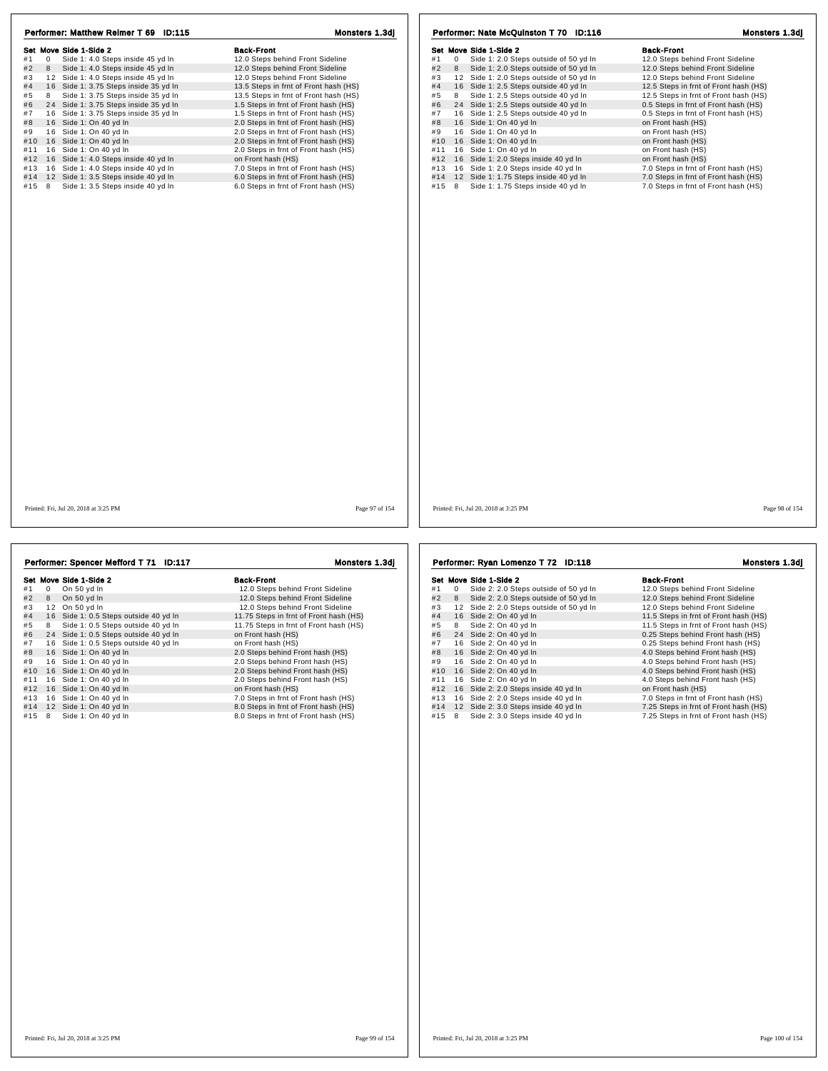## Performer: Matthew Reimer T 69 ID:115

**Monsters 1.3dj**

| Set | Move | Side 1-Side 2 | Back-Front |
|---|---|---|---|
| #1 | 0 | Side 1: 4.0 Steps inside 45 yd ln | 12.0 Steps behind Front Sideline |
| #2 | 8 | Side 1: 4.0 Steps inside 45 yd ln | 12.0 Steps behind Front Sideline |
| #3 | 12 | Side 1: 4.0 Steps inside 45 yd ln | 12.0 Steps behind Front Sideline |
| #4 | 16 | Side 1: 3.75 Steps inside 35 yd ln | 13.5 Steps in frnt of Front hash (HS) |
| #5 | 8 | Side 1: 3.75 Steps inside 35 yd ln | 13.5 Steps in frnt of Front hash (HS) |
| #6 | 24 | Side 1: 3.75 Steps inside 35 yd ln | 1.5 Steps in frnt of Front hash (HS) |
| #7 | 16 | Side 1: 3.75 Steps inside 35 yd ln | 1.5 Steps in frnt of Front hash (HS) |
| #8 | 16 | Side 1: On 40 yd ln | 2.0 Steps in frnt of Front hash (HS) |
| #9 | 16 | Side 1: On 40 yd ln | 2.0 Steps in frnt of Front hash (HS) |
| #10 | 16 | Side 1: On 40 yd ln | 2.0 Steps in frnt of Front hash (HS) |
| #11 | 16 | Side 1: On 40 yd ln | 2.0 Steps in frnt of Front hash (HS) |
| #12 | 16 | Side 1: 4.0 Steps inside 40 yd ln | on Front hash (HS) |
| #13 | 16 | Side 1: 4.0 Steps inside 40 yd ln | 7.0 Steps in frnt of Front hash (HS) |
| #14 | 12 | Side 1: 3.5 Steps inside 40 yd ln | 6.0 Steps in frnt of Front hash (HS) |
| #15 | 8 | Side 1: 3.5 Steps inside 40 yd ln | 6.0 Steps in frnt of Front hash (HS) |

Printed: Fri, Jul 20, 2018 at 3:25 PM

## Performer: Nate McQuinston T 70 ID:116

**Monsters 1.3dj**

| Set | Move | Side 1-Side 2 | Back-Front |
|---|---|---|---|
| #1 | 0 | Side 1: 2.0 Steps outside of 50 yd ln | 12.0 Steps behind Front Sideline |
| #2 | 8 | Side 1: 2.0 Steps outside of 50 yd ln | 12.0 Steps behind Front Sideline |
| #3 | 12 | Side 1: 2.0 Steps outside of 50 yd ln | 12.0 Steps behind Front Sideline |
| #4 | 16 | Side 1: 2.5 Steps outside 40 yd ln | 12.5 Steps in frnt of Front hash (HS) |
| #5 | 8 | Side 1: 2.5 Steps outside 40 yd ln | 12.5 Steps in frnt of Front hash (HS) |
| #6 | 24 | Side 1: 2.5 Steps outside 40 yd ln | 0.5 Steps in frnt of Front hash (HS) |
| #7 | 16 | Side 1: 2.5 Steps outside 40 yd ln | 0.5 Steps in frnt of Front hash (HS) |
| #8 | 16 | Side 1: On 40 yd ln | on Front hash (HS) |
| #9 | 16 | Side 1: On 40 yd ln | on Front hash (HS) |
| #10 | 16 | Side 1: On 40 yd ln | on Front hash (HS) |
| #11 | 16 | Side 1: On 40 yd ln | on Front hash (HS) |
| #12 | 16 | Side 1: 2.0 Steps inside 40 yd ln | on Front hash (HS) |
| #13 | 16 | Side 1: 2.0 Steps inside 40 yd ln | 7.0 Steps in frnt of Front hash (HS) |
| #14 | 12 | Side 1: 1.75 Steps inside 40 yd ln | 7.0 Steps in frnt of Front hash (HS) |
| #15 | 8 | Side 1: 1.75 Steps inside 40 yd ln | 7.0 Steps in frnt of Front hash (HS) |

Printed: Fri, Jul 20, 2018 at 3:25 PM

## Performer: Spencer Mefford T 71 ID:117

**Monsters 1.3dj**

| Set | Move | Side 1-Side 2 | Back-Front |
|---|---|---|---|
| #1 | 0 | On 50 yd ln | 12.0 Steps behind Front Sideline |
| #2 | 8 | On 50 yd ln | 12.0 Steps behind Front Sideline |
| #3 | 12 | On 50 yd ln | 12.0 Steps behind Front Sideline |
| #4 | 16 | Side 1: 0.5 Steps outside 40 yd ln | 11.75 Steps in frnt of Front hash (HS) |
| #5 | 8 | Side 1: 0.5 Steps outside 40 yd ln | 11.75 Steps in frnt of Front hash (HS) |
| #6 | 24 | Side 1: 0.5 Steps outside 40 yd ln | on Front hash (HS) |
| #7 | 16 | Side 1: 0.5 Steps outside 40 yd ln | on Front hash (HS) |
| #8 | 16 | Side 1: On 40 yd ln | 2.0 Steps behind Front hash (HS) |
| #9 | 16 | Side 1: On 40 yd ln | 2.0 Steps behind Front hash (HS) |
| #10 | 16 | Side 1: On 40 yd ln | 2.0 Steps behind Front hash (HS) |
| #11 | 16 | Side 1: On 40 yd ln | 2.0 Steps behind Front hash (HS) |
| #12 | 16 | Side 1: On 40 yd ln | on Front hash (HS) |
| #13 | 16 | Side 1: On 40 yd ln | 7.0 Steps in frnt of Front hash (HS) |
| #14 | 12 | Side 1: On 40 yd ln | 8.0 Steps in frnt of Front hash (HS) |
| #15 | 8 | Side 1: On 40 yd ln | 8.0 Steps in frnt of Front hash (HS) |

Printed: Fri, Jul 20, 2018 at 3:25 PM

## Performer: Ryan Lomenzo T 72 ID:118

**Monsters 1.3dj**

| Set | Move | Side 1-Side 2 | Back-Front |
|---|---|---|---|
| #1 | 0 | Side 2: 2.0 Steps outside of 50 yd ln | 12.0 Steps behind Front Sideline |
| #2 | 8 | Side 2: 2.0 Steps outside of 50 yd ln | 12.0 Steps behind Front Sideline |
| #3 | 12 | Side 2: 2.0 Steps outside of 50 yd ln | 12.0 Steps behind Front Sideline |
| #4 | 16 | Side 2: On 40 yd ln | 11.5 Steps in frnt of Front hash (HS) |
| #5 | 8 | Side 2: On 40 yd ln | 11.5 Steps in frnt of Front hash (HS) |
| #6 | 24 | Side 2: On 40 yd ln | 0.25 Steps behind Front hash (HS) |
| #7 | 16 | Side 2: On 40 yd ln | 0.25 Steps behind Front hash (HS) |
| #8 | 16 | Side 2: On 40 yd ln | 4.0 Steps behind Front hash (HS) |
| #9 | 16 | Side 2: On 40 yd ln | 4.0 Steps behind Front hash (HS) |
| #10 | 16 | Side 2: On 40 yd ln | 4.0 Steps behind Front hash (HS) |
| #11 | 16 | Side 2: On 40 yd ln | 4.0 Steps behind Front hash (HS) |
| #12 | 16 | Side 2: 2.0 Steps inside 40 yd ln | on Front hash (HS) |
| #13 | 16 | Side 2: 2.0 Steps inside 40 yd ln | 7.0 Steps in frnt of Front hash (HS) |
| #14 | 12 | Side 2: 3.0 Steps inside 40 yd ln | 7.25 Steps in frnt of Front hash (HS) |
| #15 | 8 | Side 2: 3.0 Steps inside 40 yd ln | 7.25 Steps in frnt of Front hash (HS) |

Printed: Fri, Jul 20, 2018 at 3:25 PM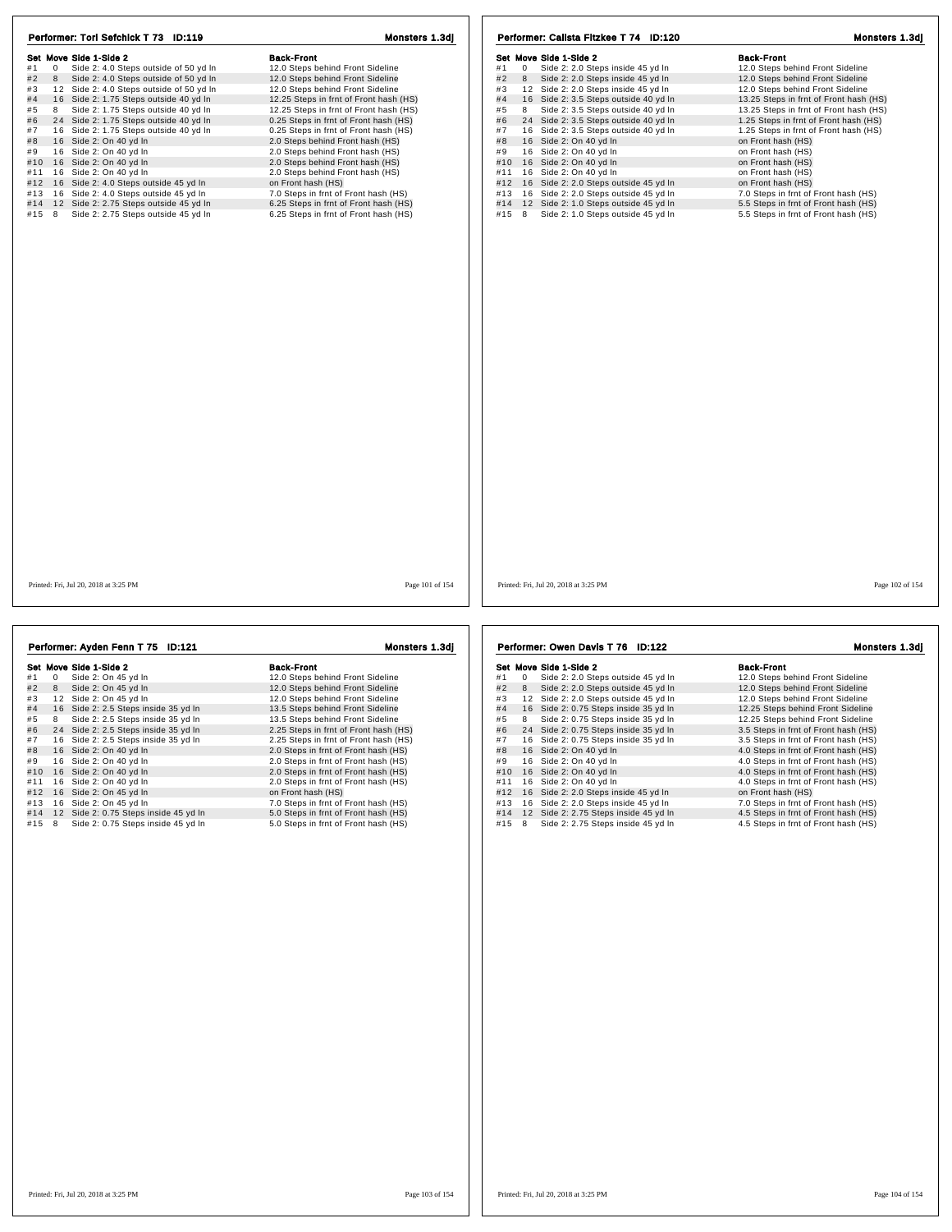## Performer: Tori Sefchick T 73 ID:119

**Monsters 1.3dj**

| Set | Move | Side 1-Side 2 | Back-Front |
|---|---|---|---|
| #1 | 0 | Side 2: 4.0 Steps outside of 50 yd ln | 12.0 Steps behind Front Sideline |
| #2 | 8 | Side 2: 4.0 Steps outside of 50 yd ln | 12.0 Steps behind Front Sideline |
| #3 | 12 | Side 2: 4.0 Steps outside of 50 yd ln | 12.0 Steps behind Front Sideline |
| #4 | 16 | Side 2: 1.75 Steps outside 40 yd ln | 12.25 Steps in frnt of Front hash (HS) |
| #5 | 8 | Side 2: 1.75 Steps outside 40 yd ln | 12.25 Steps in frnt of Front hash (HS) |
| #6 | 24 | Side 2: 1.75 Steps outside 40 yd ln | 0.25 Steps in frnt of Front hash (HS) |
| #7 | 16 | Side 2: 1.75 Steps outside 40 yd ln | 0.25 Steps in frnt of Front hash (HS) |
| #8 | 16 | Side 2: On 40 yd ln | 2.0 Steps behind Front hash (HS) |
| #9 | 16 | Side 2: On 40 yd ln | 2.0 Steps behind Front hash (HS) |
| #10 | 16 | Side 2: On 40 yd ln | 2.0 Steps behind Front hash (HS) |
| #11 | 16 | Side 2: On 40 yd ln | 2.0 Steps behind Front hash (HS) |
| #12 | 16 | Side 2: 4.0 Steps outside 45 yd ln | on Front hash (HS) |
| #13 | 16 | Side 2: 4.0 Steps outside 45 yd ln | 7.0 Steps in frnt of Front hash (HS) |
| #14 | 12 | Side 2: 2.75 Steps outside 45 yd ln | 6.25 Steps in frnt of Front hash (HS) |
| #15 | 8 | Side 2: 2.75 Steps outside 45 yd ln | 6.25 Steps in frnt of Front hash (HS) |

Printed: Fri, Jul 20, 2018 at 3:25 PM

## Performer: Calista Fitzkee T 74 ID:120

**Monsters 1.3dj**

| Set | Move | Side 1-Side 2 | Back-Front |
|---|---|---|---|
| #1 | 0 | Side 2: 2.0 Steps inside 45 yd ln | 12.0 Steps behind Front Sideline |
| #2 | 8 | Side 2: 2.0 Steps inside 45 yd ln | 12.0 Steps behind Front Sideline |
| #3 | 12 | Side 2: 2.0 Steps inside 45 yd ln | 12.0 Steps behind Front Sideline |
| #4 | 16 | Side 2: 3.5 Steps outside 40 yd ln | 13.25 Steps in frnt of Front hash (HS) |
| #5 | 8 | Side 2: 3.5 Steps outside 40 yd ln | 13.25 Steps in frnt of Front hash (HS) |
| #6 | 24 | Side 2: 3.5 Steps outside 40 yd ln | 1.25 Steps in frnt of Front hash (HS) |
| #7 | 16 | Side 2: 3.5 Steps outside 40 yd ln | 1.25 Steps in frnt of Front hash (HS) |
| #8 | 16 | Side 2: On 40 yd ln | on Front hash (HS) |
| #9 | 16 | Side 2: On 40 yd ln | on Front hash (HS) |
| #10 | 16 | Side 2: On 40 yd ln | on Front hash (HS) |
| #11 | 16 | Side 2: On 40 yd ln | on Front hash (HS) |
| #12 | 16 | Side 2: 2.0 Steps outside 45 yd ln | on Front hash (HS) |
| #13 | 16 | Side 2: 2.0 Steps outside 45 yd ln | 7.0 Steps in frnt of Front hash (HS) |
| #14 | 12 | Side 2: 1.0 Steps outside 45 yd ln | 5.5 Steps in frnt of Front hash (HS) |
| #15 | 8 | Side 2: 1.0 Steps outside 45 yd ln | 5.5 Steps in frnt of Front hash (HS) |

Printed: Fri, Jul 20, 2018 at 3:25 PM

## Performer: Ayden Fenn T 75 ID:121

**Monsters 1.3dj**

| Set | Move | Side 1-Side 2 | Back-Front |
|---|---|---|---|
| #1 | 0 | Side 2: On 45 yd ln | 12.0 Steps behind Front Sideline |
| #2 | 8 | Side 2: On 45 yd ln | 12.0 Steps behind Front Sideline |
| #3 | 12 | Side 2: On 45 yd ln | 12.0 Steps behind Front Sideline |
| #4 | 16 | Side 2: 2.5 Steps inside 35 yd ln | 13.5 Steps behind Front Sideline |
| #5 | 8 | Side 2: 2.5 Steps inside 35 yd ln | 13.5 Steps behind Front Sideline |
| #6 | 24 | Side 2: 2.5 Steps inside 35 yd ln | 2.25 Steps in frnt of Front hash (HS) |
| #7 | 16 | Side 2: 2.5 Steps inside 35 yd ln | 2.25 Steps in frnt of Front hash (HS) |
| #8 | 16 | Side 2: On 40 yd ln | 2.0 Steps in frnt of Front hash (HS) |
| #9 | 16 | Side 2: On 40 yd ln | 2.0 Steps in frnt of Front hash (HS) |
| #10 | 16 | Side 2: On 40 yd ln | 2.0 Steps in frnt of Front hash (HS) |
| #11 | 16 | Side 2: On 40 yd ln | 2.0 Steps in frnt of Front hash (HS) |
| #12 | 16 | Side 2: On 45 yd ln | on Front hash (HS) |
| #13 | 16 | Side 2: On 45 yd ln | 7.0 Steps in frnt of Front hash (HS) |
| #14 | 12 | Side 2: 0.75 Steps inside 45 yd ln | 5.0 Steps in frnt of Front hash (HS) |
| #15 | 8 | Side 2: 0.75 Steps inside 45 yd ln | 5.0 Steps in frnt of Front hash (HS) |

Printed: Fri, Jul 20, 2018 at 3:25 PM

## Performer: Owen Davis T 76 ID:122

**Monsters 1.3dj**

| Set | Move | Side 1-Side 2 | Back-Front |
|---|---|---|---|
| #1 | 0 | Side 2: 2.0 Steps outside 45 yd ln | 12.0 Steps behind Front Sideline |
| #2 | 8 | Side 2: 2.0 Steps outside 45 yd ln | 12.0 Steps behind Front Sideline |
| #3 | 12 | Side 2: 2.0 Steps outside 45 yd ln | 12.0 Steps behind Front Sideline |
| #4 | 16 | Side 2: 0.75 Steps inside 35 yd ln | 12.25 Steps behind Front Sideline |
| #5 | 8 | Side 2: 0.75 Steps inside 35 yd ln | 12.25 Steps behind Front Sideline |
| #6 | 24 | Side 2: 0.75 Steps inside 35 yd ln | 3.5 Steps in frnt of Front hash (HS) |
| #7 | 16 | Side 2: 0.75 Steps inside 35 yd ln | 3.5 Steps in frnt of Front hash (HS) |
| #8 | 16 | Side 2: On 40 yd ln | 4.0 Steps in frnt of Front hash (HS) |
| #9 | 16 | Side 2: On 40 yd ln | 4.0 Steps in frnt of Front hash (HS) |
| #10 | 16 | Side 2: On 40 yd ln | 4.0 Steps in frnt of Front hash (HS) |
| #11 | 16 | Side 2: On 40 yd ln | 4.0 Steps in frnt of Front hash (HS) |
| #12 | 16 | Side 2: 2.0 Steps inside 45 yd ln | on Front hash (HS) |
| #13 | 16 | Side 2: 2.0 Steps inside 45 yd ln | 7.0 Steps in frnt of Front hash (HS) |
| #14 | 12 | Side 2: 2.75 Steps inside 45 yd ln | 4.5 Steps in frnt of Front hash (HS) |
| #15 | 8 | Side 2: 2.75 Steps inside 45 yd ln | 4.5 Steps in frnt of Front hash (HS) |

Printed: Fri, Jul 20, 2018 at 3:25 PM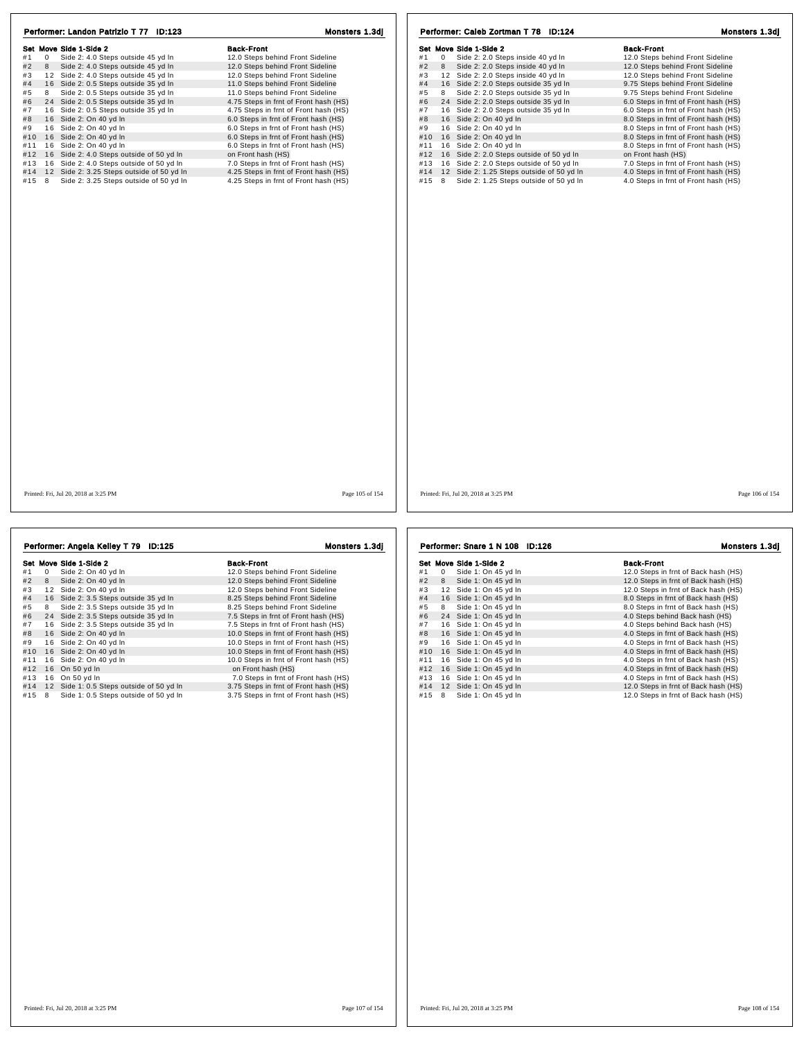## Performer: Landon Patrizio T 77 ID:123

**Monsters 1.3dj**

| Set | Move | Side 1-Side 2 | Back-Front |
|---|---|---|---|
| #1 | 0 | Side 2: 4.0 Steps outside 45 yd ln | 12.0 Steps behind Front Sideline |
| #2 | 8 | Side 2: 4.0 Steps outside 45 yd ln | 12.0 Steps behind Front Sideline |
| #3 | 12 | Side 2: 4.0 Steps outside 45 yd ln | 12.0 Steps behind Front Sideline |
| #4 | 16 | Side 2: 0.5 Steps outside 35 yd ln | 11.0 Steps behind Front Sideline |
| #5 | 8 | Side 2: 0.5 Steps outside 35 yd ln | 11.0 Steps behind Front Sideline |
| #6 | 24 | Side 2: 0.5 Steps outside 35 yd ln | 4.75 Steps in frnt of Front hash (HS) |
| #7 | 16 | Side 2: 0.5 Steps outside 35 yd ln | 4.75 Steps in frnt of Front hash (HS) |
| #8 | 16 | Side 2: On 40 yd ln | 6.0 Steps in frnt of Front hash (HS) |
| #9 | 16 | Side 2: On 40 yd ln | 6.0 Steps in frnt of Front hash (HS) |
| #10 | 16 | Side 2: On 40 yd ln | 6.0 Steps in frnt of Front hash (HS) |
| #11 | 16 | Side 2: On 40 yd ln | 6.0 Steps in frnt of Front hash (HS) |
| #12 | 16 | Side 2: 4.0 Steps outside of 50 yd ln | on Front hash (HS) |
| #13 | 16 | Side 2: 4.0 Steps outside of 50 yd ln | 7.0 Steps in frnt of Front hash (HS) |
| #14 | 12 | Side 2: 3.25 Steps outside of 50 yd ln | 4.25 Steps in frnt of Front hash (HS) |
| #15 | 8 | Side 2: 3.25 Steps outside of 50 yd ln | 4.25 Steps in frnt of Front hash (HS) |

Printed: Fri, Jul 20, 2018 at 3:25 PM

## Performer: Caleb Zortman T 78 ID:124

**Monsters 1.3dj**

| Set | Move | Side 1-Side 2 | Back-Front |
|---|---|---|---|
| #1 | 0 | Side 2: 2.0 Steps inside 40 yd ln | 12.0 Steps behind Front Sideline |
| #2 | 8 | Side 2: 2.0 Steps inside 40 yd ln | 12.0 Steps behind Front Sideline |
| #3 | 12 | Side 2: 2.0 Steps inside 40 yd ln | 12.0 Steps behind Front Sideline |
| #4 | 16 | Side 2: 2.0 Steps outside 35 yd ln | 9.75 Steps behind Front Sideline |
| #5 | 8 | Side 2: 2.0 Steps outside 35 yd ln | 9.75 Steps behind Front Sideline |
| #6 | 24 | Side 2: 2.0 Steps outside 35 yd ln | 6.0 Steps in frnt of Front hash (HS) |
| #7 | 16 | Side 2: 2.0 Steps outside 35 yd ln | 6.0 Steps in frnt of Front hash (HS) |
| #8 | 16 | Side 2: On 40 yd ln | 8.0 Steps in frnt of Front hash (HS) |
| #9 | 16 | Side 2: On 40 yd ln | 8.0 Steps in frnt of Front hash (HS) |
| #10 | 16 | Side 2: On 40 yd ln | 8.0 Steps in frnt of Front hash (HS) |
| #11 | 16 | Side 2: On 40 yd ln | 8.0 Steps in frnt of Front hash (HS) |
| #12 | 16 | Side 2: 2.0 Steps outside of 50 yd ln | on Front hash (HS) |
| #13 | 16 | Side 2: 2.0 Steps outside of 50 yd ln | 7.0 Steps in frnt of Front hash (HS) |
| #14 | 12 | Side 2: 1.25 Steps outside of 50 yd ln | 4.0 Steps in frnt of Front hash (HS) |
| #15 | 8 | Side 2: 1.25 Steps outside of 50 yd ln | 4.0 Steps in frnt of Front hash (HS) |

Printed: Fri, Jul 20, 2018 at 3:25 PM

## Performer: Angela Kelley T 79 ID:125

**Monsters 1.3dj**

| Set | Move | Side 1-Side 2 | Back-Front |
|---|---|---|---|
| #1 | 0 | Side 2: On 40 yd ln | 12.0 Steps behind Front Sideline |
| #2 | 8 | Side 2: On 40 yd ln | 12.0 Steps behind Front Sideline |
| #3 | 12 | Side 2: On 40 yd ln | 12.0 Steps behind Front Sideline |
| #4 | 16 | Side 2: 3.5 Steps outside 35 yd ln | 8.25 Steps behind Front Sideline |
| #5 | 8 | Side 2: 3.5 Steps outside 35 yd ln | 8.25 Steps behind Front Sideline |
| #6 | 24 | Side 2: 3.5 Steps outside 35 yd ln | 7.5 Steps in frnt of Front hash (HS) |
| #7 | 16 | Side 2: 3.5 Steps outside 35 yd ln | 7.5 Steps in frnt of Front hash (HS) |
| #8 | 16 | Side 2: On 40 yd ln | 10.0 Steps in frnt of Front hash (HS) |
| #9 | 16 | Side 2: On 40 yd ln | 10.0 Steps in frnt of Front hash (HS) |
| #10 | 16 | Side 2: On 40 yd ln | 10.0 Steps in frnt of Front hash (HS) |
| #11 | 16 | Side 2: On 40 yd ln | 10.0 Steps in frnt of Front hash (HS) |
| #12 | 16 | On 50 yd ln | on Front hash (HS) |
| #13 | 16 | On 50 yd ln | 7.0 Steps in frnt of Front hash (HS) |
| #14 | 12 | Side 1: 0.5 Steps outside of 50 yd ln | 3.75 Steps in frnt of Front hash (HS) |
| #15 | 8 | Side 1: 0.5 Steps outside of 50 yd ln | 3.75 Steps in frnt of Front hash (HS) |

Printed: Fri, Jul 20, 2018 at 3:25 PM

## Performer: Snare 1 N 108 ID:126

**Monsters 1.3dj**

| Set | Move | Side 1-Side 2 | Back-Front |
|---|---|---|---|
| #1 | 0 | Side 1: On 45 yd ln | 12.0 Steps in frnt of Back hash (HS) |
| #2 | 8 | Side 1: On 45 yd ln | 12.0 Steps in frnt of Back hash (HS) |
| #3 | 12 | Side 1: On 45 yd ln | 12.0 Steps in frnt of Back hash (HS) |
| #4 | 16 | Side 1: On 45 yd ln | 8.0 Steps in frnt of Back hash (HS) |
| #5 | 8 | Side 1: On 45 yd ln | 8.0 Steps in frnt of Back hash (HS) |
| #6 | 24 | Side 1: On 45 yd ln | 4.0 Steps behind Back hash (HS) |
| #7 | 16 | Side 1: On 45 yd ln | 4.0 Steps behind Back hash (HS) |
| #8 | 16 | Side 1: On 45 yd ln | 4.0 Steps in frnt of Back hash (HS) |
| #9 | 16 | Side 1: On 45 yd ln | 4.0 Steps in frnt of Back hash (HS) |
| #10 | 16 | Side 1: On 45 yd ln | 4.0 Steps in frnt of Back hash (HS) |
| #11 | 16 | Side 1: On 45 yd ln | 4.0 Steps in frnt of Back hash (HS) |
| #12 | 16 | Side 1: On 45 yd ln | 4.0 Steps in frnt of Back hash (HS) |
| #13 | 16 | Side 1: On 45 yd ln | 4.0 Steps in frnt of Back hash (HS) |
| #14 | 12 | Side 1: On 45 yd ln | 12.0 Steps in frnt of Back hash (HS) |
| #15 | 8 | Side 1: On 45 yd ln | 12.0 Steps in frnt of Back hash (HS) |

Printed: Fri, Jul 20, 2018 at 3:25 PM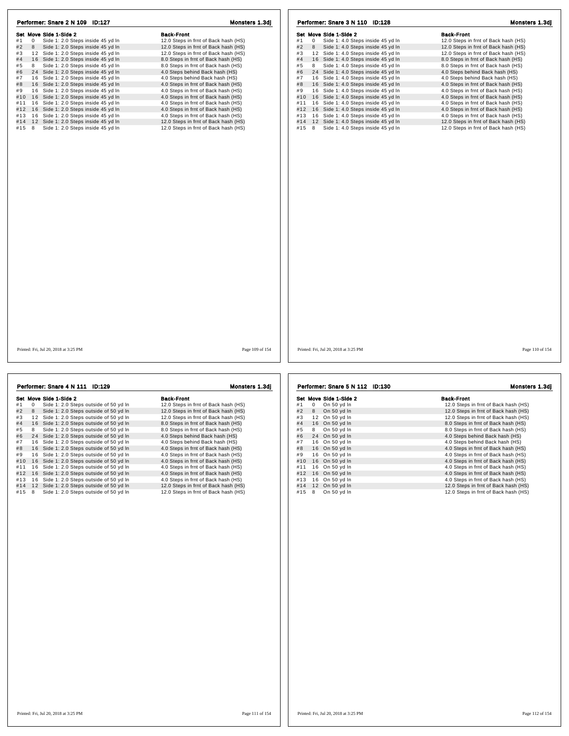## Performer: Snare 2 N 109 ID:127

**Monsters 1.3dj**

| Set | Move | Side 1-Side 2 | Back-Front |
|---|---|---|---|
| #1 | 0 | Side 1: 2.0 Steps inside 45 yd ln | 12.0 Steps in frnt of Back hash (HS) |
| #2 | 8 | Side 1: 2.0 Steps inside 45 yd ln | 12.0 Steps in frnt of Back hash (HS) |
| #3 | 12 | Side 1: 2.0 Steps inside 45 yd ln | 12.0 Steps in frnt of Back hash (HS) |
| #4 | 16 | Side 1: 2.0 Steps inside 45 yd ln | 8.0 Steps in frnt of Back hash (HS) |
| #5 | 8 | Side 1: 2.0 Steps inside 45 yd ln | 8.0 Steps in frnt of Back hash (HS) |
| #6 | 24 | Side 1: 2.0 Steps inside 45 yd ln | 4.0 Steps behind Back hash (HS) |
| #7 | 16 | Side 1: 2.0 Steps inside 45 yd ln | 4.0 Steps behind Back hash (HS) |
| #8 | 16 | Side 1: 2.0 Steps inside 45 yd ln | 4.0 Steps in frnt of Back hash (HS) |
| #9 | 16 | Side 1: 2.0 Steps inside 45 yd ln | 4.0 Steps in frnt of Back hash (HS) |
| #10 | 16 | Side 1: 2.0 Steps inside 45 yd ln | 4.0 Steps in frnt of Back hash (HS) |
| #11 | 16 | Side 1: 2.0 Steps inside 45 yd ln | 4.0 Steps in frnt of Back hash (HS) |
| #12 | 16 | Side 1: 2.0 Steps inside 45 yd ln | 4.0 Steps in frnt of Back hash (HS) |
| #13 | 16 | Side 1: 2.0 Steps inside 45 yd ln | 4.0 Steps in frnt of Back hash (HS) |
| #14 | 12 | Side 1: 2.0 Steps inside 45 yd ln | 12.0 Steps in frnt of Back hash (HS) |
| #15 | 8 | Side 1: 2.0 Steps inside 45 yd ln | 12.0 Steps in frnt of Back hash (HS) |

Printed: Fri, Jul 20, 2018 at 3:25 PM

## Performer: Snare 3 N 110 ID:128

**Monsters 1.3dj**

| Set | Move | Side 1-Side 2 | Back-Front |
|---|---|---|---|
| #1 | 0 | Side 1: 4.0 Steps inside 45 yd ln | 12.0 Steps in frnt of Back hash (HS) |
| #2 | 8 | Side 1: 4.0 Steps inside 45 yd ln | 12.0 Steps in frnt of Back hash (HS) |
| #3 | 12 | Side 1: 4.0 Steps inside 45 yd ln | 12.0 Steps in frnt of Back hash (HS) |
| #4 | 16 | Side 1: 4.0 Steps inside 45 yd ln | 8.0 Steps in frnt of Back hash (HS) |
| #5 | 8 | Side 1: 4.0 Steps inside 45 yd ln | 8.0 Steps in frnt of Back hash (HS) |
| #6 | 24 | Side 1: 4.0 Steps inside 45 yd ln | 4.0 Steps behind Back hash (HS) |
| #7 | 16 | Side 1: 4.0 Steps inside 45 yd ln | 4.0 Steps behind Back hash (HS) |
| #8 | 16 | Side 1: 4.0 Steps inside 45 yd ln | 4.0 Steps in frnt of Back hash (HS) |
| #9 | 16 | Side 1: 4.0 Steps inside 45 yd ln | 4.0 Steps in frnt of Back hash (HS) |
| #10 | 16 | Side 1: 4.0 Steps inside 45 yd ln | 4.0 Steps in frnt of Back hash (HS) |
| #11 | 16 | Side 1: 4.0 Steps inside 45 yd ln | 4.0 Steps in frnt of Back hash (HS) |
| #12 | 16 | Side 1: 4.0 Steps inside 45 yd ln | 4.0 Steps in frnt of Back hash (HS) |
| #13 | 16 | Side 1: 4.0 Steps inside 45 yd ln | 4.0 Steps in frnt of Back hash (HS) |
| #14 | 12 | Side 1: 4.0 Steps inside 45 yd ln | 12.0 Steps in frnt of Back hash (HS) |
| #15 | 8 | Side 1: 4.0 Steps inside 45 yd ln | 12.0 Steps in frnt of Back hash (HS) |

Printed: Fri, Jul 20, 2018 at 3:25 PM

## Performer: Snare 4 N 111 ID:129

**Monsters 1.3dj**

| Set | Move | Side 1-Side 2 | Back-Front |
|---|---|---|---|
| #1 | 0 | Side 1: 2.0 Steps outside of 50 yd ln | 12.0 Steps in frnt of Back hash (HS) |
| #2 | 8 | Side 1: 2.0 Steps outside of 50 yd ln | 12.0 Steps in frnt of Back hash (HS) |
| #3 | 12 | Side 1: 2.0 Steps outside of 50 yd ln | 12.0 Steps in frnt of Back hash (HS) |
| #4 | 16 | Side 1: 2.0 Steps outside of 50 yd ln | 8.0 Steps in frnt of Back hash (HS) |
| #5 | 8 | Side 1: 2.0 Steps outside of 50 yd ln | 8.0 Steps in frnt of Back hash (HS) |
| #6 | 24 | Side 1: 2.0 Steps outside of 50 yd ln | 4.0 Steps behind Back hash (HS) |
| #7 | 16 | Side 1: 2.0 Steps outside of 50 yd ln | 4.0 Steps behind Back hash (HS) |
| #8 | 16 | Side 1: 2.0 Steps outside of 50 yd ln | 4.0 Steps in frnt of Back hash (HS) |
| #9 | 16 | Side 1: 2.0 Steps outside of 50 yd ln | 4.0 Steps in frnt of Back hash (HS) |
| #10 | 16 | Side 1: 2.0 Steps outside of 50 yd ln | 4.0 Steps in frnt of Back hash (HS) |
| #11 | 16 | Side 1: 2.0 Steps outside of 50 yd ln | 4.0 Steps in frnt of Back hash (HS) |
| #12 | 16 | Side 1: 2.0 Steps outside of 50 yd ln | 4.0 Steps in frnt of Back hash (HS) |
| #13 | 16 | Side 1: 2.0 Steps outside of 50 yd ln | 4.0 Steps in frnt of Back hash (HS) |
| #14 | 12 | Side 1: 2.0 Steps outside of 50 yd ln | 12.0 Steps in frnt of Back hash (HS) |
| #15 | 8 | Side 1: 2.0 Steps outside of 50 yd ln | 12.0 Steps in frnt of Back hash (HS) |

Printed: Fri, Jul 20, 2018 at 3:25 PM

## Performer: Snare 5 N 112 ID:130

**Monsters 1.3dj**

| Set | Move | Side 1-Side 2 | Back-Front |
|---|---|---|---|
| #1 | 0 | On 50 yd ln | 12.0 Steps in frnt of Back hash (HS) |
| #2 | 8 | On 50 yd ln | 12.0 Steps in frnt of Back hash (HS) |
| #3 | 12 | On 50 yd ln | 12.0 Steps in frnt of Back hash (HS) |
| #4 | 16 | On 50 yd ln | 8.0 Steps in frnt of Back hash (HS) |
| #5 | 8 | On 50 yd ln | 8.0 Steps in frnt of Back hash (HS) |
| #6 | 24 | On 50 yd ln | 4.0 Steps behind Back hash (HS) |
| #7 | 16 | On 50 yd ln | 4.0 Steps behind Back hash (HS) |
| #8 | 16 | On 50 yd ln | 4.0 Steps in frnt of Back hash (HS) |
| #9 | 16 | On 50 yd ln | 4.0 Steps in frnt of Back hash (HS) |
| #10 | 16 | On 50 yd ln | 4.0 Steps in frnt of Back hash (HS) |
| #11 | 16 | On 50 yd ln | 4.0 Steps in frnt of Back hash (HS) |
| #12 | 16 | On 50 yd ln | 4.0 Steps in frnt of Back hash (HS) |
| #13 | 16 | On 50 yd ln | 4.0 Steps in frnt of Back hash (HS) |
| #14 | 12 | On 50 yd ln | 12.0 Steps in frnt of Back hash (HS) |
| #15 | 8 | On 50 yd ln | 12.0 Steps in frnt of Back hash (HS) |

Printed: Fri, Jul 20, 2018 at 3:25 PM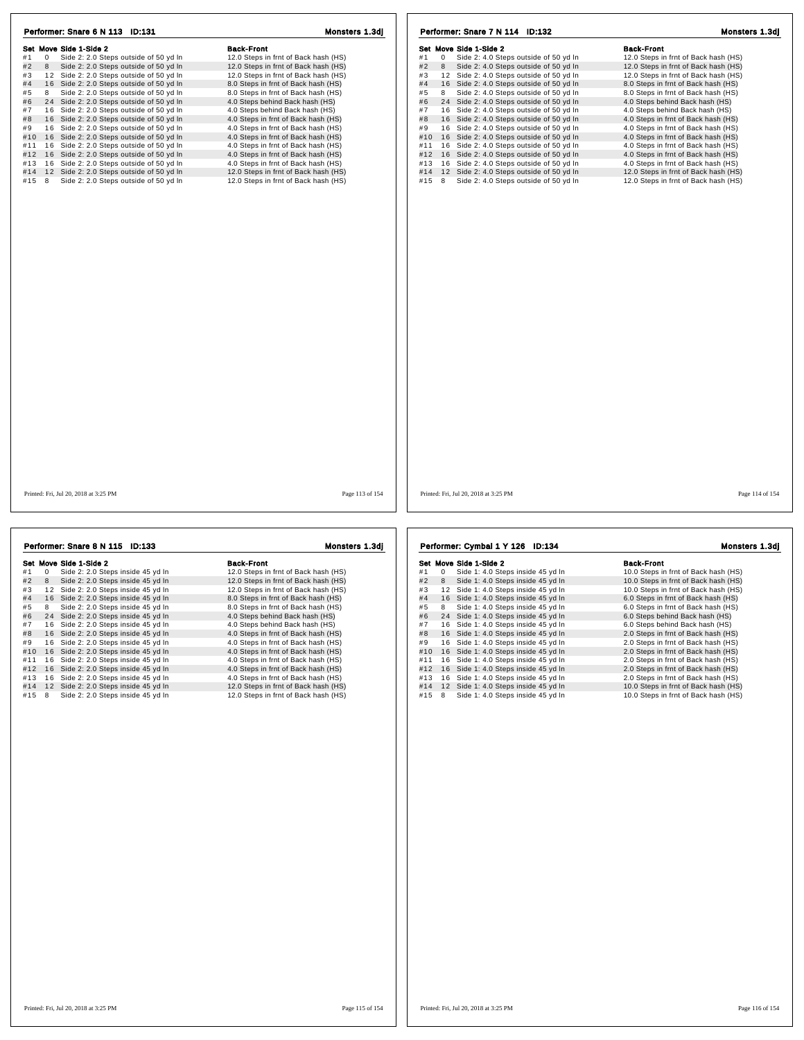## Performer: Snare 6 N 113 ID:131 — Monsters 1.3dj

| Set | Move | Side 1-Side 2 | Back-Front |
|---|---|---|---|
| #1 | 0 | Side 2: 2.0 Steps outside of 50 yd ln | 12.0 Steps in frnt of Back hash (HS) |
| #2 | 8 | Side 2: 2.0 Steps outside of 50 yd ln | 12.0 Steps in frnt of Back hash (HS) |
| #3 | 12 | Side 2: 2.0 Steps outside of 50 yd ln | 12.0 Steps in frnt of Back hash (HS) |
| #4 | 16 | Side 2: 2.0 Steps outside of 50 yd ln | 8.0 Steps in frnt of Back hash (HS) |
| #5 | 8 | Side 2: 2.0 Steps outside of 50 yd ln | 8.0 Steps in frnt of Back hash (HS) |
| #6 | 24 | Side 2: 2.0 Steps outside of 50 yd ln | 4.0 Steps behind Back hash (HS) |
| #7 | 16 | Side 2: 2.0 Steps outside of 50 yd ln | 4.0 Steps behind Back hash (HS) |
| #8 | 16 | Side 2: 2.0 Steps outside of 50 yd ln | 4.0 Steps in frnt of Back hash (HS) |
| #9 | 16 | Side 2: 2.0 Steps outside of 50 yd ln | 4.0 Steps in frnt of Back hash (HS) |
| #10 | 16 | Side 2: 2.0 Steps outside of 50 yd ln | 4.0 Steps in frnt of Back hash (HS) |
| #11 | 16 | Side 2: 2.0 Steps outside of 50 yd ln | 4.0 Steps in frnt of Back hash (HS) |
| #12 | 16 | Side 2: 2.0 Steps outside of 50 yd ln | 4.0 Steps in frnt of Back hash (HS) |
| #13 | 16 | Side 2: 2.0 Steps outside of 50 yd ln | 4.0 Steps in frnt of Back hash (HS) |
| #14 | 12 | Side 2: 2.0 Steps outside of 50 yd ln | 12.0 Steps in frnt of Back hash (HS) |
| #15 | 8 | Side 2: 2.0 Steps outside of 50 yd ln | 12.0 Steps in frnt of Back hash (HS) |

## Performer: Snare 7 N 114 ID:132 — Monsters 1.3dj

| Set | Move | Side 1-Side 2 | Back-Front |
|---|---|---|---|
| #1 | 0 | Side 2: 4.0 Steps outside of 50 yd ln | 12.0 Steps in frnt of Back hash (HS) |
| #2 | 8 | Side 2: 4.0 Steps outside of 50 yd ln | 12.0 Steps in frnt of Back hash (HS) |
| #3 | 12 | Side 2: 4.0 Steps outside of 50 yd ln | 12.0 Steps in frnt of Back hash (HS) |
| #4 | 16 | Side 2: 4.0 Steps outside of 50 yd ln | 8.0 Steps in frnt of Back hash (HS) |
| #5 | 8 | Side 2: 4.0 Steps outside of 50 yd ln | 8.0 Steps in frnt of Back hash (HS) |
| #6 | 24 | Side 2: 4.0 Steps outside of 50 yd ln | 4.0 Steps behind Back hash (HS) |
| #7 | 16 | Side 2: 4.0 Steps outside of 50 yd ln | 4.0 Steps behind Back hash (HS) |
| #8 | 16 | Side 2: 4.0 Steps outside of 50 yd ln | 4.0 Steps in frnt of Back hash (HS) |
| #9 | 16 | Side 2: 4.0 Steps outside of 50 yd ln | 4.0 Steps in frnt of Back hash (HS) |
| #10 | 16 | Side 2: 4.0 Steps outside of 50 yd ln | 4.0 Steps in frnt of Back hash (HS) |
| #11 | 16 | Side 2: 4.0 Steps outside of 50 yd ln | 4.0 Steps in frnt of Back hash (HS) |
| #12 | 16 | Side 2: 4.0 Steps outside of 50 yd ln | 4.0 Steps in frnt of Back hash (HS) |
| #13 | 16 | Side 2: 4.0 Steps outside of 50 yd ln | 4.0 Steps in frnt of Back hash (HS) |
| #14 | 12 | Side 2: 4.0 Steps outside of 50 yd ln | 12.0 Steps in frnt of Back hash (HS) |
| #15 | 8 | Side 2: 4.0 Steps outside of 50 yd ln | 12.0 Steps in frnt of Back hash (HS) |

## Performer: Snare 8 N 115 ID:133 — Monsters 1.3dj

| Set | Move | Side 1-Side 2 | Back-Front |
|---|---|---|---|
| #1 | 0 | Side 2: 2.0 Steps inside 45 yd ln | 12.0 Steps in frnt of Back hash (HS) |
| #2 | 8 | Side 2: 2.0 Steps inside 45 yd ln | 12.0 Steps in frnt of Back hash (HS) |
| #3 | 12 | Side 2: 2.0 Steps inside 45 yd ln | 12.0 Steps in frnt of Back hash (HS) |
| #4 | 16 | Side 2: 2.0 Steps inside 45 yd ln | 8.0 Steps in frnt of Back hash (HS) |
| #5 | 8 | Side 2: 2.0 Steps inside 45 yd ln | 8.0 Steps in frnt of Back hash (HS) |
| #6 | 24 | Side 2: 2.0 Steps inside 45 yd ln | 4.0 Steps behind Back hash (HS) |
| #7 | 16 | Side 2: 2.0 Steps inside 45 yd ln | 4.0 Steps behind Back hash (HS) |
| #8 | 16 | Side 2: 2.0 Steps inside 45 yd ln | 4.0 Steps in frnt of Back hash (HS) |
| #9 | 16 | Side 2: 2.0 Steps inside 45 yd ln | 4.0 Steps in frnt of Back hash (HS) |
| #10 | 16 | Side 2: 2.0 Steps inside 45 yd ln | 4.0 Steps in frnt of Back hash (HS) |
| #11 | 16 | Side 2: 2.0 Steps inside 45 yd ln | 4.0 Steps in frnt of Back hash (HS) |
| #12 | 16 | Side 2: 2.0 Steps inside 45 yd ln | 4.0 Steps in frnt of Back hash (HS) |
| #13 | 16 | Side 2: 2.0 Steps inside 45 yd ln | 4.0 Steps in frnt of Back hash (HS) |
| #14 | 12 | Side 2: 2.0 Steps inside 45 yd ln | 12.0 Steps in frnt of Back hash (HS) |
| #15 | 8 | Side 2: 2.0 Steps inside 45 yd ln | 12.0 Steps in frnt of Back hash (HS) |

## Performer: Cymbal 1 Y 126 ID:134 — Monsters 1.3dj

| Set | Move | Side 1-Side 2 | Back-Front |
|---|---|---|---|
| #1 | 0 | Side 1: 4.0 Steps inside 45 yd ln | 10.0 Steps in frnt of Back hash (HS) |
| #2 | 8 | Side 1: 4.0 Steps inside 45 yd ln | 10.0 Steps in frnt of Back hash (HS) |
| #3 | 12 | Side 1: 4.0 Steps inside 45 yd ln | 10.0 Steps in frnt of Back hash (HS) |
| #4 | 16 | Side 1: 4.0 Steps inside 45 yd ln | 6.0 Steps in frnt of Back hash (HS) |
| #5 | 8 | Side 1: 4.0 Steps inside 45 yd ln | 6.0 Steps in frnt of Back hash (HS) |
| #6 | 24 | Side 1: 4.0 Steps inside 45 yd ln | 6.0 Steps behind Back hash (HS) |
| #7 | 16 | Side 1: 4.0 Steps inside 45 yd ln | 6.0 Steps behind Back hash (HS) |
| #8 | 16 | Side 1: 4.0 Steps inside 45 yd ln | 2.0 Steps in frnt of Back hash (HS) |
| #9 | 16 | Side 1: 4.0 Steps inside 45 yd ln | 2.0 Steps in frnt of Back hash (HS) |
| #10 | 16 | Side 1: 4.0 Steps inside 45 yd ln | 2.0 Steps in frnt of Back hash (HS) |
| #11 | 16 | Side 1: 4.0 Steps inside 45 yd ln | 2.0 Steps in frnt of Back hash (HS) |
| #12 | 16 | Side 1: 4.0 Steps inside 45 yd ln | 2.0 Steps in frnt of Back hash (HS) |
| #13 | 16 | Side 1: 4.0 Steps inside 45 yd ln | 2.0 Steps in frnt of Back hash (HS) |
| #14 | 12 | Side 1: 4.0 Steps inside 45 yd ln | 10.0 Steps in frnt of Back hash (HS) |
| #15 | 8 | Side 1: 4.0 Steps inside 45 yd ln | 10.0 Steps in frnt of Back hash (HS) |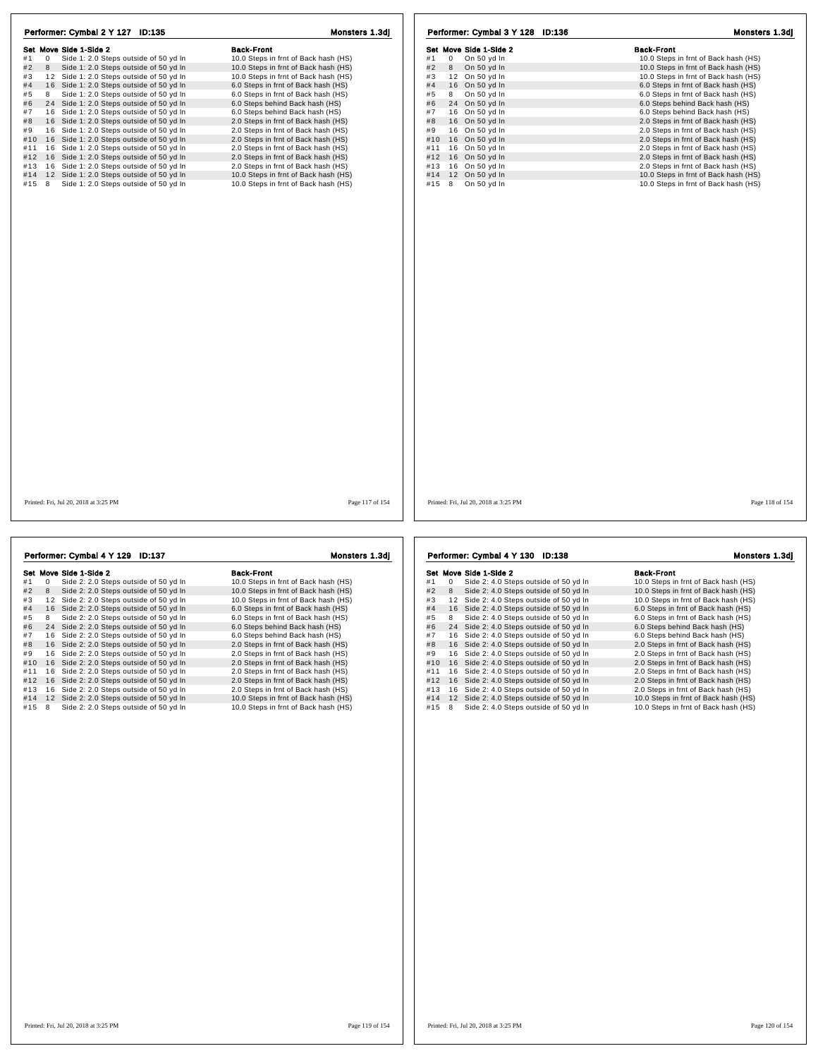**Performer: Cymbal 2 Y 127 ID:135** **Monsters 1.3dj**

| Set | Move | Side 1-Side 2 | Back-Front |
|---|---|---|---|
| #1 | 0 | Side 1: 2.0 Steps outside of 50 yd ln | 10.0 Steps in frnt of Back hash (HS) |
| #2 | 8 | Side 1: 2.0 Steps outside of 50 yd ln | 10.0 Steps in frnt of Back hash (HS) |
| #3 | 12 | Side 1: 2.0 Steps outside of 50 yd ln | 10.0 Steps in frnt of Back hash (HS) |
| #4 | 16 | Side 1: 2.0 Steps outside of 50 yd ln | 6.0 Steps in frnt of Back hash (HS) |
| #5 | 8 | Side 1: 2.0 Steps outside of 50 yd ln | 6.0 Steps in frnt of Back hash (HS) |
| #6 | 24 | Side 1: 2.0 Steps outside of 50 yd ln | 6.0 Steps behind Back hash (HS) |
| #7 | 16 | Side 1: 2.0 Steps outside of 50 yd ln | 6.0 Steps behind Back hash (HS) |
| #8 | 16 | Side 1: 2.0 Steps outside of 50 yd ln | 2.0 Steps in frnt of Back hash (HS) |
| #9 | 16 | Side 1: 2.0 Steps outside of 50 yd ln | 2.0 Steps in frnt of Back hash (HS) |
| #10 | 16 | Side 1: 2.0 Steps outside of 50 yd ln | 2.0 Steps in frnt of Back hash (HS) |
| #11 | 16 | Side 1: 2.0 Steps outside of 50 yd ln | 2.0 Steps in frnt of Back hash (HS) |
| #12 | 16 | Side 1: 2.0 Steps outside of 50 yd ln | 2.0 Steps in frnt of Back hash (HS) |
| #13 | 16 | Side 1: 2.0 Steps outside of 50 yd ln | 2.0 Steps in frnt of Back hash (HS) |
| #14 | 12 | Side 1: 2.0 Steps outside of 50 yd ln | 10.0 Steps in frnt of Back hash (HS) |
| #15 | 8 | Side 1: 2.0 Steps outside of 50 yd ln | 10.0 Steps in frnt of Back hash (HS) |

Printed: Fri, Jul 20, 2018 at 3:25 PM

**Performer: Cymbal 3 Y 128 ID:136** **Monsters 1.3dj**

| Set | Move | Side 1-Side 2 | Back-Front |
|---|---|---|---|
| #1 | 0 | On 50 yd ln | 10.0 Steps in frnt of Back hash (HS) |
| #2 | 8 | On 50 yd ln | 10.0 Steps in frnt of Back hash (HS) |
| #3 | 12 | On 50 yd ln | 10.0 Steps in frnt of Back hash (HS) |
| #4 | 16 | On 50 yd ln | 6.0 Steps in frnt of Back hash (HS) |
| #5 | 8 | On 50 yd ln | 6.0 Steps in frnt of Back hash (HS) |
| #6 | 24 | On 50 yd ln | 6.0 Steps behind Back hash (HS) |
| #7 | 16 | On 50 yd ln | 6.0 Steps behind Back hash (HS) |
| #8 | 16 | On 50 yd ln | 2.0 Steps in frnt of Back hash (HS) |
| #9 | 16 | On 50 yd ln | 2.0 Steps in frnt of Back hash (HS) |
| #10 | 16 | On 50 yd ln | 2.0 Steps in frnt of Back hash (HS) |
| #11 | 16 | On 50 yd ln | 2.0 Steps in frnt of Back hash (HS) |
| #12 | 16 | On 50 yd ln | 2.0 Steps in frnt of Back hash (HS) |
| #13 | 16 | On 50 yd ln | 2.0 Steps in frnt of Back hash (HS) |
| #14 | 12 | On 50 yd ln | 10.0 Steps in frnt of Back hash (HS) |
| #15 | 8 | On 50 yd ln | 10.0 Steps in frnt of Back hash (HS) |

Printed: Fri, Jul 20, 2018 at 3:25 PM

**Performer: Cymbal 4 Y 129 ID:137** **Monsters 1.3dj**

| Set | Move | Side 1-Side 2 | Back-Front |
|---|---|---|---|
| #1 | 0 | Side 2: 2.0 Steps outside of 50 yd ln | 10.0 Steps in frnt of Back hash (HS) |
| #2 | 8 | Side 2: 2.0 Steps outside of 50 yd ln | 10.0 Steps in frnt of Back hash (HS) |
| #3 | 12 | Side 2: 2.0 Steps outside of 50 yd ln | 10.0 Steps in frnt of Back hash (HS) |
| #4 | 16 | Side 2: 2.0 Steps outside of 50 yd ln | 6.0 Steps in frnt of Back hash (HS) |
| #5 | 8 | Side 2: 2.0 Steps outside of 50 yd ln | 6.0 Steps in frnt of Back hash (HS) |
| #6 | 24 | Side 2: 2.0 Steps outside of 50 yd ln | 6.0 Steps behind Back hash (HS) |
| #7 | 16 | Side 2: 2.0 Steps outside of 50 yd ln | 6.0 Steps behind Back hash (HS) |
| #8 | 16 | Side 2: 2.0 Steps outside of 50 yd ln | 2.0 Steps in frnt of Back hash (HS) |
| #9 | 16 | Side 2: 2.0 Steps outside of 50 yd ln | 2.0 Steps in frnt of Back hash (HS) |
| #10 | 16 | Side 2: 2.0 Steps outside of 50 yd ln | 2.0 Steps in frnt of Back hash (HS) |
| #11 | 16 | Side 2: 2.0 Steps outside of 50 yd ln | 2.0 Steps in frnt of Back hash (HS) |
| #12 | 16 | Side 2: 2.0 Steps outside of 50 yd ln | 2.0 Steps in frnt of Back hash (HS) |
| #13 | 16 | Side 2: 2.0 Steps outside of 50 yd ln | 2.0 Steps in frnt of Back hash (HS) |
| #14 | 12 | Side 2: 2.0 Steps outside of 50 yd ln | 10.0 Steps in frnt of Back hash (HS) |
| #15 | 8 | Side 2: 2.0 Steps outside of 50 yd ln | 10.0 Steps in frnt of Back hash (HS) |

Printed: Fri, Jul 20, 2018 at 3:25 PM

**Performer: Cymbal 4 Y 130 ID:138** **Monsters 1.3dj**

| Set | Move | Side 1-Side 2 | Back-Front |
|---|---|---|---|
| #1 | 0 | Side 2: 4.0 Steps outside of 50 yd ln | 10.0 Steps in frnt of Back hash (HS) |
| #2 | 8 | Side 2: 4.0 Steps outside of 50 yd ln | 10.0 Steps in frnt of Back hash (HS) |
| #3 | 12 | Side 2: 4.0 Steps outside of 50 yd ln | 10.0 Steps in frnt of Back hash (HS) |
| #4 | 16 | Side 2: 4.0 Steps outside of 50 yd ln | 6.0 Steps in frnt of Back hash (HS) |
| #5 | 8 | Side 2: 4.0 Steps outside of 50 yd ln | 6.0 Steps in frnt of Back hash (HS) |
| #6 | 24 | Side 2: 4.0 Steps outside of 50 yd ln | 6.0 Steps behind Back hash (HS) |
| #7 | 16 | Side 2: 4.0 Steps outside of 50 yd ln | 6.0 Steps behind Back hash (HS) |
| #8 | 16 | Side 2: 4.0 Steps outside of 50 yd ln | 2.0 Steps in frnt of Back hash (HS) |
| #9 | 16 | Side 2: 4.0 Steps outside of 50 yd ln | 2.0 Steps in frnt of Back hash (HS) |
| #10 | 16 | Side 2: 4.0 Steps outside of 50 yd ln | 2.0 Steps in frnt of Back hash (HS) |
| #11 | 16 | Side 2: 4.0 Steps outside of 50 yd ln | 2.0 Steps in frnt of Back hash (HS) |
| #12 | 16 | Side 2: 4.0 Steps outside of 50 yd ln | 2.0 Steps in frnt of Back hash (HS) |
| #13 | 16 | Side 2: 4.0 Steps outside of 50 yd ln | 2.0 Steps in frnt of Back hash (HS) |
| #14 | 12 | Side 2: 4.0 Steps outside of 50 yd ln | 10.0 Steps in frnt of Back hash (HS) |
| #15 | 8 | Side 2: 4.0 Steps outside of 50 yd ln | 10.0 Steps in frnt of Back hash (HS) |

Printed: Fri, Jul 20, 2018 at 3:25 PM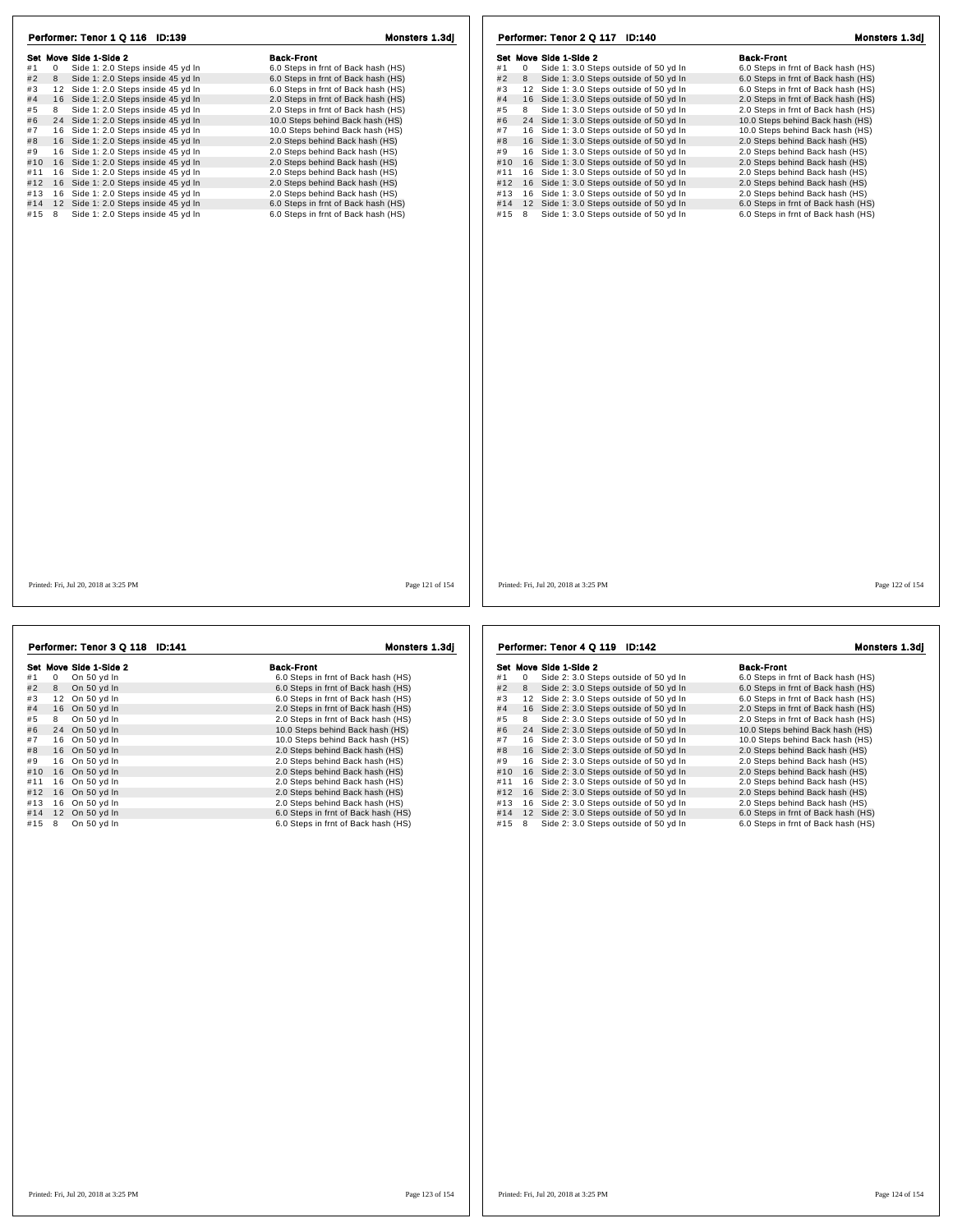## Performer: Tenor 1 Q 116 ID:139

**Monsters 1.3dj**

| Set | Move | Side 1-Side 2 | Back-Front |
|---|---|---|---|
| #1 | 0 | Side 1: 2.0 Steps inside 45 yd ln | 6.0 Steps in frnt of Back hash (HS) |
| #2 | 8 | Side 1: 2.0 Steps inside 45 yd ln | 6.0 Steps in frnt of Back hash (HS) |
| #3 | 12 | Side 1: 2.0 Steps inside 45 yd ln | 6.0 Steps in frnt of Back hash (HS) |
| #4 | 16 | Side 1: 2.0 Steps inside 45 yd ln | 2.0 Steps in frnt of Back hash (HS) |
| #5 | 8 | Side 1: 2.0 Steps inside 45 yd ln | 2.0 Steps in frnt of Back hash (HS) |
| #6 | 24 | Side 1: 2.0 Steps inside 45 yd ln | 10.0 Steps behind Back hash (HS) |
| #7 | 16 | Side 1: 2.0 Steps inside 45 yd ln | 10.0 Steps behind Back hash (HS) |
| #8 | 16 | Side 1: 2.0 Steps inside 45 yd ln | 2.0 Steps behind Back hash (HS) |
| #9 | 16 | Side 1: 2.0 Steps inside 45 yd ln | 2.0 Steps behind Back hash (HS) |
| #10 | 16 | Side 1: 2.0 Steps inside 45 yd ln | 2.0 Steps behind Back hash (HS) |
| #11 | 16 | Side 1: 2.0 Steps inside 45 yd ln | 2.0 Steps behind Back hash (HS) |
| #12 | 16 | Side 1: 2.0 Steps inside 45 yd ln | 2.0 Steps behind Back hash (HS) |
| #13 | 16 | Side 1: 2.0 Steps inside 45 yd ln | 2.0 Steps behind Back hash (HS) |
| #14 | 12 | Side 1: 2.0 Steps inside 45 yd ln | 6.0 Steps in frnt of Back hash (HS) |
| #15 | 8 | Side 1: 2.0 Steps inside 45 yd ln | 6.0 Steps in frnt of Back hash (HS) |

Printed: Fri, Jul 20, 2018 at 3:25 PM

## Performer: Tenor 2 Q 117 ID:140

**Monsters 1.3dj**

| Set | Move | Side 1-Side 2 | Back-Front |
|---|---|---|---|
| #1 | 0 | Side 1: 3.0 Steps outside of 50 yd ln | 6.0 Steps in frnt of Back hash (HS) |
| #2 | 8 | Side 1: 3.0 Steps outside of 50 yd ln | 6.0 Steps in frnt of Back hash (HS) |
| #3 | 12 | Side 1: 3.0 Steps outside of 50 yd ln | 6.0 Steps in frnt of Back hash (HS) |
| #4 | 16 | Side 1: 3.0 Steps outside of 50 yd ln | 2.0 Steps in frnt of Back hash (HS) |
| #5 | 8 | Side 1: 3.0 Steps outside of 50 yd ln | 2.0 Steps in frnt of Back hash (HS) |
| #6 | 24 | Side 1: 3.0 Steps outside of 50 yd ln | 10.0 Steps behind Back hash (HS) |
| #7 | 16 | Side 1: 3.0 Steps outside of 50 yd ln | 10.0 Steps behind Back hash (HS) |
| #8 | 16 | Side 1: 3.0 Steps outside of 50 yd ln | 2.0 Steps behind Back hash (HS) |
| #9 | 16 | Side 1: 3.0 Steps outside of 50 yd ln | 2.0 Steps behind Back hash (HS) |
| #10 | 16 | Side 1: 3.0 Steps outside of 50 yd ln | 2.0 Steps behind Back hash (HS) |
| #11 | 16 | Side 1: 3.0 Steps outside of 50 yd ln | 2.0 Steps behind Back hash (HS) |
| #12 | 16 | Side 1: 3.0 Steps outside of 50 yd ln | 2.0 Steps behind Back hash (HS) |
| #13 | 16 | Side 1: 3.0 Steps outside of 50 yd ln | 2.0 Steps behind Back hash (HS) |
| #14 | 12 | Side 1: 3.0 Steps outside of 50 yd ln | 6.0 Steps in frnt of Back hash (HS) |
| #15 | 8 | Side 1: 3.0 Steps outside of 50 yd ln | 6.0 Steps in frnt of Back hash (HS) |

Printed: Fri, Jul 20, 2018 at 3:25 PM

## Performer: Tenor 3 Q 118 ID:141

**Monsters 1.3dj**

| Set | Move | Side 1-Side 2 | Back-Front |
|---|---|---|---|
| #1 | 0 | On 50 yd ln | 6.0 Steps in frnt of Back hash (HS) |
| #2 | 8 | On 50 yd ln | 6.0 Steps in frnt of Back hash (HS) |
| #3 | 12 | On 50 yd ln | 6.0 Steps in frnt of Back hash (HS) |
| #4 | 16 | On 50 yd ln | 2.0 Steps in frnt of Back hash (HS) |
| #5 | 8 | On 50 yd ln | 2.0 Steps in frnt of Back hash (HS) |
| #6 | 24 | On 50 yd ln | 10.0 Steps behind Back hash (HS) |
| #7 | 16 | On 50 yd ln | 10.0 Steps behind Back hash (HS) |
| #8 | 16 | On 50 yd ln | 2.0 Steps behind Back hash (HS) |
| #9 | 16 | On 50 yd ln | 2.0 Steps behind Back hash (HS) |
| #10 | 16 | On 50 yd ln | 2.0 Steps behind Back hash (HS) |
| #11 | 16 | On 50 yd ln | 2.0 Steps behind Back hash (HS) |
| #12 | 16 | On 50 yd ln | 2.0 Steps behind Back hash (HS) |
| #13 | 16 | On 50 yd ln | 2.0 Steps behind Back hash (HS) |
| #14 | 12 | On 50 yd ln | 6.0 Steps in frnt of Back hash (HS) |
| #15 | 8 | On 50 yd ln | 6.0 Steps in frnt of Back hash (HS) |

Printed: Fri, Jul 20, 2018 at 3:25 PM

## Performer: Tenor 4 Q 119 ID:142

**Monsters 1.3dj**

| Set | Move | Side 1-Side 2 | Back-Front |
|---|---|---|---|
| #1 | 0 | Side 2: 3.0 Steps outside of 50 yd ln | 6.0 Steps in frnt of Back hash (HS) |
| #2 | 8 | Side 2: 3.0 Steps outside of 50 yd ln | 6.0 Steps in frnt of Back hash (HS) |
| #3 | 12 | Side 2: 3.0 Steps outside of 50 yd ln | 6.0 Steps in frnt of Back hash (HS) |
| #4 | 16 | Side 2: 3.0 Steps outside of 50 yd ln | 2.0 Steps in frnt of Back hash (HS) |
| #5 | 8 | Side 2: 3.0 Steps outside of 50 yd ln | 2.0 Steps in frnt of Back hash (HS) |
| #6 | 24 | Side 2: 3.0 Steps outside of 50 yd ln | 10.0 Steps behind Back hash (HS) |
| #7 | 16 | Side 2: 3.0 Steps outside of 50 yd ln | 10.0 Steps behind Back hash (HS) |
| #8 | 16 | Side 2: 3.0 Steps outside of 50 yd ln | 2.0 Steps behind Back hash (HS) |
| #9 | 16 | Side 2: 3.0 Steps outside of 50 yd ln | 2.0 Steps behind Back hash (HS) |
| #10 | 16 | Side 2: 3.0 Steps outside of 50 yd ln | 2.0 Steps behind Back hash (HS) |
| #11 | 16 | Side 2: 3.0 Steps outside of 50 yd ln | 2.0 Steps behind Back hash (HS) |
| #12 | 16 | Side 2: 3.0 Steps outside of 50 yd ln | 2.0 Steps behind Back hash (HS) |
| #13 | 16 | Side 2: 3.0 Steps outside of 50 yd ln | 2.0 Steps behind Back hash (HS) |
| #14 | 12 | Side 2: 3.0 Steps outside of 50 yd ln | 6.0 Steps in frnt of Back hash (HS) |
| #15 | 8 | Side 2: 3.0 Steps outside of 50 yd ln | 6.0 Steps in frnt of Back hash (HS) |

Printed: Fri, Jul 20, 2018 at 3:25 PM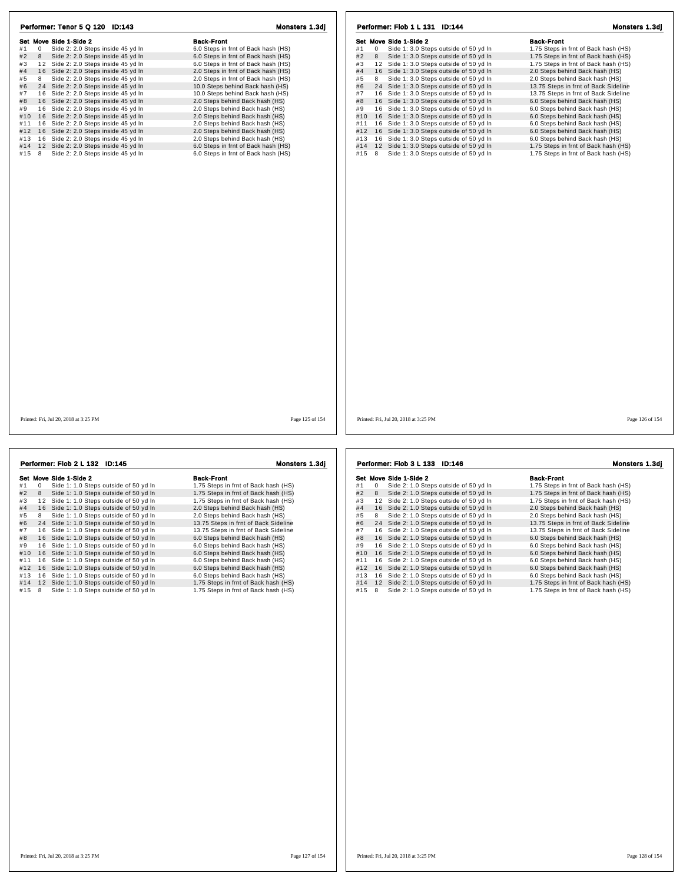## Performer: Tenor 5 Q 120 ID:143

**Monsters 1.3dj**

| Set | Move | Side 1-Side 2 | Back-Front |
|---|---|---|---|
| #1 | 0 | Side 2: 2.0 Steps inside 45 yd ln | 6.0 Steps in frnt of Back hash (HS) |
| #2 | 8 | Side 2: 2.0 Steps inside 45 yd ln | 6.0 Steps in frnt of Back hash (HS) |
| #3 | 12 | Side 2: 2.0 Steps inside 45 yd ln | 6.0 Steps in frnt of Back hash (HS) |
| #4 | 16 | Side 2: 2.0 Steps inside 45 yd ln | 2.0 Steps in frnt of Back hash (HS) |
| #5 | 8 | Side 2: 2.0 Steps inside 45 yd ln | 2.0 Steps in frnt of Back hash (HS) |
| #6 | 24 | Side 2: 2.0 Steps inside 45 yd ln | 10.0 Steps behind Back hash (HS) |
| #7 | 16 | Side 2: 2.0 Steps inside 45 yd ln | 10.0 Steps behind Back hash (HS) |
| #8 | 16 | Side 2: 2.0 Steps inside 45 yd ln | 2.0 Steps behind Back hash (HS) |
| #9 | 16 | Side 2: 2.0 Steps inside 45 yd ln | 2.0 Steps behind Back hash (HS) |
| #10 | 16 | Side 2: 2.0 Steps inside 45 yd ln | 2.0 Steps behind Back hash (HS) |
| #11 | 16 | Side 2: 2.0 Steps inside 45 yd ln | 2.0 Steps behind Back hash (HS) |
| #12 | 16 | Side 2: 2.0 Steps inside 45 yd ln | 2.0 Steps behind Back hash (HS) |
| #13 | 16 | Side 2: 2.0 Steps inside 45 yd ln | 2.0 Steps behind Back hash (HS) |
| #14 | 12 | Side 2: 2.0 Steps inside 45 yd ln | 6.0 Steps in frnt of Back hash (HS) |
| #15 | 8 | Side 2: 2.0 Steps inside 45 yd ln | 6.0 Steps in frnt of Back hash (HS) |

Printed: Fri, Jul 20, 2018 at 3:25 PM

## Performer: Flob 1 L 131 ID:144

**Monsters 1.3dj**

| Set | Move | Side 1-Side 2 | Back-Front |
|---|---|---|---|
| #1 | 0 | Side 1: 3.0 Steps outside of 50 yd ln | 1.75 Steps in frnt of Back hash (HS) |
| #2 | 8 | Side 1: 3.0 Steps outside of 50 yd ln | 1.75 Steps in frnt of Back hash (HS) |
| #3 | 12 | Side 1: 3.0 Steps outside of 50 yd ln | 1.75 Steps in frnt of Back hash (HS) |
| #4 | 16 | Side 1: 3.0 Steps outside of 50 yd ln | 2.0 Steps behind Back hash (HS) |
| #5 | 8 | Side 1: 3.0 Steps outside of 50 yd ln | 2.0 Steps behind Back hash (HS) |
| #6 | 24 | Side 1: 3.0 Steps outside of 50 yd ln | 13.75 Steps in frnt of Back Sideline |
| #7 | 16 | Side 1: 3.0 Steps outside of 50 yd ln | 13.75 Steps in frnt of Back Sideline |
| #8 | 16 | Side 1: 3.0 Steps outside of 50 yd ln | 6.0 Steps behind Back hash (HS) |
| #9 | 16 | Side 1: 3.0 Steps outside of 50 yd ln | 6.0 Steps behind Back hash (HS) |
| #10 | 16 | Side 1: 3.0 Steps outside of 50 yd ln | 6.0 Steps behind Back hash (HS) |
| #11 | 16 | Side 1: 3.0 Steps outside of 50 yd ln | 6.0 Steps behind Back hash (HS) |
| #12 | 16 | Side 1: 3.0 Steps outside of 50 yd ln | 6.0 Steps behind Back hash (HS) |
| #13 | 16 | Side 1: 3.0 Steps outside of 50 yd ln | 6.0 Steps behind Back hash (HS) |
| #14 | 12 | Side 1: 3.0 Steps outside of 50 yd ln | 1.75 Steps in frnt of Back hash (HS) |
| #15 | 8 | Side 1: 3.0 Steps outside of 50 yd ln | 1.75 Steps in frnt of Back hash (HS) |

Printed: Fri, Jul 20, 2018 at 3:25 PM

## Performer: Flob 2 L 132 ID:145

**Monsters 1.3dj**

| Set | Move | Side 1-Side 2 | Back-Front |
|---|---|---|---|
| #1 | 0 | Side 1: 1.0 Steps outside of 50 yd ln | 1.75 Steps in frnt of Back hash (HS) |
| #2 | 8 | Side 1: 1.0 Steps outside of 50 yd ln | 1.75 Steps in frnt of Back hash (HS) |
| #3 | 12 | Side 1: 1.0 Steps outside of 50 yd ln | 1.75 Steps in frnt of Back hash (HS) |
| #4 | 16 | Side 1: 1.0 Steps outside of 50 yd ln | 2.0 Steps behind Back hash (HS) |
| #5 | 8 | Side 1: 1.0 Steps outside of 50 yd ln | 2.0 Steps behind Back hash (HS) |
| #6 | 24 | Side 1: 1.0 Steps outside of 50 yd ln | 13.75 Steps in frnt of Back Sideline |
| #7 | 16 | Side 1: 1.0 Steps outside of 50 yd ln | 13.75 Steps in frnt of Back Sideline |
| #8 | 16 | Side 1: 1.0 Steps outside of 50 yd ln | 6.0 Steps behind Back hash (HS) |
| #9 | 16 | Side 1: 1.0 Steps outside of 50 yd ln | 6.0 Steps behind Back hash (HS) |
| #10 | 16 | Side 1: 1.0 Steps outside of 50 yd ln | 6.0 Steps behind Back hash (HS) |
| #11 | 16 | Side 1: 1.0 Steps outside of 50 yd ln | 6.0 Steps behind Back hash (HS) |
| #12 | 16 | Side 1: 1.0 Steps outside of 50 yd ln | 6.0 Steps behind Back hash (HS) |
| #13 | 16 | Side 1: 1.0 Steps outside of 50 yd ln | 6.0 Steps behind Back hash (HS) |
| #14 | 12 | Side 1: 1.0 Steps outside of 50 yd ln | 1.75 Steps in frnt of Back hash (HS) |
| #15 | 8 | Side 1: 1.0 Steps outside of 50 yd ln | 1.75 Steps in frnt of Back hash (HS) |

Printed: Fri, Jul 20, 2018 at 3:25 PM

## Performer: Flob 3 L 133 ID:146

**Monsters 1.3dj**

| Set | Move | Side 1-Side 2 | Back-Front |
|---|---|---|---|
| #1 | 0 | Side 2: 1.0 Steps outside of 50 yd ln | 1.75 Steps in frnt of Back hash (HS) |
| #2 | 8 | Side 2: 1.0 Steps outside of 50 yd ln | 1.75 Steps in frnt of Back hash (HS) |
| #3 | 12 | Side 2: 1.0 Steps outside of 50 yd ln | 1.75 Steps in frnt of Back hash (HS) |
| #4 | 16 | Side 2: 1.0 Steps outside of 50 yd ln | 2.0 Steps behind Back hash (HS) |
| #5 | 8 | Side 2: 1.0 Steps outside of 50 yd ln | 2.0 Steps behind Back hash (HS) |
| #6 | 24 | Side 2: 1.0 Steps outside of 50 yd ln | 13.75 Steps in frnt of Back Sideline |
| #7 | 16 | Side 2: 1.0 Steps outside of 50 yd ln | 13.75 Steps in frnt of Back Sideline |
| #8 | 16 | Side 2: 1.0 Steps outside of 50 yd ln | 6.0 Steps behind Back hash (HS) |
| #9 | 16 | Side 2: 1.0 Steps outside of 50 yd ln | 6.0 Steps behind Back hash (HS) |
| #10 | 16 | Side 2: 1.0 Steps outside of 50 yd ln | 6.0 Steps behind Back hash (HS) |
| #11 | 16 | Side 2: 1.0 Steps outside of 50 yd ln | 6.0 Steps behind Back hash (HS) |
| #12 | 16 | Side 2: 1.0 Steps outside of 50 yd ln | 6.0 Steps behind Back hash (HS) |
| #13 | 16 | Side 2: 1.0 Steps outside of 50 yd ln | 6.0 Steps behind Back hash (HS) |
| #14 | 12 | Side 2: 1.0 Steps outside of 50 yd ln | 1.75 Steps in frnt of Back hash (HS) |
| #15 | 8 | Side 2: 1.0 Steps outside of 50 yd ln | 1.75 Steps in frnt of Back hash (HS) |

Printed: Fri, Jul 20, 2018 at 3:25 PM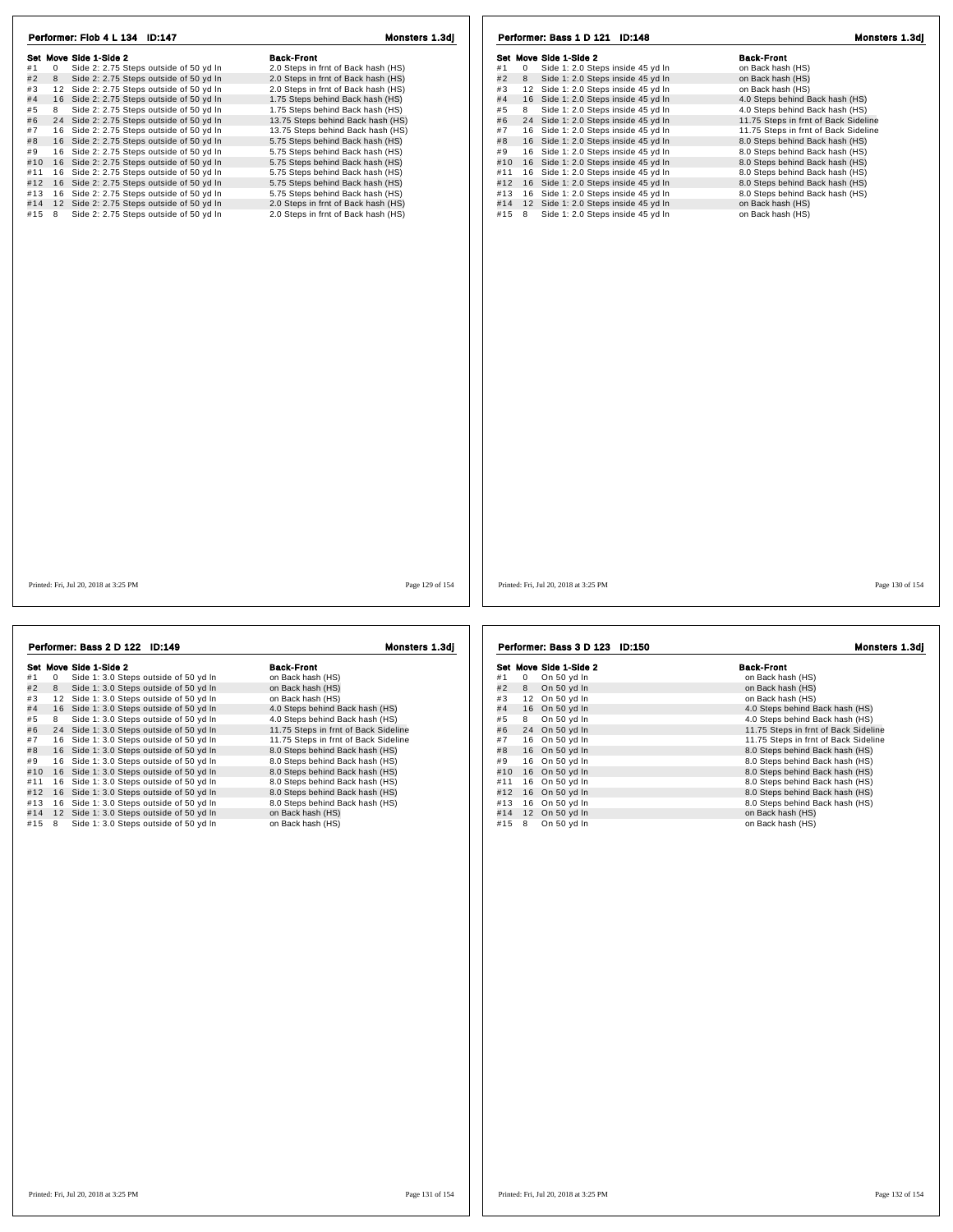## Performer: Flob 4 L 134 ID:147

Monsters 1.3dj

| Set | Move | Side 1-Side 2 | Back-Front |
|---|---|---|---|
| #1 | 0 | Side 2: 2.75 Steps outside of 50 yd ln | 2.0 Steps in frnt of Back hash (HS) |
| #2 | 8 | Side 2: 2.75 Steps outside of 50 yd ln | 2.0 Steps in frnt of Back hash (HS) |
| #3 | 12 | Side 2: 2.75 Steps outside of 50 yd ln | 2.0 Steps in frnt of Back hash (HS) |
| #4 | 16 | Side 2: 2.75 Steps outside of 50 yd ln | 1.75 Steps behind Back hash (HS) |
| #5 | 8 | Side 2: 2.75 Steps outside of 50 yd ln | 1.75 Steps behind Back hash (HS) |
| #6 | 24 | Side 2: 2.75 Steps outside of 50 yd ln | 13.75 Steps behind Back hash (HS) |
| #7 | 16 | Side 2: 2.75 Steps outside of 50 yd ln | 13.75 Steps behind Back hash (HS) |
| #8 | 16 | Side 2: 2.75 Steps outside of 50 yd ln | 5.75 Steps behind Back hash (HS) |
| #9 | 16 | Side 2: 2.75 Steps outside of 50 yd ln | 5.75 Steps behind Back hash (HS) |
| #10 | 16 | Side 2: 2.75 Steps outside of 50 yd ln | 5.75 Steps behind Back hash (HS) |
| #11 | 16 | Side 2: 2.75 Steps outside of 50 yd ln | 5.75 Steps behind Back hash (HS) |
| #12 | 16 | Side 2: 2.75 Steps outside of 50 yd ln | 5.75 Steps behind Back hash (HS) |
| #13 | 16 | Side 2: 2.75 Steps outside of 50 yd ln | 5.75 Steps behind Back hash (HS) |
| #14 | 12 | Side 2: 2.75 Steps outside of 50 yd ln | 2.0 Steps in frnt of Back hash (HS) |
| #15 | 8 | Side 2: 2.75 Steps outside of 50 yd ln | 2.0 Steps in frnt of Back hash (HS) |

Printed: Fri, Jul 20, 2018 at 3:25 PM

## Performer: Bass 1 D 121 ID:148

Monsters 1.3dj

| Set | Move | Side 1-Side 2 | Back-Front |
|---|---|---|---|
| #1 | 0 | Side 1: 2.0 Steps inside 45 yd ln | on Back hash (HS) |
| #2 | 8 | Side 1: 2.0 Steps inside 45 yd ln | on Back hash (HS) |
| #3 | 12 | Side 1: 2.0 Steps inside 45 yd ln | on Back hash (HS) |
| #4 | 16 | Side 1: 2.0 Steps inside 45 yd ln | 4.0 Steps behind Back hash (HS) |
| #5 | 8 | Side 1: 2.0 Steps inside 45 yd ln | 4.0 Steps behind Back hash (HS) |
| #6 | 24 | Side 1: 2.0 Steps inside 45 yd ln | 11.75 Steps in frnt of Back Sideline |
| #7 | 16 | Side 1: 2.0 Steps inside 45 yd ln | 11.75 Steps in frnt of Back Sideline |
| #8 | 16 | Side 1: 2.0 Steps inside 45 yd ln | 8.0 Steps behind Back hash (HS) |
| #9 | 16 | Side 1: 2.0 Steps inside 45 yd ln | 8.0 Steps behind Back hash (HS) |
| #10 | 16 | Side 1: 2.0 Steps inside 45 yd ln | 8.0 Steps behind Back hash (HS) |
| #11 | 16 | Side 1: 2.0 Steps inside 45 yd ln | 8.0 Steps behind Back hash (HS) |
| #12 | 16 | Side 1: 2.0 Steps inside 45 yd ln | 8.0 Steps behind Back hash (HS) |
| #13 | 16 | Side 1: 2.0 Steps inside 45 yd ln | 8.0 Steps behind Back hash (HS) |
| #14 | 12 | Side 1: 2.0 Steps inside 45 yd ln | on Back hash (HS) |
| #15 | 8 | Side 1: 2.0 Steps inside 45 yd ln | on Back hash (HS) |

Printed: Fri, Jul 20, 2018 at 3:25 PM

## Performer: Bass 2 D 122 ID:149

Monsters 1.3dj

| Set | Move | Side 1-Side 2 | Back-Front |
|---|---|---|---|
| #1 | 0 | Side 1: 3.0 Steps outside of 50 yd ln | on Back hash (HS) |
| #2 | 8 | Side 1: 3.0 Steps outside of 50 yd ln | on Back hash (HS) |
| #3 | 12 | Side 1: 3.0 Steps outside of 50 yd ln | on Back hash (HS) |
| #4 | 16 | Side 1: 3.0 Steps outside of 50 yd ln | 4.0 Steps behind Back hash (HS) |
| #5 | 8 | Side 1: 3.0 Steps outside of 50 yd ln | 4.0 Steps behind Back hash (HS) |
| #6 | 24 | Side 1: 3.0 Steps outside of 50 yd ln | 11.75 Steps in frnt of Back Sideline |
| #7 | 16 | Side 1: 3.0 Steps outside of 50 yd ln | 11.75 Steps in frnt of Back Sideline |
| #8 | 16 | Side 1: 3.0 Steps outside of 50 yd ln | 8.0 Steps behind Back hash (HS) |
| #9 | 16 | Side 1: 3.0 Steps outside of 50 yd ln | 8.0 Steps behind Back hash (HS) |
| #10 | 16 | Side 1: 3.0 Steps outside of 50 yd ln | 8.0 Steps behind Back hash (HS) |
| #11 | 16 | Side 1: 3.0 Steps outside of 50 yd ln | 8.0 Steps behind Back hash (HS) |
| #12 | 16 | Side 1: 3.0 Steps outside of 50 yd ln | 8.0 Steps behind Back hash (HS) |
| #13 | 16 | Side 1: 3.0 Steps outside of 50 yd ln | 8.0 Steps behind Back hash (HS) |
| #14 | 12 | Side 1: 3.0 Steps outside of 50 yd ln | on Back hash (HS) |
| #15 | 8 | Side 1: 3.0 Steps outside of 50 yd ln | on Back hash (HS) |

Printed: Fri, Jul 20, 2018 at 3:25 PM

## Performer: Bass 3 D 123 ID:150

Monsters 1.3dj

| Set | Move | Side 1-Side 2 | Back-Front |
|---|---|---|---|
| #1 | 0 | On 50 yd ln | on Back hash (HS) |
| #2 | 8 | On 50 yd ln | on Back hash (HS) |
| #3 | 12 | On 50 yd ln | on Back hash (HS) |
| #4 | 16 | On 50 yd ln | 4.0 Steps behind Back hash (HS) |
| #5 | 8 | On 50 yd ln | 4.0 Steps behind Back hash (HS) |
| #6 | 24 | On 50 yd ln | 11.75 Steps in frnt of Back Sideline |
| #7 | 16 | On 50 yd ln | 11.75 Steps in frnt of Back Sideline |
| #8 | 16 | On 50 yd ln | 8.0 Steps behind Back hash (HS) |
| #9 | 16 | On 50 yd ln | 8.0 Steps behind Back hash (HS) |
| #10 | 16 | On 50 yd ln | 8.0 Steps behind Back hash (HS) |
| #11 | 16 | On 50 yd ln | 8.0 Steps behind Back hash (HS) |
| #12 | 16 | On 50 yd ln | 8.0 Steps behind Back hash (HS) |
| #13 | 16 | On 50 yd ln | 8.0 Steps behind Back hash (HS) |
| #14 | 12 | On 50 yd ln | on Back hash (HS) |
| #15 | 8 | On 50 yd ln | on Back hash (HS) |

Printed: Fri, Jul 20, 2018 at 3:25 PM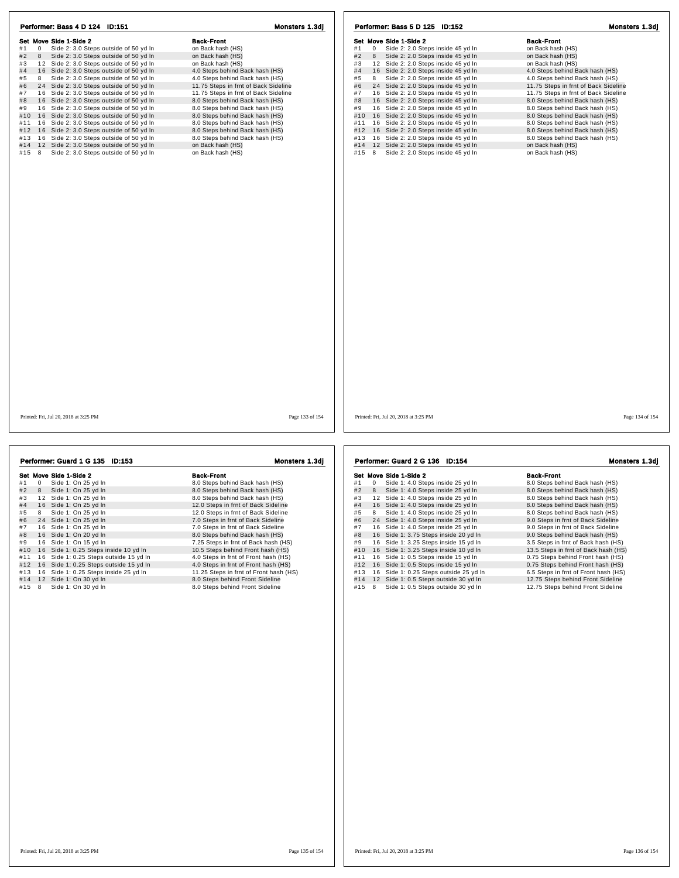## Performer: Bass 4 D 124 ID:151

**Monsters 1.3dj**

| Set | Move | Side 1-Side 2 | Back-Front |
|---|---|---|---|
| #1 | 0 | Side 2: 3.0 Steps outside of 50 yd ln | on Back hash (HS) |
| #2 | 8 | Side 2: 3.0 Steps outside of 50 yd ln | on Back hash (HS) |
| #3 | 12 | Side 2: 3.0 Steps outside of 50 yd ln | on Back hash (HS) |
| #4 | 16 | Side 2: 3.0 Steps outside of 50 yd ln | 4.0 Steps behind Back hash (HS) |
| #5 | 8 | Side 2: 3.0 Steps outside of 50 yd ln | 4.0 Steps behind Back hash (HS) |
| #6 | 24 | Side 2: 3.0 Steps outside of 50 yd ln | 11.75 Steps in frnt of Back Sideline |
| #7 | 16 | Side 2: 3.0 Steps outside of 50 yd ln | 11.75 Steps in frnt of Back Sideline |
| #8 | 16 | Side 2: 3.0 Steps outside of 50 yd ln | 8.0 Steps behind Back hash (HS) |
| #9 | 16 | Side 2: 3.0 Steps outside of 50 yd ln | 8.0 Steps behind Back hash (HS) |
| #10 | 16 | Side 2: 3.0 Steps outside of 50 yd ln | 8.0 Steps behind Back hash (HS) |
| #11 | 16 | Side 2: 3.0 Steps outside of 50 yd ln | 8.0 Steps behind Back hash (HS) |
| #12 | 16 | Side 2: 3.0 Steps outside of 50 yd ln | 8.0 Steps behind Back hash (HS) |
| #13 | 16 | Side 2: 3.0 Steps outside of 50 yd ln | 8.0 Steps behind Back hash (HS) |
| #14 | 12 | Side 2: 3.0 Steps outside of 50 yd ln | on Back hash (HS) |
| #15 | 8 | Side 2: 3.0 Steps outside of 50 yd ln | on Back hash (HS) |

Printed: Fri, Jul 20, 2018 at 3:25 PM

## Performer: Bass 5 D 125 ID:152

**Monsters 1.3dj**

| Set | Move | Side 1-Side 2 | Back-Front |
|---|---|---|---|
| #1 | 0 | Side 2: 2.0 Steps inside 45 yd ln | on Back hash (HS) |
| #2 | 8 | Side 2: 2.0 Steps inside 45 yd ln | on Back hash (HS) |
| #3 | 12 | Side 2: 2.0 Steps inside 45 yd ln | on Back hash (HS) |
| #4 | 16 | Side 2: 2.0 Steps inside 45 yd ln | 4.0 Steps behind Back hash (HS) |
| #5 | 8 | Side 2: 2.0 Steps inside 45 yd ln | 4.0 Steps behind Back hash (HS) |
| #6 | 24 | Side 2: 2.0 Steps inside 45 yd ln | 11.75 Steps in frnt of Back Sideline |
| #7 | 16 | Side 2: 2.0 Steps inside 45 yd ln | 11.75 Steps in frnt of Back Sideline |
| #8 | 16 | Side 2: 2.0 Steps inside 45 yd ln | 8.0 Steps behind Back hash (HS) |
| #9 | 16 | Side 2: 2.0 Steps inside 45 yd ln | 8.0 Steps behind Back hash (HS) |
| #10 | 16 | Side 2: 2.0 Steps inside 45 yd ln | 8.0 Steps behind Back hash (HS) |
| #11 | 16 | Side 2: 2.0 Steps inside 45 yd ln | 8.0 Steps behind Back hash (HS) |
| #12 | 16 | Side 2: 2.0 Steps inside 45 yd ln | 8.0 Steps behind Back hash (HS) |
| #13 | 16 | Side 2: 2.0 Steps inside 45 yd ln | 8.0 Steps behind Back hash (HS) |
| #14 | 12 | Side 2: 2.0 Steps inside 45 yd ln | on Back hash (HS) |
| #15 | 8 | Side 2: 2.0 Steps inside 45 yd ln | on Back hash (HS) |

Printed: Fri, Jul 20, 2018 at 3:25 PM

## Performer: Guard 1 G 135 ID:153

**Monsters 1.3dj**

| Set | Move | Side 1-Side 2 | Back-Front |
|---|---|---|---|
| #1 | 0 | Side 1: On 25 yd ln | 8.0 Steps behind Back hash (HS) |
| #2 | 8 | Side 1: On 25 yd ln | 8.0 Steps behind Back hash (HS) |
| #3 | 12 | Side 1: On 25 yd ln | 8.0 Steps behind Back hash (HS) |
| #4 | 16 | Side 1: On 25 yd ln | 12.0 Steps in frnt of Back Sideline |
| #5 | 8 | Side 1: On 25 yd ln | 12.0 Steps in frnt of Back Sideline |
| #6 | 24 | Side 1: On 25 yd ln | 7.0 Steps in frnt of Back Sideline |
| #7 | 16 | Side 1: On 25 yd ln | 7.0 Steps in frnt of Back Sideline |
| #8 | 16 | Side 1: On 20 yd ln | 8.0 Steps behind Back hash (HS) |
| #9 | 16 | Side 1: On 15 yd ln | 7.25 Steps in frnt of Back hash (HS) |
| #10 | 16 | Side 1: 0.25 Steps inside 10 yd ln | 10.5 Steps behind Front hash (HS) |
| #11 | 16 | Side 1: 0.25 Steps outside 15 yd ln | 4.0 Steps in frnt of Front hash (HS) |
| #12 | 16 | Side 1: 0.25 Steps outside 15 yd ln | 4.0 Steps in frnt of Front hash (HS) |
| #13 | 16 | Side 1: 0.25 Steps inside 25 yd ln | 11.25 Steps in frnt of Front hash (HS) |
| #14 | 12 | Side 1: On 30 yd ln | 8.0 Steps behind Front Sideline |
| #15 | 8 | Side 1: On 30 yd ln | 8.0 Steps behind Front Sideline |

Printed: Fri, Jul 20, 2018 at 3:25 PM

## Performer: Guard 2 G 136 ID:154

**Monsters 1.3dj**

| Set | Move | Side 1-Side 2 | Back-Front |
|---|---|---|---|
| #1 | 0 | Side 1: 4.0 Steps inside 25 yd ln | 8.0 Steps behind Back hash (HS) |
| #2 | 8 | Side 1: 4.0 Steps inside 25 yd ln | 8.0 Steps behind Back hash (HS) |
| #3 | 12 | Side 1: 4.0 Steps inside 25 yd ln | 8.0 Steps behind Back hash (HS) |
| #4 | 16 | Side 1: 4.0 Steps inside 25 yd ln | 8.0 Steps behind Back hash (HS) |
| #5 | 8 | Side 1: 4.0 Steps inside 25 yd ln | 8.0 Steps behind Back hash (HS) |
| #6 | 24 | Side 1: 4.0 Steps inside 25 yd ln | 9.0 Steps in frnt of Back Sideline |
| #7 | 16 | Side 1: 4.0 Steps inside 25 yd ln | 9.0 Steps in frnt of Back Sideline |
| #8 | 16 | Side 1: 3.75 Steps inside 20 yd ln | 9.0 Steps behind Back hash (HS) |
| #9 | 16 | Side 1: 3.25 Steps inside 15 yd ln | 3.5 Steps in frnt of Back hash (HS) |
| #10 | 16 | Side 1: 3.25 Steps inside 10 yd ln | 13.5 Steps in frnt of Back hash (HS) |
| #11 | 16 | Side 1: 0.5 Steps inside 15 yd ln | 0.75 Steps behind Front hash (HS) |
| #12 | 16 | Side 1: 0.5 Steps inside 15 yd ln | 0.75 Steps behind Front hash (HS) |
| #13 | 16 | Side 1: 0.25 Steps outside 25 yd ln | 6.5 Steps in frnt of Front hash (HS) |
| #14 | 12 | Side 1: 0.5 Steps outside 30 yd ln | 12.75 Steps behind Front Sideline |
| #15 | 8 | Side 1: 0.5 Steps outside 30 yd ln | 12.75 Steps behind Front Sideline |

Printed: Fri, Jul 20, 2018 at 3:25 PM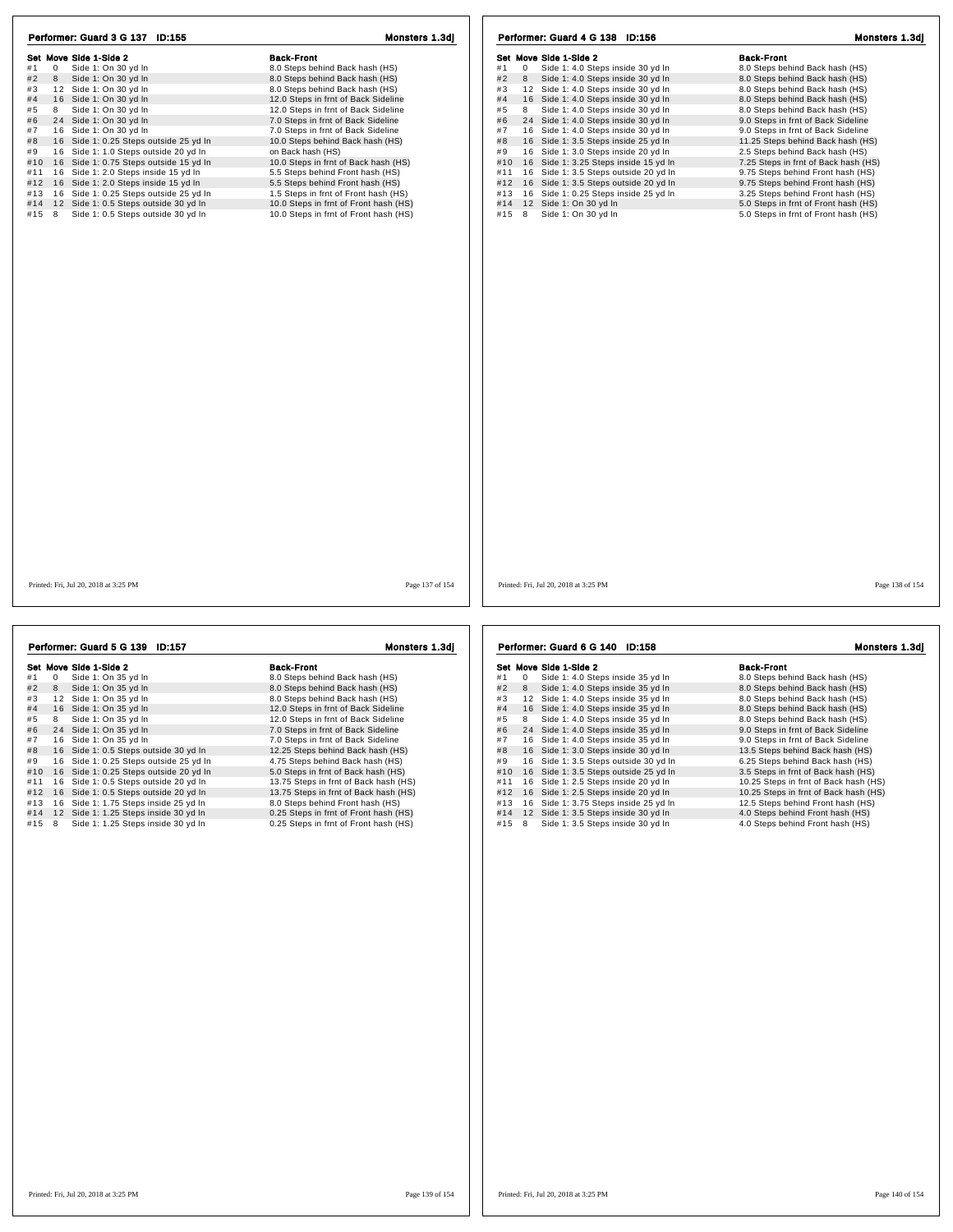## Performer: Guard 3 G 137 ID:155

**Monsters 1.3dj**

| Set | Move | Side 1-Side 2 | Back-Front |
|---|---|---|---|
| #1 | 0 | Side 1: On 30 yd ln | 8.0 Steps behind Back hash (HS) |
| #2 | 8 | Side 1: On 30 yd ln | 8.0 Steps behind Back hash (HS) |
| #3 | 12 | Side 1: On 30 yd ln | 8.0 Steps behind Back hash (HS) |
| #4 | 16 | Side 1: On 30 yd ln | 12.0 Steps in frnt of Back Sideline |
| #5 | 8 | Side 1: On 30 yd ln | 12.0 Steps in frnt of Back Sideline |
| #6 | 24 | Side 1: On 30 yd ln | 7.0 Steps in frnt of Back Sideline |
| #7 | 16 | Side 1: On 30 yd ln | 7.0 Steps in frnt of Back Sideline |
| #8 | 16 | Side 1: 0.25 Steps outside 25 yd ln | 10.0 Steps behind Back hash (HS) |
| #9 | 16 | Side 1: 1.0 Steps outside 20 yd ln | on Back hash (HS) |
| #10 | 16 | Side 1: 0.75 Steps outside 15 yd ln | 10.0 Steps in frnt of Back hash (HS) |
| #11 | 16 | Side 1: 2.0 Steps inside 15 yd ln | 5.5 Steps behind Front hash (HS) |
| #12 | 16 | Side 1: 2.0 Steps inside 15 yd ln | 5.5 Steps behind Front hash (HS) |
| #13 | 16 | Side 1: 0.25 Steps outside 25 yd ln | 1.5 Steps in frnt of Front hash (HS) |
| #14 | 12 | Side 1: 0.5 Steps outside 30 yd ln | 10.0 Steps in frnt of Front hash (HS) |
| #15 | 8 | Side 1: 0.5 Steps outside 30 yd ln | 10.0 Steps in frnt of Front hash (HS) |

Printed: Fri, Jul 20, 2018 at 3:25 PM

## Performer: Guard 4 G 138 ID:156

**Monsters 1.3dj**

| Set | Move | Side 1-Side 2 | Back-Front |
|---|---|---|---|
| #1 | 0 | Side 1: 4.0 Steps inside 30 yd ln | 8.0 Steps behind Back hash (HS) |
| #2 | 8 | Side 1: 4.0 Steps inside 30 yd ln | 8.0 Steps behind Back hash (HS) |
| #3 | 12 | Side 1: 4.0 Steps inside 30 yd ln | 8.0 Steps behind Back hash (HS) |
| #4 | 16 | Side 1: 4.0 Steps inside 30 yd ln | 8.0 Steps behind Back hash (HS) |
| #5 | 8 | Side 1: 4.0 Steps inside 30 yd ln | 8.0 Steps behind Back hash (HS) |
| #6 | 24 | Side 1: 4.0 Steps inside 30 yd ln | 9.0 Steps in frnt of Back Sideline |
| #7 | 16 | Side 1: 4.0 Steps inside 30 yd ln | 9.0 Steps in frnt of Back Sideline |
| #8 | 16 | Side 1: 3.5 Steps inside 25 yd ln | 11.25 Steps behind Back hash (HS) |
| #9 | 16 | Side 1: 3.0 Steps inside 20 yd ln | 2.5 Steps behind Back hash (HS) |
| #10 | 16 | Side 1: 3.25 Steps inside 15 yd ln | 7.25 Steps in frnt of Back hash (HS) |
| #11 | 16 | Side 1: 3.5 Steps outside 20 yd ln | 9.75 Steps behind Front hash (HS) |
| #12 | 16 | Side 1: 3.5 Steps outside 20 yd ln | 9.75 Steps behind Front hash (HS) |
| #13 | 16 | Side 1: 0.25 Steps inside 25 yd ln | 3.25 Steps behind Front hash (HS) |
| #14 | 12 | Side 1: On 30 yd ln | 5.0 Steps in frnt of Front hash (HS) |
| #15 | 8 | Side 1: On 30 yd ln | 5.0 Steps in frnt of Front hash (HS) |

Printed: Fri, Jul 20, 2018 at 3:25 PM

## Performer: Guard 5 G 139 ID:157

**Monsters 1.3dj**

| Set | Move | Side 1-Side 2 | Back-Front |
|---|---|---|---|
| #1 | 0 | Side 1: On 35 yd ln | 8.0 Steps behind Back hash (HS) |
| #2 | 8 | Side 1: On 35 yd ln | 8.0 Steps behind Back hash (HS) |
| #3 | 12 | Side 1: On 35 yd ln | 8.0 Steps behind Back hash (HS) |
| #4 | 16 | Side 1: On 35 yd ln | 12.0 Steps in frnt of Back Sideline |
| #5 | 8 | Side 1: On 35 yd ln | 12.0 Steps in frnt of Back Sideline |
| #6 | 24 | Side 1: On 35 yd ln | 7.0 Steps in frnt of Back Sideline |
| #7 | 16 | Side 1: On 35 yd ln | 7.0 Steps in frnt of Back Sideline |
| #8 | 16 | Side 1: 0.5 Steps outside 30 yd ln | 12.25 Steps behind Back hash (HS) |
| #9 | 16 | Side 1: 0.25 Steps outside 25 yd ln | 4.75 Steps behind Back hash (HS) |
| #10 | 16 | Side 1: 0.25 Steps outside 20 yd ln | 5.0 Steps in frnt of Back hash (HS) |
| #11 | 16 | Side 1: 0.5 Steps outside 20 yd ln | 13.75 Steps in frnt of Back hash (HS) |
| #12 | 16 | Side 1: 0.5 Steps outside 20 yd ln | 13.75 Steps in frnt of Back hash (HS) |
| #13 | 16 | Side 1: 1.75 Steps inside 25 yd ln | 8.0 Steps behind Front hash (HS) |
| #14 | 12 | Side 1: 1.25 Steps inside 30 yd ln | 0.25 Steps in frnt of Front hash (HS) |
| #15 | 8 | Side 1: 1.25 Steps inside 30 yd ln | 0.25 Steps in frnt of Front hash (HS) |

Printed: Fri, Jul 20, 2018 at 3:25 PM

## Performer: Guard 6 G 140 ID:158

**Monsters 1.3dj**

| Set | Move | Side 1-Side 2 | Back-Front |
|---|---|---|---|
| #1 | 0 | Side 1: 4.0 Steps inside 35 yd ln | 8.0 Steps behind Back hash (HS) |
| #2 | 8 | Side 1: 4.0 Steps inside 35 yd ln | 8.0 Steps behind Back hash (HS) |
| #3 | 12 | Side 1: 4.0 Steps inside 35 yd ln | 8.0 Steps behind Back hash (HS) |
| #4 | 16 | Side 1: 4.0 Steps inside 35 yd ln | 8.0 Steps behind Back hash (HS) |
| #5 | 8 | Side 1: 4.0 Steps inside 35 yd ln | 8.0 Steps behind Back hash (HS) |
| #6 | 24 | Side 1: 4.0 Steps inside 35 yd ln | 9.0 Steps in frnt of Back Sideline |
| #7 | 16 | Side 1: 4.0 Steps inside 35 yd ln | 9.0 Steps in frnt of Back Sideline |
| #8 | 16 | Side 1: 3.0 Steps inside 30 yd ln | 13.5 Steps behind Back hash (HS) |
| #9 | 16 | Side 1: 3.5 Steps outside 30 yd ln | 6.25 Steps behind Back hash (HS) |
| #10 | 16 | Side 1: 3.5 Steps outside 25 yd ln | 3.5 Steps in frnt of Back hash (HS) |
| #11 | 16 | Side 1: 2.5 Steps inside 20 yd ln | 10.25 Steps in frnt of Back hash (HS) |
| #12 | 16 | Side 1: 2.5 Steps inside 20 yd ln | 10.25 Steps in frnt of Back hash (HS) |
| #13 | 16 | Side 1: 3.75 Steps inside 25 yd ln | 12.5 Steps behind Front hash (HS) |
| #14 | 12 | Side 1: 3.5 Steps inside 30 yd ln | 4.0 Steps behind Front hash (HS) |
| #15 | 8 | Side 1: 3.5 Steps inside 30 yd ln | 4.0 Steps behind Front hash (HS) |

Printed: Fri, Jul 20, 2018 at 3:25 PM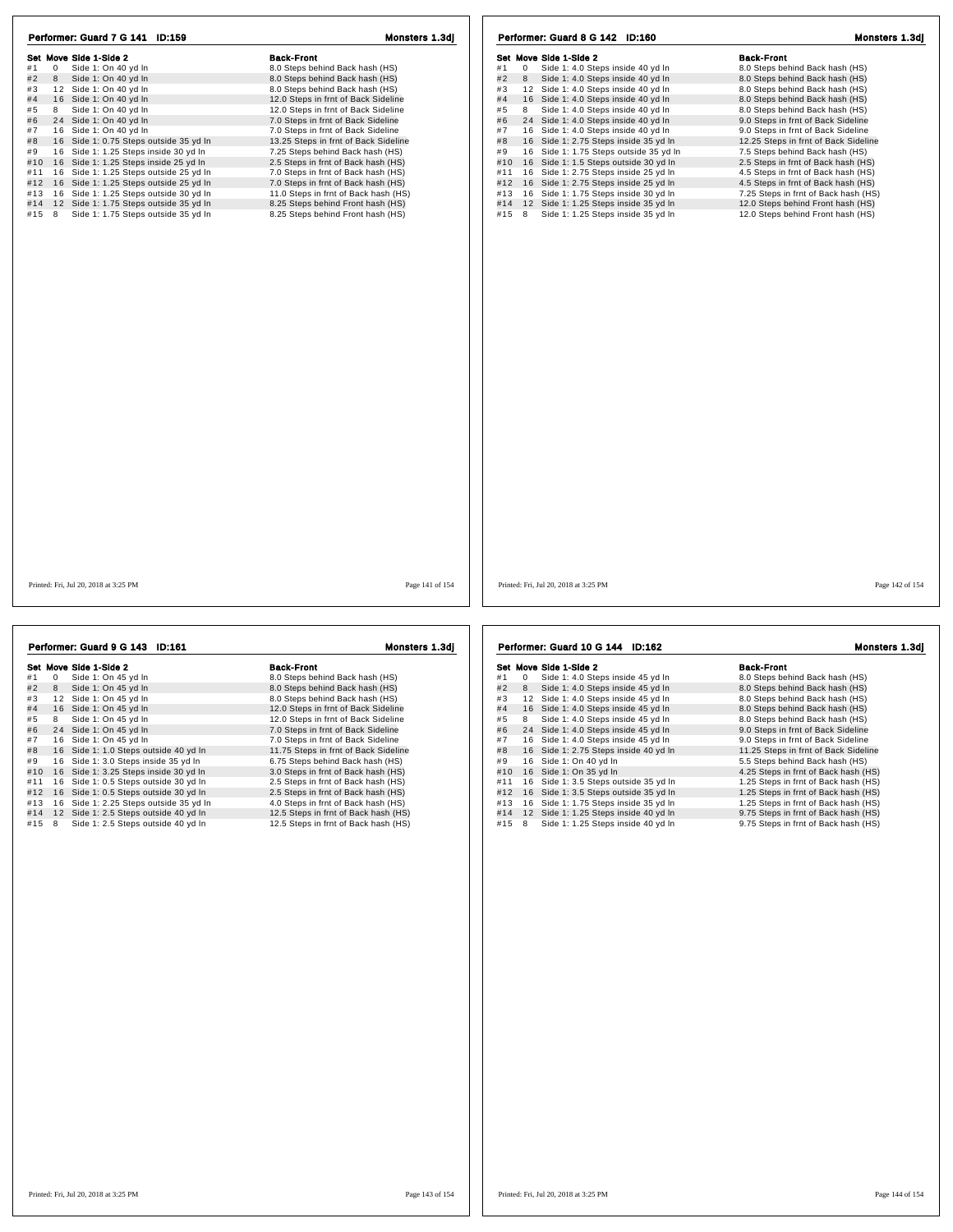## Performer: Guard 7 G 141 ID:159

**Monsters 1.3dj**

| Set | Move | Side 1-Side 2 | Back-Front |
|---|---|---|---|
| #1 | 0 | Side 1: On 40 yd ln | 8.0 Steps behind Back hash (HS) |
| #2 | 8 | Side 1: On 40 yd ln | 8.0 Steps behind Back hash (HS) |
| #3 | 12 | Side 1: On 40 yd ln | 8.0 Steps behind Back hash (HS) |
| #4 | 16 | Side 1: On 40 yd ln | 12.0 Steps in frnt of Back Sideline |
| #5 | 8 | Side 1: On 40 yd ln | 12.0 Steps in frnt of Back Sideline |
| #6 | 24 | Side 1: On 40 yd ln | 7.0 Steps in frnt of Back Sideline |
| #7 | 16 | Side 1: On 40 yd ln | 7.0 Steps in frnt of Back Sideline |
| #8 | 16 | Side 1: 0.75 Steps outside 35 yd ln | 13.25 Steps in frnt of Back Sideline |
| #9 | 16 | Side 1: 1.25 Steps inside 30 yd ln | 7.25 Steps behind Back hash (HS) |
| #10 | 16 | Side 1: 1.25 Steps inside 25 yd ln | 2.5 Steps in frnt of Back hash (HS) |
| #11 | 16 | Side 1: 1.25 Steps outside 25 yd ln | 7.0 Steps in frnt of Back hash (HS) |
| #12 | 16 | Side 1: 1.25 Steps outside 25 yd ln | 7.0 Steps in frnt of Back hash (HS) |
| #13 | 16 | Side 1: 1.25 Steps outside 30 yd ln | 11.0 Steps in frnt of Back hash (HS) |
| #14 | 12 | Side 1: 1.75 Steps outside 35 yd ln | 8.25 Steps behind Front hash (HS) |
| #15 | 8 | Side 1: 1.75 Steps outside 35 yd ln | 8.25 Steps behind Front hash (HS) |

Printed: Fri, Jul 20, 2018 at 3:25 PM

## Performer: Guard 8 G 142 ID:160

**Monsters 1.3dj**

| Set | Move | Side 1-Side 2 | Back-Front |
|---|---|---|---|
| #1 | 0 | Side 1: 4.0 Steps inside 40 yd ln | 8.0 Steps behind Back hash (HS) |
| #2 | 8 | Side 1: 4.0 Steps inside 40 yd ln | 8.0 Steps behind Back hash (HS) |
| #3 | 12 | Side 1: 4.0 Steps inside 40 yd ln | 8.0 Steps behind Back hash (HS) |
| #4 | 16 | Side 1: 4.0 Steps inside 40 yd ln | 8.0 Steps behind Back hash (HS) |
| #5 | 8 | Side 1: 4.0 Steps inside 40 yd ln | 8.0 Steps behind Back hash (HS) |
| #6 | 24 | Side 1: 4.0 Steps inside 40 yd ln | 9.0 Steps in frnt of Back Sideline |
| #7 | 16 | Side 1: 4.0 Steps inside 40 yd ln | 9.0 Steps in frnt of Back Sideline |
| #8 | 16 | Side 1: 2.75 Steps inside 35 yd ln | 12.25 Steps in frnt of Back Sideline |
| #9 | 16 | Side 1: 1.75 Steps outside 35 yd ln | 7.5 Steps behind Back hash (HS) |
| #10 | 16 | Side 1: 1.5 Steps outside 30 yd ln | 2.5 Steps in frnt of Back hash (HS) |
| #11 | 16 | Side 1: 2.75 Steps inside 25 yd ln | 4.5 Steps in frnt of Back hash (HS) |
| #12 | 16 | Side 1: 2.75 Steps inside 25 yd ln | 4.5 Steps in frnt of Back hash (HS) |
| #13 | 16 | Side 1: 1.75 Steps inside 30 yd ln | 7.25 Steps in frnt of Back hash (HS) |
| #14 | 12 | Side 1: 1.25 Steps inside 35 yd ln | 12.0 Steps behind Front hash (HS) |
| #15 | 8 | Side 1: 1.25 Steps inside 35 yd ln | 12.0 Steps behind Front hash (HS) |

Printed: Fri, Jul 20, 2018 at 3:25 PM

## Performer: Guard 9 G 143 ID:161

**Monsters 1.3dj**

| Set | Move | Side 1-Side 2 | Back-Front |
|---|---|---|---|
| #1 | 0 | Side 1: On 45 yd ln | 8.0 Steps behind Back hash (HS) |
| #2 | 8 | Side 1: On 45 yd ln | 8.0 Steps behind Back hash (HS) |
| #3 | 12 | Side 1: On 45 yd ln | 8.0 Steps behind Back hash (HS) |
| #4 | 16 | Side 1: On 45 yd ln | 12.0 Steps in frnt of Back Sideline |
| #5 | 8 | Side 1: On 45 yd ln | 12.0 Steps in frnt of Back Sideline |
| #6 | 24 | Side 1: On 45 yd ln | 7.0 Steps in frnt of Back Sideline |
| #7 | 16 | Side 1: On 45 yd ln | 7.0 Steps in frnt of Back Sideline |
| #8 | 16 | Side 1: 1.0 Steps outside 40 yd ln | 11.75 Steps in frnt of Back Sideline |
| #9 | 16 | Side 1: 3.0 Steps inside 35 yd ln | 6.75 Steps behind Back hash (HS) |
| #10 | 16 | Side 1: 3.25 Steps inside 30 yd ln | 3.0 Steps in frnt of Back hash (HS) |
| #11 | 16 | Side 1: 0.5 Steps outside 30 yd ln | 2.5 Steps in frnt of Back hash (HS) |
| #12 | 16 | Side 1: 0.5 Steps outside 30 yd ln | 2.5 Steps in frnt of Back hash (HS) |
| #13 | 16 | Side 1: 2.25 Steps outside 35 yd ln | 4.0 Steps in frnt of Back hash (HS) |
| #14 | 12 | Side 1: 2.5 Steps outside 40 yd ln | 12.5 Steps in frnt of Back hash (HS) |
| #15 | 8 | Side 1: 2.5 Steps outside 40 yd ln | 12.5 Steps in frnt of Back hash (HS) |

Printed: Fri, Jul 20, 2018 at 3:25 PM

## Performer: Guard 10 G 144 ID:162

**Monsters 1.3dj**

| Set | Move | Side 1-Side 2 | Back-Front |
|---|---|---|---|
| #1 | 0 | Side 1: 4.0 Steps inside 45 yd ln | 8.0 Steps behind Back hash (HS) |
| #2 | 8 | Side 1: 4.0 Steps inside 45 yd ln | 8.0 Steps behind Back hash (HS) |
| #3 | 12 | Side 1: 4.0 Steps inside 45 yd ln | 8.0 Steps behind Back hash (HS) |
| #4 | 16 | Side 1: 4.0 Steps inside 45 yd ln | 8.0 Steps behind Back hash (HS) |
| #5 | 8 | Side 1: 4.0 Steps inside 45 yd ln | 8.0 Steps behind Back hash (HS) |
| #6 | 24 | Side 1: 4.0 Steps inside 45 yd ln | 9.0 Steps in frnt of Back Sideline |
| #7 | 16 | Side 1: 4.0 Steps inside 45 yd ln | 9.0 Steps in frnt of Back Sideline |
| #8 | 16 | Side 1: 2.75 Steps inside 40 yd ln | 11.25 Steps in frnt of Back Sideline |
| #9 | 16 | Side 1: On 40 yd ln | 5.5 Steps behind Back hash (HS) |
| #10 | 16 | Side 1: On 35 yd ln | 4.25 Steps in frnt of Back hash (HS) |
| #11 | 16 | Side 1: 3.5 Steps outside 35 yd ln | 1.25 Steps in frnt of Back hash (HS) |
| #12 | 16 | Side 1: 3.5 Steps outside 35 yd ln | 1.25 Steps in frnt of Back hash (HS) |
| #13 | 16 | Side 1: 1.75 Steps inside 35 yd ln | 1.25 Steps in frnt of Back hash (HS) |
| #14 | 12 | Side 1: 1.25 Steps inside 40 yd ln | 9.75 Steps in frnt of Back hash (HS) |
| #15 | 8 | Side 1: 1.25 Steps inside 40 yd ln | 9.75 Steps in frnt of Back hash (HS) |

Printed: Fri, Jul 20, 2018 at 3:25 PM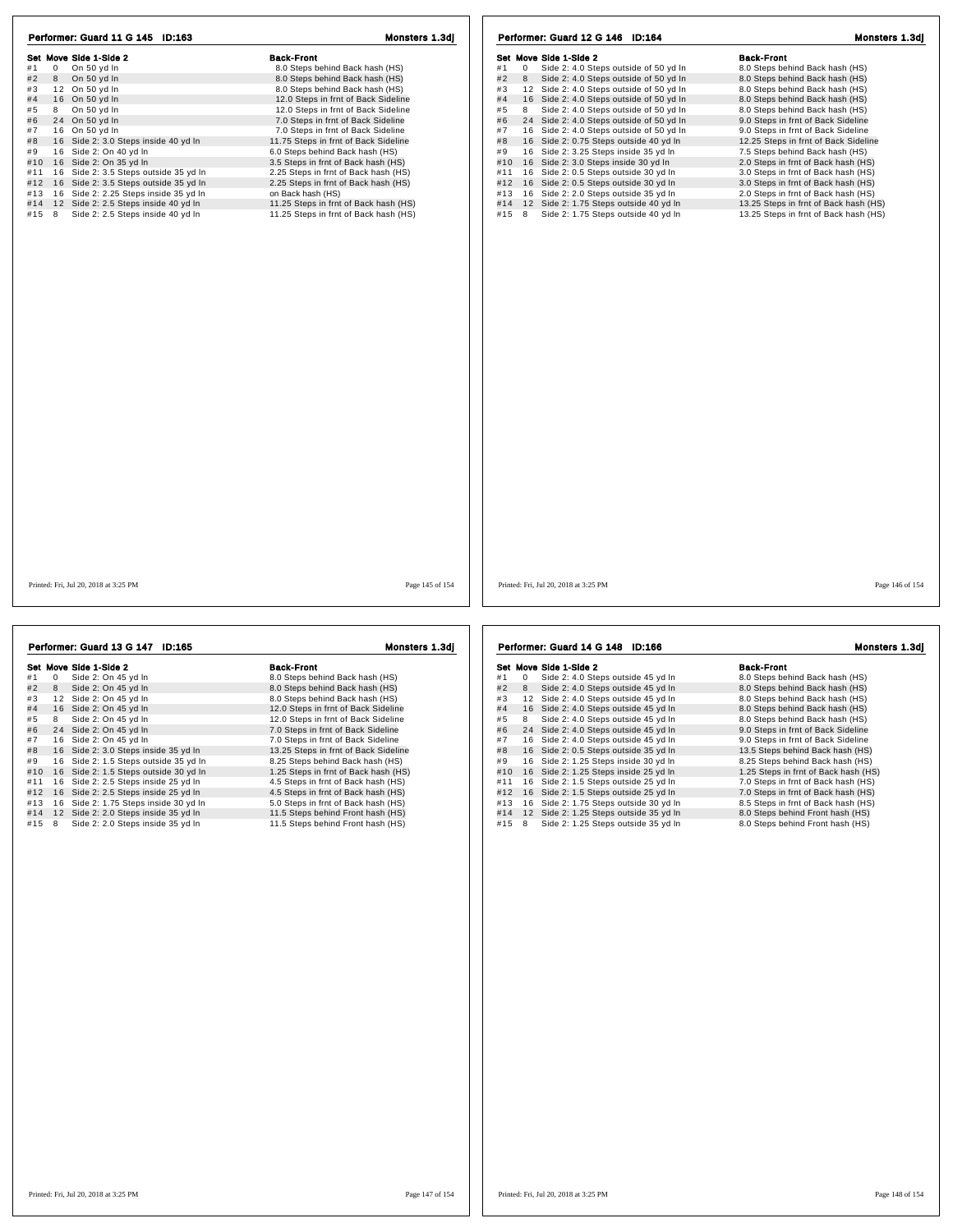## Performer: Guard 11 G 145 ID:163

**Monsters 1.3dj**

| Set | Move | Side 1-Side 2 | Back-Front |
|---|---|---|---|
| #1 | 0 | On 50 yd ln | 8.0 Steps behind Back hash (HS) |
| #2 | 8 | On 50 yd ln | 8.0 Steps behind Back hash (HS) |
| #3 | 12 | On 50 yd ln | 8.0 Steps behind Back hash (HS) |
| #4 | 16 | On 50 yd ln | 12.0 Steps in frnt of Back Sideline |
| #5 | 8 | On 50 yd ln | 12.0 Steps in frnt of Back Sideline |
| #6 | 24 | On 50 yd ln | 7.0 Steps in frnt of Back Sideline |
| #7 | 16 | On 50 yd ln | 7.0 Steps in frnt of Back Sideline |
| #8 | 16 | Side 2: 3.0 Steps inside 40 yd ln | 11.75 Steps in frnt of Back Sideline |
| #9 | 16 | Side 2: On 40 yd ln | 6.0 Steps behind Back hash (HS) |
| #10 | 16 | Side 2: On 35 yd ln | 3.5 Steps in frnt of Back hash (HS) |
| #11 | 16 | Side 2: 3.5 Steps outside 35 yd ln | 2.25 Steps in frnt of Back hash (HS) |
| #12 | 16 | Side 2: 3.5 Steps outside 35 yd ln | 2.25 Steps in frnt of Back hash (HS) |
| #13 | 16 | Side 2: 2.25 Steps inside 35 yd ln | on Back hash (HS) |
| #14 | 12 | Side 2: 2.5 Steps inside 40 yd ln | 11.25 Steps in frnt of Back hash (HS) |
| #15 | 8 | Side 2: 2.5 Steps inside 40 yd ln | 11.25 Steps in frnt of Back hash (HS) |

Printed: Fri, Jul 20, 2018 at 3:25 PM

## Performer: Guard 12 G 146 ID:164

**Monsters 1.3dj**

| Set | Move | Side 1-Side 2 | Back-Front |
|---|---|---|---|
| #1 | 0 | Side 2: 4.0 Steps outside of 50 yd ln | 8.0 Steps behind Back hash (HS) |
| #2 | 8 | Side 2: 4.0 Steps outside of 50 yd ln | 8.0 Steps behind Back hash (HS) |
| #3 | 12 | Side 2: 4.0 Steps outside of 50 yd ln | 8.0 Steps behind Back hash (HS) |
| #4 | 16 | Side 2: 4.0 Steps outside of 50 yd ln | 8.0 Steps behind Back hash (HS) |
| #5 | 8 | Side 2: 4.0 Steps outside of 50 yd ln | 8.0 Steps behind Back hash (HS) |
| #6 | 24 | Side 2: 4.0 Steps outside of 50 yd ln | 9.0 Steps in frnt of Back Sideline |
| #7 | 16 | Side 2: 4.0 Steps outside of 50 yd ln | 9.0 Steps in frnt of Back Sideline |
| #8 | 16 | Side 2: 0.75 Steps outside 40 yd ln | 12.25 Steps in frnt of Back Sideline |
| #9 | 16 | Side 2: 3.25 Steps inside 35 yd ln | 7.5 Steps behind Back hash (HS) |
| #10 | 16 | Side 2: 3.0 Steps inside 30 yd ln | 2.0 Steps in frnt of Back hash (HS) |
| #11 | 16 | Side 2: 0.5 Steps outside 30 yd ln | 3.0 Steps in frnt of Back hash (HS) |
| #12 | 16 | Side 2: 0.5 Steps outside 30 yd ln | 3.0 Steps in frnt of Back hash (HS) |
| #13 | 16 | Side 2: 2.0 Steps outside 35 yd ln | 2.0 Steps in frnt of Back hash (HS) |
| #14 | 12 | Side 2: 1.75 Steps outside 40 yd ln | 13.25 Steps in frnt of Back hash (HS) |
| #15 | 8 | Side 2: 1.75 Steps outside 40 yd ln | 13.25 Steps in frnt of Back hash (HS) |

Printed: Fri, Jul 20, 2018 at 3:25 PM

## Performer: Guard 13 G 147 ID:165

**Monsters 1.3dj**

| Set | Move | Side 1-Side 2 | Back-Front |
|---|---|---|---|
| #1 | 0 | Side 2: On 45 yd ln | 8.0 Steps behind Back hash (HS) |
| #2 | 8 | Side 2: On 45 yd ln | 8.0 Steps behind Back hash (HS) |
| #3 | 12 | Side 2: On 45 yd ln | 8.0 Steps behind Back hash (HS) |
| #4 | 16 | Side 2: On 45 yd ln | 12.0 Steps in frnt of Back Sideline |
| #5 | 8 | Side 2: On 45 yd ln | 12.0 Steps in frnt of Back Sideline |
| #6 | 24 | Side 2: On 45 yd ln | 7.0 Steps in frnt of Back Sideline |
| #7 | 16 | Side 2: On 45 yd ln | 7.0 Steps in frnt of Back Sideline |
| #8 | 16 | Side 2: 3.0 Steps inside 35 yd ln | 13.25 Steps in frnt of Back Sideline |
| #9 | 16 | Side 2: 1.5 Steps outside 35 yd ln | 8.25 Steps behind Back hash (HS) |
| #10 | 16 | Side 2: 1.5 Steps outside 30 yd ln | 1.25 Steps in frnt of Back hash (HS) |
| #11 | 16 | Side 2: 2.5 Steps inside 25 yd ln | 4.5 Steps in frnt of Back hash (HS) |
| #12 | 16 | Side 2: 2.5 Steps inside 25 yd ln | 4.5 Steps in frnt of Back hash (HS) |
| #13 | 16 | Side 2: 1.75 Steps inside 30 yd ln | 5.0 Steps in frnt of Back hash (HS) |
| #14 | 12 | Side 2: 2.0 Steps inside 35 yd ln | 11.5 Steps behind Front hash (HS) |
| #15 | 8 | Side 2: 2.0 Steps inside 35 yd ln | 11.5 Steps behind Front hash (HS) |

Printed: Fri, Jul 20, 2018 at 3:25 PM

## Performer: Guard 14 G 148 ID:166

**Monsters 1.3dj**

| Set | Move | Side 1-Side 2 | Back-Front |
|---|---|---|---|
| #1 | 0 | Side 2: 4.0 Steps outside 45 yd ln | 8.0 Steps behind Back hash (HS) |
| #2 | 8 | Side 2: 4.0 Steps outside 45 yd ln | 8.0 Steps behind Back hash (HS) |
| #3 | 12 | Side 2: 4.0 Steps outside 45 yd ln | 8.0 Steps behind Back hash (HS) |
| #4 | 16 | Side 2: 4.0 Steps outside 45 yd ln | 8.0 Steps behind Back hash (HS) |
| #5 | 8 | Side 2: 4.0 Steps outside 45 yd ln | 8.0 Steps behind Back hash (HS) |
| #6 | 24 | Side 2: 4.0 Steps outside 45 yd ln | 9.0 Steps in frnt of Back Sideline |
| #7 | 16 | Side 2: 4.0 Steps outside 45 yd ln | 9.0 Steps in frnt of Back Sideline |
| #8 | 16 | Side 2: 0.5 Steps outside 35 yd ln | 13.5 Steps behind Back hash (HS) |
| #9 | 16 | Side 2: 1.25 Steps inside 30 yd ln | 8.25 Steps behind Back hash (HS) |
| #10 | 16 | Side 2: 1.25 Steps inside 25 yd ln | 1.25 Steps in frnt of Back hash (HS) |
| #11 | 16 | Side 2: 1.5 Steps outside 25 yd ln | 7.0 Steps in frnt of Back hash (HS) |
| #12 | 16 | Side 2: 1.5 Steps outside 25 yd ln | 7.0 Steps in frnt of Back hash (HS) |
| #13 | 16 | Side 2: 1.75 Steps outside 30 yd ln | 8.5 Steps in frnt of Back hash (HS) |
| #14 | 12 | Side 2: 1.25 Steps outside 35 yd ln | 8.0 Steps behind Front hash (HS) |
| #15 | 8 | Side 2: 1.25 Steps outside 35 yd ln | 8.0 Steps behind Front hash (HS) |

Printed: Fri, Jul 20, 2018 at 3:25 PM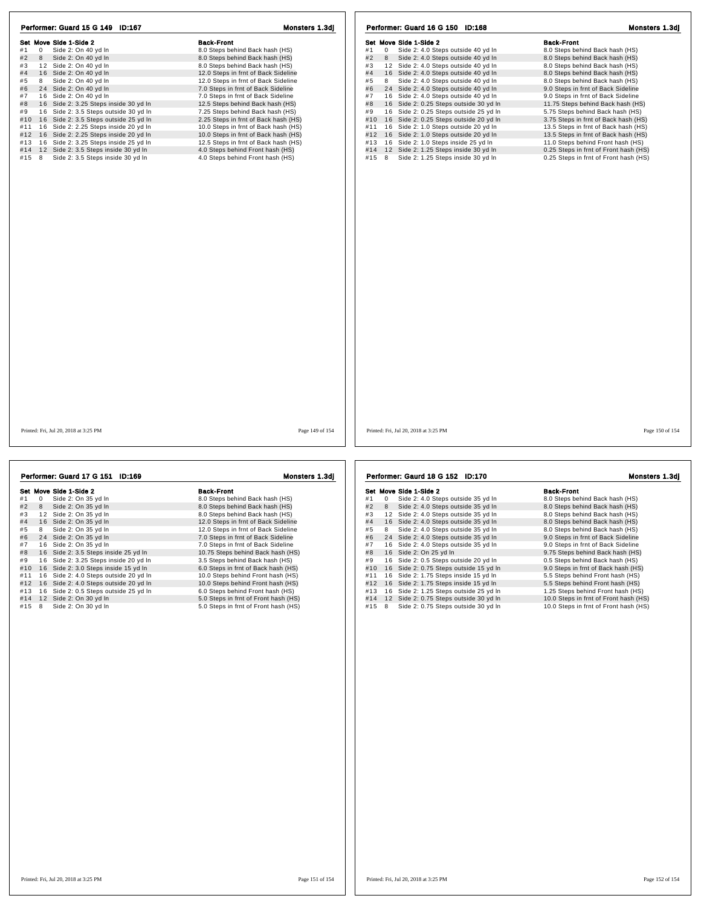### Performer: Guard 15 G 149 ID:167 — Monsters 1.3dj

| Set | Move | Side 1-Side 2 | Back-Front |
|---|---|---|---|
| #1 | 0 | Side 2: On 40 yd ln | 8.0 Steps behind Back hash (HS) |
| #2 | 8 | Side 2: On 40 yd ln | 8.0 Steps behind Back hash (HS) |
| #3 | 12 | Side 2: On 40 yd ln | 8.0 Steps behind Back hash (HS) |
| #4 | 16 | Side 2: On 40 yd ln | 12.0 Steps in frnt of Back Sideline |
| #5 | 8 | Side 2: On 40 yd ln | 12.0 Steps in frnt of Back Sideline |
| #6 | 24 | Side 2: On 40 yd ln | 7.0 Steps in frnt of Back Sideline |
| #7 | 16 | Side 2: On 40 yd ln | 7.0 Steps in frnt of Back Sideline |
| #8 | 16 | Side 2: 3.25 Steps inside 30 yd ln | 12.5 Steps behind Back hash (HS) |
| #9 | 16 | Side 2: 3.5 Steps outside 30 yd ln | 7.25 Steps behind Back hash (HS) |
| #10 | 16 | Side 2: 3.5 Steps outside 25 yd ln | 2.25 Steps in frnt of Back hash (HS) |
| #11 | 16 | Side 2: 2.25 Steps inside 20 yd ln | 10.0 Steps in frnt of Back hash (HS) |
| #12 | 16 | Side 2: 2.25 Steps inside 20 yd ln | 10.0 Steps in frnt of Back hash (HS) |
| #13 | 16 | Side 2: 3.25 Steps inside 25 yd ln | 12.5 Steps in frnt of Back hash (HS) |
| #14 | 12 | Side 2: 3.5 Steps inside 30 yd ln | 4.0 Steps behind Front hash (HS) |
| #15 | 8 | Side 2: 3.5 Steps inside 30 yd ln | 4.0 Steps behind Front hash (HS) |

Printed: Fri, Jul 20, 2018 at 3:25 PM

### Performer: Guard 16 G 150 ID:168 — Monsters 1.3dj

| Set | Move | Side 1-Side 2 | Back-Front |
|---|---|---|---|
| #1 | 0 | Side 2: 4.0 Steps outside 40 yd ln | 8.0 Steps behind Back hash (HS) |
| #2 | 8 | Side 2: 4.0 Steps outside 40 yd ln | 8.0 Steps behind Back hash (HS) |
| #3 | 12 | Side 2: 4.0 Steps outside 40 yd ln | 8.0 Steps behind Back hash (HS) |
| #4 | 16 | Side 2: 4.0 Steps outside 40 yd ln | 8.0 Steps behind Back hash (HS) |
| #5 | 8 | Side 2: 4.0 Steps outside 40 yd ln | 8.0 Steps behind Back hash (HS) |
| #6 | 24 | Side 2: 4.0 Steps outside 40 yd ln | 9.0 Steps in frnt of Back Sideline |
| #7 | 16 | Side 2: 4.0 Steps outside 40 yd ln | 9.0 Steps in frnt of Back Sideline |
| #8 | 16 | Side 2: 0.25 Steps outside 30 yd ln | 11.75 Steps behind Back hash (HS) |
| #9 | 16 | Side 2: 0.25 Steps outside 25 yd ln | 5.75 Steps behind Back hash (HS) |
| #10 | 16 | Side 2: 0.25 Steps outside 20 yd ln | 3.75 Steps in frnt of Back hash (HS) |
| #11 | 16 | Side 2: 1.0 Steps outside 20 yd ln | 13.5 Steps in frnt of Back hash (HS) |
| #12 | 16 | Side 2: 1.0 Steps outside 20 yd ln | 13.5 Steps in frnt of Back hash (HS) |
| #13 | 16 | Side 2: 1.0 Steps inside 25 yd ln | 11.0 Steps behind Front hash (HS) |
| #14 | 12 | Side 2: 1.25 Steps inside 30 yd ln | 0.25 Steps in frnt of Front hash (HS) |
| #15 | 8 | Side 2: 1.25 Steps inside 30 yd ln | 0.25 Steps in frnt of Front hash (HS) |

Printed: Fri, Jul 20, 2018 at 3:25 PM

### Performer: Guard 17 G 151 ID:169 — Monsters 1.3dj

| Set | Move | Side 1-Side 2 | Back-Front |
|---|---|---|---|
| #1 | 0 | Side 2: On 35 yd ln | 8.0 Steps behind Back hash (HS) |
| #2 | 8 | Side 2: On 35 yd ln | 8.0 Steps behind Back hash (HS) |
| #3 | 12 | Side 2: On 35 yd ln | 8.0 Steps behind Back hash (HS) |
| #4 | 16 | Side 2: On 35 yd ln | 12.0 Steps in frnt of Back Sideline |
| #5 | 8 | Side 2: On 35 yd ln | 12.0 Steps in frnt of Back Sideline |
| #6 | 24 | Side 2: On 35 yd ln | 7.0 Steps in frnt of Back Sideline |
| #7 | 16 | Side 2: On 35 yd ln | 7.0 Steps in frnt of Back Sideline |
| #8 | 16 | Side 2: 3.5 Steps inside 25 yd ln | 10.75 Steps behind Back hash (HS) |
| #9 | 16 | Side 2: 3.25 Steps inside 20 yd ln | 3.5 Steps behind Back hash (HS) |
| #10 | 16 | Side 2: 3.0 Steps inside 15 yd ln | 6.0 Steps in frnt of Back hash (HS) |
| #11 | 16 | Side 2: 4.0 Steps outside 20 yd ln | 10.0 Steps behind Front hash (HS) |
| #12 | 16 | Side 2: 4.0 Steps outside 20 yd ln | 10.0 Steps behind Front hash (HS) |
| #13 | 16 | Side 2: 0.5 Steps outside 25 yd ln | 6.0 Steps behind Front hash (HS) |
| #14 | 12 | Side 2: On 30 yd ln | 5.0 Steps in frnt of Front hash (HS) |
| #15 | 8 | Side 2: On 30 yd ln | 5.0 Steps in frnt of Front hash (HS) |

Printed: Fri, Jul 20, 2018 at 3:25 PM

### Performer: Gaurd 18 G 152 ID:170 — Monsters 1.3dj

| Set | Move | Side 1-Side 2 | Back-Front |
|---|---|---|---|
| #1 | 0 | Side 2: 4.0 Steps outside 35 yd ln | 8.0 Steps behind Back hash (HS) |
| #2 | 8 | Side 2: 4.0 Steps outside 35 yd ln | 8.0 Steps behind Back hash (HS) |
| #3 | 12 | Side 2: 4.0 Steps outside 35 yd ln | 8.0 Steps behind Back hash (HS) |
| #4 | 16 | Side 2: 4.0 Steps outside 35 yd ln | 8.0 Steps behind Back hash (HS) |
| #5 | 8 | Side 2: 4.0 Steps outside 35 yd ln | 8.0 Steps behind Back hash (HS) |
| #6 | 24 | Side 2: 4.0 Steps outside 35 yd ln | 9.0 Steps in frnt of Back Sideline |
| #7 | 16 | Side 2: 4.0 Steps outside 35 yd ln | 9.0 Steps in frnt of Back Sideline |
| #8 | 16 | Side 2: On 25 yd ln | 9.75 Steps behind Back hash (HS) |
| #9 | 16 | Side 2: 0.5 Steps outside 20 yd ln | 0.5 Steps behind Back hash (HS) |
| #10 | 16 | Side 2: 0.75 Steps outside 15 yd ln | 9.0 Steps in frnt of Back hash (HS) |
| #11 | 16 | Side 2: 1.75 Steps inside 15 yd ln | 5.5 Steps behind Front hash (HS) |
| #12 | 16 | Side 2: 1.75 Steps inside 15 yd ln | 5.5 Steps behind Front hash (HS) |
| #13 | 16 | Side 2: 1.25 Steps outside 25 yd ln | 1.25 Steps behind Front hash (HS) |
| #14 | 12 | Side 2: 0.75 Steps outside 30 yd ln | 10.0 Steps in frnt of Front hash (HS) |
| #15 | 8 | Side 2: 0.75 Steps outside 30 yd ln | 10.0 Steps in frnt of Front hash (HS) |

Printed: Fri, Jul 20, 2018 at 3:25 PM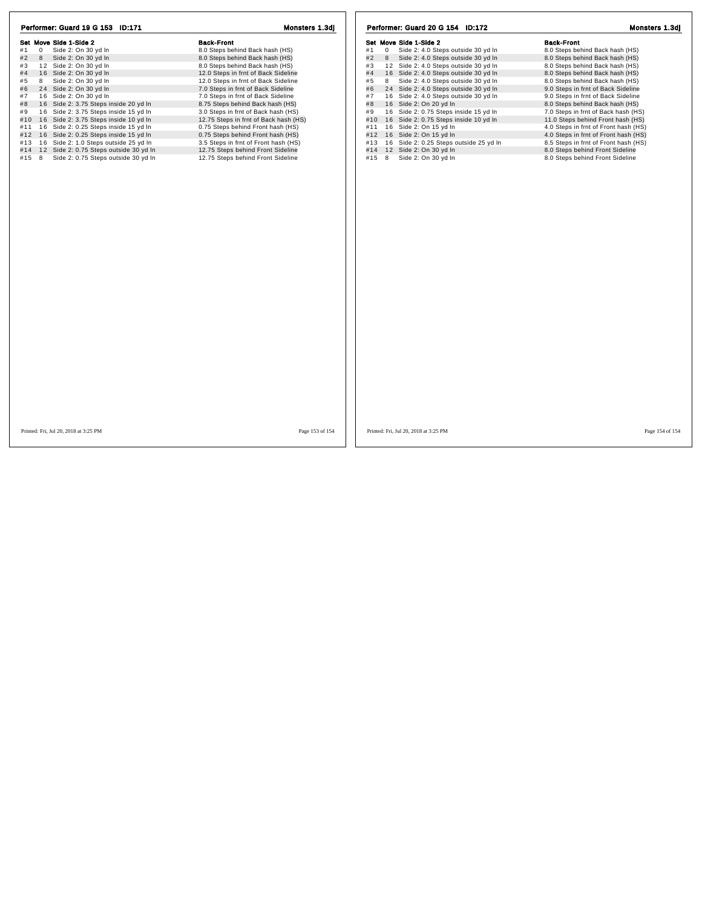**Performer: Guard 19 G 153 ID:171** **Monsters 1.3dj**

| Set | Move | Side 1-Side 2 | Back-Front |
|---|---|---|---|
| #1 | 0 | Side 2: On 30 yd ln | 8.0 Steps behind Back hash (HS) |
| #2 | 8 | Side 2: On 30 yd ln | 8.0 Steps behind Back hash (HS) |
| #3 | 12 | Side 2: On 30 yd ln | 8.0 Steps behind Back hash (HS) |
| #4 | 16 | Side 2: On 30 yd ln | 12.0 Steps in frnt of Back Sideline |
| #5 | 8 | Side 2: On 30 yd ln | 12.0 Steps in frnt of Back Sideline |
| #6 | 24 | Side 2: On 30 yd ln | 7.0 Steps in frnt of Back Sideline |
| #7 | 16 | Side 2: On 30 yd ln | 7.0 Steps in frnt of Back Sideline |
| #8 | 16 | Side 2: 3.75 Steps inside 20 yd ln | 8.75 Steps behind Back hash (HS) |
| #9 | 16 | Side 2: 3.75 Steps inside 15 yd ln | 3.0 Steps in frnt of Back hash (HS) |
| #10 | 16 | Side 2: 3.75 Steps inside 10 yd ln | 12.75 Steps in frnt of Back hash (HS) |
| #11 | 16 | Side 2: 0.25 Steps inside 15 yd ln | 0.75 Steps behind Front hash (HS) |
| #12 | 16 | Side 2: 0.25 Steps inside 15 yd ln | 0.75 Steps behind Front hash (HS) |
| #13 | 16 | Side 2: 1.0 Steps outside 25 yd ln | 3.5 Steps in frnt of Front hash (HS) |
| #14 | 12 | Side 2: 0.75 Steps outside 30 yd ln | 12.75 Steps behind Front Sideline |
| #15 | 8 | Side 2: 0.75 Steps outside 30 yd ln | 12.75 Steps behind Front Sideline |

Printed: Fri, Jul 20, 2018 at 3:25 PM

**Performer: Guard 20 G 154 ID:172** **Monsters 1.3dj**

| Set | Move | Side 1-Side 2 | Back-Front |
|---|---|---|---|
| #1 | 0 | Side 2: 4.0 Steps outside 30 yd ln | 8.0 Steps behind Back hash (HS) |
| #2 | 8 | Side 2: 4.0 Steps outside 30 yd ln | 8.0 Steps behind Back hash (HS) |
| #3 | 12 | Side 2: 4.0 Steps outside 30 yd ln | 8.0 Steps behind Back hash (HS) |
| #4 | 16 | Side 2: 4.0 Steps outside 30 yd ln | 8.0 Steps behind Back hash (HS) |
| #5 | 8 | Side 2: 4.0 Steps outside 30 yd ln | 8.0 Steps behind Back hash (HS) |
| #6 | 24 | Side 2: 4.0 Steps outside 30 yd ln | 9.0 Steps in frnt of Back Sideline |
| #7 | 16 | Side 2: 4.0 Steps outside 30 yd ln | 9.0 Steps in frnt of Back Sideline |
| #8 | 16 | Side 2: On 20 yd ln | 8.0 Steps behind Back hash (HS) |
| #9 | 16 | Side 2: 0.75 Steps inside 15 yd ln | 7.0 Steps in frnt of Back hash (HS) |
| #10 | 16 | Side 2: 0.75 Steps inside 10 yd ln | 11.0 Steps behind Front hash (HS) |
| #11 | 16 | Side 2: On 15 yd ln | 4.0 Steps in frnt of Front hash (HS) |
| #12 | 16 | Side 2: On 15 yd ln | 4.0 Steps in frnt of Front hash (HS) |
| #13 | 16 | Side 2: 0.25 Steps outside 25 yd ln | 8.5 Steps in frnt of Front hash (HS) |
| #14 | 12 | Side 2: On 30 yd ln | 8.0 Steps behind Front Sideline |
| #15 | 8 | Side 2: On 30 yd ln | 8.0 Steps behind Front Sideline |

Printed: Fri, Jul 20, 2018 at 3:25 PM